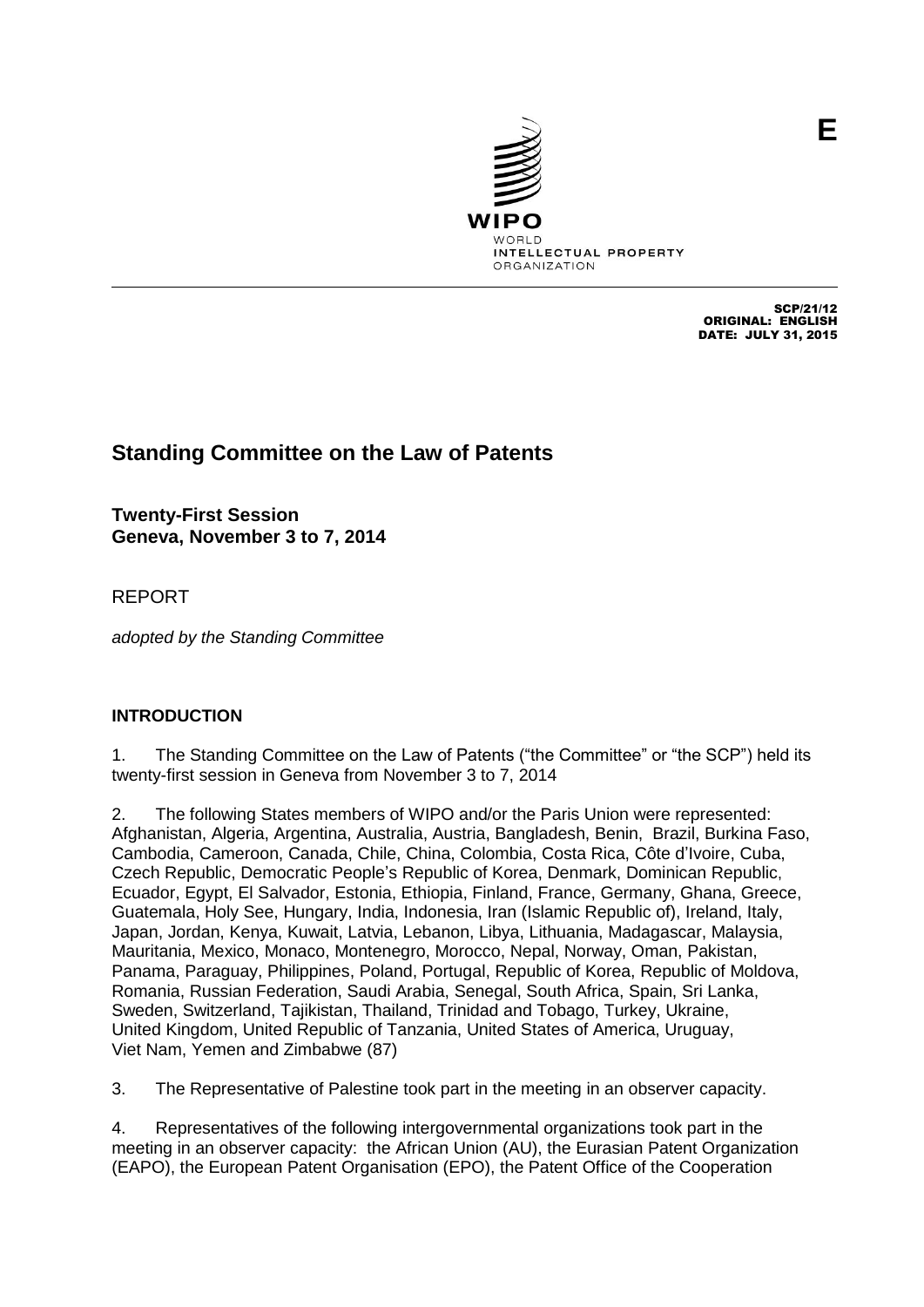E

WIPO
WORLD
INTELLECTUAL PROPERTY
ORGANIZATION

SCP/21/12
ORIGINAL: ENGLISH
DATE: JULY 31, 2015

# Standing Committee on the Law of Patents

**Twenty-First Session**
**Geneva, November 3 to 7, 2014**

REPORT

*adopted by the Standing Committee*

## INTRODUCTION

1. The Standing Committee on the Law of Patents ("the Committee" or "the SCP") held its twenty-first session in Geneva from November 3 to 7, 2014

2. The following States members of WIPO and/or the Paris Union were represented: Afghanistan, Algeria, Argentina, Australia, Austria, Bangladesh, Benin, Brazil, Burkina Faso, Cambodia, Cameroon, Canada, Chile, China, Colombia, Costa Rica, Côte d'Ivoire, Cuba, Czech Republic, Democratic People's Republic of Korea, Denmark, Dominican Republic, Ecuador, Egypt, El Salvador, Estonia, Ethiopia, Finland, France, Germany, Ghana, Greece, Guatemala, Holy See, Hungary, India, Indonesia, Iran (Islamic Republic of), Ireland, Italy, Japan, Jordan, Kenya, Kuwait, Latvia, Lebanon, Libya, Lithuania, Madagascar, Malaysia, Mauritania, Mexico, Monaco, Montenegro, Morocco, Nepal, Norway, Oman, Pakistan, Panama, Paraguay, Philippines, Poland, Portugal, Republic of Korea, Republic of Moldova, Romania, Russian Federation, Saudi Arabia, Senegal, South Africa, Spain, Sri Lanka, Sweden, Switzerland, Tajikistan, Thailand, Trinidad and Tobago, Turkey, Ukraine, United Kingdom, United Republic of Tanzania, United States of America, Uruguay, Viet Nam, Yemen and Zimbabwe (87)

3. The Representative of Palestine took part in the meeting in an observer capacity.

4. Representatives of the following intergovernmental organizations took part in the meeting in an observer capacity: the African Union (AU), the Eurasian Patent Organization (EAPO), the European Patent Organisation (EPO), the Patent Office of the Cooperation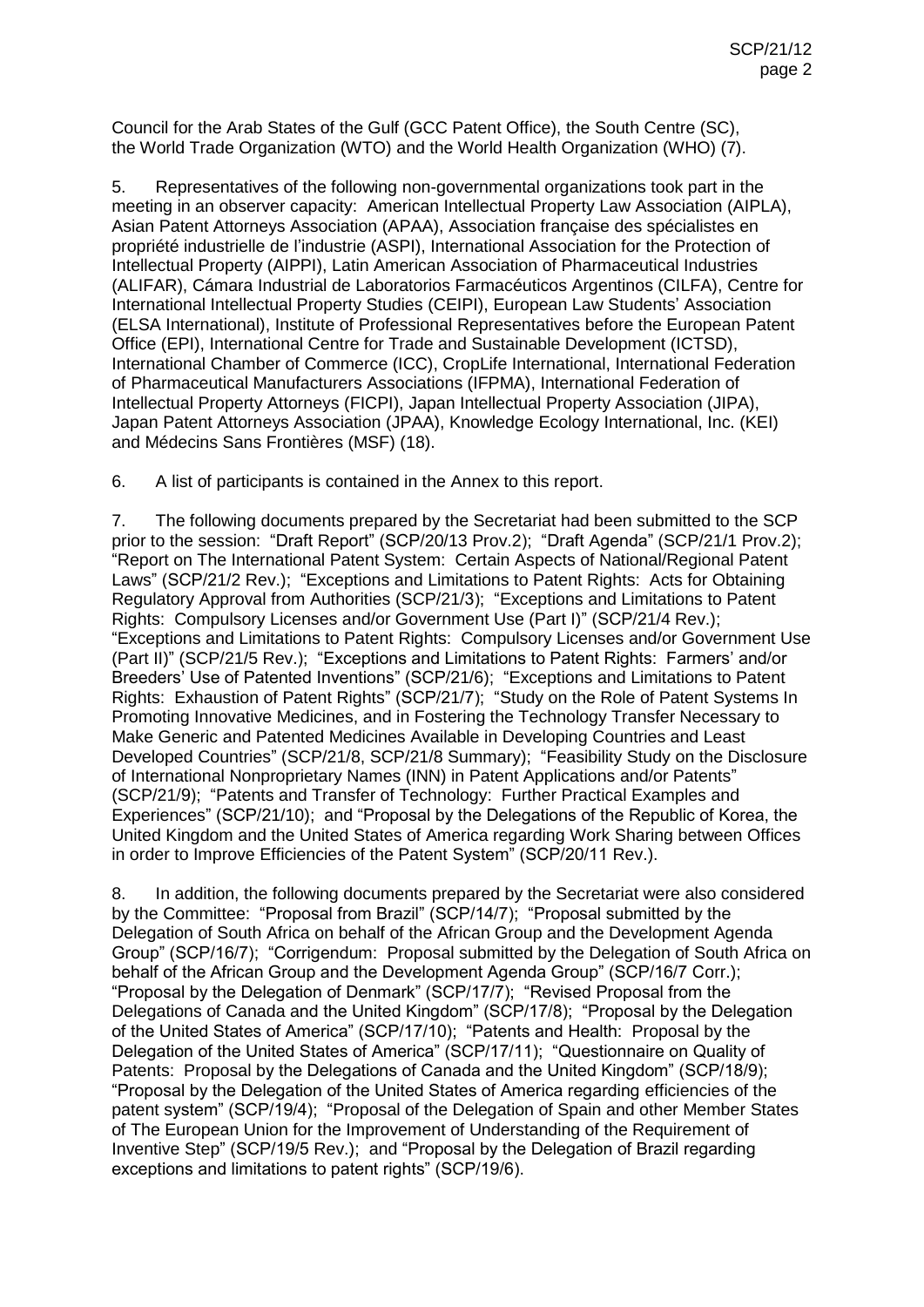Council for the Arab States of the Gulf (GCC Patent Office), the South Centre (SC), the World Trade Organization (WTO) and the World Health Organization (WHO) (7).

5. Representatives of the following non-governmental organizations took part in the meeting in an observer capacity: American Intellectual Property Law Association (AIPLA), Asian Patent Attorneys Association (APAA), Association française des spécialistes en propriété industrielle de l'industrie (ASPI), International Association for the Protection of Intellectual Property (AIPPI), Latin American Association of Pharmaceutical Industries (ALIFAR), Cámara Industrial de Laboratorios Farmacéuticos Argentinos (CILFA), Centre for International Intellectual Property Studies (CEIPI), European Law Students' Association (ELSA International), Institute of Professional Representatives before the European Patent Office (EPI), International Centre for Trade and Sustainable Development (ICTSD), International Chamber of Commerce (ICC), CropLife International, International Federation of Pharmaceutical Manufacturers Associations (IFPMA), International Federation of Intellectual Property Attorneys (FICPI), Japan Intellectual Property Association (JIPA), Japan Patent Attorneys Association (JPAA), Knowledge Ecology International, Inc. (KEI) and Médecins Sans Frontières (MSF) (18).

6. A list of participants is contained in the Annex to this report.

7. The following documents prepared by the Secretariat had been submitted to the SCP prior to the session: "Draft Report" (SCP/20/13 Prov.2); "Draft Agenda" (SCP/21/1 Prov.2); "Report on The International Patent System: Certain Aspects of National/Regional Patent Laws" (SCP/21/2 Rev.); "Exceptions and Limitations to Patent Rights: Acts for Obtaining Regulatory Approval from Authorities (SCP/21/3); "Exceptions and Limitations to Patent Rights: Compulsory Licenses and/or Government Use (Part I)" (SCP/21/4 Rev.); "Exceptions and Limitations to Patent Rights: Compulsory Licenses and/or Government Use (Part II)" (SCP/21/5 Rev.); "Exceptions and Limitations to Patent Rights: Farmers' and/or Breeders' Use of Patented Inventions" (SCP/21/6); "Exceptions and Limitations to Patent Rights: Exhaustion of Patent Rights" (SCP/21/7); "Study on the Role of Patent Systems In Promoting Innovative Medicines, and in Fostering the Technology Transfer Necessary to Make Generic and Patented Medicines Available in Developing Countries and Least Developed Countries" (SCP/21/8, SCP/21/8 Summary); "Feasibility Study on the Disclosure of International Nonproprietary Names (INN) in Patent Applications and/or Patents" (SCP/21/9); "Patents and Transfer of Technology: Further Practical Examples and Experiences" (SCP/21/10); and "Proposal by the Delegations of the Republic of Korea, the United Kingdom and the United States of America regarding Work Sharing between Offices in order to Improve Efficiencies of the Patent System" (SCP/20/11 Rev.).

8. In addition, the following documents prepared by the Secretariat were also considered by the Committee: "Proposal from Brazil" (SCP/14/7); "Proposal submitted by the Delegation of South Africa on behalf of the African Group and the Development Agenda Group" (SCP/16/7); "Corrigendum: Proposal submitted by the Delegation of South Africa on behalf of the African Group and the Development Agenda Group" (SCP/16/7 Corr.); "Proposal by the Delegation of Denmark" (SCP/17/7); "Revised Proposal from the Delegations of Canada and the United Kingdom" (SCP/17/8); "Proposal by the Delegation of the United States of America" (SCP/17/10); "Patents and Health: Proposal by the Delegation of the United States of America" (SCP/17/11); "Questionnaire on Quality of Patents: Proposal by the Delegations of Canada and the United Kingdom" (SCP/18/9); "Proposal by the Delegation of the United States of America regarding efficiencies of the patent system" (SCP/19/4); "Proposal of the Delegation of Spain and other Member States of The European Union for the Improvement of Understanding of the Requirement of Inventive Step" (SCP/19/5 Rev.); and "Proposal by the Delegation of Brazil regarding exceptions and limitations to patent rights" (SCP/19/6).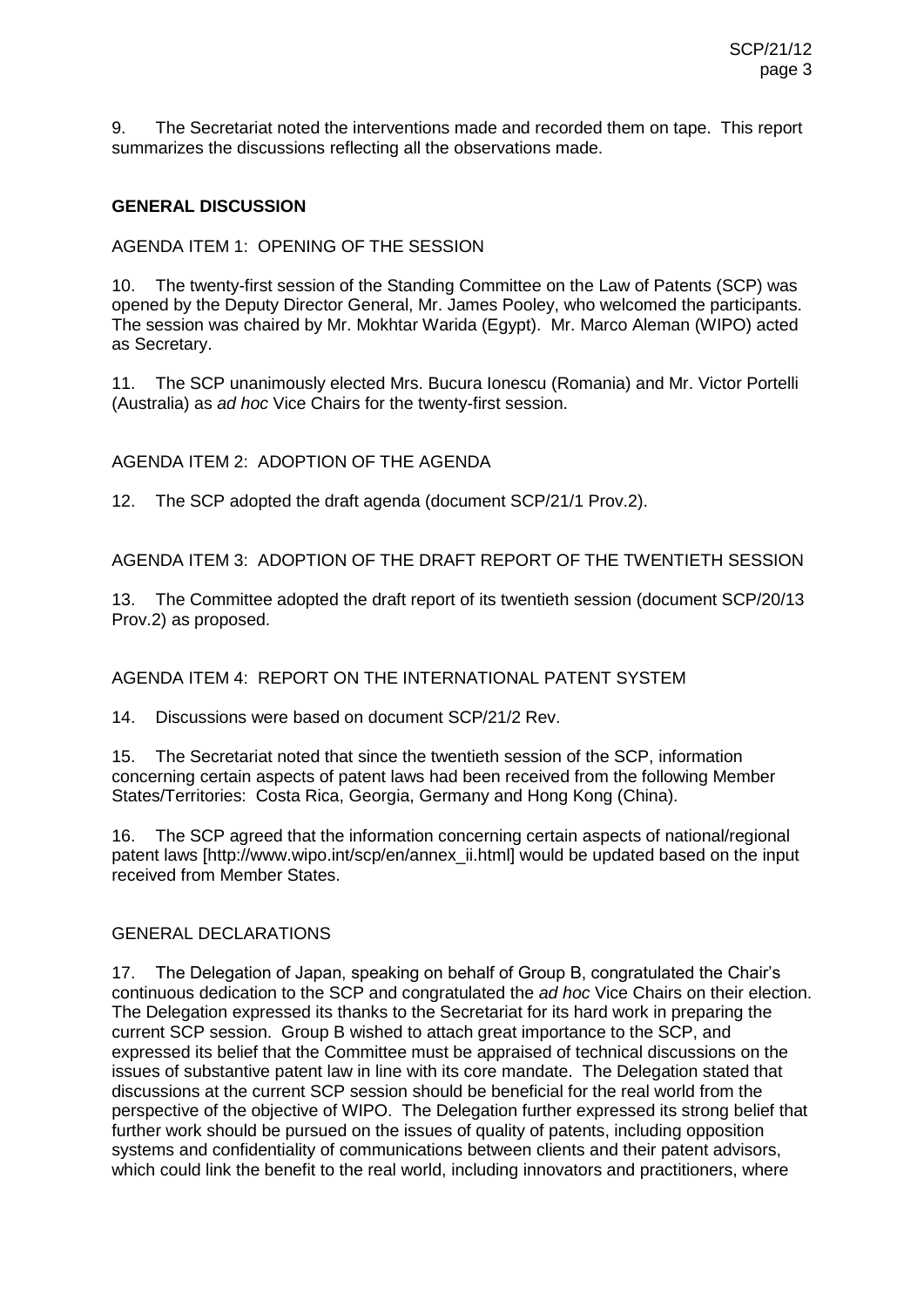9. The Secretariat noted the interventions made and recorded them on tape. This report summarizes the discussions reflecting all the observations made.

## GENERAL DISCUSSION

### AGENDA ITEM 1: OPENING OF THE SESSION

10. The twenty-first session of the Standing Committee on the Law of Patents (SCP) was opened by the Deputy Director General, Mr. James Pooley, who welcomed the participants. The session was chaired by Mr. Mokhtar Warida (Egypt). Mr. Marco Aleman (WIPO) acted as Secretary.

11. The SCP unanimously elected Mrs. Bucura Ionescu (Romania) and Mr. Victor Portelli (Australia) as *ad hoc* Vice Chairs for the twenty-first session.

### AGENDA ITEM 2: ADOPTION OF THE AGENDA

12. The SCP adopted the draft agenda (document SCP/21/1 Prov.2).

### AGENDA ITEM 3: ADOPTION OF THE DRAFT REPORT OF THE TWENTIETH SESSION

13. The Committee adopted the draft report of its twentieth session (document SCP/20/13 Prov.2) as proposed.

### AGENDA ITEM 4: REPORT ON THE INTERNATIONAL PATENT SYSTEM

14. Discussions were based on document SCP/21/2 Rev.

15. The Secretariat noted that since the twentieth session of the SCP, information concerning certain aspects of patent laws had been received from the following Member States/Territories: Costa Rica, Georgia, Germany and Hong Kong (China).

16. The SCP agreed that the information concerning certain aspects of national/regional patent laws [http://www.wipo.int/scp/en/annex_ii.html] would be updated based on the input received from Member States.

### GENERAL DECLARATIONS

17. The Delegation of Japan, speaking on behalf of Group B, congratulated the Chair's continuous dedication to the SCP and congratulated the *ad hoc* Vice Chairs on their election. The Delegation expressed its thanks to the Secretariat for its hard work in preparing the current SCP session. Group B wished to attach great importance to the SCP, and expressed its belief that the Committee must be appraised of technical discussions on the issues of substantive patent law in line with its core mandate. The Delegation stated that discussions at the current SCP session should be beneficial for the real world from the perspective of the objective of WIPO. The Delegation further expressed its strong belief that further work should be pursued on the issues of quality of patents, including opposition systems and confidentiality of communications between clients and their patent advisors, which could link the benefit to the real world, including innovators and practitioners, where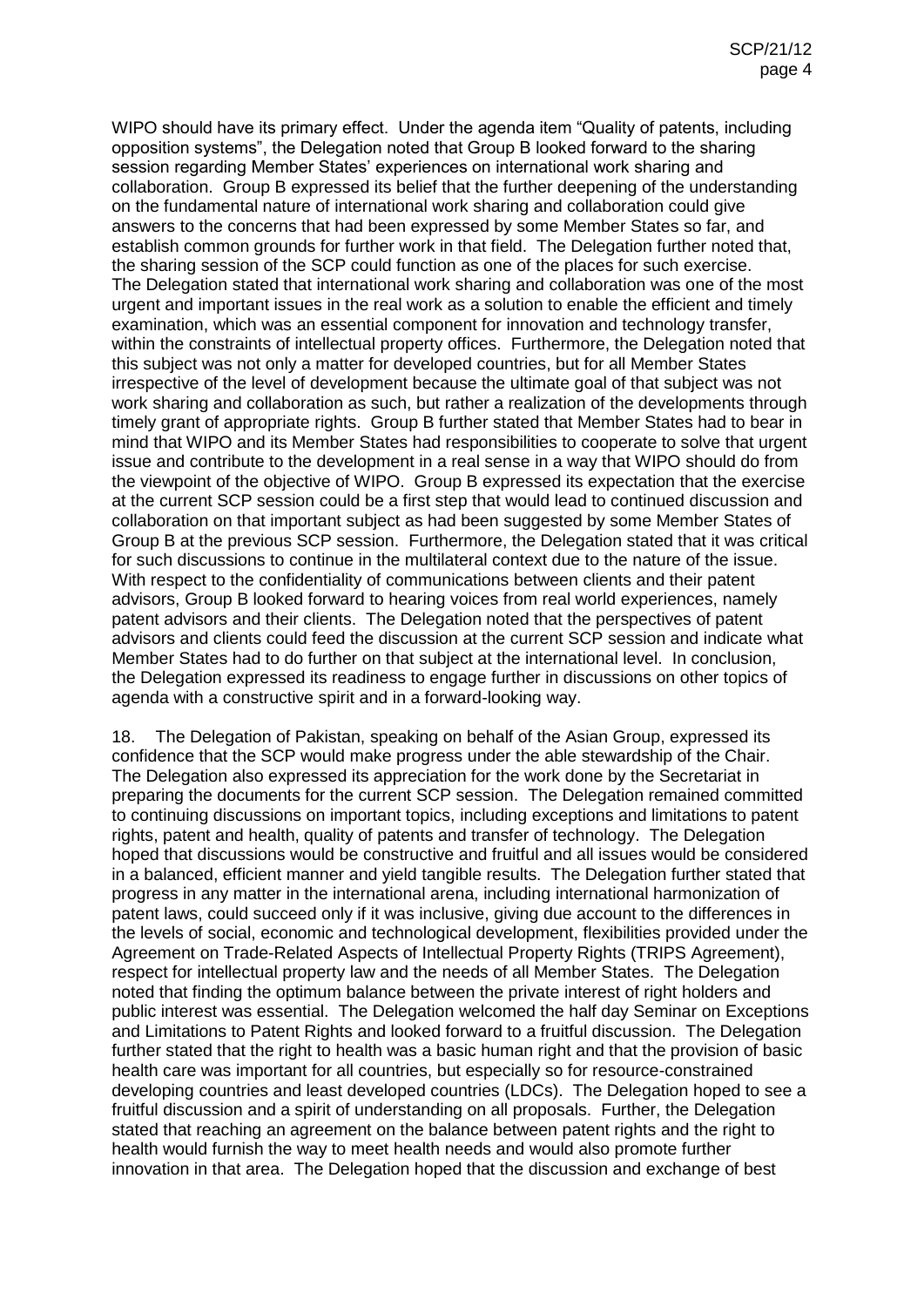WIPO should have its primary effect. Under the agenda item "Quality of patents, including opposition systems", the Delegation noted that Group B looked forward to the sharing session regarding Member States' experiences on international work sharing and collaboration. Group B expressed its belief that the further deepening of the understanding on the fundamental nature of international work sharing and collaboration could give answers to the concerns that had been expressed by some Member States so far, and establish common grounds for further work in that field. The Delegation further noted that, the sharing session of the SCP could function as one of the places for such exercise. The Delegation stated that international work sharing and collaboration was one of the most urgent and important issues in the real work as a solution to enable the efficient and timely examination, which was an essential component for innovation and technology transfer, within the constraints of intellectual property offices. Furthermore, the Delegation noted that this subject was not only a matter for developed countries, but for all Member States irrespective of the level of development because the ultimate goal of that subject was not work sharing and collaboration as such, but rather a realization of the developments through timely grant of appropriate rights. Group B further stated that Member States had to bear in mind that WIPO and its Member States had responsibilities to cooperate to solve that urgent issue and contribute to the development in a real sense in a way that WIPO should do from the viewpoint of the objective of WIPO. Group B expressed its expectation that the exercise at the current SCP session could be a first step that would lead to continued discussion and collaboration on that important subject as had been suggested by some Member States of Group B at the previous SCP session. Furthermore, the Delegation stated that it was critical for such discussions to continue in the multilateral context due to the nature of the issue. With respect to the confidentiality of communications between clients and their patent advisors, Group B looked forward to hearing voices from real world experiences, namely patent advisors and their clients. The Delegation noted that the perspectives of patent advisors and clients could feed the discussion at the current SCP session and indicate what Member States had to do further on that subject at the international level. In conclusion, the Delegation expressed its readiness to engage further in discussions on other topics of agenda with a constructive spirit and in a forward-looking way.

18. The Delegation of Pakistan, speaking on behalf of the Asian Group, expressed its confidence that the SCP would make progress under the able stewardship of the Chair. The Delegation also expressed its appreciation for the work done by the Secretariat in preparing the documents for the current SCP session. The Delegation remained committed to continuing discussions on important topics, including exceptions and limitations to patent rights, patent and health, quality of patents and transfer of technology. The Delegation hoped that discussions would be constructive and fruitful and all issues would be considered in a balanced, efficient manner and yield tangible results. The Delegation further stated that progress in any matter in the international arena, including international harmonization of patent laws, could succeed only if it was inclusive, giving due account to the differences in the levels of social, economic and technological development, flexibilities provided under the Agreement on Trade-Related Aspects of Intellectual Property Rights (TRIPS Agreement), respect for intellectual property law and the needs of all Member States. The Delegation noted that finding the optimum balance between the private interest of right holders and public interest was essential. The Delegation welcomed the half day Seminar on Exceptions and Limitations to Patent Rights and looked forward to a fruitful discussion. The Delegation further stated that the right to health was a basic human right and that the provision of basic health care was important for all countries, but especially so for resource-constrained developing countries and least developed countries (LDCs). The Delegation hoped to see a fruitful discussion and a spirit of understanding on all proposals. Further, the Delegation stated that reaching an agreement on the balance between patent rights and the right to health would furnish the way to meet health needs and would also promote further innovation in that area. The Delegation hoped that the discussion and exchange of best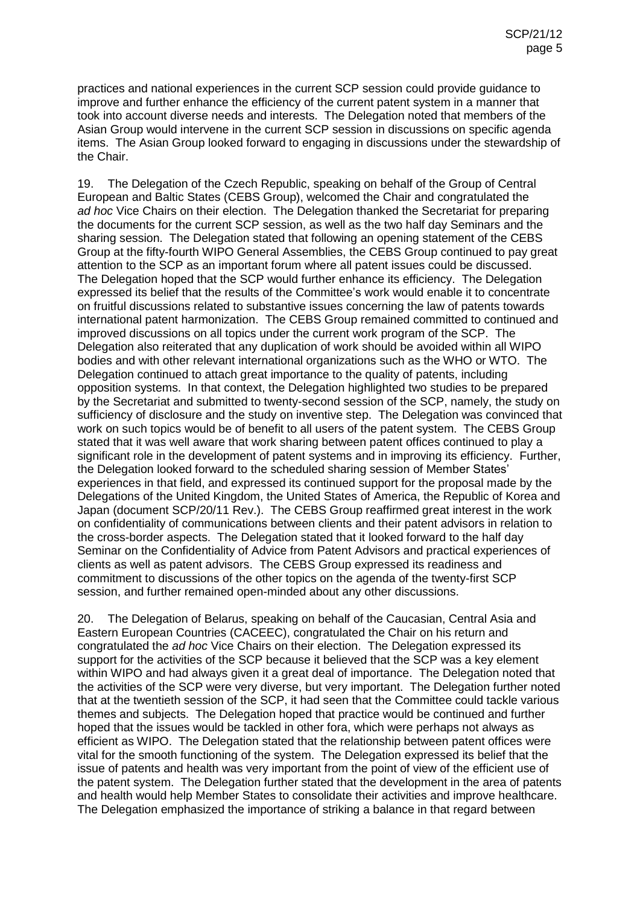practices and national experiences in the current SCP session could provide guidance to improve and further enhance the efficiency of the current patent system in a manner that took into account diverse needs and interests. The Delegation noted that members of the Asian Group would intervene in the current SCP session in discussions on specific agenda items. The Asian Group looked forward to engaging in discussions under the stewardship of the Chair.

19. The Delegation of the Czech Republic, speaking on behalf of the Group of Central European and Baltic States (CEBS Group), welcomed the Chair and congratulated the *ad hoc* Vice Chairs on their election. The Delegation thanked the Secretariat for preparing the documents for the current SCP session, as well as the two half day Seminars and the sharing session. The Delegation stated that following an opening statement of the CEBS Group at the fifty-fourth WIPO General Assemblies, the CEBS Group continued to pay great attention to the SCP as an important forum where all patent issues could be discussed. The Delegation hoped that the SCP would further enhance its efficiency. The Delegation expressed its belief that the results of the Committee's work would enable it to concentrate on fruitful discussions related to substantive issues concerning the law of patents towards international patent harmonization. The CEBS Group remained committed to continued and improved discussions on all topics under the current work program of the SCP. The Delegation also reiterated that any duplication of work should be avoided within all WIPO bodies and with other relevant international organizations such as the WHO or WTO. The Delegation continued to attach great importance to the quality of patents, including opposition systems. In that context, the Delegation highlighted two studies to be prepared by the Secretariat and submitted to twenty-second session of the SCP, namely, the study on sufficiency of disclosure and the study on inventive step. The Delegation was convinced that work on such topics would be of benefit to all users of the patent system. The CEBS Group stated that it was well aware that work sharing between patent offices continued to play a significant role in the development of patent systems and in improving its efficiency. Further, the Delegation looked forward to the scheduled sharing session of Member States' experiences in that field, and expressed its continued support for the proposal made by the Delegations of the United Kingdom, the United States of America, the Republic of Korea and Japan (document SCP/20/11 Rev.). The CEBS Group reaffirmed great interest in the work on confidentiality of communications between clients and their patent advisors in relation to the cross-border aspects. The Delegation stated that it looked forward to the half day Seminar on the Confidentiality of Advice from Patent Advisors and practical experiences of clients as well as patent advisors. The CEBS Group expressed its readiness and commitment to discussions of the other topics on the agenda of the twenty-first SCP session, and further remained open-minded about any other discussions.

20. The Delegation of Belarus, speaking on behalf of the Caucasian, Central Asia and Eastern European Countries (CACEEC), congratulated the Chair on his return and congratulated the *ad hoc* Vice Chairs on their election. The Delegation expressed its support for the activities of the SCP because it believed that the SCP was a key element within WIPO and had always given it a great deal of importance. The Delegation noted that the activities of the SCP were very diverse, but very important. The Delegation further noted that at the twentieth session of the SCP, it had seen that the Committee could tackle various themes and subjects. The Delegation hoped that practice would be continued and further hoped that the issues would be tackled in other fora, which were perhaps not always as efficient as WIPO. The Delegation stated that the relationship between patent offices were vital for the smooth functioning of the system. The Delegation expressed its belief that the issue of patents and health was very important from the point of view of the efficient use of the patent system. The Delegation further stated that the development in the area of patents and health would help Member States to consolidate their activities and improve healthcare. The Delegation emphasized the importance of striking a balance in that regard between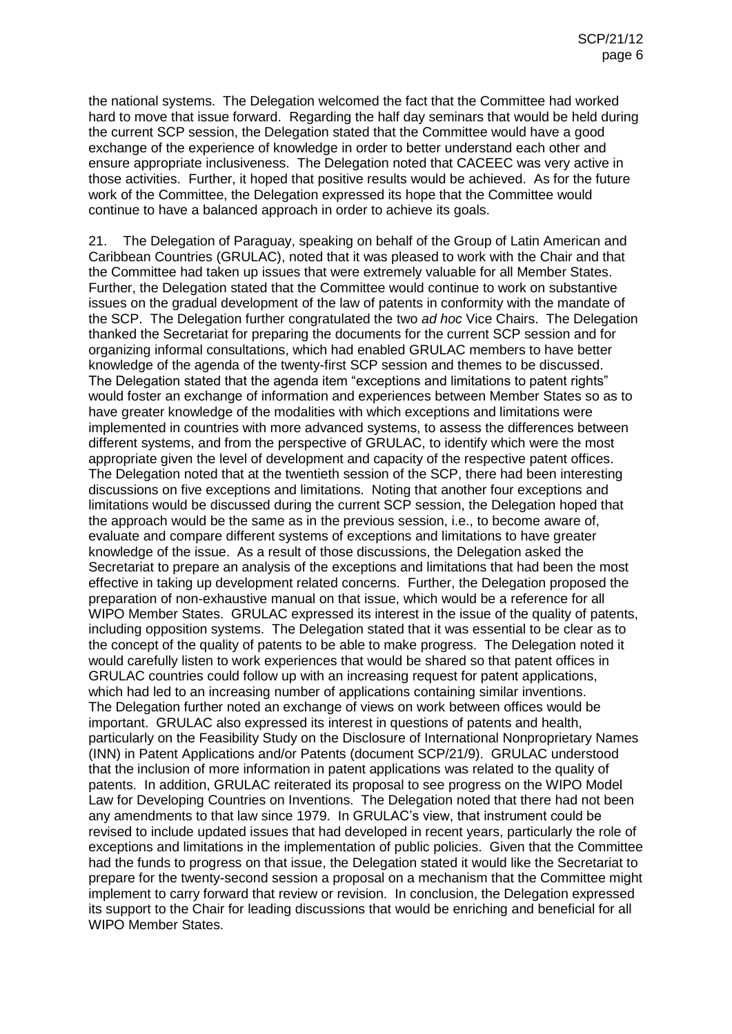the national systems. The Delegation welcomed the fact that the Committee had worked hard to move that issue forward. Regarding the half day seminars that would be held during the current SCP session, the Delegation stated that the Committee would have a good exchange of the experience of knowledge in order to better understand each other and ensure appropriate inclusiveness. The Delegation noted that CACEEC was very active in those activities. Further, it hoped that positive results would be achieved. As for the future work of the Committee, the Delegation expressed its hope that the Committee would continue to have a balanced approach in order to achieve its goals.

21. The Delegation of Paraguay, speaking on behalf of the Group of Latin American and Caribbean Countries (GRULAC), noted that it was pleased to work with the Chair and that the Committee had taken up issues that were extremely valuable for all Member States. Further, the Delegation stated that the Committee would continue to work on substantive issues on the gradual development of the law of patents in conformity with the mandate of the SCP. The Delegation further congratulated the two *ad hoc* Vice Chairs. The Delegation thanked the Secretariat for preparing the documents for the current SCP session and for organizing informal consultations, which had enabled GRULAC members to have better knowledge of the agenda of the twenty-first SCP session and themes to be discussed. The Delegation stated that the agenda item "exceptions and limitations to patent rights" would foster an exchange of information and experiences between Member States so as to have greater knowledge of the modalities with which exceptions and limitations were implemented in countries with more advanced systems, to assess the differences between different systems, and from the perspective of GRULAC, to identify which were the most appropriate given the level of development and capacity of the respective patent offices. The Delegation noted that at the twentieth session of the SCP, there had been interesting discussions on five exceptions and limitations. Noting that another four exceptions and limitations would be discussed during the current SCP session, the Delegation hoped that the approach would be the same as in the previous session, i.e., to become aware of, evaluate and compare different systems of exceptions and limitations to have greater knowledge of the issue. As a result of those discussions, the Delegation asked the Secretariat to prepare an analysis of the exceptions and limitations that had been the most effective in taking up development related concerns. Further, the Delegation proposed the preparation of non-exhaustive manual on that issue, which would be a reference for all WIPO Member States. GRULAC expressed its interest in the issue of the quality of patents, including opposition systems. The Delegation stated that it was essential to be clear as to the concept of the quality of patents to be able to make progress. The Delegation noted it would carefully listen to work experiences that would be shared so that patent offices in GRULAC countries could follow up with an increasing request for patent applications, which had led to an increasing number of applications containing similar inventions. The Delegation further noted an exchange of views on work between offices would be important. GRULAC also expressed its interest in questions of patents and health, particularly on the Feasibility Study on the Disclosure of International Nonproprietary Names (INN) in Patent Applications and/or Patents (document SCP/21/9). GRULAC understood that the inclusion of more information in patent applications was related to the quality of patents. In addition, GRULAC reiterated its proposal to see progress on the WIPO Model Law for Developing Countries on Inventions. The Delegation noted that there had not been any amendments to that law since 1979. In GRULAC's view, that instrument could be revised to include updated issues that had developed in recent years, particularly the role of exceptions and limitations in the implementation of public policies. Given that the Committee had the funds to progress on that issue, the Delegation stated it would like the Secretariat to prepare for the twenty-second session a proposal on a mechanism that the Committee might implement to carry forward that review or revision. In conclusion, the Delegation expressed its support to the Chair for leading discussions that would be enriching and beneficial for all WIPO Member States.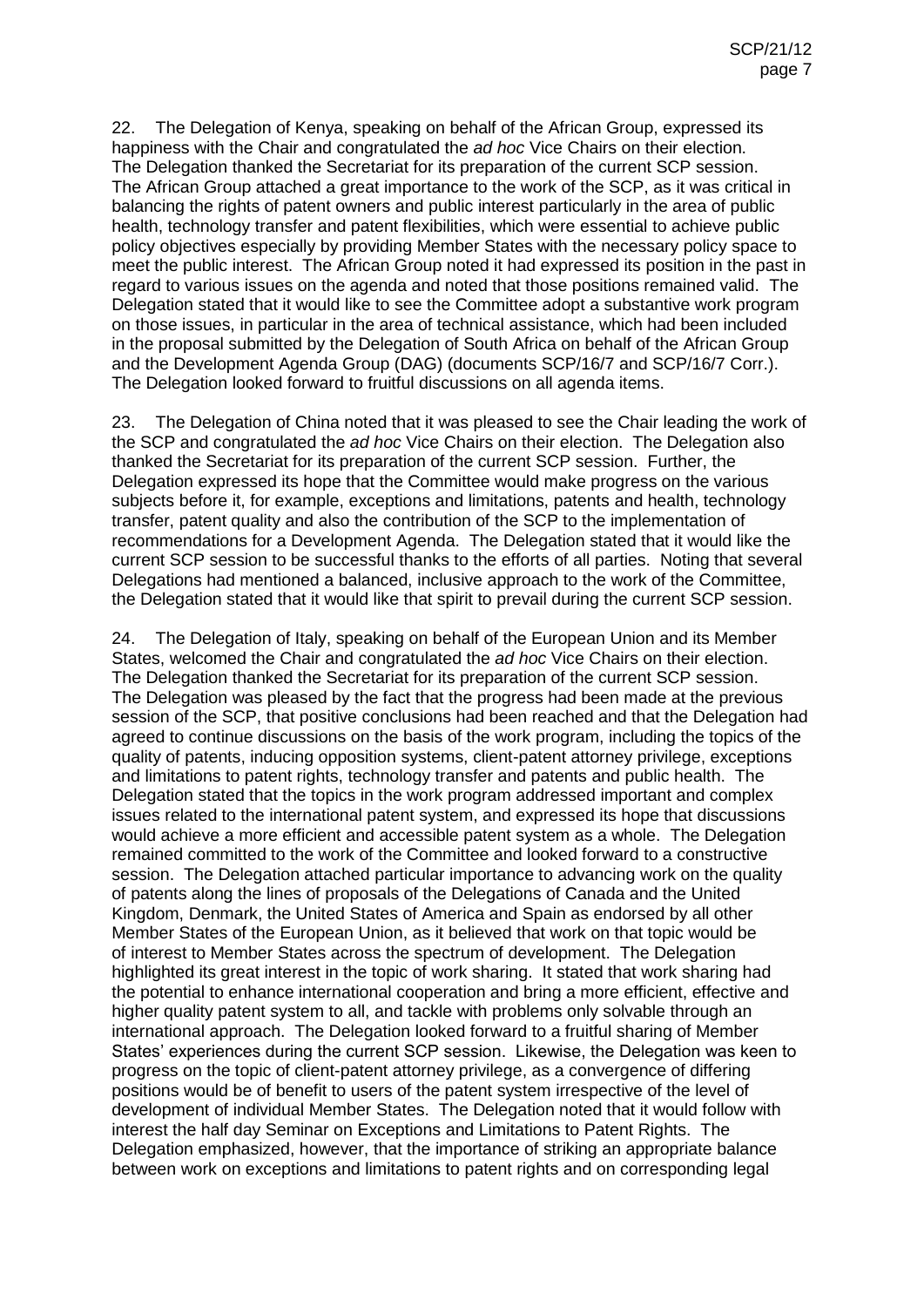22. The Delegation of Kenya, speaking on behalf of the African Group, expressed its happiness with the Chair and congratulated the *ad hoc* Vice Chairs on their election. The Delegation thanked the Secretariat for its preparation of the current SCP session. The African Group attached a great importance to the work of the SCP, as it was critical in balancing the rights of patent owners and public interest particularly in the area of public health, technology transfer and patent flexibilities, which were essential to achieve public policy objectives especially by providing Member States with the necessary policy space to meet the public interest. The African Group noted it had expressed its position in the past in regard to various issues on the agenda and noted that those positions remained valid. The Delegation stated that it would like to see the Committee adopt a substantive work program on those issues, in particular in the area of technical assistance, which had been included in the proposal submitted by the Delegation of South Africa on behalf of the African Group and the Development Agenda Group (DAG) (documents SCP/16/7 and SCP/16/7 Corr.). The Delegation looked forward to fruitful discussions on all agenda items.

23. The Delegation of China noted that it was pleased to see the Chair leading the work of the SCP and congratulated the *ad hoc* Vice Chairs on their election. The Delegation also thanked the Secretariat for its preparation of the current SCP session. Further, the Delegation expressed its hope that the Committee would make progress on the various subjects before it, for example, exceptions and limitations, patents and health, technology transfer, patent quality and also the contribution of the SCP to the implementation of recommendations for a Development Agenda. The Delegation stated that it would like the current SCP session to be successful thanks to the efforts of all parties. Noting that several Delegations had mentioned a balanced, inclusive approach to the work of the Committee, the Delegation stated that it would like that spirit to prevail during the current SCP session.

24. The Delegation of Italy, speaking on behalf of the European Union and its Member States, welcomed the Chair and congratulated the *ad hoc* Vice Chairs on their election. The Delegation thanked the Secretariat for its preparation of the current SCP session. The Delegation was pleased by the fact that the progress had been made at the previous session of the SCP, that positive conclusions had been reached and that the Delegation had agreed to continue discussions on the basis of the work program, including the topics of the quality of patents, inducing opposition systems, client-patent attorney privilege, exceptions and limitations to patent rights, technology transfer and patents and public health. The Delegation stated that the topics in the work program addressed important and complex issues related to the international patent system, and expressed its hope that discussions would achieve a more efficient and accessible patent system as a whole. The Delegation remained committed to the work of the Committee and looked forward to a constructive session. The Delegation attached particular importance to advancing work on the quality of patents along the lines of proposals of the Delegations of Canada and the United Kingdom, Denmark, the United States of America and Spain as endorsed by all other Member States of the European Union, as it believed that work on that topic would be of interest to Member States across the spectrum of development. The Delegation highlighted its great interest in the topic of work sharing. It stated that work sharing had the potential to enhance international cooperation and bring a more efficient, effective and higher quality patent system to all, and tackle with problems only solvable through an international approach. The Delegation looked forward to a fruitful sharing of Member States' experiences during the current SCP session. Likewise, the Delegation was keen to progress on the topic of client-patent attorney privilege, as a convergence of differing positions would be of benefit to users of the patent system irrespective of the level of development of individual Member States. The Delegation noted that it would follow with interest the half day Seminar on Exceptions and Limitations to Patent Rights. The Delegation emphasized, however, that the importance of striking an appropriate balance between work on exceptions and limitations to patent rights and on corresponding legal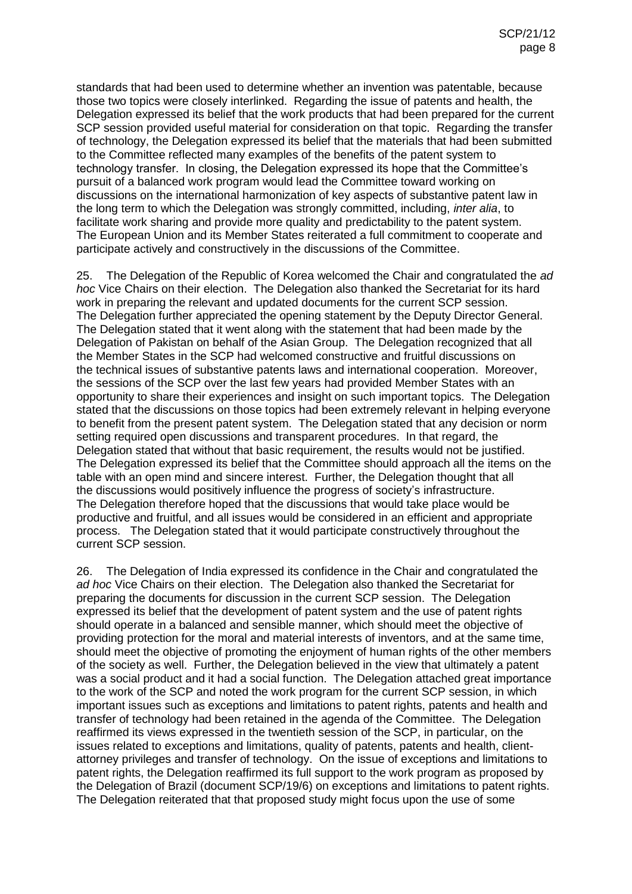standards that had been used to determine whether an invention was patentable, because those two topics were closely interlinked. Regarding the issue of patents and health, the Delegation expressed its belief that the work products that had been prepared for the current SCP session provided useful material for consideration on that topic. Regarding the transfer of technology, the Delegation expressed its belief that the materials that had been submitted to the Committee reflected many examples of the benefits of the patent system to technology transfer. In closing, the Delegation expressed its hope that the Committee's pursuit of a balanced work program would lead the Committee toward working on discussions on the international harmonization of key aspects of substantive patent law in the long term to which the Delegation was strongly committed, including, *inter alia*, to facilitate work sharing and provide more quality and predictability to the patent system. The European Union and its Member States reiterated a full commitment to cooperate and participate actively and constructively in the discussions of the Committee.

25. The Delegation of the Republic of Korea welcomed the Chair and congratulated the *ad hoc* Vice Chairs on their election. The Delegation also thanked the Secretariat for its hard work in preparing the relevant and updated documents for the current SCP session. The Delegation further appreciated the opening statement by the Deputy Director General. The Delegation stated that it went along with the statement that had been made by the Delegation of Pakistan on behalf of the Asian Group. The Delegation recognized that all the Member States in the SCP had welcomed constructive and fruitful discussions on the technical issues of substantive patents laws and international cooperation. Moreover, the sessions of the SCP over the last few years had provided Member States with an opportunity to share their experiences and insight on such important topics. The Delegation stated that the discussions on those topics had been extremely relevant in helping everyone to benefit from the present patent system. The Delegation stated that any decision or norm setting required open discussions and transparent procedures. In that regard, the Delegation stated that without that basic requirement, the results would not be justified. The Delegation expressed its belief that the Committee should approach all the items on the table with an open mind and sincere interest. Further, the Delegation thought that all the discussions would positively influence the progress of society's infrastructure. The Delegation therefore hoped that the discussions that would take place would be productive and fruitful, and all issues would be considered in an efficient and appropriate process. The Delegation stated that it would participate constructively throughout the current SCP session.

26. The Delegation of India expressed its confidence in the Chair and congratulated the *ad hoc* Vice Chairs on their election. The Delegation also thanked the Secretariat for preparing the documents for discussion in the current SCP session. The Delegation expressed its belief that the development of patent system and the use of patent rights should operate in a balanced and sensible manner, which should meet the objective of providing protection for the moral and material interests of inventors, and at the same time, should meet the objective of promoting the enjoyment of human rights of the other members of the society as well. Further, the Delegation believed in the view that ultimately a patent was a social product and it had a social function. The Delegation attached great importance to the work of the SCP and noted the work program for the current SCP session, in which important issues such as exceptions and limitations to patent rights, patents and health and transfer of technology had been retained in the agenda of the Committee. The Delegation reaffirmed its views expressed in the twentieth session of the SCP, in particular, on the issues related to exceptions and limitations, quality of patents, patents and health, client-attorney privileges and transfer of technology. On the issue of exceptions and limitations to patent rights, the Delegation reaffirmed its full support to the work program as proposed by the Delegation of Brazil (document SCP/19/6) on exceptions and limitations to patent rights. The Delegation reiterated that that proposed study might focus upon the use of some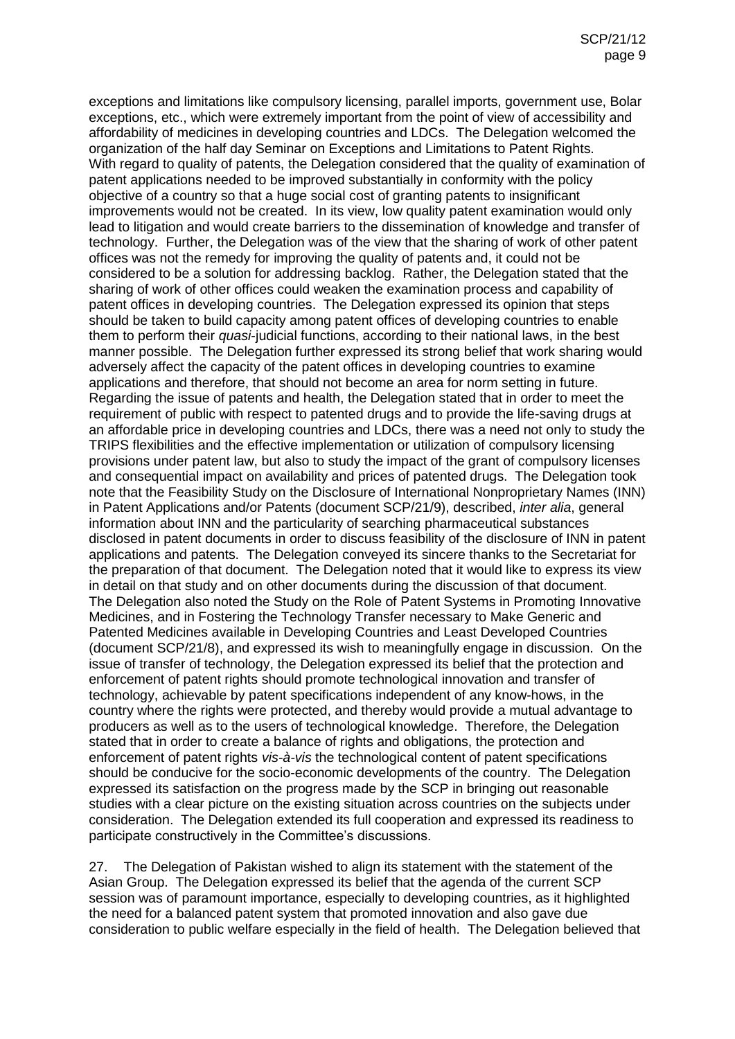exceptions and limitations like compulsory licensing, parallel imports, government use, Bolar exceptions, etc., which were extremely important from the point of view of accessibility and affordability of medicines in developing countries and LDCs. The Delegation welcomed the organization of the half day Seminar on Exceptions and Limitations to Patent Rights. With regard to quality of patents, the Delegation considered that the quality of examination of patent applications needed to be improved substantially in conformity with the policy objective of a country so that a huge social cost of granting patents to insignificant improvements would not be created. In its view, low quality patent examination would only lead to litigation and would create barriers to the dissemination of knowledge and transfer of technology. Further, the Delegation was of the view that the sharing of work of other patent offices was not the remedy for improving the quality of patents and, it could not be considered to be a solution for addressing backlog. Rather, the Delegation stated that the sharing of work of other offices could weaken the examination process and capability of patent offices in developing countries. The Delegation expressed its opinion that steps should be taken to build capacity among patent offices of developing countries to enable them to perform their *quasi*-judicial functions, according to their national laws, in the best manner possible. The Delegation further expressed its strong belief that work sharing would adversely affect the capacity of the patent offices in developing countries to examine applications and therefore, that should not become an area for norm setting in future. Regarding the issue of patents and health, the Delegation stated that in order to meet the requirement of public with respect to patented drugs and to provide the life-saving drugs at an affordable price in developing countries and LDCs, there was a need not only to study the TRIPS flexibilities and the effective implementation or utilization of compulsory licensing provisions under patent law, but also to study the impact of the grant of compulsory licenses and consequential impact on availability and prices of patented drugs. The Delegation took note that the Feasibility Study on the Disclosure of International Nonproprietary Names (INN) in Patent Applications and/or Patents (document SCP/21/9), described, *inter alia*, general information about INN and the particularity of searching pharmaceutical substances disclosed in patent documents in order to discuss feasibility of the disclosure of INN in patent applications and patents. The Delegation conveyed its sincere thanks to the Secretariat for the preparation of that document. The Delegation noted that it would like to express its view in detail on that study and on other documents during the discussion of that document. The Delegation also noted the Study on the Role of Patent Systems in Promoting Innovative Medicines, and in Fostering the Technology Transfer necessary to Make Generic and Patented Medicines available in Developing Countries and Least Developed Countries (document SCP/21/8), and expressed its wish to meaningfully engage in discussion. On the issue of transfer of technology, the Delegation expressed its belief that the protection and enforcement of patent rights should promote technological innovation and transfer of technology, achievable by patent specifications independent of any know-hows, in the country where the rights were protected, and thereby would provide a mutual advantage to producers as well as to the users of technological knowledge. Therefore, the Delegation stated that in order to create a balance of rights and obligations, the protection and enforcement of patent rights *vis-à-vis* the technological content of patent specifications should be conducive for the socio-economic developments of the country. The Delegation expressed its satisfaction on the progress made by the SCP in bringing out reasonable studies with a clear picture on the existing situation across countries on the subjects under consideration. The Delegation extended its full cooperation and expressed its readiness to participate constructively in the Committee's discussions.

27. The Delegation of Pakistan wished to align its statement with the statement of the Asian Group. The Delegation expressed its belief that the agenda of the current SCP session was of paramount importance, especially to developing countries, as it highlighted the need for a balanced patent system that promoted innovation and also gave due consideration to public welfare especially in the field of health. The Delegation believed that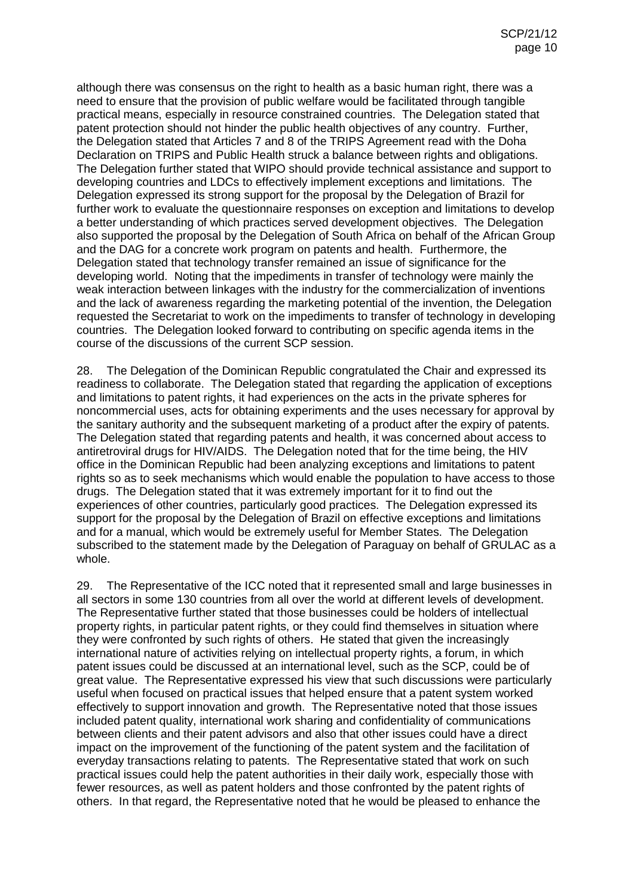although there was consensus on the right to health as a basic human right, there was a need to ensure that the provision of public welfare would be facilitated through tangible practical means, especially in resource constrained countries. The Delegation stated that patent protection should not hinder the public health objectives of any country. Further, the Delegation stated that Articles 7 and 8 of the TRIPS Agreement read with the Doha Declaration on TRIPS and Public Health struck a balance between rights and obligations. The Delegation further stated that WIPO should provide technical assistance and support to developing countries and LDCs to effectively implement exceptions and limitations. The Delegation expressed its strong support for the proposal by the Delegation of Brazil for further work to evaluate the questionnaire responses on exception and limitations to develop a better understanding of which practices served development objectives. The Delegation also supported the proposal by the Delegation of South Africa on behalf of the African Group and the DAG for a concrete work program on patents and health. Furthermore, the Delegation stated that technology transfer remained an issue of significance for the developing world. Noting that the impediments in transfer of technology were mainly the weak interaction between linkages with the industry for the commercialization of inventions and the lack of awareness regarding the marketing potential of the invention, the Delegation requested the Secretariat to work on the impediments to transfer of technology in developing countries. The Delegation looked forward to contributing on specific agenda items in the course of the discussions of the current SCP session.

28. The Delegation of the Dominican Republic congratulated the Chair and expressed its readiness to collaborate. The Delegation stated that regarding the application of exceptions and limitations to patent rights, it had experiences on the acts in the private spheres for noncommercial uses, acts for obtaining experiments and the uses necessary for approval by the sanitary authority and the subsequent marketing of a product after the expiry of patents. The Delegation stated that regarding patents and health, it was concerned about access to antiretroviral drugs for HIV/AIDS. The Delegation noted that for the time being, the HIV office in the Dominican Republic had been analyzing exceptions and limitations to patent rights so as to seek mechanisms which would enable the population to have access to those drugs. The Delegation stated that it was extremely important for it to find out the experiences of other countries, particularly good practices. The Delegation expressed its support for the proposal by the Delegation of Brazil on effective exceptions and limitations and for a manual, which would be extremely useful for Member States. The Delegation subscribed to the statement made by the Delegation of Paraguay on behalf of GRULAC as a whole.

29. The Representative of the ICC noted that it represented small and large businesses in all sectors in some 130 countries from all over the world at different levels of development. The Representative further stated that those businesses could be holders of intellectual property rights, in particular patent rights, or they could find themselves in situation where they were confronted by such rights of others. He stated that given the increasingly international nature of activities relying on intellectual property rights, a forum, in which patent issues could be discussed at an international level, such as the SCP, could be of great value. The Representative expressed his view that such discussions were particularly useful when focused on practical issues that helped ensure that a patent system worked effectively to support innovation and growth. The Representative noted that those issues included patent quality, international work sharing and confidentiality of communications between clients and their patent advisors and also that other issues could have a direct impact on the improvement of the functioning of the patent system and the facilitation of everyday transactions relating to patents. The Representative stated that work on such practical issues could help the patent authorities in their daily work, especially those with fewer resources, as well as patent holders and those confronted by the patent rights of others. In that regard, the Representative noted that he would be pleased to enhance the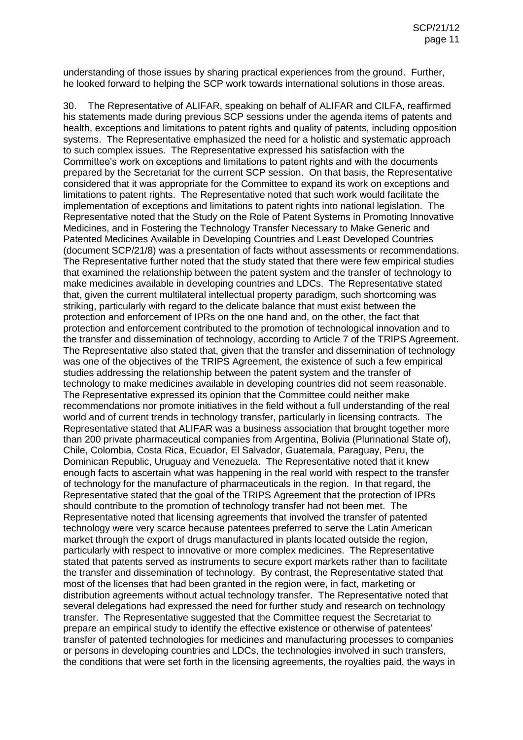understanding of those issues by sharing practical experiences from the ground. Further, he looked forward to helping the SCP work towards international solutions in those areas.

30. The Representative of ALIFAR, speaking on behalf of ALIFAR and CILFA, reaffirmed his statements made during previous SCP sessions under the agenda items of patents and health, exceptions and limitations to patent rights and quality of patents, including opposition systems. The Representative emphasized the need for a holistic and systematic approach to such complex issues. The Representative expressed his satisfaction with the Committee's work on exceptions and limitations to patent rights and with the documents prepared by the Secretariat for the current SCP session. On that basis, the Representative considered that it was appropriate for the Committee to expand its work on exceptions and limitations to patent rights. The Representative noted that such work would facilitate the implementation of exceptions and limitations to patent rights into national legislation. The Representative noted that the Study on the Role of Patent Systems in Promoting Innovative Medicines, and in Fostering the Technology Transfer Necessary to Make Generic and Patented Medicines Available in Developing Countries and Least Developed Countries (document SCP/21/8) was a presentation of facts without assessments or recommendations. The Representative further noted that the study stated that there were few empirical studies that examined the relationship between the patent system and the transfer of technology to make medicines available in developing countries and LDCs. The Representative stated that, given the current multilateral intellectual property paradigm, such shortcoming was striking, particularly with regard to the delicate balance that must exist between the protection and enforcement of IPRs on the one hand and, on the other, the fact that protection and enforcement contributed to the promotion of technological innovation and to the transfer and dissemination of technology, according to Article 7 of the TRIPS Agreement. The Representative also stated that, given that the transfer and dissemination of technology was one of the objectives of the TRIPS Agreement, the existence of such a few empirical studies addressing the relationship between the patent system and the transfer of technology to make medicines available in developing countries did not seem reasonable. The Representative expressed its opinion that the Committee could neither make recommendations nor promote initiatives in the field without a full understanding of the real world and of current trends in technology transfer, particularly in licensing contracts. The Representative stated that ALIFAR was a business association that brought together more than 200 private pharmaceutical companies from Argentina, Bolivia (Plurinational State of), Chile, Colombia, Costa Rica, Ecuador, El Salvador, Guatemala, Paraguay, Peru, the Dominican Republic, Uruguay and Venezuela. The Representative noted that it knew enough facts to ascertain what was happening in the real world with respect to the transfer of technology for the manufacture of pharmaceuticals in the region. In that regard, the Representative stated that the goal of the TRIPS Agreement that the protection of IPRs should contribute to the promotion of technology transfer had not been met. The Representative noted that licensing agreements that involved the transfer of patented technology were very scarce because patentees preferred to serve the Latin American market through the export of drugs manufactured in plants located outside the region, particularly with respect to innovative or more complex medicines. The Representative stated that patents served as instruments to secure export markets rather than to facilitate the transfer and dissemination of technology. By contrast, the Representative stated that most of the licenses that had been granted in the region were, in fact, marketing or distribution agreements without actual technology transfer. The Representative noted that several delegations had expressed the need for further study and research on technology transfer. The Representative suggested that the Committee request the Secretariat to prepare an empirical study to identify the effective existence or otherwise of patentees' transfer of patented technologies for medicines and manufacturing processes to companies or persons in developing countries and LDCs, the technologies involved in such transfers, the conditions that were set forth in the licensing agreements, the royalties paid, the ways in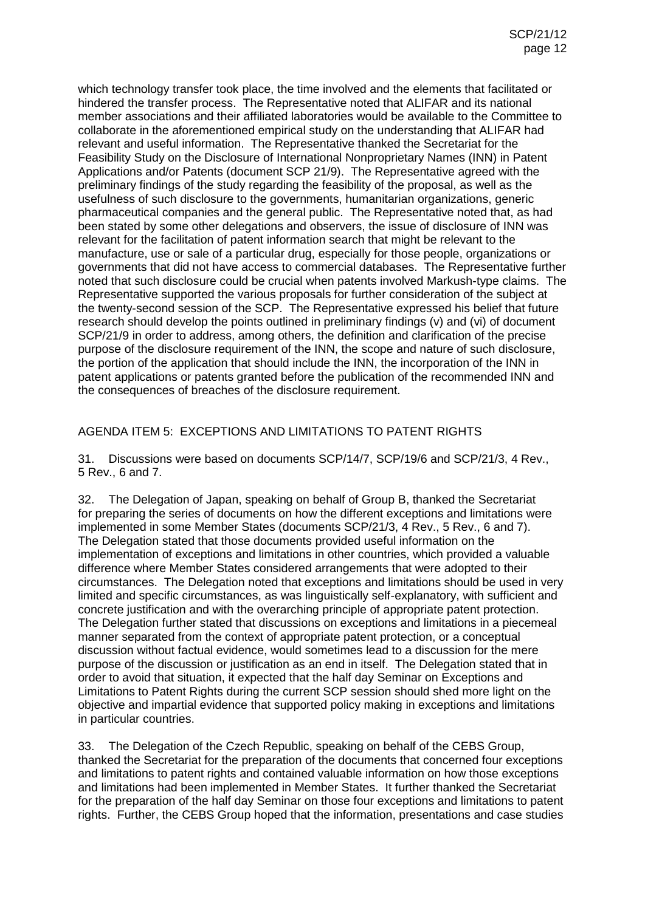which technology transfer took place, the time involved and the elements that facilitated or hindered the transfer process. The Representative noted that ALIFAR and its national member associations and their affiliated laboratories would be available to the Committee to collaborate in the aforementioned empirical study on the understanding that ALIFAR had relevant and useful information. The Representative thanked the Secretariat for the Feasibility Study on the Disclosure of International Nonproprietary Names (INN) in Patent Applications and/or Patents (document SCP 21/9). The Representative agreed with the preliminary findings of the study regarding the feasibility of the proposal, as well as the usefulness of such disclosure to the governments, humanitarian organizations, generic pharmaceutical companies and the general public. The Representative noted that, as had been stated by some other delegations and observers, the issue of disclosure of INN was relevant for the facilitation of patent information search that might be relevant to the manufacture, use or sale of a particular drug, especially for those people, organizations or governments that did not have access to commercial databases. The Representative further noted that such disclosure could be crucial when patents involved Markush-type claims. The Representative supported the various proposals for further consideration of the subject at the twenty-second session of the SCP. The Representative expressed his belief that future research should develop the points outlined in preliminary findings (v) and (vi) of document SCP/21/9 in order to address, among others, the definition and clarification of the precise purpose of the disclosure requirement of the INN, the scope and nature of such disclosure, the portion of the application that should include the INN, the incorporation of the INN in patent applications or patents granted before the publication of the recommended INN and the consequences of breaches of the disclosure requirement.

## AGENDA ITEM 5: EXCEPTIONS AND LIMITATIONS TO PATENT RIGHTS

31. Discussions were based on documents SCP/14/7, SCP/19/6 and SCP/21/3, 4 Rev., 5 Rev., 6 and 7.

32. The Delegation of Japan, speaking on behalf of Group B, thanked the Secretariat for preparing the series of documents on how the different exceptions and limitations were implemented in some Member States (documents SCP/21/3, 4 Rev., 5 Rev., 6 and 7). The Delegation stated that those documents provided useful information on the implementation of exceptions and limitations in other countries, which provided a valuable difference where Member States considered arrangements that were adopted to their circumstances. The Delegation noted that exceptions and limitations should be used in very limited and specific circumstances, as was linguistically self-explanatory, with sufficient and concrete justification and with the overarching principle of appropriate patent protection. The Delegation further stated that discussions on exceptions and limitations in a piecemeal manner separated from the context of appropriate patent protection, or a conceptual discussion without factual evidence, would sometimes lead to a discussion for the mere purpose of the discussion or justification as an end in itself. The Delegation stated that in order to avoid that situation, it expected that the half day Seminar on Exceptions and Limitations to Patent Rights during the current SCP session should shed more light on the objective and impartial evidence that supported policy making in exceptions and limitations in particular countries.

33. The Delegation of the Czech Republic, speaking on behalf of the CEBS Group, thanked the Secretariat for the preparation of the documents that concerned four exceptions and limitations to patent rights and contained valuable information on how those exceptions and limitations had been implemented in Member States. It further thanked the Secretariat for the preparation of the half day Seminar on those four exceptions and limitations to patent rights. Further, the CEBS Group hoped that the information, presentations and case studies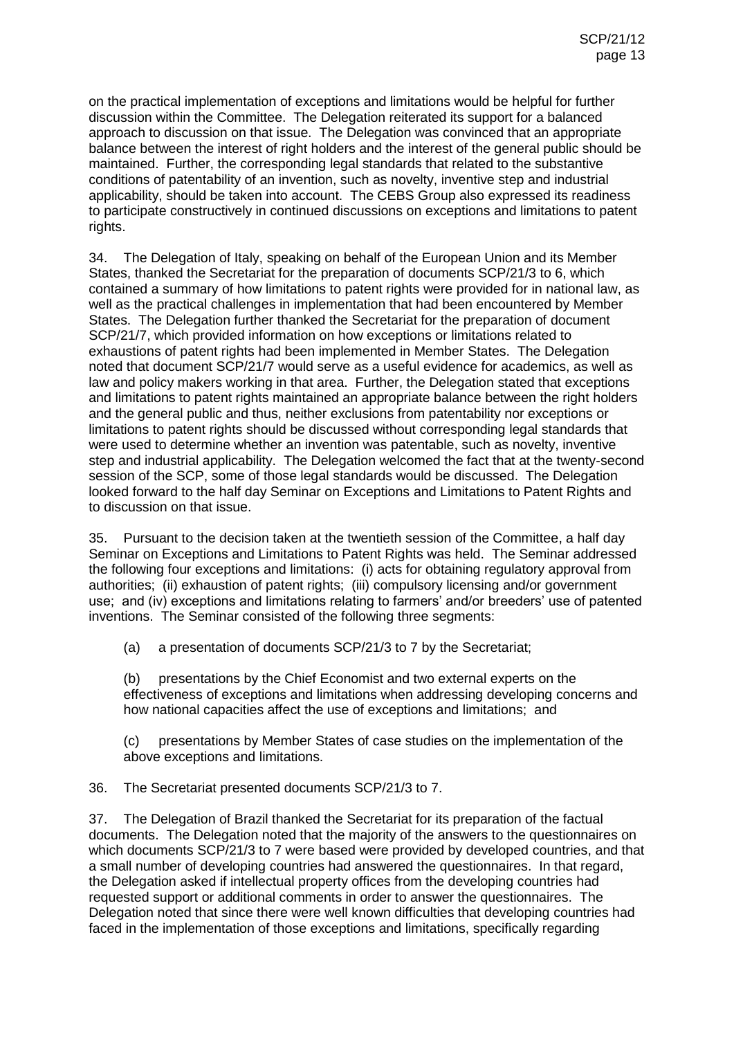on the practical implementation of exceptions and limitations would be helpful for further discussion within the Committee. The Delegation reiterated its support for a balanced approach to discussion on that issue. The Delegation was convinced that an appropriate balance between the interest of right holders and the interest of the general public should be maintained. Further, the corresponding legal standards that related to the substantive conditions of patentability of an invention, such as novelty, inventive step and industrial applicability, should be taken into account. The CEBS Group also expressed its readiness to participate constructively in continued discussions on exceptions and limitations to patent rights.

34. The Delegation of Italy, speaking on behalf of the European Union and its Member States, thanked the Secretariat for the preparation of documents SCP/21/3 to 6, which contained a summary of how limitations to patent rights were provided for in national law, as well as the practical challenges in implementation that had been encountered by Member States. The Delegation further thanked the Secretariat for the preparation of document SCP/21/7, which provided information on how exceptions or limitations related to exhaustions of patent rights had been implemented in Member States. The Delegation noted that document SCP/21/7 would serve as a useful evidence for academics, as well as law and policy makers working in that area. Further, the Delegation stated that exceptions and limitations to patent rights maintained an appropriate balance between the right holders and the general public and thus, neither exclusions from patentability nor exceptions or limitations to patent rights should be discussed without corresponding legal standards that were used to determine whether an invention was patentable, such as novelty, inventive step and industrial applicability. The Delegation welcomed the fact that at the twenty-second session of the SCP, some of those legal standards would be discussed. The Delegation looked forward to the half day Seminar on Exceptions and Limitations to Patent Rights and to discussion on that issue.

35. Pursuant to the decision taken at the twentieth session of the Committee, a half day Seminar on Exceptions and Limitations to Patent Rights was held. The Seminar addressed the following four exceptions and limitations: (i) acts for obtaining regulatory approval from authorities; (ii) exhaustion of patent rights; (iii) compulsory licensing and/or government use; and (iv) exceptions and limitations relating to farmers' and/or breeders' use of patented inventions. The Seminar consisted of the following three segments:

(a) a presentation of documents SCP/21/3 to 7 by the Secretariat;

(b) presentations by the Chief Economist and two external experts on the effectiveness of exceptions and limitations when addressing developing concerns and how national capacities affect the use of exceptions and limitations; and

(c) presentations by Member States of case studies on the implementation of the above exceptions and limitations.

36. The Secretariat presented documents SCP/21/3 to 7.

37. The Delegation of Brazil thanked the Secretariat for its preparation of the factual documents. The Delegation noted that the majority of the answers to the questionnaires on which documents SCP/21/3 to 7 were based were provided by developed countries, and that a small number of developing countries had answered the questionnaires. In that regard, the Delegation asked if intellectual property offices from the developing countries had requested support or additional comments in order to answer the questionnaires. The Delegation noted that since there were well known difficulties that developing countries had faced in the implementation of those exceptions and limitations, specifically regarding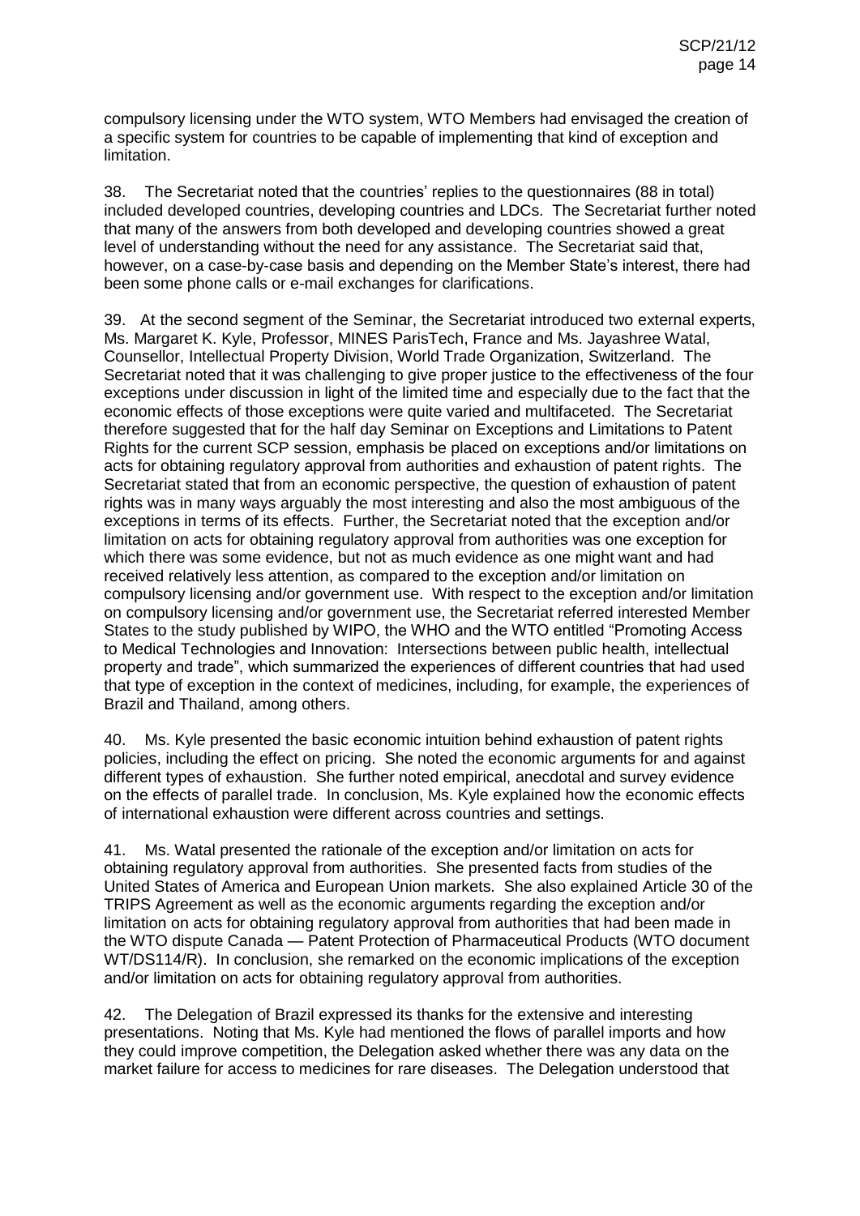compulsory licensing under the WTO system, WTO Members had envisaged the creation of a specific system for countries to be capable of implementing that kind of exception and limitation.

38. The Secretariat noted that the countries' replies to the questionnaires (88 in total) included developed countries, developing countries and LDCs. The Secretariat further noted that many of the answers from both developed and developing countries showed a great level of understanding without the need for any assistance. The Secretariat said that, however, on a case-by-case basis and depending on the Member State's interest, there had been some phone calls or e-mail exchanges for clarifications.

39. At the second segment of the Seminar, the Secretariat introduced two external experts, Ms. Margaret K. Kyle, Professor, MINES ParisTech, France and Ms. Jayashree Watal, Counsellor, Intellectual Property Division, World Trade Organization, Switzerland. The Secretariat noted that it was challenging to give proper justice to the effectiveness of the four exceptions under discussion in light of the limited time and especially due to the fact that the economic effects of those exceptions were quite varied and multifaceted. The Secretariat therefore suggested that for the half day Seminar on Exceptions and Limitations to Patent Rights for the current SCP session, emphasis be placed on exceptions and/or limitations on acts for obtaining regulatory approval from authorities and exhaustion of patent rights. The Secretariat stated that from an economic perspective, the question of exhaustion of patent rights was in many ways arguably the most interesting and also the most ambiguous of the exceptions in terms of its effects. Further, the Secretariat noted that the exception and/or limitation on acts for obtaining regulatory approval from authorities was one exception for which there was some evidence, but not as much evidence as one might want and had received relatively less attention, as compared to the exception and/or limitation on compulsory licensing and/or government use. With respect to the exception and/or limitation on compulsory licensing and/or government use, the Secretariat referred interested Member States to the study published by WIPO, the WHO and the WTO entitled "Promoting Access to Medical Technologies and Innovation: Intersections between public health, intellectual property and trade", which summarized the experiences of different countries that had used that type of exception in the context of medicines, including, for example, the experiences of Brazil and Thailand, among others.

40. Ms. Kyle presented the basic economic intuition behind exhaustion of patent rights policies, including the effect on pricing. She noted the economic arguments for and against different types of exhaustion. She further noted empirical, anecdotal and survey evidence on the effects of parallel trade. In conclusion, Ms. Kyle explained how the economic effects of international exhaustion were different across countries and settings.

41. Ms. Watal presented the rationale of the exception and/or limitation on acts for obtaining regulatory approval from authorities. She presented facts from studies of the United States of America and European Union markets. She also explained Article 30 of the TRIPS Agreement as well as the economic arguments regarding the exception and/or limitation on acts for obtaining regulatory approval from authorities that had been made in the WTO dispute Canada — Patent Protection of Pharmaceutical Products (WTO document WT/DS114/R). In conclusion, she remarked on the economic implications of the exception and/or limitation on acts for obtaining regulatory approval from authorities.

42. The Delegation of Brazil expressed its thanks for the extensive and interesting presentations. Noting that Ms. Kyle had mentioned the flows of parallel imports and how they could improve competition, the Delegation asked whether there was any data on the market failure for access to medicines for rare diseases. The Delegation understood that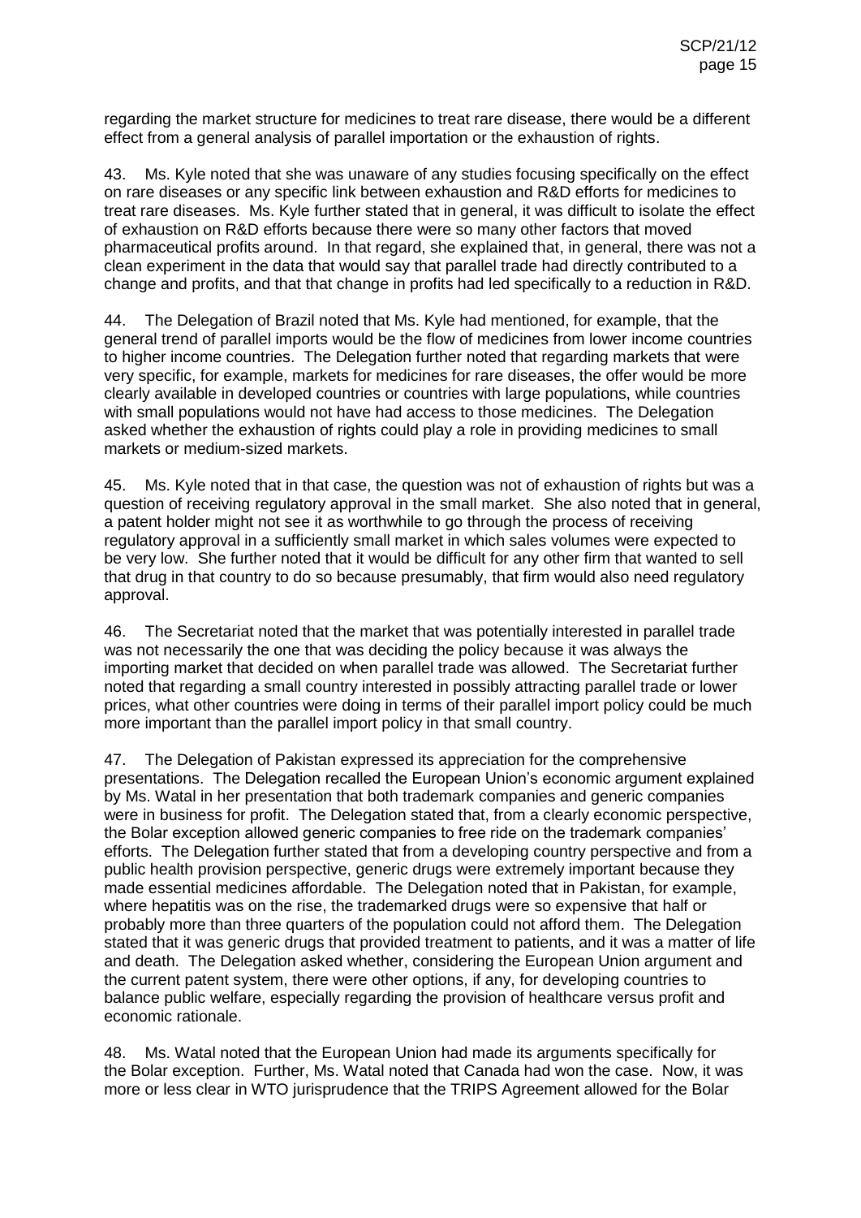regarding the market structure for medicines to treat rare disease, there would be a different effect from a general analysis of parallel importation or the exhaustion of rights.

43. Ms. Kyle noted that she was unaware of any studies focusing specifically on the effect on rare diseases or any specific link between exhaustion and R&D efforts for medicines to treat rare diseases. Ms. Kyle further stated that in general, it was difficult to isolate the effect of exhaustion on R&D efforts because there were so many other factors that moved pharmaceutical profits around. In that regard, she explained that, in general, there was not a clean experiment in the data that would say that parallel trade had directly contributed to a change and profits, and that that change in profits had led specifically to a reduction in R&D.

44. The Delegation of Brazil noted that Ms. Kyle had mentioned, for example, that the general trend of parallel imports would be the flow of medicines from lower income countries to higher income countries. The Delegation further noted that regarding markets that were very specific, for example, markets for medicines for rare diseases, the offer would be more clearly available in developed countries or countries with large populations, while countries with small populations would not have had access to those medicines. The Delegation asked whether the exhaustion of rights could play a role in providing medicines to small markets or medium-sized markets.

45. Ms. Kyle noted that in that case, the question was not of exhaustion of rights but was a question of receiving regulatory approval in the small market. She also noted that in general, a patent holder might not see it as worthwhile to go through the process of receiving regulatory approval in a sufficiently small market in which sales volumes were expected to be very low. She further noted that it would be difficult for any other firm that wanted to sell that drug in that country to do so because presumably, that firm would also need regulatory approval.

46. The Secretariat noted that the market that was potentially interested in parallel trade was not necessarily the one that was deciding the policy because it was always the importing market that decided on when parallel trade was allowed. The Secretariat further noted that regarding a small country interested in possibly attracting parallel trade or lower prices, what other countries were doing in terms of their parallel import policy could be much more important than the parallel import policy in that small country.

47. The Delegation of Pakistan expressed its appreciation for the comprehensive presentations. The Delegation recalled the European Union's economic argument explained by Ms. Watal in her presentation that both trademark companies and generic companies were in business for profit. The Delegation stated that, from a clearly economic perspective, the Bolar exception allowed generic companies to free ride on the trademark companies' efforts. The Delegation further stated that from a developing country perspective and from a public health provision perspective, generic drugs were extremely important because they made essential medicines affordable. The Delegation noted that in Pakistan, for example, where hepatitis was on the rise, the trademarked drugs were so expensive that half or probably more than three quarters of the population could not afford them. The Delegation stated that it was generic drugs that provided treatment to patients, and it was a matter of life and death. The Delegation asked whether, considering the European Union argument and the current patent system, there were other options, if any, for developing countries to balance public welfare, especially regarding the provision of healthcare versus profit and economic rationale.

48. Ms. Watal noted that the European Union had made its arguments specifically for the Bolar exception. Further, Ms. Watal noted that Canada had won the case. Now, it was more or less clear in WTO jurisprudence that the TRIPS Agreement allowed for the Bolar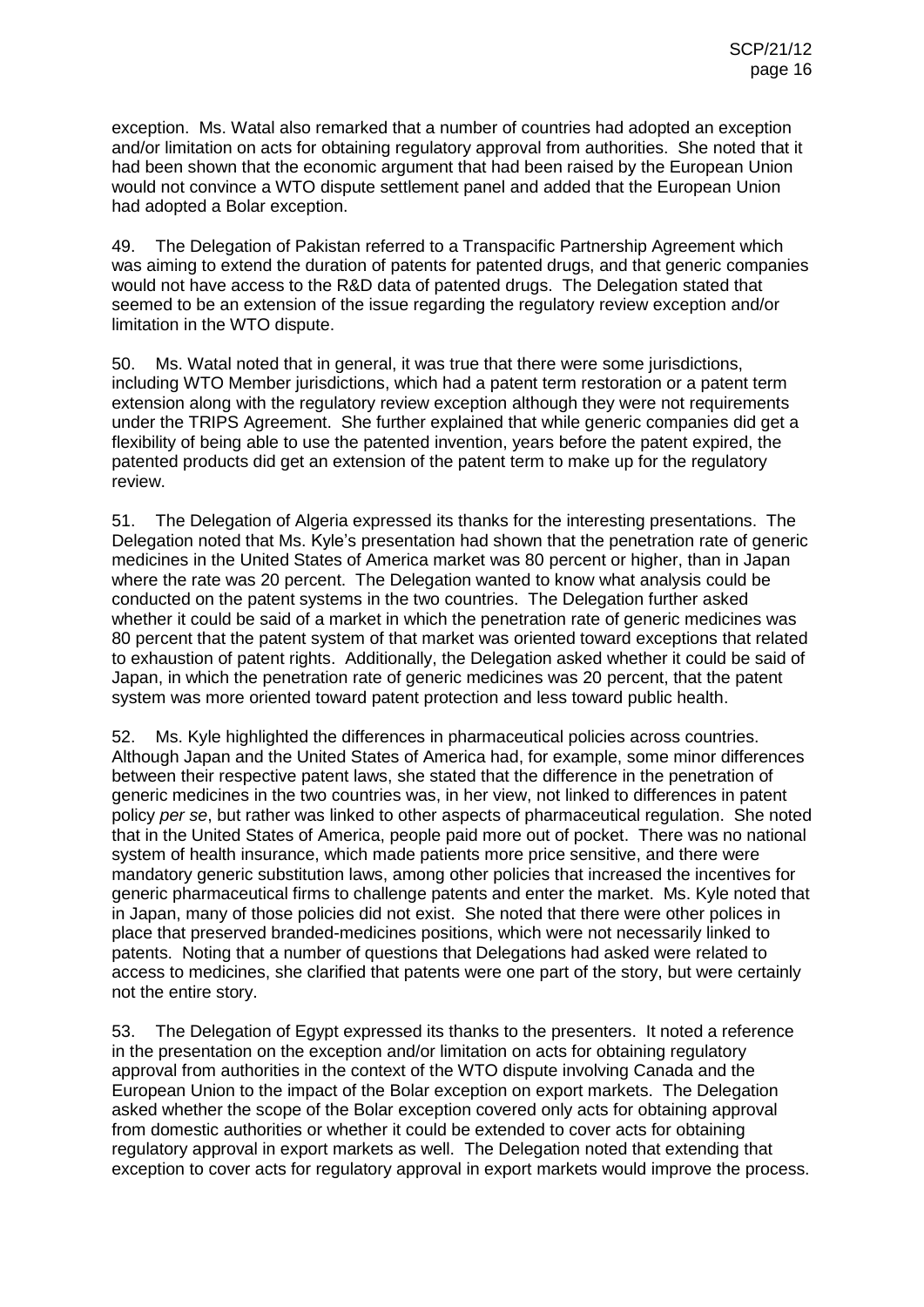exception. Ms. Watal also remarked that a number of countries had adopted an exception and/or limitation on acts for obtaining regulatory approval from authorities. She noted that it had been shown that the economic argument that had been raised by the European Union would not convince a WTO dispute settlement panel and added that the European Union had adopted a Bolar exception.

49. The Delegation of Pakistan referred to a Transpacific Partnership Agreement which was aiming to extend the duration of patents for patented drugs, and that generic companies would not have access to the R&D data of patented drugs. The Delegation stated that seemed to be an extension of the issue regarding the regulatory review exception and/or limitation in the WTO dispute.

50. Ms. Watal noted that in general, it was true that there were some jurisdictions, including WTO Member jurisdictions, which had a patent term restoration or a patent term extension along with the regulatory review exception although they were not requirements under the TRIPS Agreement. She further explained that while generic companies did get a flexibility of being able to use the patented invention, years before the patent expired, the patented products did get an extension of the patent term to make up for the regulatory review.

51. The Delegation of Algeria expressed its thanks for the interesting presentations. The Delegation noted that Ms. Kyle's presentation had shown that the penetration rate of generic medicines in the United States of America market was 80 percent or higher, than in Japan where the rate was 20 percent. The Delegation wanted to know what analysis could be conducted on the patent systems in the two countries. The Delegation further asked whether it could be said of a market in which the penetration rate of generic medicines was 80 percent that the patent system of that market was oriented toward exceptions that related to exhaustion of patent rights. Additionally, the Delegation asked whether it could be said of Japan, in which the penetration rate of generic medicines was 20 percent, that the patent system was more oriented toward patent protection and less toward public health.

52. Ms. Kyle highlighted the differences in pharmaceutical policies across countries. Although Japan and the United States of America had, for example, some minor differences between their respective patent laws, she stated that the difference in the penetration of generic medicines in the two countries was, in her view, not linked to differences in patent policy *per se*, but rather was linked to other aspects of pharmaceutical regulation. She noted that in the United States of America, people paid more out of pocket. There was no national system of health insurance, which made patients more price sensitive, and there were mandatory generic substitution laws, among other policies that increased the incentives for generic pharmaceutical firms to challenge patents and enter the market. Ms. Kyle noted that in Japan, many of those policies did not exist. She noted that there were other polices in place that preserved branded-medicines positions, which were not necessarily linked to patents. Noting that a number of questions that Delegations had asked were related to access to medicines, she clarified that patents were one part of the story, but were certainly not the entire story.

53. The Delegation of Egypt expressed its thanks to the presenters. It noted a reference in the presentation on the exception and/or limitation on acts for obtaining regulatory approval from authorities in the context of the WTO dispute involving Canada and the European Union to the impact of the Bolar exception on export markets. The Delegation asked whether the scope of the Bolar exception covered only acts for obtaining approval from domestic authorities or whether it could be extended to cover acts for obtaining regulatory approval in export markets as well. The Delegation noted that extending that exception to cover acts for regulatory approval in export markets would improve the process.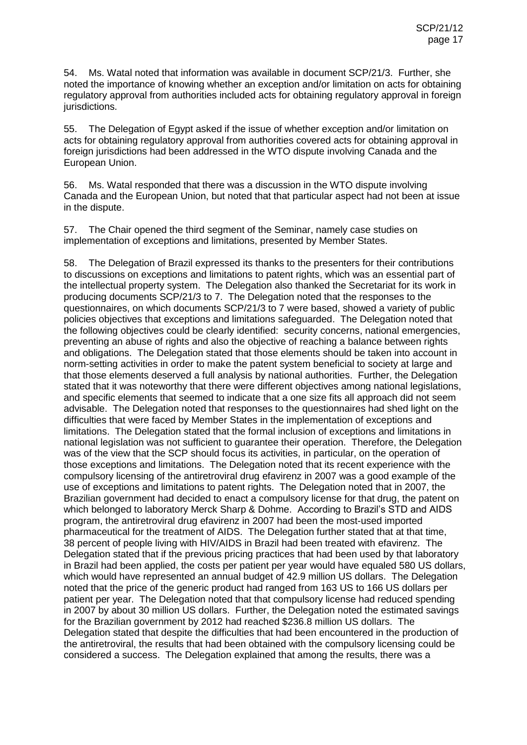54. Ms. Watal noted that information was available in document SCP/21/3. Further, she noted the importance of knowing whether an exception and/or limitation on acts for obtaining regulatory approval from authorities included acts for obtaining regulatory approval in foreign jurisdictions.

55. The Delegation of Egypt asked if the issue of whether exception and/or limitation on acts for obtaining regulatory approval from authorities covered acts for obtaining approval in foreign jurisdictions had been addressed in the WTO dispute involving Canada and the European Union.

56. Ms. Watal responded that there was a discussion in the WTO dispute involving Canada and the European Union, but noted that that particular aspect had not been at issue in the dispute.

57. The Chair opened the third segment of the Seminar, namely case studies on implementation of exceptions and limitations, presented by Member States.

58. The Delegation of Brazil expressed its thanks to the presenters for their contributions to discussions on exceptions and limitations to patent rights, which was an essential part of the intellectual property system. The Delegation also thanked the Secretariat for its work in producing documents SCP/21/3 to 7. The Delegation noted that the responses to the questionnaires, on which documents SCP/21/3 to 7 were based, showed a variety of public policies objectives that exceptions and limitations safeguarded. The Delegation noted that the following objectives could be clearly identified: security concerns, national emergencies, preventing an abuse of rights and also the objective of reaching a balance between rights and obligations. The Delegation stated that those elements should be taken into account in norm-setting activities in order to make the patent system beneficial to society at large and that those elements deserved a full analysis by national authorities. Further, the Delegation stated that it was noteworthy that there were different objectives among national legislations, and specific elements that seemed to indicate that a one size fits all approach did not seem advisable. The Delegation noted that responses to the questionnaires had shed light on the difficulties that were faced by Member States in the implementation of exceptions and limitations. The Delegation stated that the formal inclusion of exceptions and limitations in national legislation was not sufficient to guarantee their operation. Therefore, the Delegation was of the view that the SCP should focus its activities, in particular, on the operation of those exceptions and limitations. The Delegation noted that its recent experience with the compulsory licensing of the antiretroviral drug efavirenz in 2007 was a good example of the use of exceptions and limitations to patent rights. The Delegation noted that in 2007, the Brazilian government had decided to enact a compulsory license for that drug, the patent on which belonged to laboratory Merck Sharp & Dohme. According to Brazil's STD and AIDS program, the antiretroviral drug efavirenz in 2007 had been the most-used imported pharmaceutical for the treatment of AIDS. The Delegation further stated that at that time, 38 percent of people living with HIV/AIDS in Brazil had been treated with efavirenz. The Delegation stated that if the previous pricing practices that had been used by that laboratory in Brazil had been applied, the costs per patient per year would have equaled 580 US dollars, which would have represented an annual budget of 42.9 million US dollars. The Delegation noted that the price of the generic product had ranged from 163 US to 166 US dollars per patient per year. The Delegation noted that that compulsory license had reduced spending in 2007 by about 30 million US dollars. Further, the Delegation noted the estimated savings for the Brazilian government by 2012 had reached $236.8 million US dollars. The Delegation stated that despite the difficulties that had been encountered in the production of the antiretroviral, the results that had been obtained with the compulsory licensing could be considered a success. The Delegation explained that among the results, there was a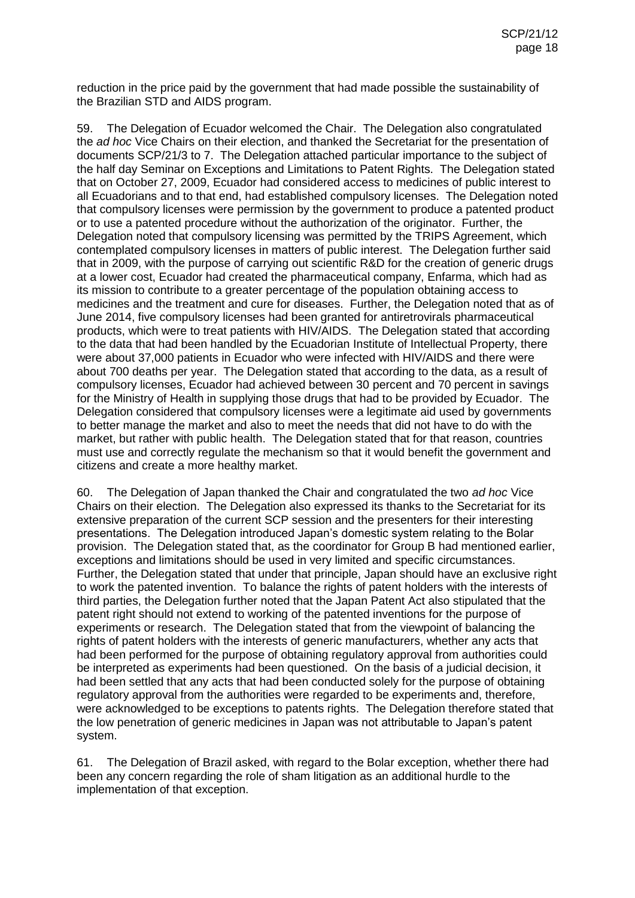reduction in the price paid by the government that had made possible the sustainability of the Brazilian STD and AIDS program.

59. The Delegation of Ecuador welcomed the Chair. The Delegation also congratulated the *ad hoc* Vice Chairs on their election, and thanked the Secretariat for the presentation of documents SCP/21/3 to 7. The Delegation attached particular importance to the subject of the half day Seminar on Exceptions and Limitations to Patent Rights. The Delegation stated that on October 27, 2009, Ecuador had considered access to medicines of public interest to all Ecuadorians and to that end, had established compulsory licenses. The Delegation noted that compulsory licenses were permission by the government to produce a patented product or to use a patented procedure without the authorization of the originator. Further, the Delegation noted that compulsory licensing was permitted by the TRIPS Agreement, which contemplated compulsory licenses in matters of public interest. The Delegation further said that in 2009, with the purpose of carrying out scientific R&D for the creation of generic drugs at a lower cost, Ecuador had created the pharmaceutical company, Enfarma, which had as its mission to contribute to a greater percentage of the population obtaining access to medicines and the treatment and cure for diseases. Further, the Delegation noted that as of June 2014, five compulsory licenses had been granted for antiretrovirals pharmaceutical products, which were to treat patients with HIV/AIDS. The Delegation stated that according to the data that had been handled by the Ecuadorian Institute of Intellectual Property, there were about 37,000 patients in Ecuador who were infected with HIV/AIDS and there were about 700 deaths per year. The Delegation stated that according to the data, as a result of compulsory licenses, Ecuador had achieved between 30 percent and 70 percent in savings for the Ministry of Health in supplying those drugs that had to be provided by Ecuador. The Delegation considered that compulsory licenses were a legitimate aid used by governments to better manage the market and also to meet the needs that did not have to do with the market, but rather with public health. The Delegation stated that for that reason, countries must use and correctly regulate the mechanism so that it would benefit the government and citizens and create a more healthy market.

60. The Delegation of Japan thanked the Chair and congratulated the two *ad hoc* Vice Chairs on their election. The Delegation also expressed its thanks to the Secretariat for its extensive preparation of the current SCP session and the presenters for their interesting presentations. The Delegation introduced Japan's domestic system relating to the Bolar provision. The Delegation stated that, as the coordinator for Group B had mentioned earlier, exceptions and limitations should be used in very limited and specific circumstances. Further, the Delegation stated that under that principle, Japan should have an exclusive right to work the patented invention. To balance the rights of patent holders with the interests of third parties, the Delegation further noted that the Japan Patent Act also stipulated that the patent right should not extend to working of the patented inventions for the purpose of experiments or research. The Delegation stated that from the viewpoint of balancing the rights of patent holders with the interests of generic manufacturers, whether any acts that had been performed for the purpose of obtaining regulatory approval from authorities could be interpreted as experiments had been questioned. On the basis of a judicial decision, it had been settled that any acts that had been conducted solely for the purpose of obtaining regulatory approval from the authorities were regarded to be experiments and, therefore, were acknowledged to be exceptions to patents rights. The Delegation therefore stated that the low penetration of generic medicines in Japan was not attributable to Japan's patent system.

61. The Delegation of Brazil asked, with regard to the Bolar exception, whether there had been any concern regarding the role of sham litigation as an additional hurdle to the implementation of that exception.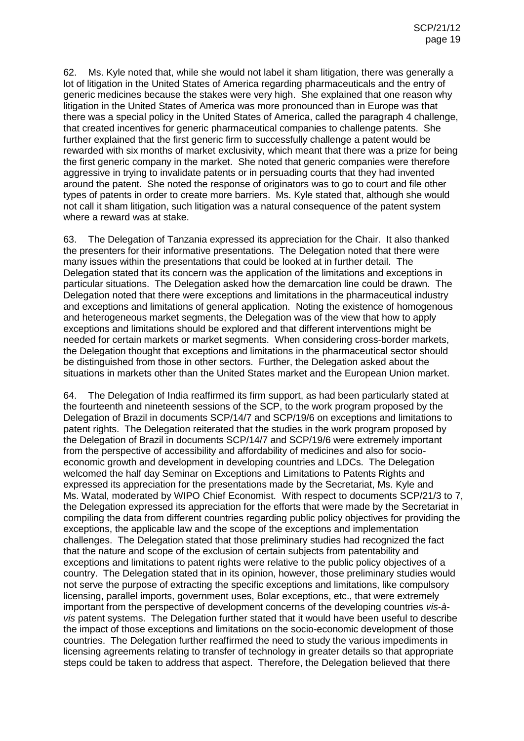62. Ms. Kyle noted that, while she would not label it sham litigation, there was generally a lot of litigation in the United States of America regarding pharmaceuticals and the entry of generic medicines because the stakes were very high. She explained that one reason why litigation in the United States of America was more pronounced than in Europe was that there was a special policy in the United States of America, called the paragraph 4 challenge, that created incentives for generic pharmaceutical companies to challenge patents. She further explained that the first generic firm to successfully challenge a patent would be rewarded with six months of market exclusivity, which meant that there was a prize for being the first generic company in the market. She noted that generic companies were therefore aggressive in trying to invalidate patents or in persuading courts that they had invented around the patent. She noted the response of originators was to go to court and file other types of patents in order to create more barriers. Ms. Kyle stated that, although she would not call it sham litigation, such litigation was a natural consequence of the patent system where a reward was at stake.

63. The Delegation of Tanzania expressed its appreciation for the Chair. It also thanked the presenters for their informative presentations. The Delegation noted that there were many issues within the presentations that could be looked at in further detail. The Delegation stated that its concern was the application of the limitations and exceptions in particular situations. The Delegation asked how the demarcation line could be drawn. The Delegation noted that there were exceptions and limitations in the pharmaceutical industry and exceptions and limitations of general application. Noting the existence of homogenous and heterogeneous market segments, the Delegation was of the view that how to apply exceptions and limitations should be explored and that different interventions might be needed for certain markets or market segments. When considering cross-border markets, the Delegation thought that exceptions and limitations in the pharmaceutical sector should be distinguished from those in other sectors. Further, the Delegation asked about the situations in markets other than the United States market and the European Union market.

64. The Delegation of India reaffirmed its firm support, as had been particularly stated at the fourteenth and nineteenth sessions of the SCP, to the work program proposed by the Delegation of Brazil in documents SCP/14/7 and SCP/19/6 on exceptions and limitations to patent rights. The Delegation reiterated that the studies in the work program proposed by the Delegation of Brazil in documents SCP/14/7 and SCP/19/6 were extremely important from the perspective of accessibility and affordability of medicines and also for socio-economic growth and development in developing countries and LDCs. The Delegation welcomed the half day Seminar on Exceptions and Limitations to Patents Rights and expressed its appreciation for the presentations made by the Secretariat, Ms. Kyle and Ms. Watal, moderated by WIPO Chief Economist. With respect to documents SCP/21/3 to 7, the Delegation expressed its appreciation for the efforts that were made by the Secretariat in compiling the data from different countries regarding public policy objectives for providing the exceptions, the applicable law and the scope of the exceptions and implementation challenges. The Delegation stated that those preliminary studies had recognized the fact that the nature and scope of the exclusion of certain subjects from patentability and exceptions and limitations to patent rights were relative to the public policy objectives of a country. The Delegation stated that in its opinion, however, those preliminary studies would not serve the purpose of extracting the specific exceptions and limitations, like compulsory licensing, parallel imports, government uses, Bolar exceptions, etc., that were extremely important from the perspective of development concerns of the developing countries *vis-à-vis* patent systems. The Delegation further stated that it would have been useful to describe the impact of those exceptions and limitations on the socio-economic development of those countries. The Delegation further reaffirmed the need to study the various impediments in licensing agreements relating to transfer of technology in greater details so that appropriate steps could be taken to address that aspect. Therefore, the Delegation believed that there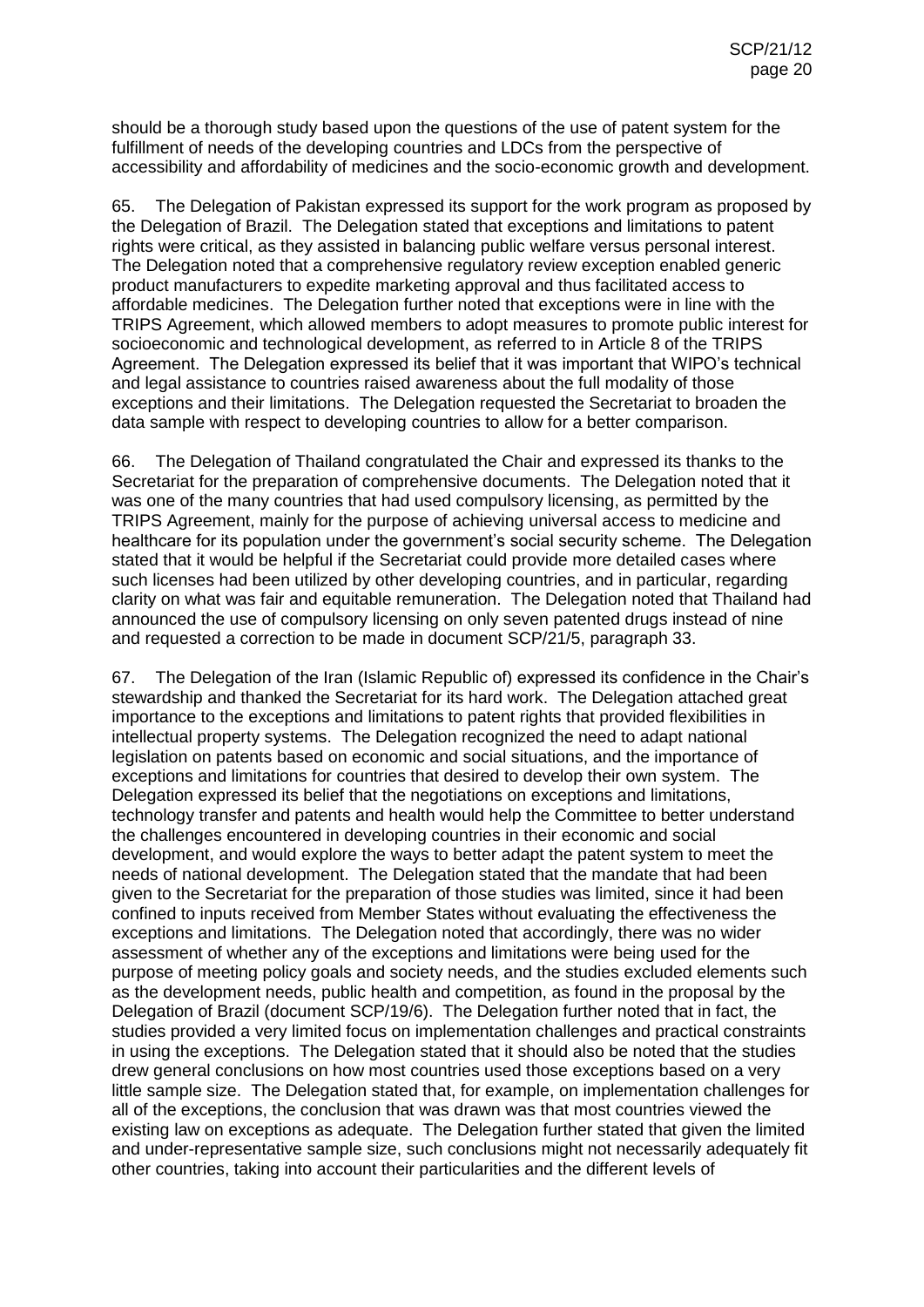should be a thorough study based upon the questions of the use of patent system for the fulfillment of needs of the developing countries and LDCs from the perspective of accessibility and affordability of medicines and the socio-economic growth and development.

65. The Delegation of Pakistan expressed its support for the work program as proposed by the Delegation of Brazil. The Delegation stated that exceptions and limitations to patent rights were critical, as they assisted in balancing public welfare versus personal interest. The Delegation noted that a comprehensive regulatory review exception enabled generic product manufacturers to expedite marketing approval and thus facilitated access to affordable medicines. The Delegation further noted that exceptions were in line with the TRIPS Agreement, which allowed members to adopt measures to promote public interest for socioeconomic and technological development, as referred to in Article 8 of the TRIPS Agreement. The Delegation expressed its belief that it was important that WIPO's technical and legal assistance to countries raised awareness about the full modality of those exceptions and their limitations. The Delegation requested the Secretariat to broaden the data sample with respect to developing countries to allow for a better comparison.

66. The Delegation of Thailand congratulated the Chair and expressed its thanks to the Secretariat for the preparation of comprehensive documents. The Delegation noted that it was one of the many countries that had used compulsory licensing, as permitted by the TRIPS Agreement, mainly for the purpose of achieving universal access to medicine and healthcare for its population under the government's social security scheme. The Delegation stated that it would be helpful if the Secretariat could provide more detailed cases where such licenses had been utilized by other developing countries, and in particular, regarding clarity on what was fair and equitable remuneration. The Delegation noted that Thailand had announced the use of compulsory licensing on only seven patented drugs instead of nine and requested a correction to be made in document SCP/21/5, paragraph 33.

67. The Delegation of the Iran (Islamic Republic of) expressed its confidence in the Chair's stewardship and thanked the Secretariat for its hard work. The Delegation attached great importance to the exceptions and limitations to patent rights that provided flexibilities in intellectual property systems. The Delegation recognized the need to adapt national legislation on patents based on economic and social situations, and the importance of exceptions and limitations for countries that desired to develop their own system. The Delegation expressed its belief that the negotiations on exceptions and limitations, technology transfer and patents and health would help the Committee to better understand the challenges encountered in developing countries in their economic and social development, and would explore the ways to better adapt the patent system to meet the needs of national development. The Delegation stated that the mandate that had been given to the Secretariat for the preparation of those studies was limited, since it had been confined to inputs received from Member States without evaluating the effectiveness the exceptions and limitations. The Delegation noted that accordingly, there was no wider assessment of whether any of the exceptions and limitations were being used for the purpose of meeting policy goals and society needs, and the studies excluded elements such as the development needs, public health and competition, as found in the proposal by the Delegation of Brazil (document SCP/19/6). The Delegation further noted that in fact, the studies provided a very limited focus on implementation challenges and practical constraints in using the exceptions. The Delegation stated that it should also be noted that the studies drew general conclusions on how most countries used those exceptions based on a very little sample size. The Delegation stated that, for example, on implementation challenges for all of the exceptions, the conclusion that was drawn was that most countries viewed the existing law on exceptions as adequate. The Delegation further stated that given the limited and under-representative sample size, such conclusions might not necessarily adequately fit other countries, taking into account their particularities and the different levels of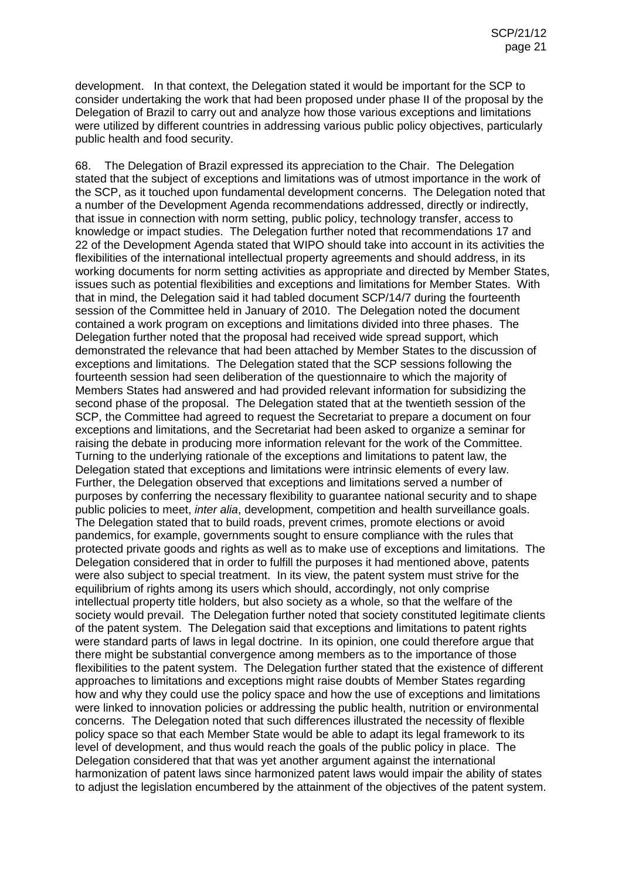development. In that context, the Delegation stated it would be important for the SCP to consider undertaking the work that had been proposed under phase II of the proposal by the Delegation of Brazil to carry out and analyze how those various exceptions and limitations were utilized by different countries in addressing various public policy objectives, particularly public health and food security.

68. The Delegation of Brazil expressed its appreciation to the Chair. The Delegation stated that the subject of exceptions and limitations was of utmost importance in the work of the SCP, as it touched upon fundamental development concerns. The Delegation noted that a number of the Development Agenda recommendations addressed, directly or indirectly, that issue in connection with norm setting, public policy, technology transfer, access to knowledge or impact studies. The Delegation further noted that recommendations 17 and 22 of the Development Agenda stated that WIPO should take into account in its activities the flexibilities of the international intellectual property agreements and should address, in its working documents for norm setting activities as appropriate and directed by Member States, issues such as potential flexibilities and exceptions and limitations for Member States. With that in mind, the Delegation said it had tabled document SCP/14/7 during the fourteenth session of the Committee held in January of 2010. The Delegation noted the document contained a work program on exceptions and limitations divided into three phases. The Delegation further noted that the proposal had received wide spread support, which demonstrated the relevance that had been attached by Member States to the discussion of exceptions and limitations. The Delegation stated that the SCP sessions following the fourteenth session had seen deliberation of the questionnaire to which the majority of Members States had answered and had provided relevant information for subsidizing the second phase of the proposal. The Delegation stated that at the twentieth session of the SCP, the Committee had agreed to request the Secretariat to prepare a document on four exceptions and limitations, and the Secretariat had been asked to organize a seminar for raising the debate in producing more information relevant for the work of the Committee. Turning to the underlying rationale of the exceptions and limitations to patent law, the Delegation stated that exceptions and limitations were intrinsic elements of every law. Further, the Delegation observed that exceptions and limitations served a number of purposes by conferring the necessary flexibility to guarantee national security and to shape public policies to meet, *inter alia*, development, competition and health surveillance goals. The Delegation stated that to build roads, prevent crimes, promote elections or avoid pandemics, for example, governments sought to ensure compliance with the rules that protected private goods and rights as well as to make use of exceptions and limitations. The Delegation considered that in order to fulfill the purposes it had mentioned above, patents were also subject to special treatment. In its view, the patent system must strive for the equilibrium of rights among its users which should, accordingly, not only comprise intellectual property title holders, but also society as a whole, so that the welfare of the society would prevail. The Delegation further noted that society constituted legitimate clients of the patent system. The Delegation said that exceptions and limitations to patent rights were standard parts of laws in legal doctrine. In its opinion, one could therefore argue that there might be substantial convergence among members as to the importance of those flexibilities to the patent system. The Delegation further stated that the existence of different approaches to limitations and exceptions might raise doubts of Member States regarding how and why they could use the policy space and how the use of exceptions and limitations were linked to innovation policies or addressing the public health, nutrition or environmental concerns. The Delegation noted that such differences illustrated the necessity of flexible policy space so that each Member State would be able to adapt its legal framework to its level of development, and thus would reach the goals of the public policy in place. The Delegation considered that that was yet another argument against the international harmonization of patent laws since harmonized patent laws would impair the ability of states to adjust the legislation encumbered by the attainment of the objectives of the patent system.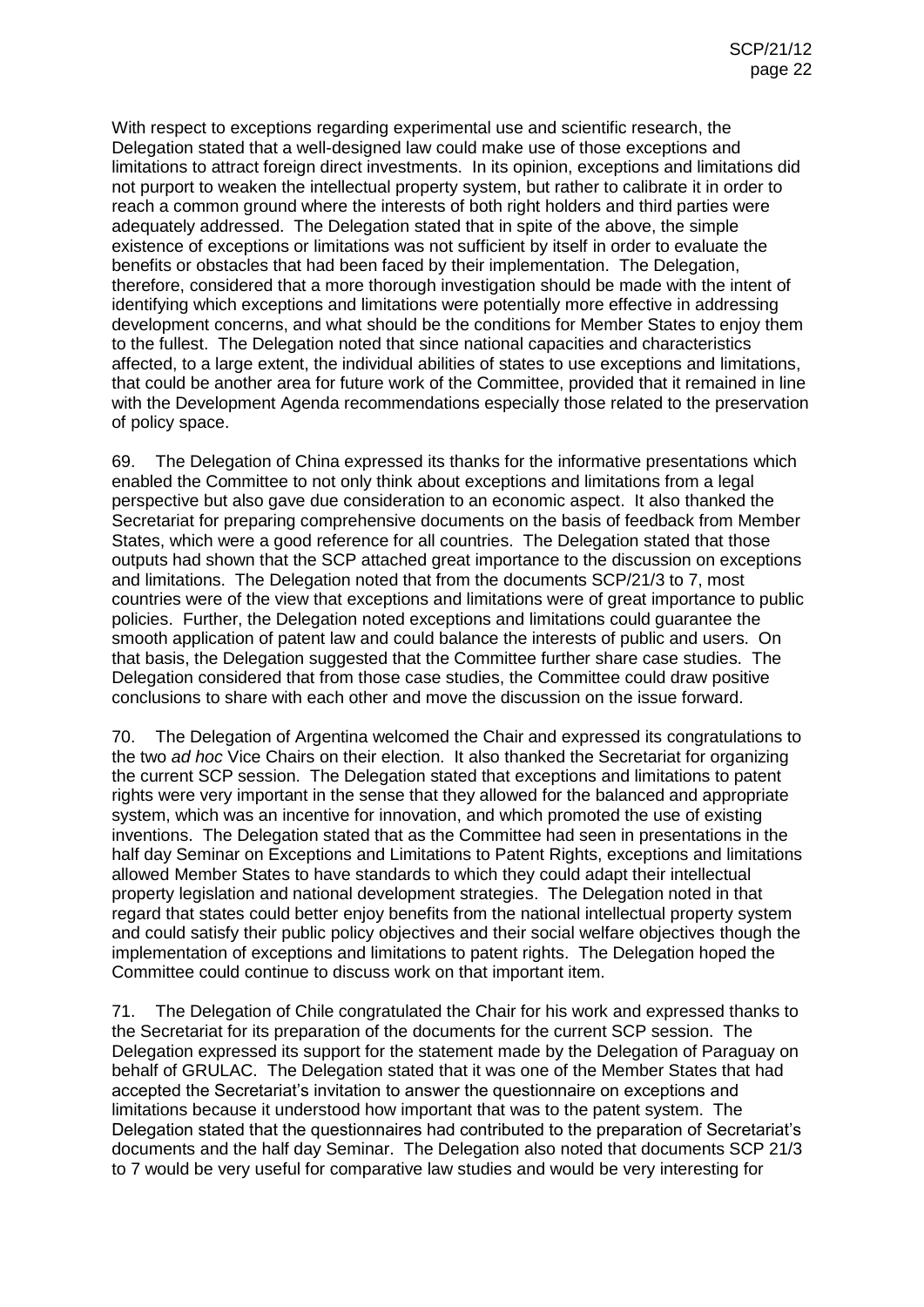With respect to exceptions regarding experimental use and scientific research, the Delegation stated that a well-designed law could make use of those exceptions and limitations to attract foreign direct investments. In its opinion, exceptions and limitations did not purport to weaken the intellectual property system, but rather to calibrate it in order to reach a common ground where the interests of both right holders and third parties were adequately addressed. The Delegation stated that in spite of the above, the simple existence of exceptions or limitations was not sufficient by itself in order to evaluate the benefits or obstacles that had been faced by their implementation. The Delegation, therefore, considered that a more thorough investigation should be made with the intent of identifying which exceptions and limitations were potentially more effective in addressing development concerns, and what should be the conditions for Member States to enjoy them to the fullest. The Delegation noted that since national capacities and characteristics affected, to a large extent, the individual abilities of states to use exceptions and limitations, that could be another area for future work of the Committee, provided that it remained in line with the Development Agenda recommendations especially those related to the preservation of policy space.

69. The Delegation of China expressed its thanks for the informative presentations which enabled the Committee to not only think about exceptions and limitations from a legal perspective but also gave due consideration to an economic aspect. It also thanked the Secretariat for preparing comprehensive documents on the basis of feedback from Member States, which were a good reference for all countries. The Delegation stated that those outputs had shown that the SCP attached great importance to the discussion on exceptions and limitations. The Delegation noted that from the documents SCP/21/3 to 7, most countries were of the view that exceptions and limitations were of great importance to public policies. Further, the Delegation noted exceptions and limitations could guarantee the smooth application of patent law and could balance the interests of public and users. On that basis, the Delegation suggested that the Committee further share case studies. The Delegation considered that from those case studies, the Committee could draw positive conclusions to share with each other and move the discussion on the issue forward.

70. The Delegation of Argentina welcomed the Chair and expressed its congratulations to the two *ad hoc* Vice Chairs on their election. It also thanked the Secretariat for organizing the current SCP session. The Delegation stated that exceptions and limitations to patent rights were very important in the sense that they allowed for the balanced and appropriate system, which was an incentive for innovation, and which promoted the use of existing inventions. The Delegation stated that as the Committee had seen in presentations in the half day Seminar on Exceptions and Limitations to Patent Rights, exceptions and limitations allowed Member States to have standards to which they could adapt their intellectual property legislation and national development strategies. The Delegation noted in that regard that states could better enjoy benefits from the national intellectual property system and could satisfy their public policy objectives and their social welfare objectives though the implementation of exceptions and limitations to patent rights. The Delegation hoped the Committee could continue to discuss work on that important item.

71. The Delegation of Chile congratulated the Chair for his work and expressed thanks to the Secretariat for its preparation of the documents for the current SCP session. The Delegation expressed its support for the statement made by the Delegation of Paraguay on behalf of GRULAC. The Delegation stated that it was one of the Member States that had accepted the Secretariat's invitation to answer the questionnaire on exceptions and limitations because it understood how important that was to the patent system. The Delegation stated that the questionnaires had contributed to the preparation of Secretariat's documents and the half day Seminar. The Delegation also noted that documents SCP 21/3 to 7 would be very useful for comparative law studies and would be very interesting for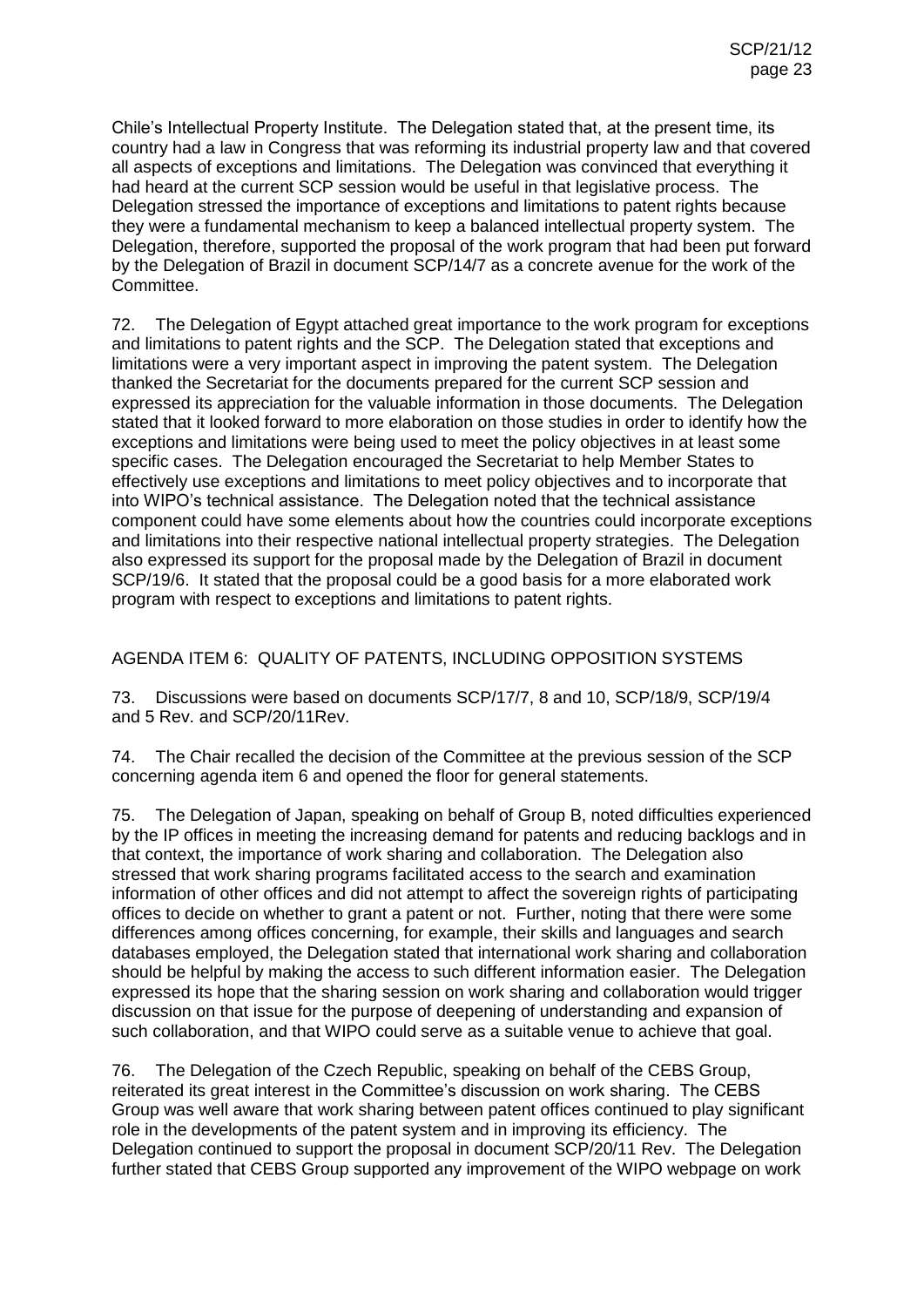Chile's Intellectual Property Institute. The Delegation stated that, at the present time, its country had a law in Congress that was reforming its industrial property law and that covered all aspects of exceptions and limitations. The Delegation was convinced that everything it had heard at the current SCP session would be useful in that legislative process. The Delegation stressed the importance of exceptions and limitations to patent rights because they were a fundamental mechanism to keep a balanced intellectual property system. The Delegation, therefore, supported the proposal of the work program that had been put forward by the Delegation of Brazil in document SCP/14/7 as a concrete avenue for the work of the Committee.

72. The Delegation of Egypt attached great importance to the work program for exceptions and limitations to patent rights and the SCP. The Delegation stated that exceptions and limitations were a very important aspect in improving the patent system. The Delegation thanked the Secretariat for the documents prepared for the current SCP session and expressed its appreciation for the valuable information in those documents. The Delegation stated that it looked forward to more elaboration on those studies in order to identify how the exceptions and limitations were being used to meet the policy objectives in at least some specific cases. The Delegation encouraged the Secretariat to help Member States to effectively use exceptions and limitations to meet policy objectives and to incorporate that into WIPO's technical assistance. The Delegation noted that the technical assistance component could have some elements about how the countries could incorporate exceptions and limitations into their respective national intellectual property strategies. The Delegation also expressed its support for the proposal made by the Delegation of Brazil in document SCP/19/6. It stated that the proposal could be a good basis for a more elaborated work program with respect to exceptions and limitations to patent rights.

AGENDA ITEM 6: QUALITY OF PATENTS, INCLUDING OPPOSITION SYSTEMS

73. Discussions were based on documents SCP/17/7, 8 and 10, SCP/18/9, SCP/19/4 and 5 Rev. and SCP/20/11Rev.

74. The Chair recalled the decision of the Committee at the previous session of the SCP concerning agenda item 6 and opened the floor for general statements.

75. The Delegation of Japan, speaking on behalf of Group B, noted difficulties experienced by the IP offices in meeting the increasing demand for patents and reducing backlogs and in that context, the importance of work sharing and collaboration. The Delegation also stressed that work sharing programs facilitated access to the search and examination information of other offices and did not attempt to affect the sovereign rights of participating offices to decide on whether to grant a patent or not. Further, noting that there were some differences among offices concerning, for example, their skills and languages and search databases employed, the Delegation stated that international work sharing and collaboration should be helpful by making the access to such different information easier. The Delegation expressed its hope that the sharing session on work sharing and collaboration would trigger discussion on that issue for the purpose of deepening of understanding and expansion of such collaboration, and that WIPO could serve as a suitable venue to achieve that goal.

76. The Delegation of the Czech Republic, speaking on behalf of the CEBS Group, reiterated its great interest in the Committee's discussion on work sharing. The CEBS Group was well aware that work sharing between patent offices continued to play significant role in the developments of the patent system and in improving its efficiency. The Delegation continued to support the proposal in document SCP/20/11 Rev. The Delegation further stated that CEBS Group supported any improvement of the WIPO webpage on work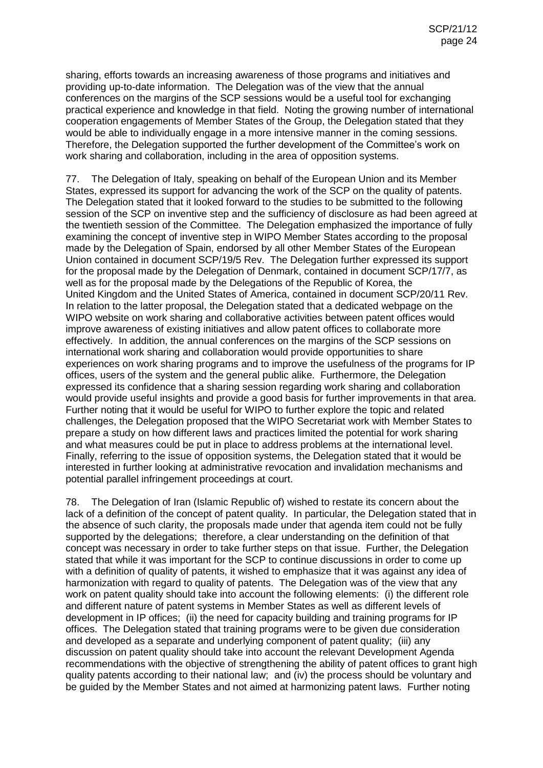sharing, efforts towards an increasing awareness of those programs and initiatives and providing up-to-date information. The Delegation was of the view that the annual conferences on the margins of the SCP sessions would be a useful tool for exchanging practical experience and knowledge in that field. Noting the growing number of international cooperation engagements of Member States of the Group, the Delegation stated that they would be able to individually engage in a more intensive manner in the coming sessions. Therefore, the Delegation supported the further development of the Committee's work on work sharing and collaboration, including in the area of opposition systems.

77. The Delegation of Italy, speaking on behalf of the European Union and its Member States, expressed its support for advancing the work of the SCP on the quality of patents. The Delegation stated that it looked forward to the studies to be submitted to the following session of the SCP on inventive step and the sufficiency of disclosure as had been agreed at the twentieth session of the Committee. The Delegation emphasized the importance of fully examining the concept of inventive step in WIPO Member States according to the proposal made by the Delegation of Spain, endorsed by all other Member States of the European Union contained in document SCP/19/5 Rev. The Delegation further expressed its support for the proposal made by the Delegation of Denmark, contained in document SCP/17/7, as well as for the proposal made by the Delegations of the Republic of Korea, the United Kingdom and the United States of America, contained in document SCP/20/11 Rev. In relation to the latter proposal, the Delegation stated that a dedicated webpage on the WIPO website on work sharing and collaborative activities between patent offices would improve awareness of existing initiatives and allow patent offices to collaborate more effectively. In addition, the annual conferences on the margins of the SCP sessions on international work sharing and collaboration would provide opportunities to share experiences on work sharing programs and to improve the usefulness of the programs for IP offices, users of the system and the general public alike. Furthermore, the Delegation expressed its confidence that a sharing session regarding work sharing and collaboration would provide useful insights and provide a good basis for further improvements in that area. Further noting that it would be useful for WIPO to further explore the topic and related challenges, the Delegation proposed that the WIPO Secretariat work with Member States to prepare a study on how different laws and practices limited the potential for work sharing and what measures could be put in place to address problems at the international level. Finally, referring to the issue of opposition systems, the Delegation stated that it would be interested in further looking at administrative revocation and invalidation mechanisms and potential parallel infringement proceedings at court.

78. The Delegation of Iran (Islamic Republic of) wished to restate its concern about the lack of a definition of the concept of patent quality. In particular, the Delegation stated that in the absence of such clarity, the proposals made under that agenda item could not be fully supported by the delegations; therefore, a clear understanding on the definition of that concept was necessary in order to take further steps on that issue. Further, the Delegation stated that while it was important for the SCP to continue discussions in order to come up with a definition of quality of patents, it wished to emphasize that it was against any idea of harmonization with regard to quality of patents. The Delegation was of the view that any work on patent quality should take into account the following elements: (i) the different role and different nature of patent systems in Member States as well as different levels of development in IP offices; (ii) the need for capacity building and training programs for IP offices. The Delegation stated that training programs were to be given due consideration and developed as a separate and underlying component of patent quality; (iii) any discussion on patent quality should take into account the relevant Development Agenda recommendations with the objective of strengthening the ability of patent offices to grant high quality patents according to their national law; and (iv) the process should be voluntary and be guided by the Member States and not aimed at harmonizing patent laws. Further noting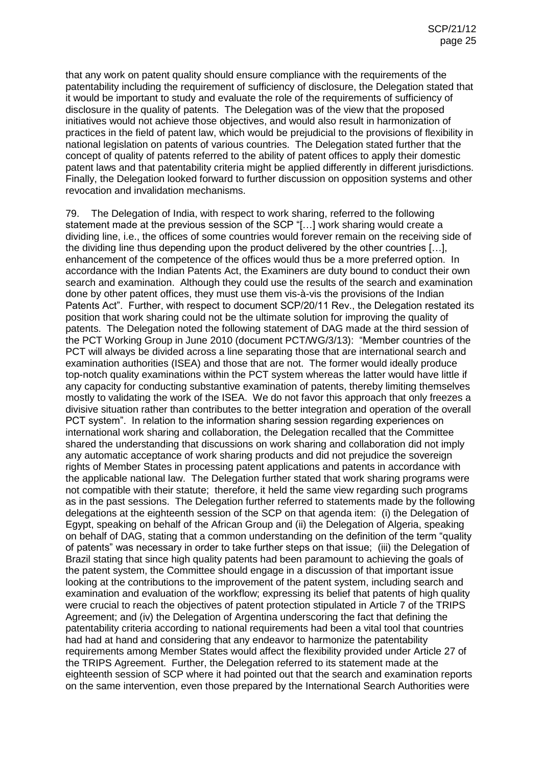that any work on patent quality should ensure compliance with the requirements of the patentability including the requirement of sufficiency of disclosure, the Delegation stated that it would be important to study and evaluate the role of the requirements of sufficiency of disclosure in the quality of patents. The Delegation was of the view that the proposed initiatives would not achieve those objectives, and would also result in harmonization of practices in the field of patent law, which would be prejudicial to the provisions of flexibility in national legislation on patents of various countries. The Delegation stated further that the concept of quality of patents referred to the ability of patent offices to apply their domestic patent laws and that patentability criteria might be applied differently in different jurisdictions. Finally, the Delegation looked forward to further discussion on opposition systems and other revocation and invalidation mechanisms.

79. The Delegation of India, with respect to work sharing, referred to the following statement made at the previous session of the SCP "[…] work sharing would create a dividing line, i.e., the offices of some countries would forever remain on the receiving side of the dividing line thus depending upon the product delivered by the other countries […], enhancement of the competence of the offices would thus be a more preferred option. In accordance with the Indian Patents Act, the Examiners are duty bound to conduct their own search and examination. Although they could use the results of the search and examination done by other patent offices, they must use them vis-à-vis the provisions of the Indian Patents Act". Further, with respect to document SCP/20/11 Rev., the Delegation restated its position that work sharing could not be the ultimate solution for improving the quality of patents. The Delegation noted the following statement of DAG made at the third session of the PCT Working Group in June 2010 (document PCT/WG/3/13): "Member countries of the PCT will always be divided across a line separating those that are international search and examination authorities (ISEA) and those that are not. The former would ideally produce top-notch quality examinations within the PCT system whereas the latter would have little if any capacity for conducting substantive examination of patents, thereby limiting themselves mostly to validating the work of the ISEA. We do not favor this approach that only freezes a divisive situation rather than contributes to the better integration and operation of the overall PCT system". In relation to the information sharing session regarding experiences on international work sharing and collaboration, the Delegation recalled that the Committee shared the understanding that discussions on work sharing and collaboration did not imply any automatic acceptance of work sharing products and did not prejudice the sovereign rights of Member States in processing patent applications and patents in accordance with the applicable national law. The Delegation further stated that work sharing programs were not compatible with their statute; therefore, it held the same view regarding such programs as in the past sessions. The Delegation further referred to statements made by the following delegations at the eighteenth session of the SCP on that agenda item: (i) the Delegation of Egypt, speaking on behalf of the African Group and (ii) the Delegation of Algeria, speaking on behalf of DAG, stating that a common understanding on the definition of the term "quality of patents" was necessary in order to take further steps on that issue; (iii) the Delegation of Brazil stating that since high quality patents had been paramount to achieving the goals of the patent system, the Committee should engage in a discussion of that important issue looking at the contributions to the improvement of the patent system, including search and examination and evaluation of the workflow; expressing its belief that patents of high quality were crucial to reach the objectives of patent protection stipulated in Article 7 of the TRIPS Agreement; and (iv) the Delegation of Argentina underscoring the fact that defining the patentability criteria according to national requirements had been a vital tool that countries had had at hand and considering that any endeavor to harmonize the patentability requirements among Member States would affect the flexibility provided under Article 27 of the TRIPS Agreement. Further, the Delegation referred to its statement made at the eighteenth session of SCP where it had pointed out that the search and examination reports on the same intervention, even those prepared by the International Search Authorities were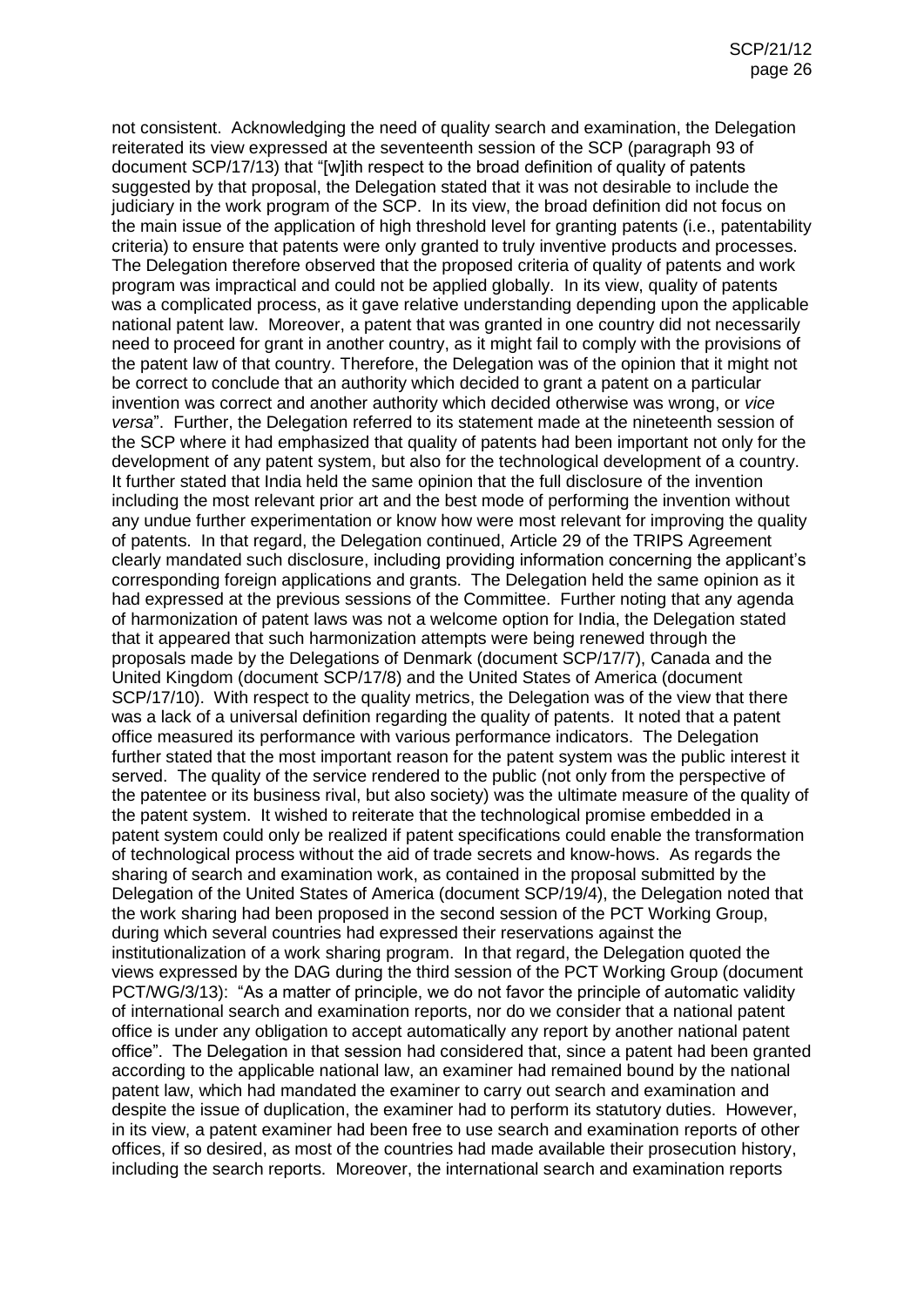not consistent. Acknowledging the need of quality search and examination, the Delegation reiterated its view expressed at the seventeenth session of the SCP (paragraph 93 of document SCP/17/13) that "[w]ith respect to the broad definition of quality of patents suggested by that proposal, the Delegation stated that it was not desirable to include the judiciary in the work program of the SCP. In its view, the broad definition did not focus on the main issue of the application of high threshold level for granting patents (i.e., patentability criteria) to ensure that patents were only granted to truly inventive products and processes. The Delegation therefore observed that the proposed criteria of quality of patents and work program was impractical and could not be applied globally. In its view, quality of patents was a complicated process, as it gave relative understanding depending upon the applicable national patent law. Moreover, a patent that was granted in one country did not necessarily need to proceed for grant in another country, as it might fail to comply with the provisions of the patent law of that country. Therefore, the Delegation was of the opinion that it might not be correct to conclude that an authority which decided to grant a patent on a particular invention was correct and another authority which decided otherwise was wrong, or *vice versa*". Further, the Delegation referred to its statement made at the nineteenth session of the SCP where it had emphasized that quality of patents had been important not only for the development of any patent system, but also for the technological development of a country. It further stated that India held the same opinion that the full disclosure of the invention including the most relevant prior art and the best mode of performing the invention without any undue further experimentation or know how were most relevant for improving the quality of patents. In that regard, the Delegation continued, Article 29 of the TRIPS Agreement clearly mandated such disclosure, including providing information concerning the applicant's corresponding foreign applications and grants. The Delegation held the same opinion as it had expressed at the previous sessions of the Committee. Further noting that any agenda of harmonization of patent laws was not a welcome option for India, the Delegation stated that it appeared that such harmonization attempts were being renewed through the proposals made by the Delegations of Denmark (document SCP/17/7), Canada and the United Kingdom (document SCP/17/8) and the United States of America (document SCP/17/10). With respect to the quality metrics, the Delegation was of the view that there was a lack of a universal definition regarding the quality of patents. It noted that a patent office measured its performance with various performance indicators. The Delegation further stated that the most important reason for the patent system was the public interest it served. The quality of the service rendered to the public (not only from the perspective of the patentee or its business rival, but also society) was the ultimate measure of the quality of the patent system. It wished to reiterate that the technological promise embedded in a patent system could only be realized if patent specifications could enable the transformation of technological process without the aid of trade secrets and know-hows. As regards the sharing of search and examination work, as contained in the proposal submitted by the Delegation of the United States of America (document SCP/19/4), the Delegation noted that the work sharing had been proposed in the second session of the PCT Working Group, during which several countries had expressed their reservations against the institutionalization of a work sharing program. In that regard, the Delegation quoted the views expressed by the DAG during the third session of the PCT Working Group (document PCT/WG/3/13): "As a matter of principle, we do not favor the principle of automatic validity of international search and examination reports, nor do we consider that a national patent office is under any obligation to accept automatically any report by another national patent office". The Delegation in that session had considered that, since a patent had been granted according to the applicable national law, an examiner had remained bound by the national patent law, which had mandated the examiner to carry out search and examination and despite the issue of duplication, the examiner had to perform its statutory duties. However, in its view, a patent examiner had been free to use search and examination reports of other offices, if so desired, as most of the countries had made available their prosecution history, including the search reports. Moreover, the international search and examination reports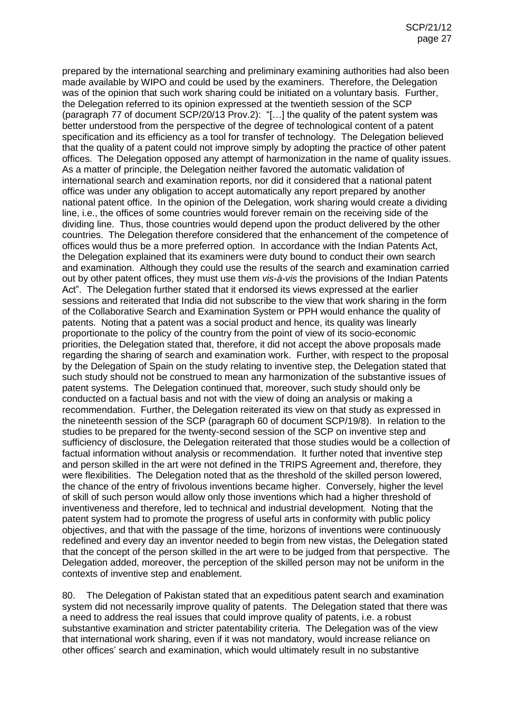prepared by the international searching and preliminary examining authorities had also been made available by WIPO and could be used by the examiners. Therefore, the Delegation was of the opinion that such work sharing could be initiated on a voluntary basis. Further, the Delegation referred to its opinion expressed at the twentieth session of the SCP (paragraph 77 of document SCP/20/13 Prov.2): "[…] the quality of the patent system was better understood from the perspective of the degree of technological content of a patent specification and its efficiency as a tool for transfer of technology. The Delegation believed that the quality of a patent could not improve simply by adopting the practice of other patent offices. The Delegation opposed any attempt of harmonization in the name of quality issues. As a matter of principle, the Delegation neither favored the automatic validation of international search and examination reports, nor did it considered that a national patent office was under any obligation to accept automatically any report prepared by another national patent office. In the opinion of the Delegation, work sharing would create a dividing line, i.e., the offices of some countries would forever remain on the receiving side of the dividing line. Thus, those countries would depend upon the product delivered by the other countries. The Delegation therefore considered that the enhancement of the competence of offices would thus be a more preferred option. In accordance with the Indian Patents Act, the Delegation explained that its examiners were duty bound to conduct their own search and examination. Although they could use the results of the search and examination carried out by other patent offices, they must use them *vis-à-vis* the provisions of the Indian Patents Act". The Delegation further stated that it endorsed its views expressed at the earlier sessions and reiterated that India did not subscribe to the view that work sharing in the form of the Collaborative Search and Examination System or PPH would enhance the quality of patents. Noting that a patent was a social product and hence, its quality was linearly proportionate to the policy of the country from the point of view of its socio-economic priorities, the Delegation stated that, therefore, it did not accept the above proposals made regarding the sharing of search and examination work. Further, with respect to the proposal by the Delegation of Spain on the study relating to inventive step, the Delegation stated that such study should not be construed to mean any harmonization of the substantive issues of patent systems. The Delegation continued that, moreover, such study should only be conducted on a factual basis and not with the view of doing an analysis or making a recommendation. Further, the Delegation reiterated its view on that study as expressed in the nineteenth session of the SCP (paragraph 60 of document SCP/19/8). In relation to the studies to be prepared for the twenty-second session of the SCP on inventive step and sufficiency of disclosure, the Delegation reiterated that those studies would be a collection of factual information without analysis or recommendation. It further noted that inventive step and person skilled in the art were not defined in the TRIPS Agreement and, therefore, they were flexibilities. The Delegation noted that as the threshold of the skilled person lowered, the chance of the entry of frivolous inventions became higher. Conversely, higher the level of skill of such person would allow only those inventions which had a higher threshold of inventiveness and therefore, led to technical and industrial development. Noting that the patent system had to promote the progress of useful arts in conformity with public policy objectives, and that with the passage of the time, horizons of inventions were continuously redefined and every day an inventor needed to begin from new vistas, the Delegation stated that the concept of the person skilled in the art were to be judged from that perspective. The Delegation added, moreover, the perception of the skilled person may not be uniform in the contexts of inventive step and enablement.

80. The Delegation of Pakistan stated that an expeditious patent search and examination system did not necessarily improve quality of patents. The Delegation stated that there was a need to address the real issues that could improve quality of patents, i.e. a robust substantive examination and stricter patentability criteria. The Delegation was of the view that international work sharing, even if it was not mandatory, would increase reliance on other offices' search and examination, which would ultimately result in no substantive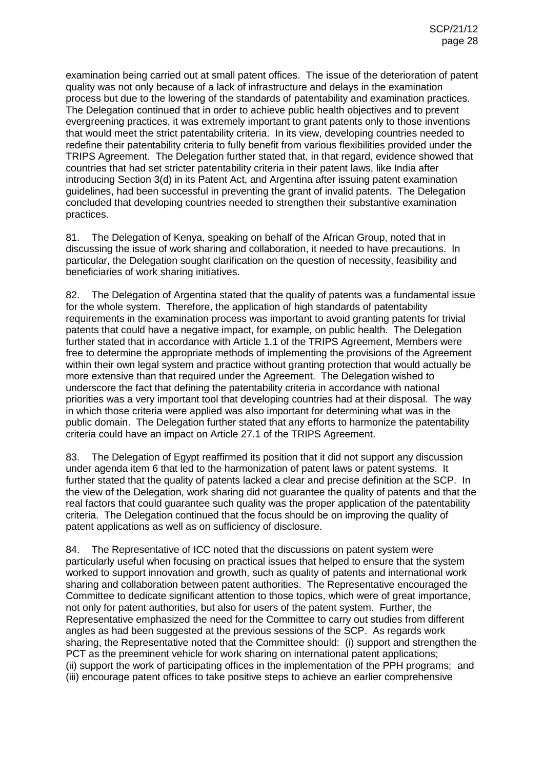examination being carried out at small patent offices. The issue of the deterioration of patent quality was not only because of a lack of infrastructure and delays in the examination process but due to the lowering of the standards of patentability and examination practices. The Delegation continued that in order to achieve public health objectives and to prevent evergreening practices, it was extremely important to grant patents only to those inventions that would meet the strict patentability criteria. In its view, developing countries needed to redefine their patentability criteria to fully benefit from various flexibilities provided under the TRIPS Agreement. The Delegation further stated that, in that regard, evidence showed that countries that had set stricter patentability criteria in their patent laws, like India after introducing Section 3(d) in its Patent Act, and Argentina after issuing patent examination guidelines, had been successful in preventing the grant of invalid patents. The Delegation concluded that developing countries needed to strengthen their substantive examination practices.

81. The Delegation of Kenya, speaking on behalf of the African Group, noted that in discussing the issue of work sharing and collaboration, it needed to have precautions. In particular, the Delegation sought clarification on the question of necessity, feasibility and beneficiaries of work sharing initiatives.

82. The Delegation of Argentina stated that the quality of patents was a fundamental issue for the whole system. Therefore, the application of high standards of patentability requirements in the examination process was important to avoid granting patents for trivial patents that could have a negative impact, for example, on public health. The Delegation further stated that in accordance with Article 1.1 of the TRIPS Agreement, Members were free to determine the appropriate methods of implementing the provisions of the Agreement within their own legal system and practice without granting protection that would actually be more extensive than that required under the Agreement. The Delegation wished to underscore the fact that defining the patentability criteria in accordance with national priorities was a very important tool that developing countries had at their disposal. The way in which those criteria were applied was also important for determining what was in the public domain. The Delegation further stated that any efforts to harmonize the patentability criteria could have an impact on Article 27.1 of the TRIPS Agreement.

83. The Delegation of Egypt reaffirmed its position that it did not support any discussion under agenda item 6 that led to the harmonization of patent laws or patent systems. It further stated that the quality of patents lacked a clear and precise definition at the SCP. In the view of the Delegation, work sharing did not guarantee the quality of patents and that the real factors that could guarantee such quality was the proper application of the patentability criteria. The Delegation continued that the focus should be on improving the quality of patent applications as well as on sufficiency of disclosure.

84. The Representative of ICC noted that the discussions on patent system were particularly useful when focusing on practical issues that helped to ensure that the system worked to support innovation and growth, such as quality of patents and international work sharing and collaboration between patent authorities. The Representative encouraged the Committee to dedicate significant attention to those topics, which were of great importance, not only for patent authorities, but also for users of the patent system. Further, the Representative emphasized the need for the Committee to carry out studies from different angles as had been suggested at the previous sessions of the SCP. As regards work sharing, the Representative noted that the Committee should: (i) support and strengthen the PCT as the preeminent vehicle for work sharing on international patent applications; (ii) support the work of participating offices in the implementation of the PPH programs; and (iii) encourage patent offices to take positive steps to achieve an earlier comprehensive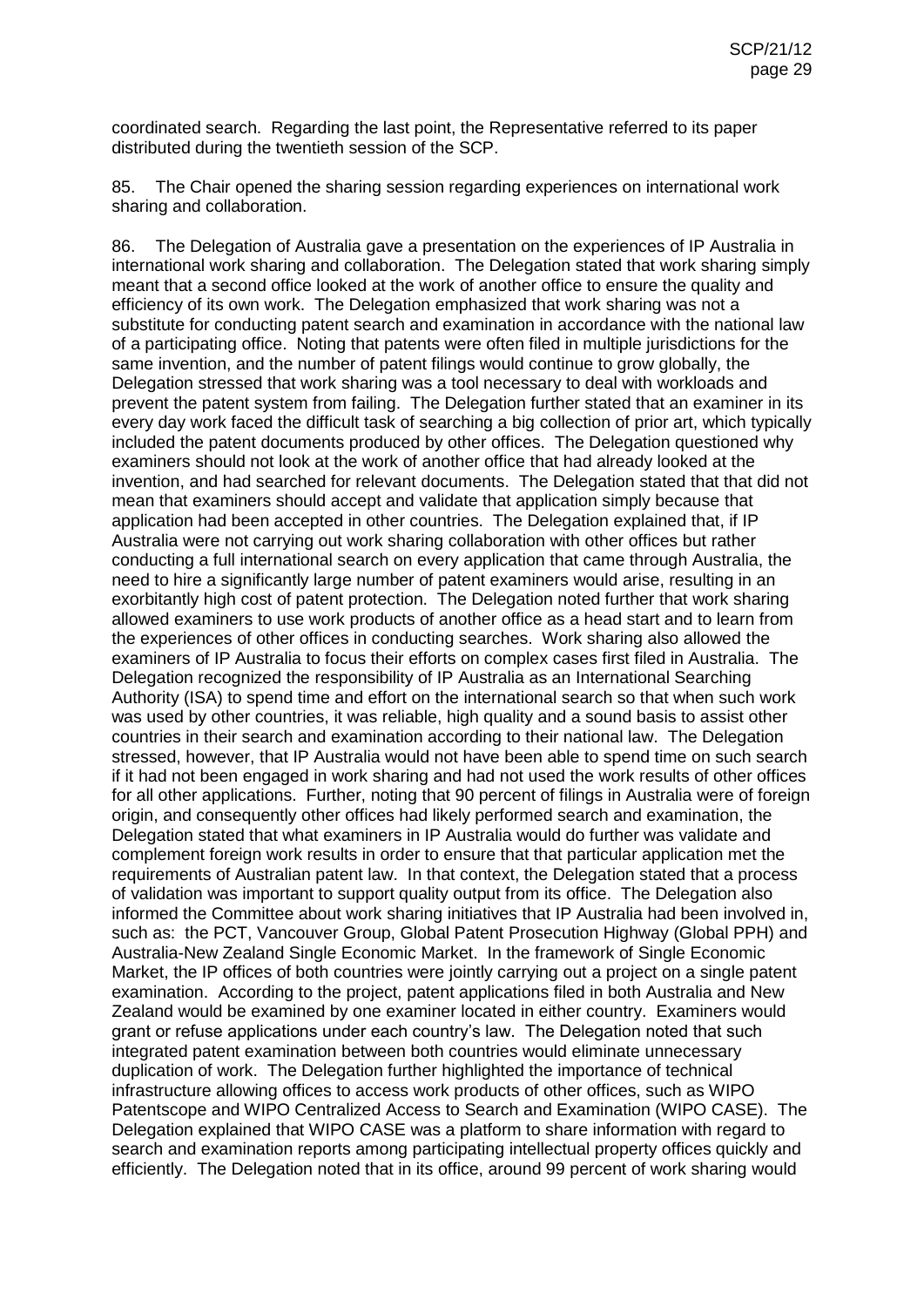coordinated search. Regarding the last point, the Representative referred to its paper distributed during the twentieth session of the SCP.

85. The Chair opened the sharing session regarding experiences on international work sharing and collaboration.

86. The Delegation of Australia gave a presentation on the experiences of IP Australia in international work sharing and collaboration. The Delegation stated that work sharing simply meant that a second office looked at the work of another office to ensure the quality and efficiency of its own work. The Delegation emphasized that work sharing was not a substitute for conducting patent search and examination in accordance with the national law of a participating office. Noting that patents were often filed in multiple jurisdictions for the same invention, and the number of patent filings would continue to grow globally, the Delegation stressed that work sharing was a tool necessary to deal with workloads and prevent the patent system from failing. The Delegation further stated that an examiner in its every day work faced the difficult task of searching a big collection of prior art, which typically included the patent documents produced by other offices. The Delegation questioned why examiners should not look at the work of another office that had already looked at the invention, and had searched for relevant documents. The Delegation stated that that did not mean that examiners should accept and validate that application simply because that application had been accepted in other countries. The Delegation explained that, if IP Australia were not carrying out work sharing collaboration with other offices but rather conducting a full international search on every application that came through Australia, the need to hire a significantly large number of patent examiners would arise, resulting in an exorbitantly high cost of patent protection. The Delegation noted further that work sharing allowed examiners to use work products of another office as a head start and to learn from the experiences of other offices in conducting searches. Work sharing also allowed the examiners of IP Australia to focus their efforts on complex cases first filed in Australia. The Delegation recognized the responsibility of IP Australia as an International Searching Authority (ISA) to spend time and effort on the international search so that when such work was used by other countries, it was reliable, high quality and a sound basis to assist other countries in their search and examination according to their national law. The Delegation stressed, however, that IP Australia would not have been able to spend time on such search if it had not been engaged in work sharing and had not used the work results of other offices for all other applications. Further, noting that 90 percent of filings in Australia were of foreign origin, and consequently other offices had likely performed search and examination, the Delegation stated that what examiners in IP Australia would do further was validate and complement foreign work results in order to ensure that that particular application met the requirements of Australian patent law. In that context, the Delegation stated that a process of validation was important to support quality output from its office. The Delegation also informed the Committee about work sharing initiatives that IP Australia had been involved in, such as: the PCT, Vancouver Group, Global Patent Prosecution Highway (Global PPH) and Australia-New Zealand Single Economic Market. In the framework of Single Economic Market, the IP offices of both countries were jointly carrying out a project on a single patent examination. According to the project, patent applications filed in both Australia and New Zealand would be examined by one examiner located in either country. Examiners would grant or refuse applications under each country's law. The Delegation noted that such integrated patent examination between both countries would eliminate unnecessary duplication of work. The Delegation further highlighted the importance of technical infrastructure allowing offices to access work products of other offices, such as WIPO Patentscope and WIPO Centralized Access to Search and Examination (WIPO CASE). The Delegation explained that WIPO CASE was a platform to share information with regard to search and examination reports among participating intellectual property offices quickly and efficiently. The Delegation noted that in its office, around 99 percent of work sharing would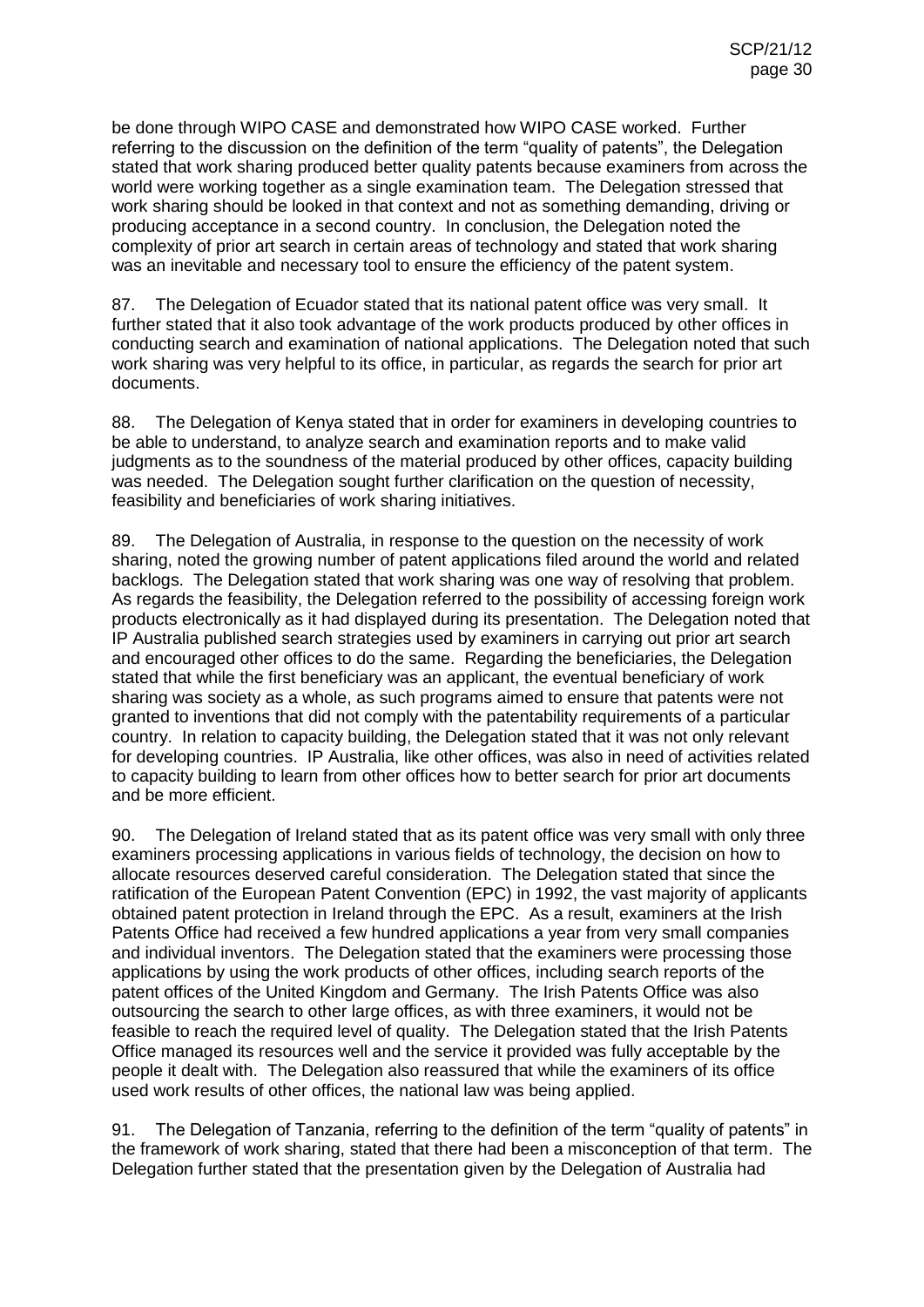be done through WIPO CASE and demonstrated how WIPO CASE worked. Further referring to the discussion on the definition of the term "quality of patents", the Delegation stated that work sharing produced better quality patents because examiners from across the world were working together as a single examination team. The Delegation stressed that work sharing should be looked in that context and not as something demanding, driving or producing acceptance in a second country. In conclusion, the Delegation noted the complexity of prior art search in certain areas of technology and stated that work sharing was an inevitable and necessary tool to ensure the efficiency of the patent system.

87. The Delegation of Ecuador stated that its national patent office was very small. It further stated that it also took advantage of the work products produced by other offices in conducting search and examination of national applications. The Delegation noted that such work sharing was very helpful to its office, in particular, as regards the search for prior art documents.

88. The Delegation of Kenya stated that in order for examiners in developing countries to be able to understand, to analyze search and examination reports and to make valid judgments as to the soundness of the material produced by other offices, capacity building was needed. The Delegation sought further clarification on the question of necessity, feasibility and beneficiaries of work sharing initiatives.

89. The Delegation of Australia, in response to the question on the necessity of work sharing, noted the growing number of patent applications filed around the world and related backlogs. The Delegation stated that work sharing was one way of resolving that problem. As regards the feasibility, the Delegation referred to the possibility of accessing foreign work products electronically as it had displayed during its presentation. The Delegation noted that IP Australia published search strategies used by examiners in carrying out prior art search and encouraged other offices to do the same. Regarding the beneficiaries, the Delegation stated that while the first beneficiary was an applicant, the eventual beneficiary of work sharing was society as a whole, as such programs aimed to ensure that patents were not granted to inventions that did not comply with the patentability requirements of a particular country. In relation to capacity building, the Delegation stated that it was not only relevant for developing countries. IP Australia, like other offices, was also in need of activities related to capacity building to learn from other offices how to better search for prior art documents and be more efficient.

90. The Delegation of Ireland stated that as its patent office was very small with only three examiners processing applications in various fields of technology, the decision on how to allocate resources deserved careful consideration. The Delegation stated that since the ratification of the European Patent Convention (EPC) in 1992, the vast majority of applicants obtained patent protection in Ireland through the EPC. As a result, examiners at the Irish Patents Office had received a few hundred applications a year from very small companies and individual inventors. The Delegation stated that the examiners were processing those applications by using the work products of other offices, including search reports of the patent offices of the United Kingdom and Germany. The Irish Patents Office was also outsourcing the search to other large offices, as with three examiners, it would not be feasible to reach the required level of quality. The Delegation stated that the Irish Patents Office managed its resources well and the service it provided was fully acceptable by the people it dealt with. The Delegation also reassured that while the examiners of its office used work results of other offices, the national law was being applied.

91. The Delegation of Tanzania, referring to the definition of the term "quality of patents" in the framework of work sharing, stated that there had been a misconception of that term. The Delegation further stated that the presentation given by the Delegation of Australia had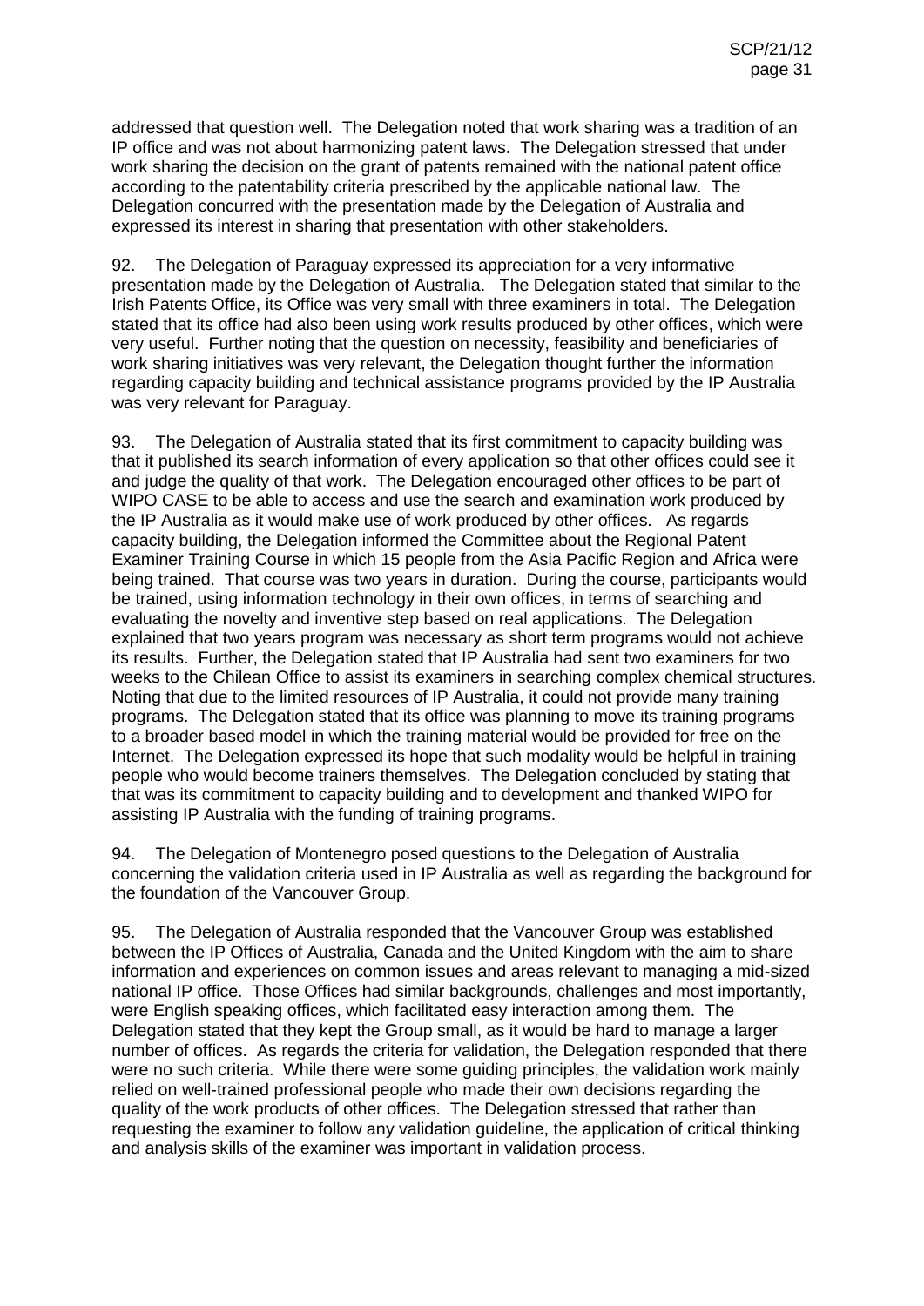addressed that question well. The Delegation noted that work sharing was a tradition of an IP office and was not about harmonizing patent laws. The Delegation stressed that under work sharing the decision on the grant of patents remained with the national patent office according to the patentability criteria prescribed by the applicable national law. The Delegation concurred with the presentation made by the Delegation of Australia and expressed its interest in sharing that presentation with other stakeholders.

92. The Delegation of Paraguay expressed its appreciation for a very informative presentation made by the Delegation of Australia. The Delegation stated that similar to the Irish Patents Office, its Office was very small with three examiners in total. The Delegation stated that its office had also been using work results produced by other offices, which were very useful. Further noting that the question on necessity, feasibility and beneficiaries of work sharing initiatives was very relevant, the Delegation thought further the information regarding capacity building and technical assistance programs provided by the IP Australia was very relevant for Paraguay.

93. The Delegation of Australia stated that its first commitment to capacity building was that it published its search information of every application so that other offices could see it and judge the quality of that work. The Delegation encouraged other offices to be part of WIPO CASE to be able to access and use the search and examination work produced by the IP Australia as it would make use of work produced by other offices. As regards capacity building, the Delegation informed the Committee about the Regional Patent Examiner Training Course in which 15 people from the Asia Pacific Region and Africa were being trained. That course was two years in duration. During the course, participants would be trained, using information technology in their own offices, in terms of searching and evaluating the novelty and inventive step based on real applications. The Delegation explained that two years program was necessary as short term programs would not achieve its results. Further, the Delegation stated that IP Australia had sent two examiners for two weeks to the Chilean Office to assist its examiners in searching complex chemical structures. Noting that due to the limited resources of IP Australia, it could not provide many training programs. The Delegation stated that its office was planning to move its training programs to a broader based model in which the training material would be provided for free on the Internet. The Delegation expressed its hope that such modality would be helpful in training people who would become trainers themselves. The Delegation concluded by stating that that was its commitment to capacity building and to development and thanked WIPO for assisting IP Australia with the funding of training programs.

94. The Delegation of Montenegro posed questions to the Delegation of Australia concerning the validation criteria used in IP Australia as well as regarding the background for the foundation of the Vancouver Group.

95. The Delegation of Australia responded that the Vancouver Group was established between the IP Offices of Australia, Canada and the United Kingdom with the aim to share information and experiences on common issues and areas relevant to managing a mid-sized national IP office. Those Offices had similar backgrounds, challenges and most importantly, were English speaking offices, which facilitated easy interaction among them. The Delegation stated that they kept the Group small, as it would be hard to manage a larger number of offices. As regards the criteria for validation, the Delegation responded that there were no such criteria. While there were some guiding principles, the validation work mainly relied on well-trained professional people who made their own decisions regarding the quality of the work products of other offices. The Delegation stressed that rather than requesting the examiner to follow any validation guideline, the application of critical thinking and analysis skills of the examiner was important in validation process.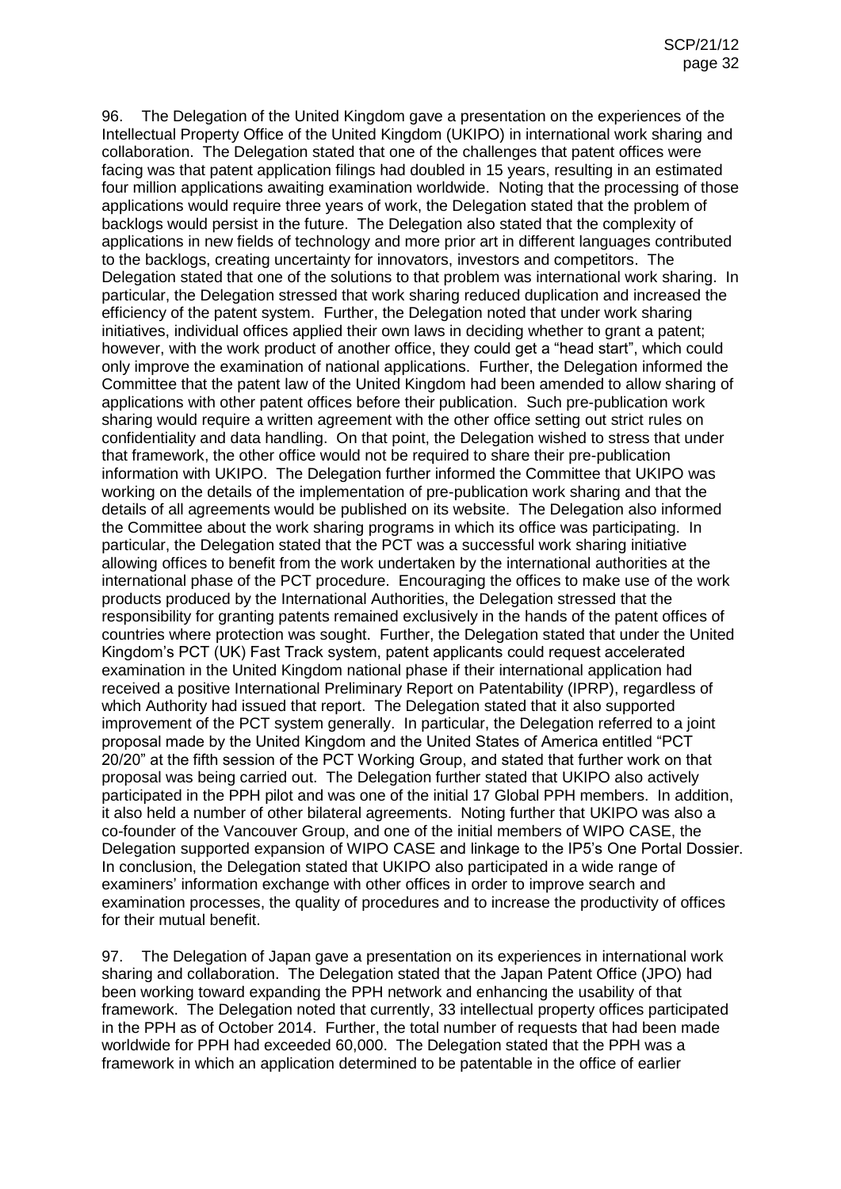96. The Delegation of the United Kingdom gave a presentation on the experiences of the Intellectual Property Office of the United Kingdom (UKIPO) in international work sharing and collaboration. The Delegation stated that one of the challenges that patent offices were facing was that patent application filings had doubled in 15 years, resulting in an estimated four million applications awaiting examination worldwide. Noting that the processing of those applications would require three years of work, the Delegation stated that the problem of backlogs would persist in the future. The Delegation also stated that the complexity of applications in new fields of technology and more prior art in different languages contributed to the backlogs, creating uncertainty for innovators, investors and competitors. The Delegation stated that one of the solutions to that problem was international work sharing. In particular, the Delegation stressed that work sharing reduced duplication and increased the efficiency of the patent system. Further, the Delegation noted that under work sharing initiatives, individual offices applied their own laws in deciding whether to grant a patent; however, with the work product of another office, they could get a "head start", which could only improve the examination of national applications. Further, the Delegation informed the Committee that the patent law of the United Kingdom had been amended to allow sharing of applications with other patent offices before their publication. Such pre-publication work sharing would require a written agreement with the other office setting out strict rules on confidentiality and data handling. On that point, the Delegation wished to stress that under that framework, the other office would not be required to share their pre-publication information with UKIPO. The Delegation further informed the Committee that UKIPO was working on the details of the implementation of pre-publication work sharing and that the details of all agreements would be published on its website. The Delegation also informed the Committee about the work sharing programs in which its office was participating. In particular, the Delegation stated that the PCT was a successful work sharing initiative allowing offices to benefit from the work undertaken by the international authorities at the international phase of the PCT procedure. Encouraging the offices to make use of the work products produced by the International Authorities, the Delegation stressed that the responsibility for granting patents remained exclusively in the hands of the patent offices of countries where protection was sought. Further, the Delegation stated that under the United Kingdom's PCT (UK) Fast Track system, patent applicants could request accelerated examination in the United Kingdom national phase if their international application had received a positive International Preliminary Report on Patentability (IPRP), regardless of which Authority had issued that report. The Delegation stated that it also supported improvement of the PCT system generally. In particular, the Delegation referred to a joint proposal made by the United Kingdom and the United States of America entitled "PCT 20/20" at the fifth session of the PCT Working Group, and stated that further work on that proposal was being carried out. The Delegation further stated that UKIPO also actively participated in the PPH pilot and was one of the initial 17 Global PPH members. In addition, it also held a number of other bilateral agreements. Noting further that UKIPO was also a co-founder of the Vancouver Group, and one of the initial members of WIPO CASE, the Delegation supported expansion of WIPO CASE and linkage to the IP5's One Portal Dossier. In conclusion, the Delegation stated that UKIPO also participated in a wide range of examiners' information exchange with other offices in order to improve search and examination processes, the quality of procedures and to increase the productivity of offices for their mutual benefit.

97. The Delegation of Japan gave a presentation on its experiences in international work sharing and collaboration. The Delegation stated that the Japan Patent Office (JPO) had been working toward expanding the PPH network and enhancing the usability of that framework. The Delegation noted that currently, 33 intellectual property offices participated in the PPH as of October 2014. Further, the total number of requests that had been made worldwide for PPH had exceeded 60,000. The Delegation stated that the PPH was a framework in which an application determined to be patentable in the office of earlier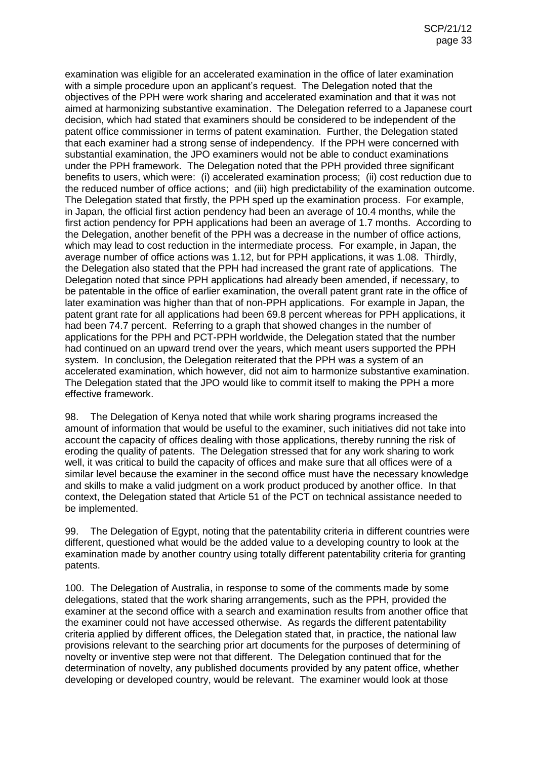examination was eligible for an accelerated examination in the office of later examination with a simple procedure upon an applicant's request. The Delegation noted that the objectives of the PPH were work sharing and accelerated examination and that it was not aimed at harmonizing substantive examination. The Delegation referred to a Japanese court decision, which had stated that examiners should be considered to be independent of the patent office commissioner in terms of patent examination. Further, the Delegation stated that each examiner had a strong sense of independency. If the PPH were concerned with substantial examination, the JPO examiners would not be able to conduct examinations under the PPH framework. The Delegation noted that the PPH provided three significant benefits to users, which were: (i) accelerated examination process; (ii) cost reduction due to the reduced number of office actions; and (iii) high predictability of the examination outcome. The Delegation stated that firstly, the PPH sped up the examination process. For example, in Japan, the official first action pendency had been an average of 10.4 months, while the first action pendency for PPH applications had been an average of 1.7 months. According to the Delegation, another benefit of the PPH was a decrease in the number of office actions, which may lead to cost reduction in the intermediate process. For example, in Japan, the average number of office actions was 1.12, but for PPH applications, it was 1.08. Thirdly, the Delegation also stated that the PPH had increased the grant rate of applications. The Delegation noted that since PPH applications had already been amended, if necessary, to be patentable in the office of earlier examination, the overall patent grant rate in the office of later examination was higher than that of non-PPH applications. For example in Japan, the patent grant rate for all applications had been 69.8 percent whereas for PPH applications, it had been 74.7 percent. Referring to a graph that showed changes in the number of applications for the PPH and PCT-PPH worldwide, the Delegation stated that the number had continued on an upward trend over the years, which meant users supported the PPH system. In conclusion, the Delegation reiterated that the PPH was a system of an accelerated examination, which however, did not aim to harmonize substantive examination. The Delegation stated that the JPO would like to commit itself to making the PPH a more effective framework.

98. The Delegation of Kenya noted that while work sharing programs increased the amount of information that would be useful to the examiner, such initiatives did not take into account the capacity of offices dealing with those applications, thereby running the risk of eroding the quality of patents. The Delegation stressed that for any work sharing to work well, it was critical to build the capacity of offices and make sure that all offices were of a similar level because the examiner in the second office must have the necessary knowledge and skills to make a valid judgment on a work product produced by another office. In that context, the Delegation stated that Article 51 of the PCT on technical assistance needed to be implemented.

99. The Delegation of Egypt, noting that the patentability criteria in different countries were different, questioned what would be the added value to a developing country to look at the examination made by another country using totally different patentability criteria for granting patents.

100. The Delegation of Australia, in response to some of the comments made by some delegations, stated that the work sharing arrangements, such as the PPH, provided the examiner at the second office with a search and examination results from another office that the examiner could not have accessed otherwise. As regards the different patentability criteria applied by different offices, the Delegation stated that, in practice, the national law provisions relevant to the searching prior art documents for the purposes of determining of novelty or inventive step were not that different. The Delegation continued that for the determination of novelty, any published documents provided by any patent office, whether developing or developed country, would be relevant. The examiner would look at those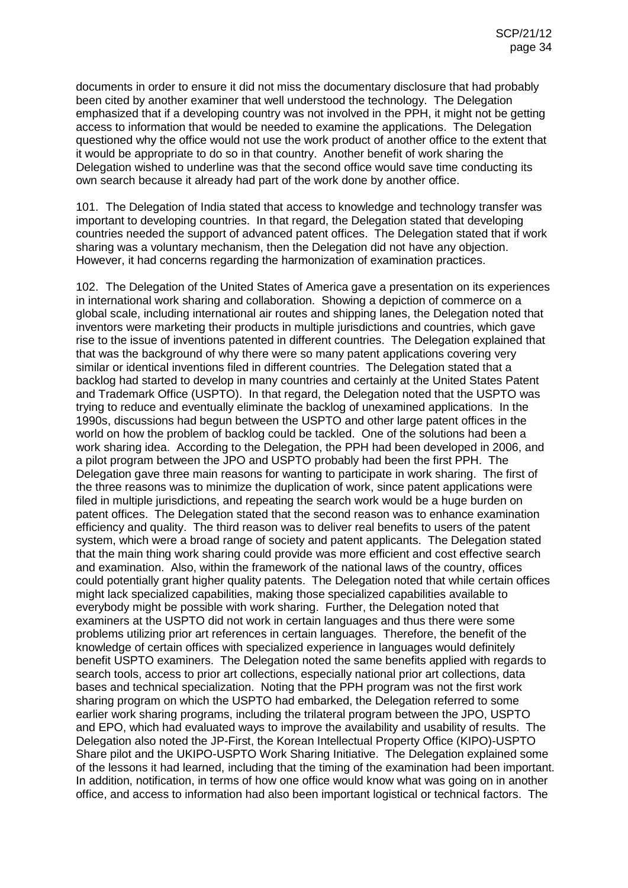documents in order to ensure it did not miss the documentary disclosure that had probably been cited by another examiner that well understood the technology. The Delegation emphasized that if a developing country was not involved in the PPH, it might not be getting access to information that would be needed to examine the applications. The Delegation questioned why the office would not use the work product of another office to the extent that it would be appropriate to do so in that country. Another benefit of work sharing the Delegation wished to underline was that the second office would save time conducting its own search because it already had part of the work done by another office.

101. The Delegation of India stated that access to knowledge and technology transfer was important to developing countries. In that regard, the Delegation stated that developing countries needed the support of advanced patent offices. The Delegation stated that if work sharing was a voluntary mechanism, then the Delegation did not have any objection. However, it had concerns regarding the harmonization of examination practices.

102. The Delegation of the United States of America gave a presentation on its experiences in international work sharing and collaboration. Showing a depiction of commerce on a global scale, including international air routes and shipping lanes, the Delegation noted that inventors were marketing their products in multiple jurisdictions and countries, which gave rise to the issue of inventions patented in different countries. The Delegation explained that that was the background of why there were so many patent applications covering very similar or identical inventions filed in different countries. The Delegation stated that a backlog had started to develop in many countries and certainly at the United States Patent and Trademark Office (USPTO). In that regard, the Delegation noted that the USPTO was trying to reduce and eventually eliminate the backlog of unexamined applications. In the 1990s, discussions had begun between the USPTO and other large patent offices in the world on how the problem of backlog could be tackled. One of the solutions had been a work sharing idea. According to the Delegation, the PPH had been developed in 2006, and a pilot program between the JPO and USPTO probably had been the first PPH. The Delegation gave three main reasons for wanting to participate in work sharing. The first of the three reasons was to minimize the duplication of work, since patent applications were filed in multiple jurisdictions, and repeating the search work would be a huge burden on patent offices. The Delegation stated that the second reason was to enhance examination efficiency and quality. The third reason was to deliver real benefits to users of the patent system, which were a broad range of society and patent applicants. The Delegation stated that the main thing work sharing could provide was more efficient and cost effective search and examination. Also, within the framework of the national laws of the country, offices could potentially grant higher quality patents. The Delegation noted that while certain offices might lack specialized capabilities, making those specialized capabilities available to everybody might be possible with work sharing. Further, the Delegation noted that examiners at the USPTO did not work in certain languages and thus there were some problems utilizing prior art references in certain languages. Therefore, the benefit of the knowledge of certain offices with specialized experience in languages would definitely benefit USPTO examiners. The Delegation noted the same benefits applied with regards to search tools, access to prior art collections, especially national prior art collections, data bases and technical specialization. Noting that the PPH program was not the first work sharing program on which the USPTO had embarked, the Delegation referred to some earlier work sharing programs, including the trilateral program between the JPO, USPTO and EPO, which had evaluated ways to improve the availability and usability of results. The Delegation also noted the JP-First, the Korean Intellectual Property Office (KIPO)-USPTO Share pilot and the UKIPO-USPTO Work Sharing Initiative. The Delegation explained some of the lessons it had learned, including that the timing of the examination had been important. In addition, notification, in terms of how one office would know what was going on in another office, and access to information had also been important logistical or technical factors. The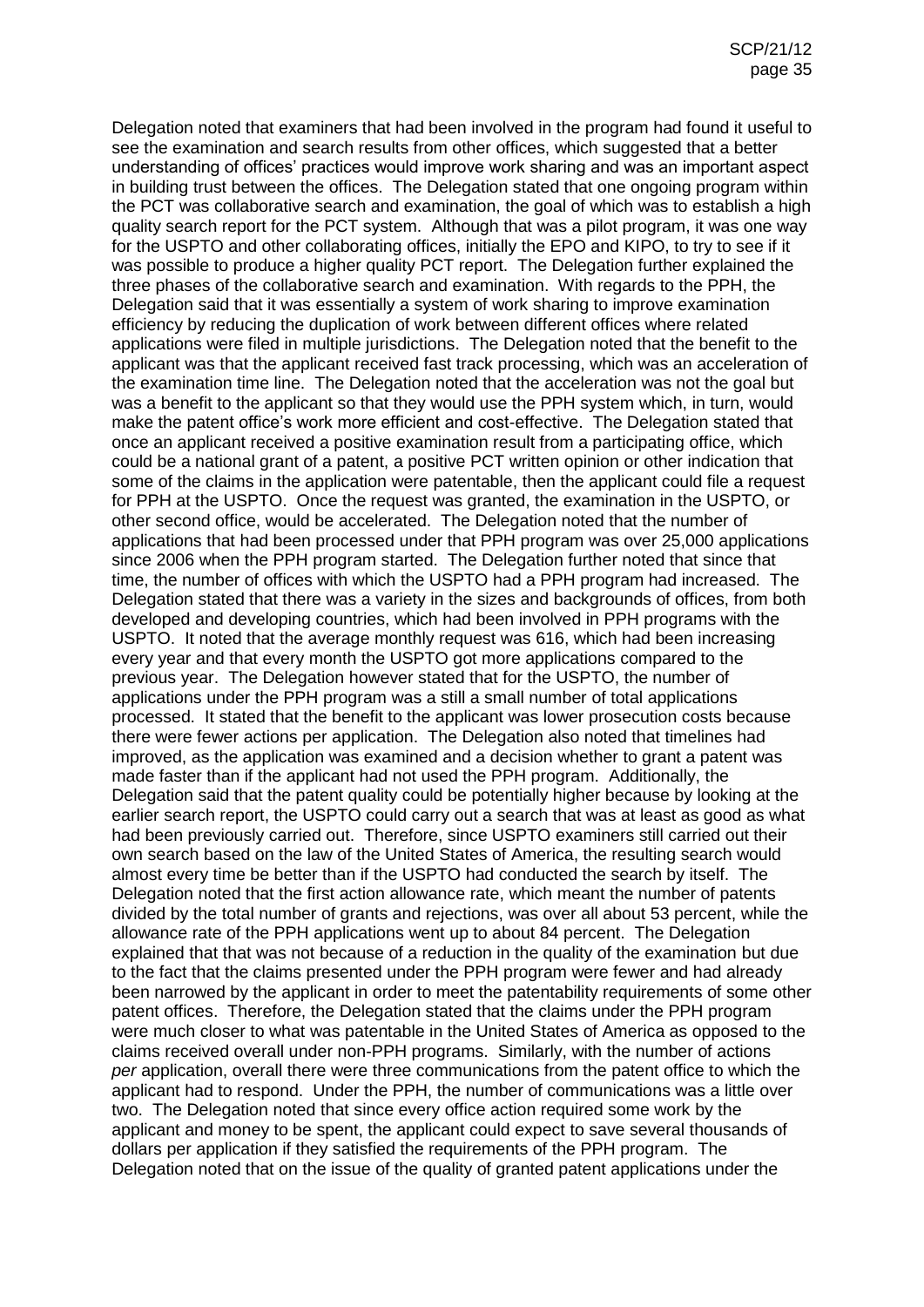Delegation noted that examiners that had been involved in the program had found it useful to see the examination and search results from other offices, which suggested that a better understanding of offices' practices would improve work sharing and was an important aspect in building trust between the offices. The Delegation stated that one ongoing program within the PCT was collaborative search and examination, the goal of which was to establish a high quality search report for the PCT system. Although that was a pilot program, it was one way for the USPTO and other collaborating offices, initially the EPO and KIPO, to try to see if it was possible to produce a higher quality PCT report. The Delegation further explained the three phases of the collaborative search and examination. With regards to the PPH, the Delegation said that it was essentially a system of work sharing to improve examination efficiency by reducing the duplication of work between different offices where related applications were filed in multiple jurisdictions. The Delegation noted that the benefit to the applicant was that the applicant received fast track processing, which was an acceleration of the examination time line. The Delegation noted that the acceleration was not the goal but was a benefit to the applicant so that they would use the PPH system which, in turn, would make the patent office's work more efficient and cost-effective. The Delegation stated that once an applicant received a positive examination result from a participating office, which could be a national grant of a patent, a positive PCT written opinion or other indication that some of the claims in the application were patentable, then the applicant could file a request for PPH at the USPTO. Once the request was granted, the examination in the USPTO, or other second office, would be accelerated. The Delegation noted that the number of applications that had been processed under that PPH program was over 25,000 applications since 2006 when the PPH program started. The Delegation further noted that since that time, the number of offices with which the USPTO had a PPH program had increased. The Delegation stated that there was a variety in the sizes and backgrounds of offices, from both developed and developing countries, which had been involved in PPH programs with the USPTO. It noted that the average monthly request was 616, which had been increasing every year and that every month the USPTO got more applications compared to the previous year. The Delegation however stated that for the USPTO, the number of applications under the PPH program was a still a small number of total applications processed. It stated that the benefit to the applicant was lower prosecution costs because there were fewer actions per application. The Delegation also noted that timelines had improved, as the application was examined and a decision whether to grant a patent was made faster than if the applicant had not used the PPH program. Additionally, the Delegation said that the patent quality could be potentially higher because by looking at the earlier search report, the USPTO could carry out a search that was at least as good as what had been previously carried out. Therefore, since USPTO examiners still carried out their own search based on the law of the United States of America, the resulting search would almost every time be better than if the USPTO had conducted the search by itself. The Delegation noted that the first action allowance rate, which meant the number of patents divided by the total number of grants and rejections, was over all about 53 percent, while the allowance rate of the PPH applications went up to about 84 percent. The Delegation explained that that was not because of a reduction in the quality of the examination but due to the fact that the claims presented under the PPH program were fewer and had already been narrowed by the applicant in order to meet the patentability requirements of some other patent offices. Therefore, the Delegation stated that the claims under the PPH program were much closer to what was patentable in the United States of America as opposed to the claims received overall under non-PPH programs. Similarly, with the number of actions *per* application, overall there were three communications from the patent office to which the applicant had to respond. Under the PPH, the number of communications was a little over two. The Delegation noted that since every office action required some work by the applicant and money to be spent, the applicant could expect to save several thousands of dollars per application if they satisfied the requirements of the PPH program. The Delegation noted that on the issue of the quality of granted patent applications under the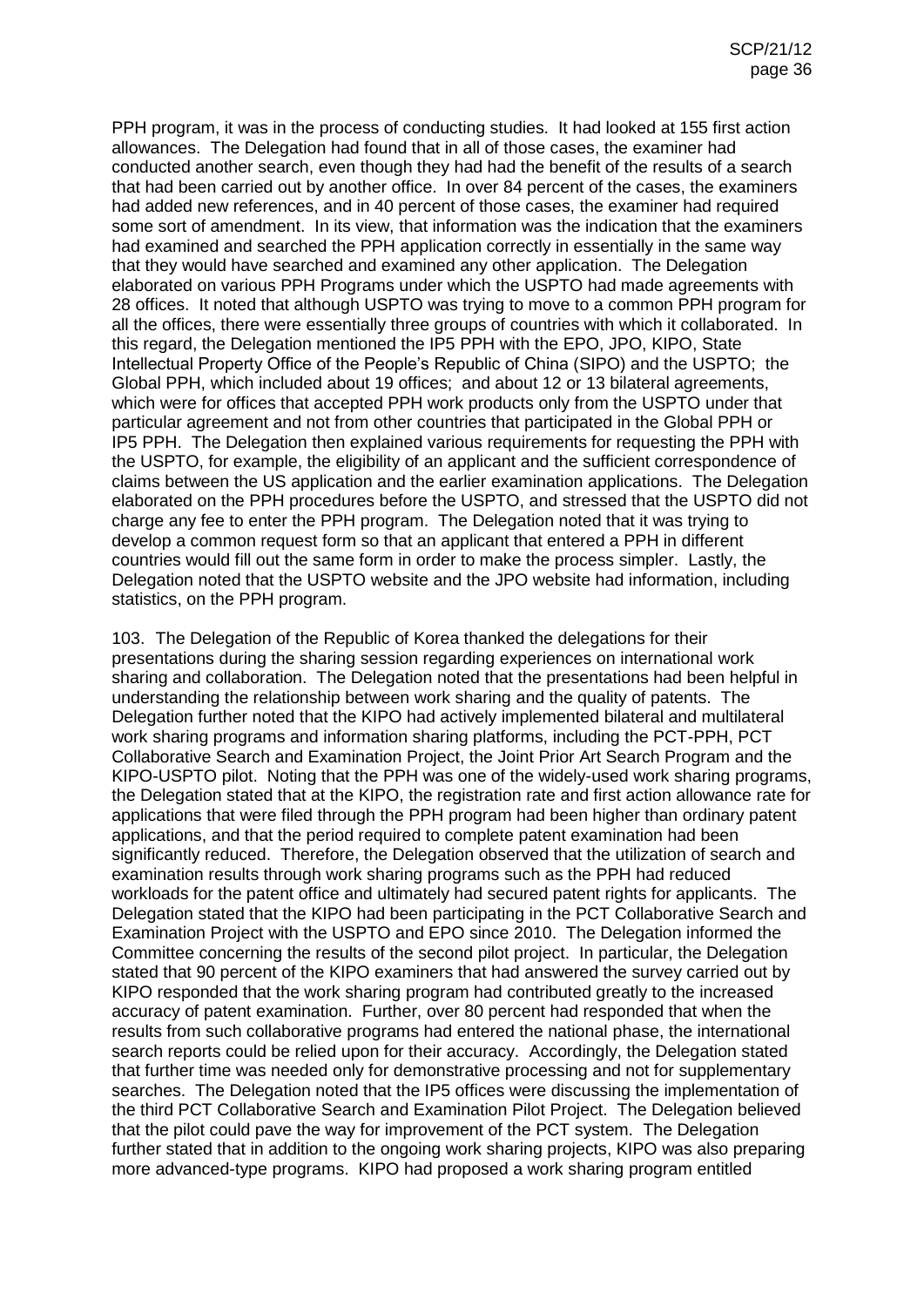PPH program, it was in the process of conducting studies. It had looked at 155 first action allowances. The Delegation had found that in all of those cases, the examiner had conducted another search, even though they had had the benefit of the results of a search that had been carried out by another office. In over 84 percent of the cases, the examiners had added new references, and in 40 percent of those cases, the examiner had required some sort of amendment. In its view, that information was the indication that the examiners had examined and searched the PPH application correctly in essentially in the same way that they would have searched and examined any other application. The Delegation elaborated on various PPH Programs under which the USPTO had made agreements with 28 offices. It noted that although USPTO was trying to move to a common PPH program for all the offices, there were essentially three groups of countries with which it collaborated. In this regard, the Delegation mentioned the IP5 PPH with the EPO, JPO, KIPO, State Intellectual Property Office of the People's Republic of China (SIPO) and the USPTO; the Global PPH, which included about 19 offices; and about 12 or 13 bilateral agreements, which were for offices that accepted PPH work products only from the USPTO under that particular agreement and not from other countries that participated in the Global PPH or IP5 PPH. The Delegation then explained various requirements for requesting the PPH with the USPTO, for example, the eligibility of an applicant and the sufficient correspondence of claims between the US application and the earlier examination applications. The Delegation elaborated on the PPH procedures before the USPTO, and stressed that the USPTO did not charge any fee to enter the PPH program. The Delegation noted that it was trying to develop a common request form so that an applicant that entered a PPH in different countries would fill out the same form in order to make the process simpler. Lastly, the Delegation noted that the USPTO website and the JPO website had information, including statistics, on the PPH program.

103. The Delegation of the Republic of Korea thanked the delegations for their presentations during the sharing session regarding experiences on international work sharing and collaboration. The Delegation noted that the presentations had been helpful in understanding the relationship between work sharing and the quality of patents. The Delegation further noted that the KIPO had actively implemented bilateral and multilateral work sharing programs and information sharing platforms, including the PCT-PPH, PCT Collaborative Search and Examination Project, the Joint Prior Art Search Program and the KIPO-USPTO pilot. Noting that the PPH was one of the widely-used work sharing programs, the Delegation stated that at the KIPO, the registration rate and first action allowance rate for applications that were filed through the PPH program had been higher than ordinary patent applications, and that the period required to complete patent examination had been significantly reduced. Therefore, the Delegation observed that the utilization of search and examination results through work sharing programs such as the PPH had reduced workloads for the patent office and ultimately had secured patent rights for applicants. The Delegation stated that the KIPO had been participating in the PCT Collaborative Search and Examination Project with the USPTO and EPO since 2010. The Delegation informed the Committee concerning the results of the second pilot project. In particular, the Delegation stated that 90 percent of the KIPO examiners that had answered the survey carried out by KIPO responded that the work sharing program had contributed greatly to the increased accuracy of patent examination. Further, over 80 percent had responded that when the results from such collaborative programs had entered the national phase, the international search reports could be relied upon for their accuracy. Accordingly, the Delegation stated that further time was needed only for demonstrative processing and not for supplementary searches. The Delegation noted that the IP5 offices were discussing the implementation of the third PCT Collaborative Search and Examination Pilot Project. The Delegation believed that the pilot could pave the way for improvement of the PCT system. The Delegation further stated that in addition to the ongoing work sharing projects, KIPO was also preparing more advanced-type programs. KIPO had proposed a work sharing program entitled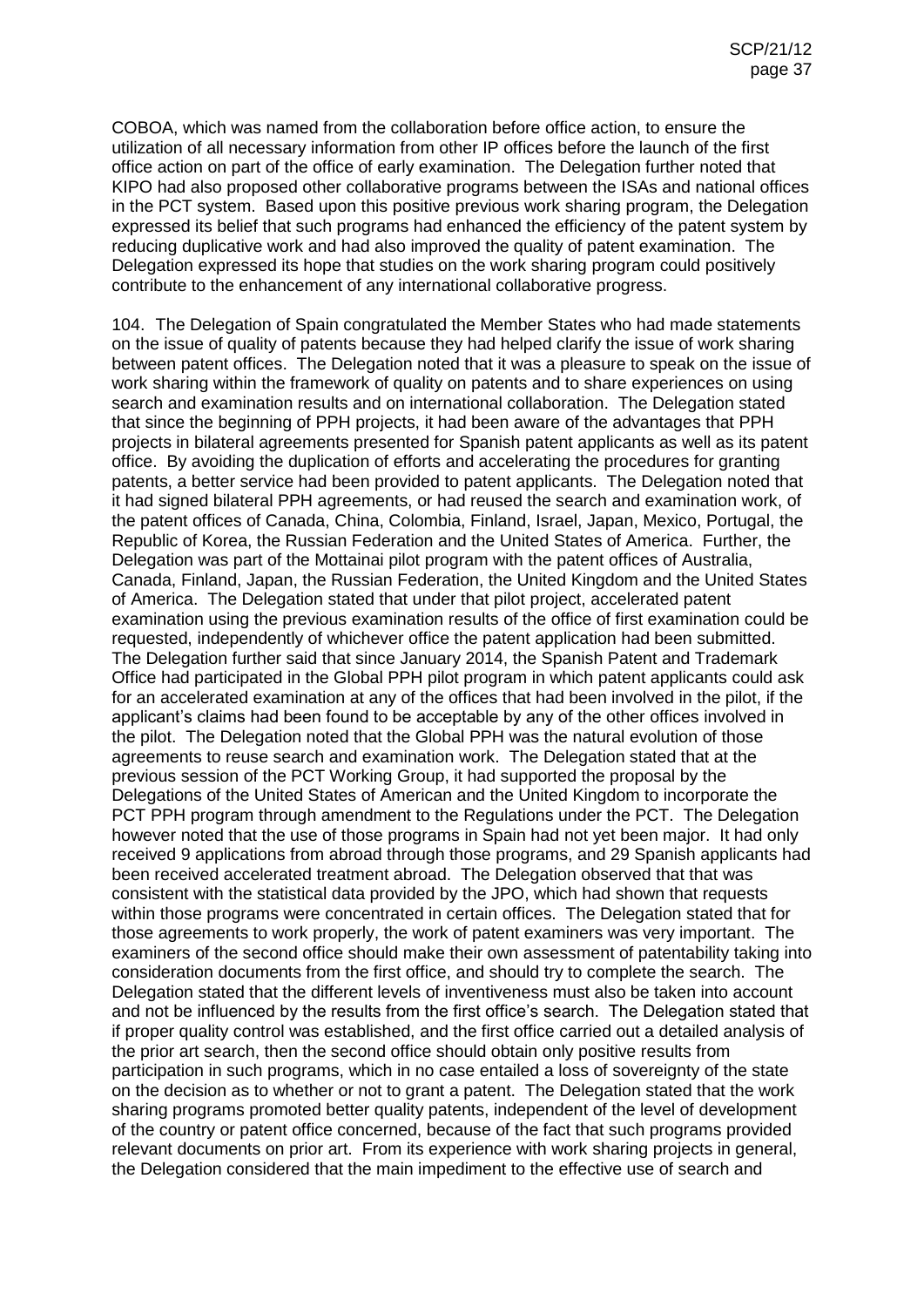COBOA, which was named from the collaboration before office action, to ensure the utilization of all necessary information from other IP offices before the launch of the first office action on part of the office of early examination. The Delegation further noted that KIPO had also proposed other collaborative programs between the ISAs and national offices in the PCT system. Based upon this positive previous work sharing program, the Delegation expressed its belief that such programs had enhanced the efficiency of the patent system by reducing duplicative work and had also improved the quality of patent examination. The Delegation expressed its hope that studies on the work sharing program could positively contribute to the enhancement of any international collaborative progress.

104. The Delegation of Spain congratulated the Member States who had made statements on the issue of quality of patents because they had helped clarify the issue of work sharing between patent offices. The Delegation noted that it was a pleasure to speak on the issue of work sharing within the framework of quality on patents and to share experiences on using search and examination results and on international collaboration. The Delegation stated that since the beginning of PPH projects, it had been aware of the advantages that PPH projects in bilateral agreements presented for Spanish patent applicants as well as its patent office. By avoiding the duplication of efforts and accelerating the procedures for granting patents, a better service had been provided to patent applicants. The Delegation noted that it had signed bilateral PPH agreements, or had reused the search and examination work, of the patent offices of Canada, China, Colombia, Finland, Israel, Japan, Mexico, Portugal, the Republic of Korea, the Russian Federation and the United States of America. Further, the Delegation was part of the Mottainai pilot program with the patent offices of Australia, Canada, Finland, Japan, the Russian Federation, the United Kingdom and the United States of America. The Delegation stated that under that pilot project, accelerated patent examination using the previous examination results of the office of first examination could be requested, independently of whichever office the patent application had been submitted. The Delegation further said that since January 2014, the Spanish Patent and Trademark Office had participated in the Global PPH pilot program in which patent applicants could ask for an accelerated examination at any of the offices that had been involved in the pilot, if the applicant's claims had been found to be acceptable by any of the other offices involved in the pilot. The Delegation noted that the Global PPH was the natural evolution of those agreements to reuse search and examination work. The Delegation stated that at the previous session of the PCT Working Group, it had supported the proposal by the Delegations of the United States of American and the United Kingdom to incorporate the PCT PPH program through amendment to the Regulations under the PCT. The Delegation however noted that the use of those programs in Spain had not yet been major. It had only received 9 applications from abroad through those programs, and 29 Spanish applicants had been received accelerated treatment abroad. The Delegation observed that that was consistent with the statistical data provided by the JPO, which had shown that requests within those programs were concentrated in certain offices. The Delegation stated that for those agreements to work properly, the work of patent examiners was very important. The examiners of the second office should make their own assessment of patentability taking into consideration documents from the first office, and should try to complete the search. The Delegation stated that the different levels of inventiveness must also be taken into account and not be influenced by the results from the first office's search. The Delegation stated that if proper quality control was established, and the first office carried out a detailed analysis of the prior art search, then the second office should obtain only positive results from participation in such programs, which in no case entailed a loss of sovereignty of the state on the decision as to whether or not to grant a patent. The Delegation stated that the work sharing programs promoted better quality patents, independent of the level of development of the country or patent office concerned, because of the fact that such programs provided relevant documents on prior art. From its experience with work sharing projects in general, the Delegation considered that the main impediment to the effective use of search and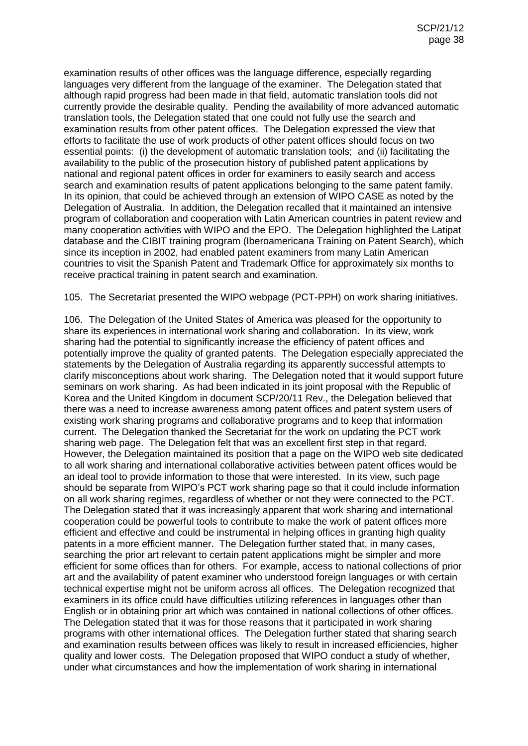examination results of other offices was the language difference, especially regarding languages very different from the language of the examiner. The Delegation stated that although rapid progress had been made in that field, automatic translation tools did not currently provide the desirable quality. Pending the availability of more advanced automatic translation tools, the Delegation stated that one could not fully use the search and examination results from other patent offices. The Delegation expressed the view that efforts to facilitate the use of work products of other patent offices should focus on two essential points: (i) the development of automatic translation tools; and (ii) facilitating the availability to the public of the prosecution history of published patent applications by national and regional patent offices in order for examiners to easily search and access search and examination results of patent applications belonging to the same patent family. In its opinion, that could be achieved through an extension of WIPO CASE as noted by the Delegation of Australia. In addition, the Delegation recalled that it maintained an intensive program of collaboration and cooperation with Latin American countries in patent review and many cooperation activities with WIPO and the EPO. The Delegation highlighted the Latipat database and the CIBIT training program (Iberoamericana Training on Patent Search), which since its inception in 2002, had enabled patent examiners from many Latin American countries to visit the Spanish Patent and Trademark Office for approximately six months to receive practical training in patent search and examination.

105. The Secretariat presented the WIPO webpage (PCT-PPH) on work sharing initiatives.

106. The Delegation of the United States of America was pleased for the opportunity to share its experiences in international work sharing and collaboration. In its view, work sharing had the potential to significantly increase the efficiency of patent offices and potentially improve the quality of granted patents. The Delegation especially appreciated the statements by the Delegation of Australia regarding its apparently successful attempts to clarify misconceptions about work sharing. The Delegation noted that it would support future seminars on work sharing. As had been indicated in its joint proposal with the Republic of Korea and the United Kingdom in document SCP/20/11 Rev., the Delegation believed that there was a need to increase awareness among patent offices and patent system users of existing work sharing programs and collaborative programs and to keep that information current. The Delegation thanked the Secretariat for the work on updating the PCT work sharing web page. The Delegation felt that was an excellent first step in that regard. However, the Delegation maintained its position that a page on the WIPO web site dedicated to all work sharing and international collaborative activities between patent offices would be an ideal tool to provide information to those that were interested. In its view, such page should be separate from WIPO's PCT work sharing page so that it could include information on all work sharing regimes, regardless of whether or not they were connected to the PCT. The Delegation stated that it was increasingly apparent that work sharing and international cooperation could be powerful tools to contribute to make the work of patent offices more efficient and effective and could be instrumental in helping offices in granting high quality patents in a more efficient manner. The Delegation further stated that, in many cases, searching the prior art relevant to certain patent applications might be simpler and more efficient for some offices than for others. For example, access to national collections of prior art and the availability of patent examiner who understood foreign languages or with certain technical expertise might not be uniform across all offices. The Delegation recognized that examiners in its office could have difficulties utilizing references in languages other than English or in obtaining prior art which was contained in national collections of other offices. The Delegation stated that it was for those reasons that it participated in work sharing programs with other international offices. The Delegation further stated that sharing search and examination results between offices was likely to result in increased efficiencies, higher quality and lower costs. The Delegation proposed that WIPO conduct a study of whether, under what circumstances and how the implementation of work sharing in international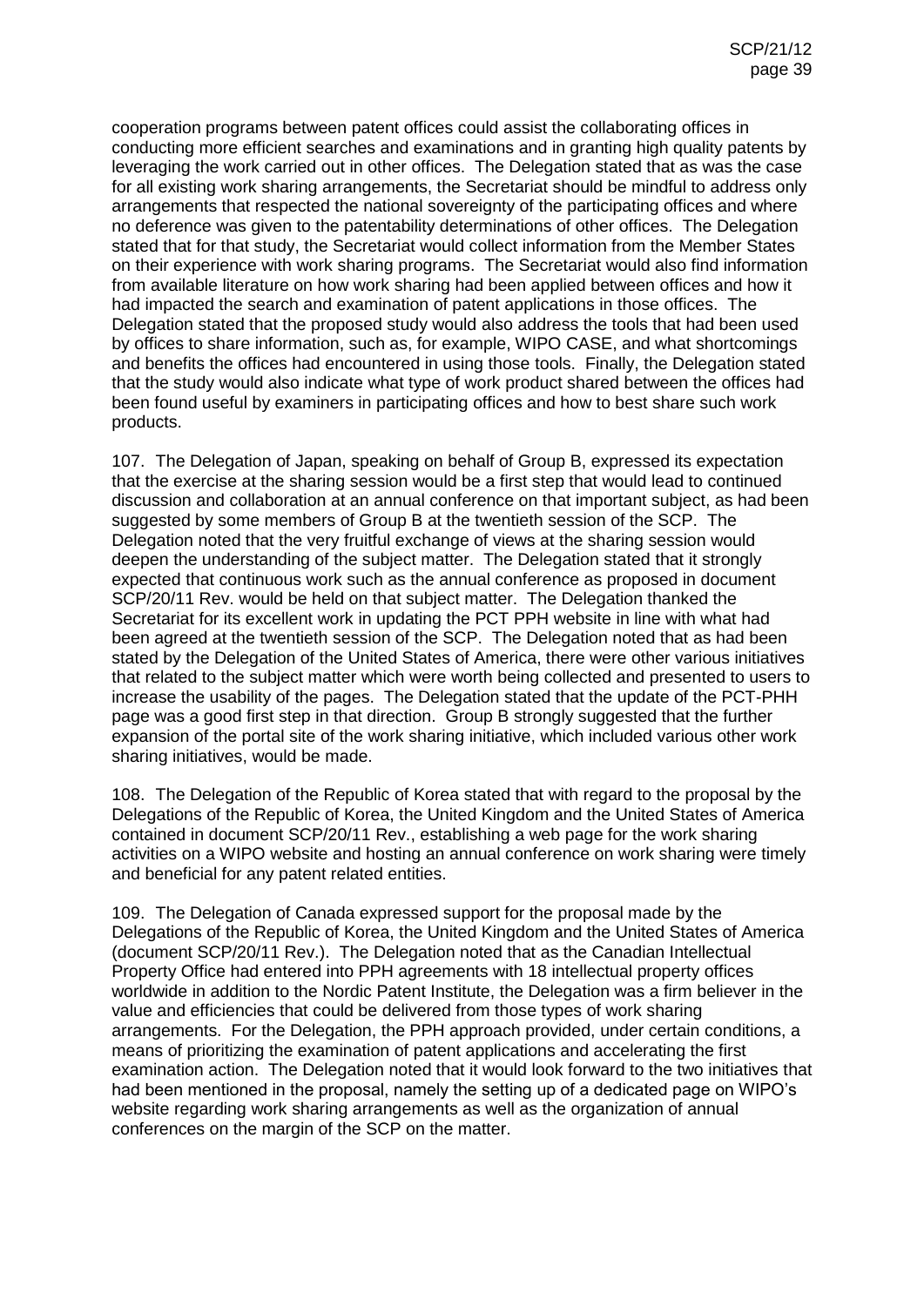cooperation programs between patent offices could assist the collaborating offices in conducting more efficient searches and examinations and in granting high quality patents by leveraging the work carried out in other offices. The Delegation stated that as was the case for all existing work sharing arrangements, the Secretariat should be mindful to address only arrangements that respected the national sovereignty of the participating offices and where no deference was given to the patentability determinations of other offices. The Delegation stated that for that study, the Secretariat would collect information from the Member States on their experience with work sharing programs. The Secretariat would also find information from available literature on how work sharing had been applied between offices and how it had impacted the search and examination of patent applications in those offices. The Delegation stated that the proposed study would also address the tools that had been used by offices to share information, such as, for example, WIPO CASE, and what shortcomings and benefits the offices had encountered in using those tools. Finally, the Delegation stated that the study would also indicate what type of work product shared between the offices had been found useful by examiners in participating offices and how to best share such work products.

107. The Delegation of Japan, speaking on behalf of Group B, expressed its expectation that the exercise at the sharing session would be a first step that would lead to continued discussion and collaboration at an annual conference on that important subject, as had been suggested by some members of Group B at the twentieth session of the SCP. The Delegation noted that the very fruitful exchange of views at the sharing session would deepen the understanding of the subject matter. The Delegation stated that it strongly expected that continuous work such as the annual conference as proposed in document SCP/20/11 Rev. would be held on that subject matter. The Delegation thanked the Secretariat for its excellent work in updating the PCT PPH website in line with what had been agreed at the twentieth session of the SCP. The Delegation noted that as had been stated by the Delegation of the United States of America, there were other various initiatives that related to the subject matter which were worth being collected and presented to users to increase the usability of the pages. The Delegation stated that the update of the PCT-PHH page was a good first step in that direction. Group B strongly suggested that the further expansion of the portal site of the work sharing initiative, which included various other work sharing initiatives, would be made.

108. The Delegation of the Republic of Korea stated that with regard to the proposal by the Delegations of the Republic of Korea, the United Kingdom and the United States of America contained in document SCP/20/11 Rev., establishing a web page for the work sharing activities on a WIPO website and hosting an annual conference on work sharing were timely and beneficial for any patent related entities.

109. The Delegation of Canada expressed support for the proposal made by the Delegations of the Republic of Korea, the United Kingdom and the United States of America (document SCP/20/11 Rev.). The Delegation noted that as the Canadian Intellectual Property Office had entered into PPH agreements with 18 intellectual property offices worldwide in addition to the Nordic Patent Institute, the Delegation was a firm believer in the value and efficiencies that could be delivered from those types of work sharing arrangements. For the Delegation, the PPH approach provided, under certain conditions, a means of prioritizing the examination of patent applications and accelerating the first examination action. The Delegation noted that it would look forward to the two initiatives that had been mentioned in the proposal, namely the setting up of a dedicated page on WIPO's website regarding work sharing arrangements as well as the organization of annual conferences on the margin of the SCP on the matter.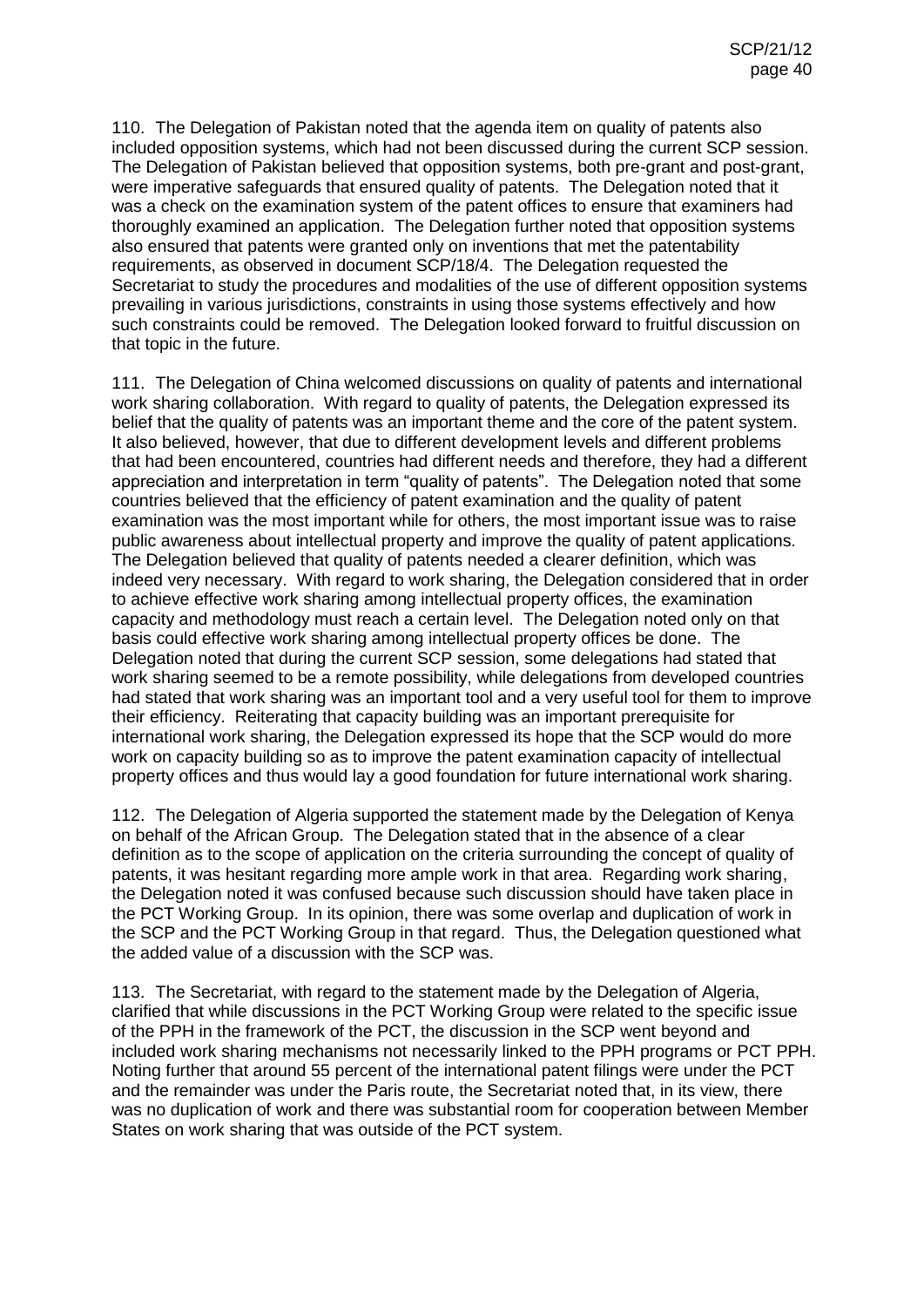110. The Delegation of Pakistan noted that the agenda item on quality of patents also included opposition systems, which had not been discussed during the current SCP session. The Delegation of Pakistan believed that opposition systems, both pre-grant and post-grant, were imperative safeguards that ensured quality of patents. The Delegation noted that it was a check on the examination system of the patent offices to ensure that examiners had thoroughly examined an application. The Delegation further noted that opposition systems also ensured that patents were granted only on inventions that met the patentability requirements, as observed in document SCP/18/4. The Delegation requested the Secretariat to study the procedures and modalities of the use of different opposition systems prevailing in various jurisdictions, constraints in using those systems effectively and how such constraints could be removed. The Delegation looked forward to fruitful discussion on that topic in the future.

111. The Delegation of China welcomed discussions on quality of patents and international work sharing collaboration. With regard to quality of patents, the Delegation expressed its belief that the quality of patents was an important theme and the core of the patent system. It also believed, however, that due to different development levels and different problems that had been encountered, countries had different needs and therefore, they had a different appreciation and interpretation in term "quality of patents". The Delegation noted that some countries believed that the efficiency of patent examination and the quality of patent examination was the most important while for others, the most important issue was to raise public awareness about intellectual property and improve the quality of patent applications. The Delegation believed that quality of patents needed a clearer definition, which was indeed very necessary. With regard to work sharing, the Delegation considered that in order to achieve effective work sharing among intellectual property offices, the examination capacity and methodology must reach a certain level. The Delegation noted only on that basis could effective work sharing among intellectual property offices be done. The Delegation noted that during the current SCP session, some delegations had stated that work sharing seemed to be a remote possibility, while delegations from developed countries had stated that work sharing was an important tool and a very useful tool for them to improve their efficiency. Reiterating that capacity building was an important prerequisite for international work sharing, the Delegation expressed its hope that the SCP would do more work on capacity building so as to improve the patent examination capacity of intellectual property offices and thus would lay a good foundation for future international work sharing.

112. The Delegation of Algeria supported the statement made by the Delegation of Kenya on behalf of the African Group. The Delegation stated that in the absence of a clear definition as to the scope of application on the criteria surrounding the concept of quality of patents, it was hesitant regarding more ample work in that area. Regarding work sharing, the Delegation noted it was confused because such discussion should have taken place in the PCT Working Group. In its opinion, there was some overlap and duplication of work in the SCP and the PCT Working Group in that regard. Thus, the Delegation questioned what the added value of a discussion with the SCP was.

113. The Secretariat, with regard to the statement made by the Delegation of Algeria, clarified that while discussions in the PCT Working Group were related to the specific issue of the PPH in the framework of the PCT, the discussion in the SCP went beyond and included work sharing mechanisms not necessarily linked to the PPH programs or PCT PPH. Noting further that around 55 percent of the international patent filings were under the PCT and the remainder was under the Paris route, the Secretariat noted that, in its view, there was no duplication of work and there was substantial room for cooperation between Member States on work sharing that was outside of the PCT system.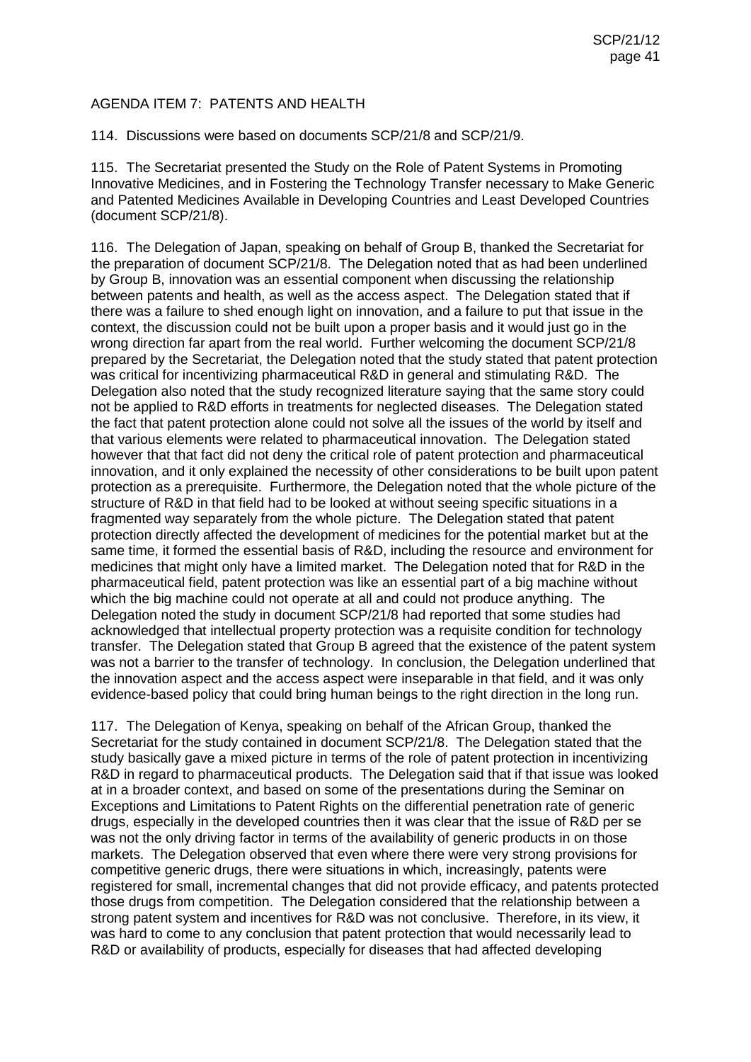AGENDA ITEM 7: PATENTS AND HEALTH

114. Discussions were based on documents SCP/21/8 and SCP/21/9.

115. The Secretariat presented the Study on the Role of Patent Systems in Promoting Innovative Medicines, and in Fostering the Technology Transfer necessary to Make Generic and Patented Medicines Available in Developing Countries and Least Developed Countries (document SCP/21/8).

116. The Delegation of Japan, speaking on behalf of Group B, thanked the Secretariat for the preparation of document SCP/21/8. The Delegation noted that as had been underlined by Group B, innovation was an essential component when discussing the relationship between patents and health, as well as the access aspect. The Delegation stated that if there was a failure to shed enough light on innovation, and a failure to put that issue in the context, the discussion could not be built upon a proper basis and it would just go in the wrong direction far apart from the real world. Further welcoming the document SCP/21/8 prepared by the Secretariat, the Delegation noted that the study stated that patent protection was critical for incentivizing pharmaceutical R&D in general and stimulating R&D. The Delegation also noted that the study recognized literature saying that the same story could not be applied to R&D efforts in treatments for neglected diseases. The Delegation stated the fact that patent protection alone could not solve all the issues of the world by itself and that various elements were related to pharmaceutical innovation. The Delegation stated however that that fact did not deny the critical role of patent protection and pharmaceutical innovation, and it only explained the necessity of other considerations to be built upon patent protection as a prerequisite. Furthermore, the Delegation noted that the whole picture of the structure of R&D in that field had to be looked at without seeing specific situations in a fragmented way separately from the whole picture. The Delegation stated that patent protection directly affected the development of medicines for the potential market but at the same time, it formed the essential basis of R&D, including the resource and environment for medicines that might only have a limited market. The Delegation noted that for R&D in the pharmaceutical field, patent protection was like an essential part of a big machine without which the big machine could not operate at all and could not produce anything. The Delegation noted the study in document SCP/21/8 had reported that some studies had acknowledged that intellectual property protection was a requisite condition for technology transfer. The Delegation stated that Group B agreed that the existence of the patent system was not a barrier to the transfer of technology. In conclusion, the Delegation underlined that the innovation aspect and the access aspect were inseparable in that field, and it was only evidence-based policy that could bring human beings to the right direction in the long run.

117. The Delegation of Kenya, speaking on behalf of the African Group, thanked the Secretariat for the study contained in document SCP/21/8. The Delegation stated that the study basically gave a mixed picture in terms of the role of patent protection in incentivizing R&D in regard to pharmaceutical products. The Delegation said that if that issue was looked at in a broader context, and based on some of the presentations during the Seminar on Exceptions and Limitations to Patent Rights on the differential penetration rate of generic drugs, especially in the developed countries then it was clear that the issue of R&D per se was not the only driving factor in terms of the availability of generic products in on those markets. The Delegation observed that even where there were very strong provisions for competitive generic drugs, there were situations in which, increasingly, patents were registered for small, incremental changes that did not provide efficacy, and patents protected those drugs from competition. The Delegation considered that the relationship between a strong patent system and incentives for R&D was not conclusive. Therefore, in its view, it was hard to come to any conclusion that patent protection that would necessarily lead to R&D or availability of products, especially for diseases that had affected developing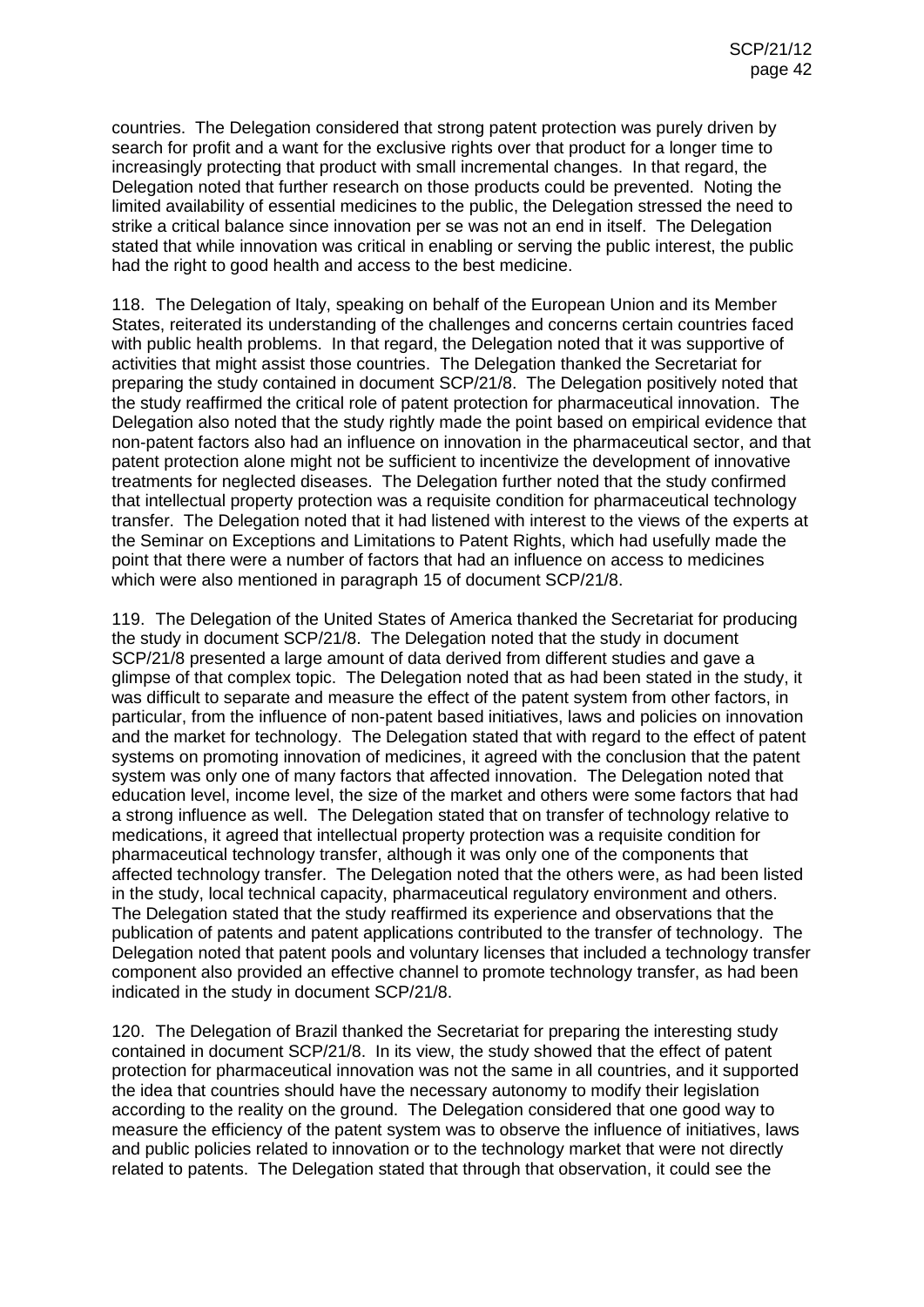countries. The Delegation considered that strong patent protection was purely driven by search for profit and a want for the exclusive rights over that product for a longer time to increasingly protecting that product with small incremental changes. In that regard, the Delegation noted that further research on those products could be prevented. Noting the limited availability of essential medicines to the public, the Delegation stressed the need to strike a critical balance since innovation per se was not an end in itself. The Delegation stated that while innovation was critical in enabling or serving the public interest, the public had the right to good health and access to the best medicine.

118. The Delegation of Italy, speaking on behalf of the European Union and its Member States, reiterated its understanding of the challenges and concerns certain countries faced with public health problems. In that regard, the Delegation noted that it was supportive of activities that might assist those countries. The Delegation thanked the Secretariat for preparing the study contained in document SCP/21/8. The Delegation positively noted that the study reaffirmed the critical role of patent protection for pharmaceutical innovation. The Delegation also noted that the study rightly made the point based on empirical evidence that non-patent factors also had an influence on innovation in the pharmaceutical sector, and that patent protection alone might not be sufficient to incentivize the development of innovative treatments for neglected diseases. The Delegation further noted that the study confirmed that intellectual property protection was a requisite condition for pharmaceutical technology transfer. The Delegation noted that it had listened with interest to the views of the experts at the Seminar on Exceptions and Limitations to Patent Rights, which had usefully made the point that there were a number of factors that had an influence on access to medicines which were also mentioned in paragraph 15 of document SCP/21/8.

119. The Delegation of the United States of America thanked the Secretariat for producing the study in document SCP/21/8. The Delegation noted that the study in document SCP/21/8 presented a large amount of data derived from different studies and gave a glimpse of that complex topic. The Delegation noted that as had been stated in the study, it was difficult to separate and measure the effect of the patent system from other factors, in particular, from the influence of non-patent based initiatives, laws and policies on innovation and the market for technology. The Delegation stated that with regard to the effect of patent systems on promoting innovation of medicines, it agreed with the conclusion that the patent system was only one of many factors that affected innovation. The Delegation noted that education level, income level, the size of the market and others were some factors that had a strong influence as well. The Delegation stated that on transfer of technology relative to medications, it agreed that intellectual property protection was a requisite condition for pharmaceutical technology transfer, although it was only one of the components that affected technology transfer. The Delegation noted that the others were, as had been listed in the study, local technical capacity, pharmaceutical regulatory environment and others. The Delegation stated that the study reaffirmed its experience and observations that the publication of patents and patent applications contributed to the transfer of technology. The Delegation noted that patent pools and voluntary licenses that included a technology transfer component also provided an effective channel to promote technology transfer, as had been indicated in the study in document SCP/21/8.

120. The Delegation of Brazil thanked the Secretariat for preparing the interesting study contained in document SCP/21/8. In its view, the study showed that the effect of patent protection for pharmaceutical innovation was not the same in all countries, and it supported the idea that countries should have the necessary autonomy to modify their legislation according to the reality on the ground. The Delegation considered that one good way to measure the efficiency of the patent system was to observe the influence of initiatives, laws and public policies related to innovation or to the technology market that were not directly related to patents. The Delegation stated that through that observation, it could see the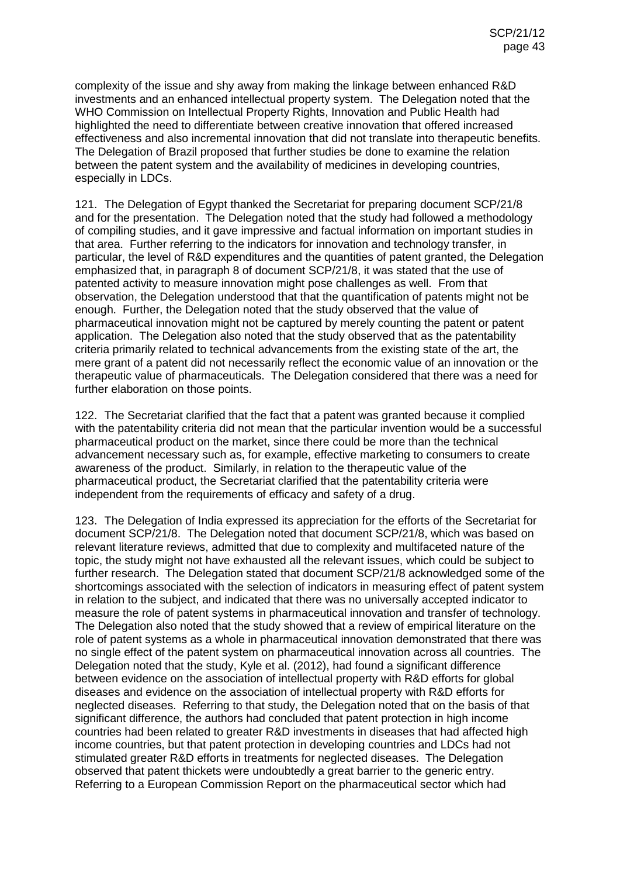complexity of the issue and shy away from making the linkage between enhanced R&D investments and an enhanced intellectual property system. The Delegation noted that the WHO Commission on Intellectual Property Rights, Innovation and Public Health had highlighted the need to differentiate between creative innovation that offered increased effectiveness and also incremental innovation that did not translate into therapeutic benefits. The Delegation of Brazil proposed that further studies be done to examine the relation between the patent system and the availability of medicines in developing countries, especially in LDCs.

121. The Delegation of Egypt thanked the Secretariat for preparing document SCP/21/8 and for the presentation. The Delegation noted that the study had followed a methodology of compiling studies, and it gave impressive and factual information on important studies in that area. Further referring to the indicators for innovation and technology transfer, in particular, the level of R&D expenditures and the quantities of patent granted, the Delegation emphasized that, in paragraph 8 of document SCP/21/8, it was stated that the use of patented activity to measure innovation might pose challenges as well. From that observation, the Delegation understood that that the quantification of patents might not be enough. Further, the Delegation noted that the study observed that the value of pharmaceutical innovation might not be captured by merely counting the patent or patent application. The Delegation also noted that the study observed that as the patentability criteria primarily related to technical advancements from the existing state of the art, the mere grant of a patent did not necessarily reflect the economic value of an innovation or the therapeutic value of pharmaceuticals. The Delegation considered that there was a need for further elaboration on those points.

122. The Secretariat clarified that the fact that a patent was granted because it complied with the patentability criteria did not mean that the particular invention would be a successful pharmaceutical product on the market, since there could be more than the technical advancement necessary such as, for example, effective marketing to consumers to create awareness of the product. Similarly, in relation to the therapeutic value of the pharmaceutical product, the Secretariat clarified that the patentability criteria were independent from the requirements of efficacy and safety of a drug.

123. The Delegation of India expressed its appreciation for the efforts of the Secretariat for document SCP/21/8. The Delegation noted that document SCP/21/8, which was based on relevant literature reviews, admitted that due to complexity and multifaceted nature of the topic, the study might not have exhausted all the relevant issues, which could be subject to further research. The Delegation stated that document SCP/21/8 acknowledged some of the shortcomings associated with the selection of indicators in measuring effect of patent system in relation to the subject, and indicated that there was no universally accepted indicator to measure the role of patent systems in pharmaceutical innovation and transfer of technology. The Delegation also noted that the study showed that a review of empirical literature on the role of patent systems as a whole in pharmaceutical innovation demonstrated that there was no single effect of the patent system on pharmaceutical innovation across all countries. The Delegation noted that the study, Kyle et al. (2012), had found a significant difference between evidence on the association of intellectual property with R&D efforts for global diseases and evidence on the association of intellectual property with R&D efforts for neglected diseases. Referring to that study, the Delegation noted that on the basis of that significant difference, the authors had concluded that patent protection in high income countries had been related to greater R&D investments in diseases that had affected high income countries, but that patent protection in developing countries and LDCs had not stimulated greater R&D efforts in treatments for neglected diseases. The Delegation observed that patent thickets were undoubtedly a great barrier to the generic entry. Referring to a European Commission Report on the pharmaceutical sector which had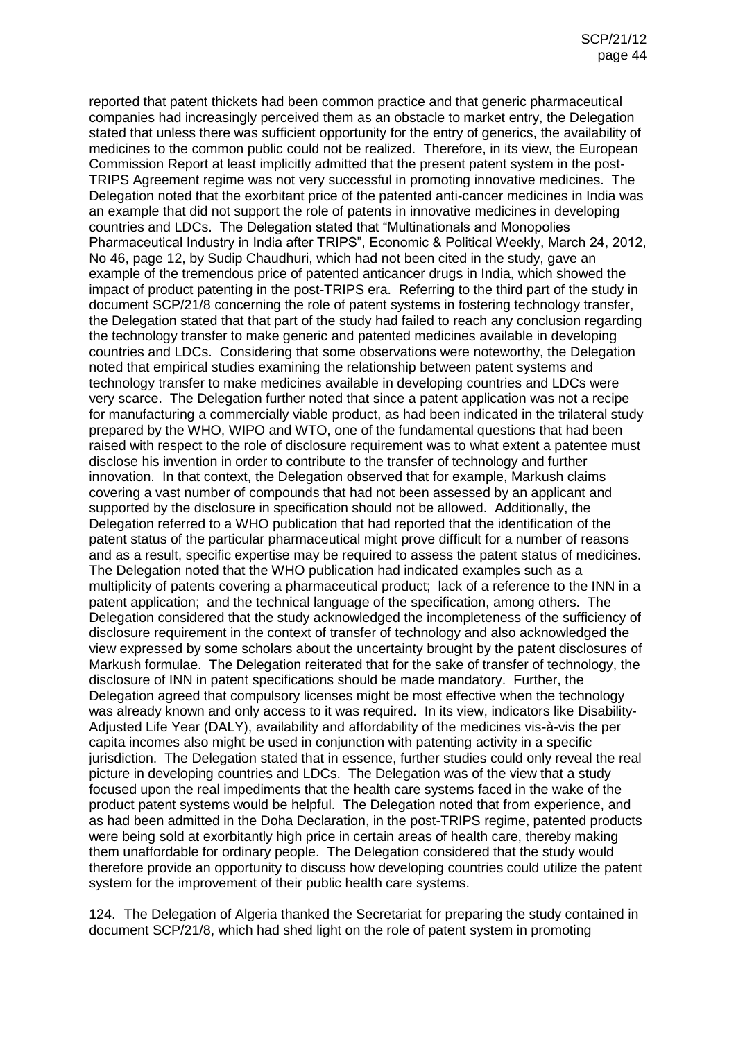reported that patent thickets had been common practice and that generic pharmaceutical companies had increasingly perceived them as an obstacle to market entry, the Delegation stated that unless there was sufficient opportunity for the entry of generics, the availability of medicines to the common public could not be realized. Therefore, in its view, the European Commission Report at least implicitly admitted that the present patent system in the post-TRIPS Agreement regime was not very successful in promoting innovative medicines. The Delegation noted that the exorbitant price of the patented anti-cancer medicines in India was an example that did not support the role of patents in innovative medicines in developing countries and LDCs. The Delegation stated that "Multinationals and Monopolies Pharmaceutical Industry in India after TRIPS", Economic & Political Weekly, March 24, 2012, No 46, page 12, by Sudip Chaudhuri, which had not been cited in the study, gave an example of the tremendous price of patented anticancer drugs in India, which showed the impact of product patenting in the post-TRIPS era. Referring to the third part of the study in document SCP/21/8 concerning the role of patent systems in fostering technology transfer, the Delegation stated that that part of the study had failed to reach any conclusion regarding the technology transfer to make generic and patented medicines available in developing countries and LDCs. Considering that some observations were noteworthy, the Delegation noted that empirical studies examining the relationship between patent systems and technology transfer to make medicines available in developing countries and LDCs were very scarce. The Delegation further noted that since a patent application was not a recipe for manufacturing a commercially viable product, as had been indicated in the trilateral study prepared by the WHO, WIPO and WTO, one of the fundamental questions that had been raised with respect to the role of disclosure requirement was to what extent a patentee must disclose his invention in order to contribute to the transfer of technology and further innovation. In that context, the Delegation observed that for example, Markush claims covering a vast number of compounds that had not been assessed by an applicant and supported by the disclosure in specification should not be allowed. Additionally, the Delegation referred to a WHO publication that had reported that the identification of the patent status of the particular pharmaceutical might prove difficult for a number of reasons and as a result, specific expertise may be required to assess the patent status of medicines. The Delegation noted that the WHO publication had indicated examples such as a multiplicity of patents covering a pharmaceutical product; lack of a reference to the INN in a patent application; and the technical language of the specification, among others. The Delegation considered that the study acknowledged the incompleteness of the sufficiency of disclosure requirement in the context of transfer of technology and also acknowledged the view expressed by some scholars about the uncertainty brought by the patent disclosures of Markush formulae. The Delegation reiterated that for the sake of transfer of technology, the disclosure of INN in patent specifications should be made mandatory. Further, the Delegation agreed that compulsory licenses might be most effective when the technology was already known and only access to it was required. In its view, indicators like Disability-Adjusted Life Year (DALY), availability and affordability of the medicines vis-à-vis the per capita incomes also might be used in conjunction with patenting activity in a specific jurisdiction. The Delegation stated that in essence, further studies could only reveal the real picture in developing countries and LDCs. The Delegation was of the view that a study focused upon the real impediments that the health care systems faced in the wake of the product patent systems would be helpful. The Delegation noted that from experience, and as had been admitted in the Doha Declaration, in the post-TRIPS regime, patented products were being sold at exorbitantly high price in certain areas of health care, thereby making them unaffordable for ordinary people. The Delegation considered that the study would therefore provide an opportunity to discuss how developing countries could utilize the patent system for the improvement of their public health care systems.

124. The Delegation of Algeria thanked the Secretariat for preparing the study contained in document SCP/21/8, which had shed light on the role of patent system in promoting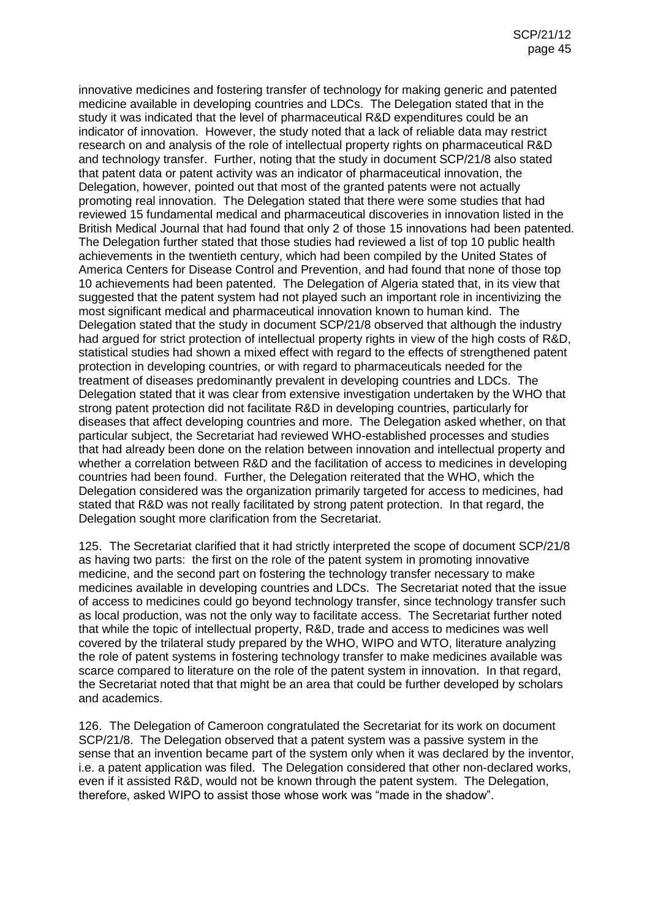innovative medicines and fostering transfer of technology for making generic and patented medicine available in developing countries and LDCs. The Delegation stated that in the study it was indicated that the level of pharmaceutical R&D expenditures could be an indicator of innovation. However, the study noted that a lack of reliable data may restrict research on and analysis of the role of intellectual property rights on pharmaceutical R&D and technology transfer. Further, noting that the study in document SCP/21/8 also stated that patent data or patent activity was an indicator of pharmaceutical innovation, the Delegation, however, pointed out that most of the granted patents were not actually promoting real innovation. The Delegation stated that there were some studies that had reviewed 15 fundamental medical and pharmaceutical discoveries in innovation listed in the British Medical Journal that had found that only 2 of those 15 innovations had been patented. The Delegation further stated that those studies had reviewed a list of top 10 public health achievements in the twentieth century, which had been compiled by the United States of America Centers for Disease Control and Prevention, and had found that none of those top 10 achievements had been patented. The Delegation of Algeria stated that, in its view that suggested that the patent system had not played such an important role in incentivizing the most significant medical and pharmaceutical innovation known to human kind. The Delegation stated that the study in document SCP/21/8 observed that although the industry had argued for strict protection of intellectual property rights in view of the high costs of R&D, statistical studies had shown a mixed effect with regard to the effects of strengthened patent protection in developing countries, or with regard to pharmaceuticals needed for the treatment of diseases predominantly prevalent in developing countries and LDCs. The Delegation stated that it was clear from extensive investigation undertaken by the WHO that strong patent protection did not facilitate R&D in developing countries, particularly for diseases that affect developing countries and more. The Delegation asked whether, on that particular subject, the Secretariat had reviewed WHO-established processes and studies that had already been done on the relation between innovation and intellectual property and whether a correlation between R&D and the facilitation of access to medicines in developing countries had been found. Further, the Delegation reiterated that the WHO, which the Delegation considered was the organization primarily targeted for access to medicines, had stated that R&D was not really facilitated by strong patent protection. In that regard, the Delegation sought more clarification from the Secretariat.

125. The Secretariat clarified that it had strictly interpreted the scope of document SCP/21/8 as having two parts: the first on the role of the patent system in promoting innovative medicine, and the second part on fostering the technology transfer necessary to make medicines available in developing countries and LDCs. The Secretariat noted that the issue of access to medicines could go beyond technology transfer, since technology transfer such as local production, was not the only way to facilitate access. The Secretariat further noted that while the topic of intellectual property, R&D, trade and access to medicines was well covered by the trilateral study prepared by the WHO, WIPO and WTO, literature analyzing the role of patent systems in fostering technology transfer to make medicines available was scarce compared to literature on the role of the patent system in innovation. In that regard, the Secretariat noted that that might be an area that could be further developed by scholars and academics.

126. The Delegation of Cameroon congratulated the Secretariat for its work on document SCP/21/8. The Delegation observed that a patent system was a passive system in the sense that an invention became part of the system only when it was declared by the inventor, i.e. a patent application was filed. The Delegation considered that other non-declared works, even if it assisted R&D, would not be known through the patent system. The Delegation, therefore, asked WIPO to assist those whose work was "made in the shadow".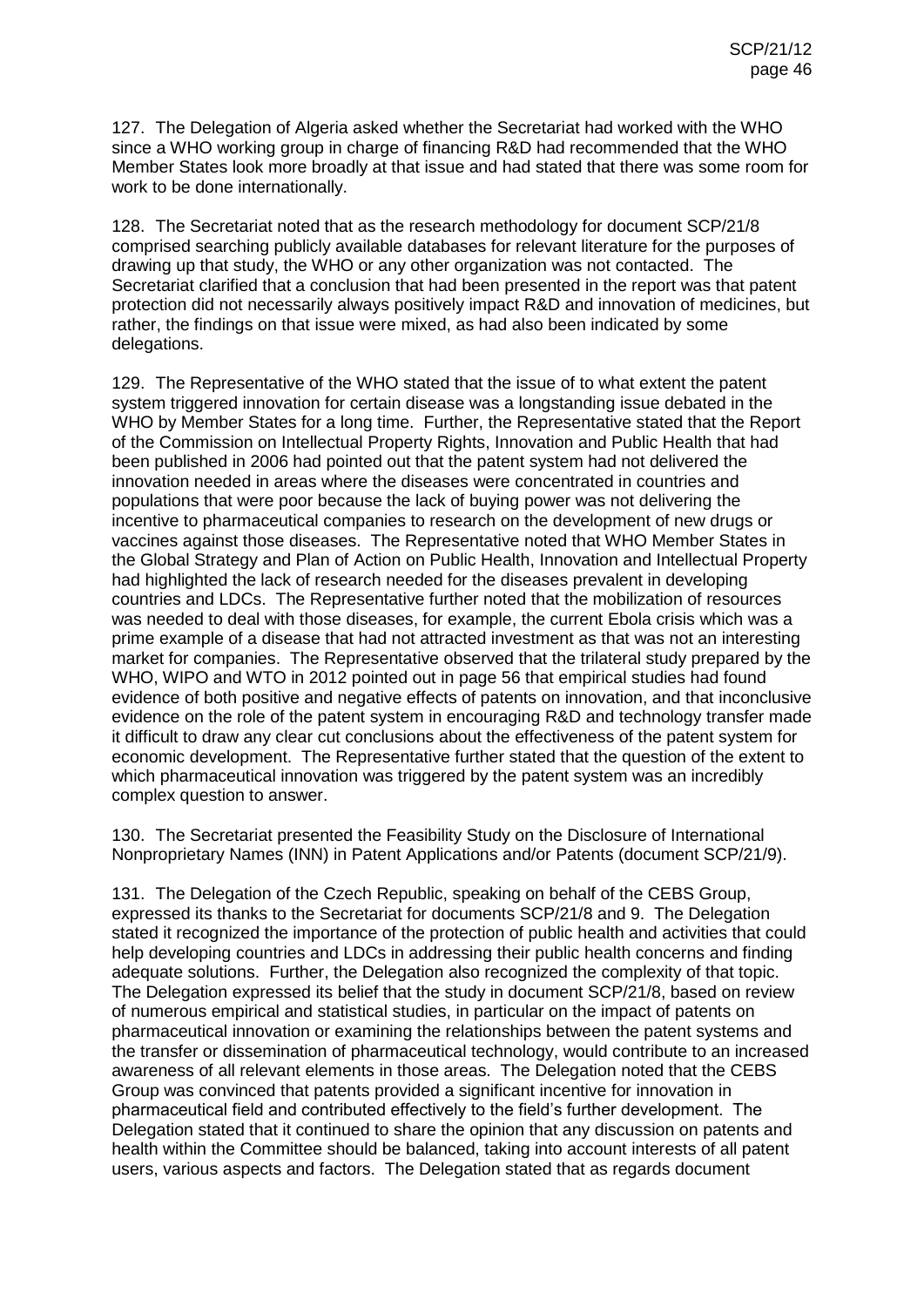127. The Delegation of Algeria asked whether the Secretariat had worked with the WHO since a WHO working group in charge of financing R&D had recommended that the WHO Member States look more broadly at that issue and had stated that there was some room for work to be done internationally.

128. The Secretariat noted that as the research methodology for document SCP/21/8 comprised searching publicly available databases for relevant literature for the purposes of drawing up that study, the WHO or any other organization was not contacted. The Secretariat clarified that a conclusion that had been presented in the report was that patent protection did not necessarily always positively impact R&D and innovation of medicines, but rather, the findings on that issue were mixed, as had also been indicated by some delegations.

129. The Representative of the WHO stated that the issue of to what extent the patent system triggered innovation for certain disease was a longstanding issue debated in the WHO by Member States for a long time. Further, the Representative stated that the Report of the Commission on Intellectual Property Rights, Innovation and Public Health that had been published in 2006 had pointed out that the patent system had not delivered the innovation needed in areas where the diseases were concentrated in countries and populations that were poor because the lack of buying power was not delivering the incentive to pharmaceutical companies to research on the development of new drugs or vaccines against those diseases. The Representative noted that WHO Member States in the Global Strategy and Plan of Action on Public Health, Innovation and Intellectual Property had highlighted the lack of research needed for the diseases prevalent in developing countries and LDCs. The Representative further noted that the mobilization of resources was needed to deal with those diseases, for example, the current Ebola crisis which was a prime example of a disease that had not attracted investment as that was not an interesting market for companies. The Representative observed that the trilateral study prepared by the WHO, WIPO and WTO in 2012 pointed out in page 56 that empirical studies had found evidence of both positive and negative effects of patents on innovation, and that inconclusive evidence on the role of the patent system in encouraging R&D and technology transfer made it difficult to draw any clear cut conclusions about the effectiveness of the patent system for economic development. The Representative further stated that the question of the extent to which pharmaceutical innovation was triggered by the patent system was an incredibly complex question to answer.

130. The Secretariat presented the Feasibility Study on the Disclosure of International Nonproprietary Names (INN) in Patent Applications and/or Patents (document SCP/21/9).

131. The Delegation of the Czech Republic, speaking on behalf of the CEBS Group, expressed its thanks to the Secretariat for documents SCP/21/8 and 9. The Delegation stated it recognized the importance of the protection of public health and activities that could help developing countries and LDCs in addressing their public health concerns and finding adequate solutions. Further, the Delegation also recognized the complexity of that topic. The Delegation expressed its belief that the study in document SCP/21/8, based on review of numerous empirical and statistical studies, in particular on the impact of patents on pharmaceutical innovation or examining the relationships between the patent systems and the transfer or dissemination of pharmaceutical technology, would contribute to an increased awareness of all relevant elements in those areas. The Delegation noted that the CEBS Group was convinced that patents provided a significant incentive for innovation in pharmaceutical field and contributed effectively to the field's further development. The Delegation stated that it continued to share the opinion that any discussion on patents and health within the Committee should be balanced, taking into account interests of all patent users, various aspects and factors. The Delegation stated that as regards document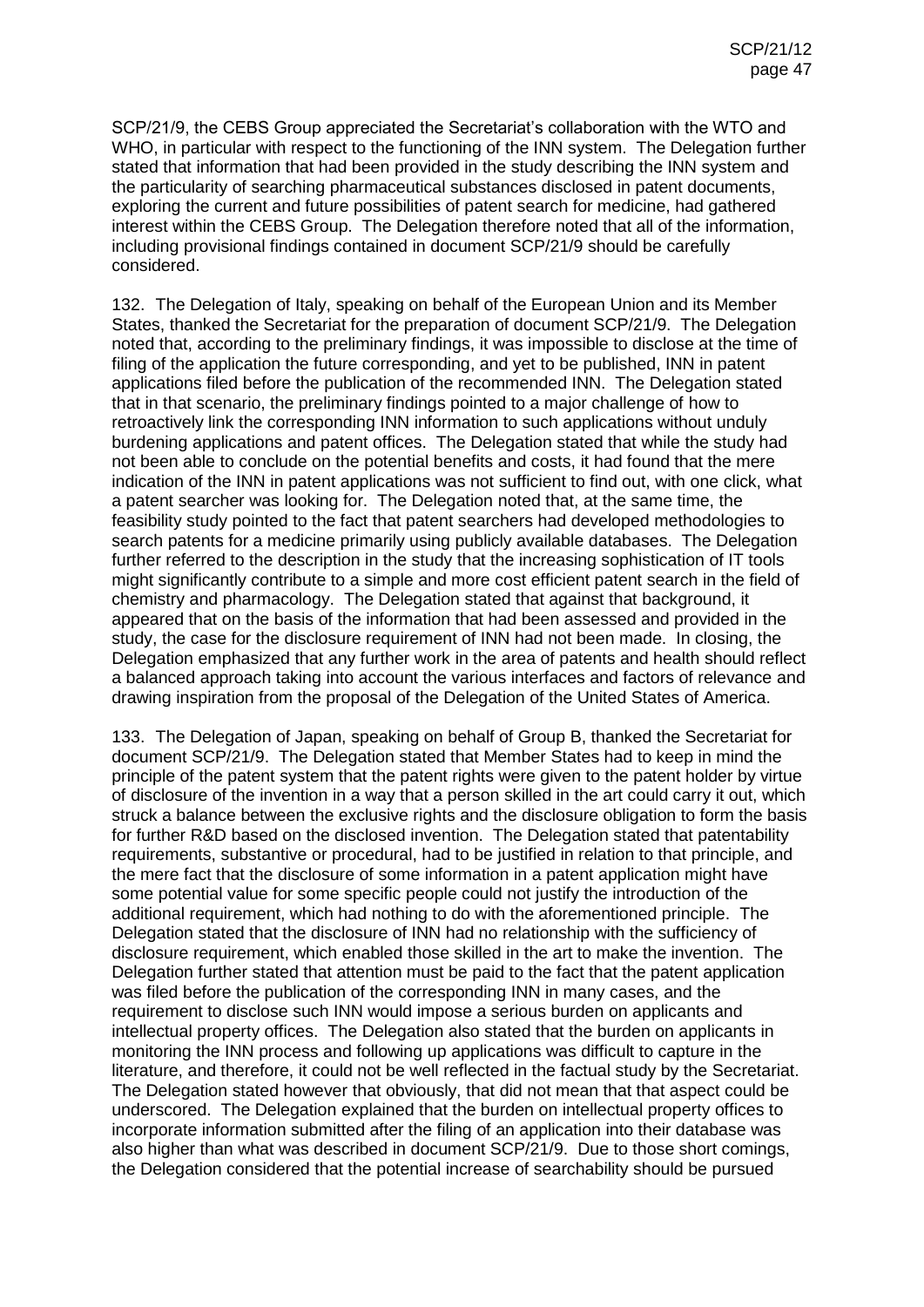SCP/21/9, the CEBS Group appreciated the Secretariat's collaboration with the WTO and WHO, in particular with respect to the functioning of the INN system. The Delegation further stated that information that had been provided in the study describing the INN system and the particularity of searching pharmaceutical substances disclosed in patent documents, exploring the current and future possibilities of patent search for medicine, had gathered interest within the CEBS Group. The Delegation therefore noted that all of the information, including provisional findings contained in document SCP/21/9 should be carefully considered.

132. The Delegation of Italy, speaking on behalf of the European Union and its Member States, thanked the Secretariat for the preparation of document SCP/21/9. The Delegation noted that, according to the preliminary findings, it was impossible to disclose at the time of filing of the application the future corresponding, and yet to be published, INN in patent applications filed before the publication of the recommended INN. The Delegation stated that in that scenario, the preliminary findings pointed to a major challenge of how to retroactively link the corresponding INN information to such applications without unduly burdening applications and patent offices. The Delegation stated that while the study had not been able to conclude on the potential benefits and costs, it had found that the mere indication of the INN in patent applications was not sufficient to find out, with one click, what a patent searcher was looking for. The Delegation noted that, at the same time, the feasibility study pointed to the fact that patent searchers had developed methodologies to search patents for a medicine primarily using publicly available databases. The Delegation further referred to the description in the study that the increasing sophistication of IT tools might significantly contribute to a simple and more cost efficient patent search in the field of chemistry and pharmacology. The Delegation stated that against that background, it appeared that on the basis of the information that had been assessed and provided in the study, the case for the disclosure requirement of INN had not been made. In closing, the Delegation emphasized that any further work in the area of patents and health should reflect a balanced approach taking into account the various interfaces and factors of relevance and drawing inspiration from the proposal of the Delegation of the United States of America.

133. The Delegation of Japan, speaking on behalf of Group B, thanked the Secretariat for document SCP/21/9. The Delegation stated that Member States had to keep in mind the principle of the patent system that the patent rights were given to the patent holder by virtue of disclosure of the invention in a way that a person skilled in the art could carry it out, which struck a balance between the exclusive rights and the disclosure obligation to form the basis for further R&D based on the disclosed invention. The Delegation stated that patentability requirements, substantive or procedural, had to be justified in relation to that principle, and the mere fact that the disclosure of some information in a patent application might have some potential value for some specific people could not justify the introduction of the additional requirement, which had nothing to do with the aforementioned principle. The Delegation stated that the disclosure of INN had no relationship with the sufficiency of disclosure requirement, which enabled those skilled in the art to make the invention. The Delegation further stated that attention must be paid to the fact that the patent application was filed before the publication of the corresponding INN in many cases, and the requirement to disclose such INN would impose a serious burden on applicants and intellectual property offices. The Delegation also stated that the burden on applicants in monitoring the INN process and following up applications was difficult to capture in the literature, and therefore, it could not be well reflected in the factual study by the Secretariat. The Delegation stated however that obviously, that did not mean that that aspect could be underscored. The Delegation explained that the burden on intellectual property offices to incorporate information submitted after the filing of an application into their database was also higher than what was described in document SCP/21/9. Due to those short comings, the Delegation considered that the potential increase of searchability should be pursued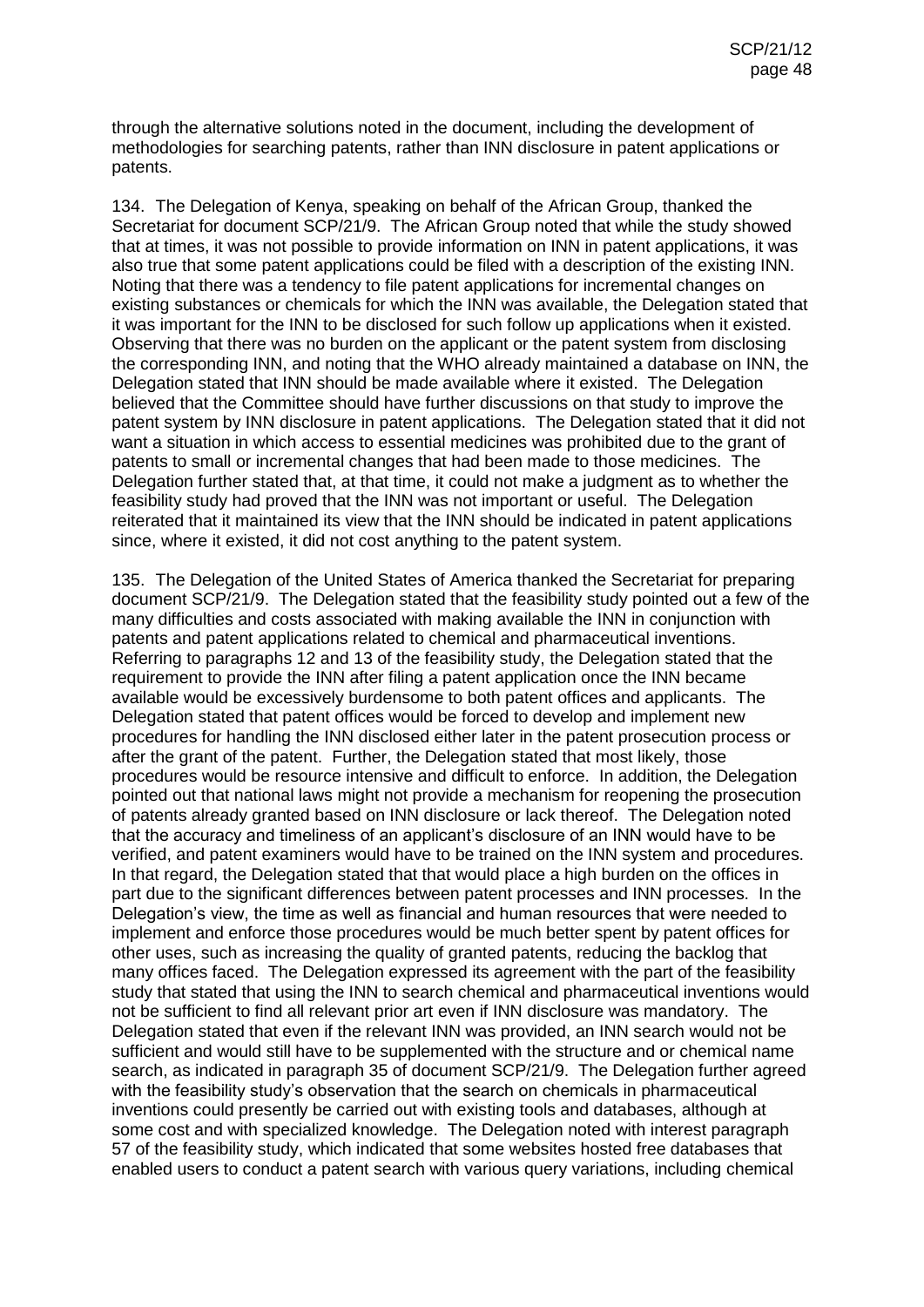through the alternative solutions noted in the document, including the development of methodologies for searching patents, rather than INN disclosure in patent applications or patents.

134. The Delegation of Kenya, speaking on behalf of the African Group, thanked the Secretariat for document SCP/21/9. The African Group noted that while the study showed that at times, it was not possible to provide information on INN in patent applications, it was also true that some patent applications could be filed with a description of the existing INN. Noting that there was a tendency to file patent applications for incremental changes on existing substances or chemicals for which the INN was available, the Delegation stated that it was important for the INN to be disclosed for such follow up applications when it existed. Observing that there was no burden on the applicant or the patent system from disclosing the corresponding INN, and noting that the WHO already maintained a database on INN, the Delegation stated that INN should be made available where it existed. The Delegation believed that the Committee should have further discussions on that study to improve the patent system by INN disclosure in patent applications. The Delegation stated that it did not want a situation in which access to essential medicines was prohibited due to the grant of patents to small or incremental changes that had been made to those medicines. The Delegation further stated that, at that time, it could not make a judgment as to whether the feasibility study had proved that the INN was not important or useful. The Delegation reiterated that it maintained its view that the INN should be indicated in patent applications since, where it existed, it did not cost anything to the patent system.

135. The Delegation of the United States of America thanked the Secretariat for preparing document SCP/21/9. The Delegation stated that the feasibility study pointed out a few of the many difficulties and costs associated with making available the INN in conjunction with patents and patent applications related to chemical and pharmaceutical inventions. Referring to paragraphs 12 and 13 of the feasibility study, the Delegation stated that the requirement to provide the INN after filing a patent application once the INN became available would be excessively burdensome to both patent offices and applicants. The Delegation stated that patent offices would be forced to develop and implement new procedures for handling the INN disclosed either later in the patent prosecution process or after the grant of the patent. Further, the Delegation stated that most likely, those procedures would be resource intensive and difficult to enforce. In addition, the Delegation pointed out that national laws might not provide a mechanism for reopening the prosecution of patents already granted based on INN disclosure or lack thereof. The Delegation noted that the accuracy and timeliness of an applicant's disclosure of an INN would have to be verified, and patent examiners would have to be trained on the INN system and procedures. In that regard, the Delegation stated that that would place a high burden on the offices in part due to the significant differences between patent processes and INN processes. In the Delegation's view, the time as well as financial and human resources that were needed to implement and enforce those procedures would be much better spent by patent offices for other uses, such as increasing the quality of granted patents, reducing the backlog that many offices faced. The Delegation expressed its agreement with the part of the feasibility study that stated that using the INN to search chemical and pharmaceutical inventions would not be sufficient to find all relevant prior art even if INN disclosure was mandatory. The Delegation stated that even if the relevant INN was provided, an INN search would not be sufficient and would still have to be supplemented with the structure and or chemical name search, as indicated in paragraph 35 of document SCP/21/9. The Delegation further agreed with the feasibility study's observation that the search on chemicals in pharmaceutical inventions could presently be carried out with existing tools and databases, although at some cost and with specialized knowledge. The Delegation noted with interest paragraph 57 of the feasibility study, which indicated that some websites hosted free databases that enabled users to conduct a patent search with various query variations, including chemical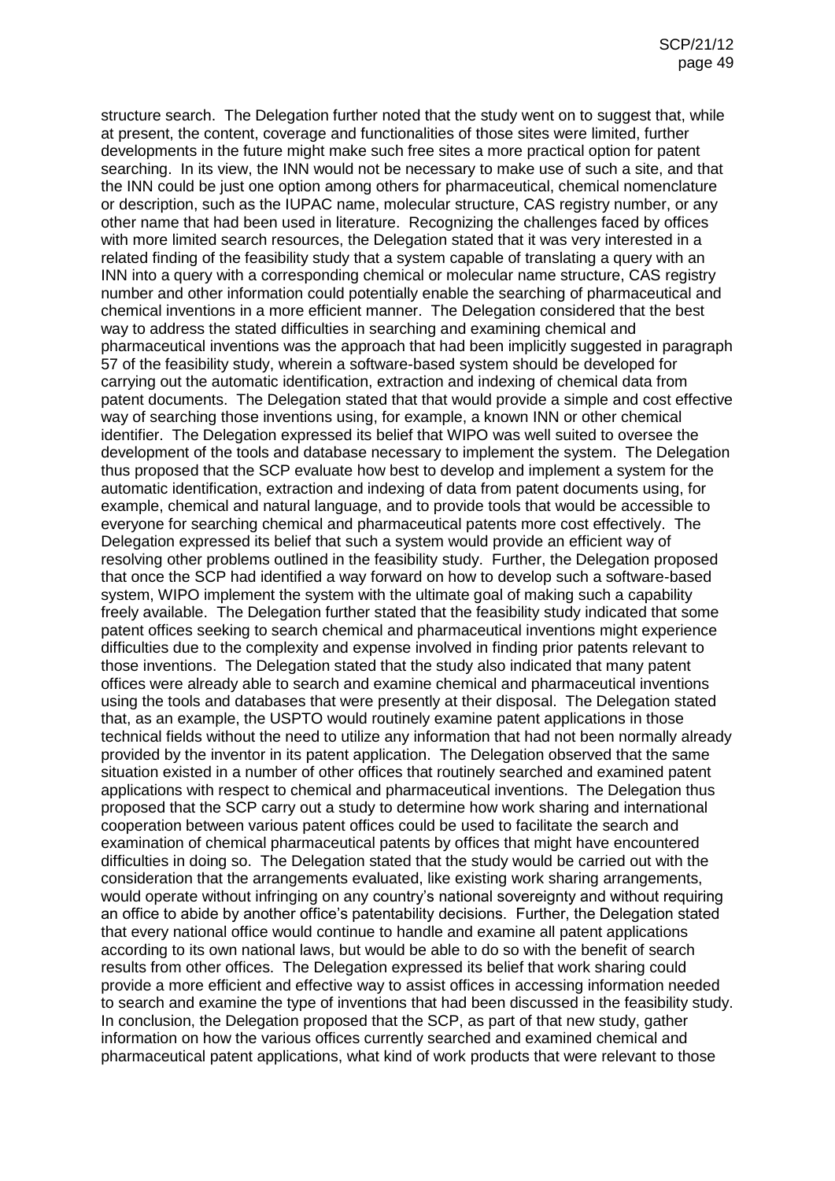structure search. The Delegation further noted that the study went on to suggest that, while at present, the content, coverage and functionalities of those sites were limited, further developments in the future might make such free sites a more practical option for patent searching. In its view, the INN would not be necessary to make use of such a site, and that the INN could be just one option among others for pharmaceutical, chemical nomenclature or description, such as the IUPAC name, molecular structure, CAS registry number, or any other name that had been used in literature. Recognizing the challenges faced by offices with more limited search resources, the Delegation stated that it was very interested in a related finding of the feasibility study that a system capable of translating a query with an INN into a query with a corresponding chemical or molecular name structure, CAS registry number and other information could potentially enable the searching of pharmaceutical and chemical inventions in a more efficient manner. The Delegation considered that the best way to address the stated difficulties in searching and examining chemical and pharmaceutical inventions was the approach that had been implicitly suggested in paragraph 57 of the feasibility study, wherein a software-based system should be developed for carrying out the automatic identification, extraction and indexing of chemical data from patent documents. The Delegation stated that that would provide a simple and cost effective way of searching those inventions using, for example, a known INN or other chemical identifier. The Delegation expressed its belief that WIPO was well suited to oversee the development of the tools and database necessary to implement the system. The Delegation thus proposed that the SCP evaluate how best to develop and implement a system for the automatic identification, extraction and indexing of data from patent documents using, for example, chemical and natural language, and to provide tools that would be accessible to everyone for searching chemical and pharmaceutical patents more cost effectively. The Delegation expressed its belief that such a system would provide an efficient way of resolving other problems outlined in the feasibility study. Further, the Delegation proposed that once the SCP had identified a way forward on how to develop such a software-based system, WIPO implement the system with the ultimate goal of making such a capability freely available. The Delegation further stated that the feasibility study indicated that some patent offices seeking to search chemical and pharmaceutical inventions might experience difficulties due to the complexity and expense involved in finding prior patents relevant to those inventions. The Delegation stated that the study also indicated that many patent offices were already able to search and examine chemical and pharmaceutical inventions using the tools and databases that were presently at their disposal. The Delegation stated that, as an example, the USPTO would routinely examine patent applications in those technical fields without the need to utilize any information that had not been normally already provided by the inventor in its patent application. The Delegation observed that the same situation existed in a number of other offices that routinely searched and examined patent applications with respect to chemical and pharmaceutical inventions. The Delegation thus proposed that the SCP carry out a study to determine how work sharing and international cooperation between various patent offices could be used to facilitate the search and examination of chemical pharmaceutical patents by offices that might have encountered difficulties in doing so. The Delegation stated that the study would be carried out with the consideration that the arrangements evaluated, like existing work sharing arrangements, would operate without infringing on any country's national sovereignty and without requiring an office to abide by another office's patentability decisions. Further, the Delegation stated that every national office would continue to handle and examine all patent applications according to its own national laws, but would be able to do so with the benefit of search results from other offices. The Delegation expressed its belief that work sharing could provide a more efficient and effective way to assist offices in accessing information needed to search and examine the type of inventions that had been discussed in the feasibility study. In conclusion, the Delegation proposed that the SCP, as part of that new study, gather information on how the various offices currently searched and examined chemical and pharmaceutical patent applications, what kind of work products that were relevant to those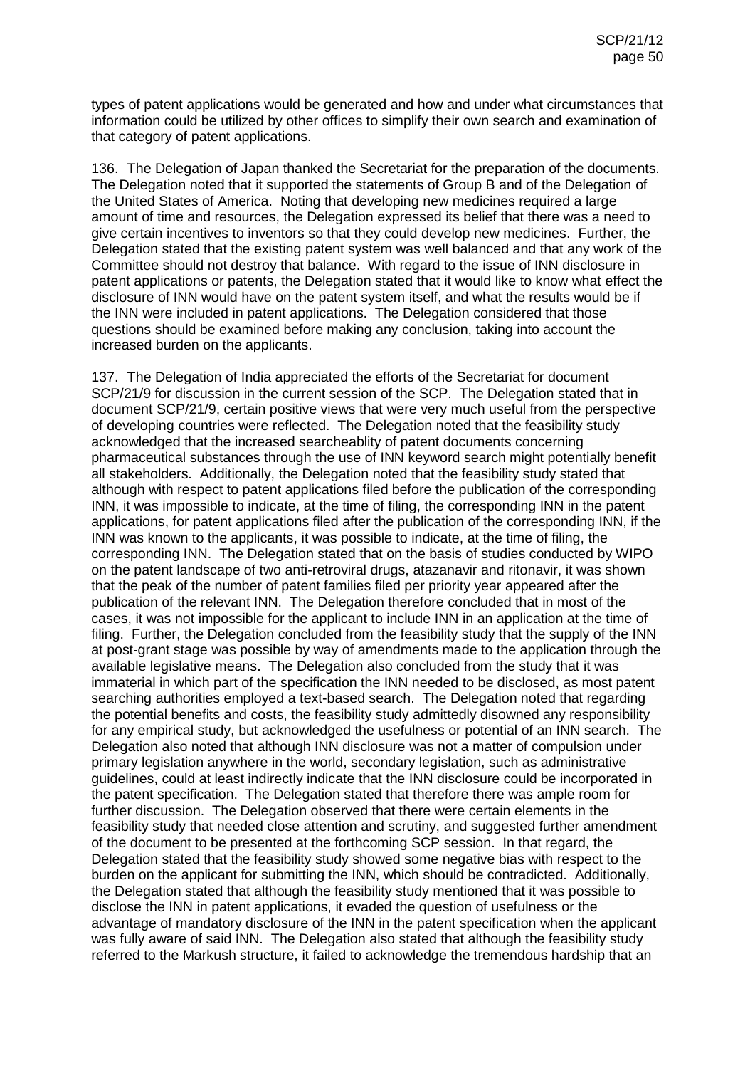types of patent applications would be generated and how and under what circumstances that information could be utilized by other offices to simplify their own search and examination of that category of patent applications.

136. The Delegation of Japan thanked the Secretariat for the preparation of the documents. The Delegation noted that it supported the statements of Group B and of the Delegation of the United States of America. Noting that developing new medicines required a large amount of time and resources, the Delegation expressed its belief that there was a need to give certain incentives to inventors so that they could develop new medicines. Further, the Delegation stated that the existing patent system was well balanced and that any work of the Committee should not destroy that balance. With regard to the issue of INN disclosure in patent applications or patents, the Delegation stated that it would like to know what effect the disclosure of INN would have on the patent system itself, and what the results would be if the INN were included in patent applications. The Delegation considered that those questions should be examined before making any conclusion, taking into account the increased burden on the applicants.

137. The Delegation of India appreciated the efforts of the Secretariat for document SCP/21/9 for discussion in the current session of the SCP. The Delegation stated that in document SCP/21/9, certain positive views that were very much useful from the perspective of developing countries were reflected. The Delegation noted that the feasibility study acknowledged that the increased searcheablity of patent documents concerning pharmaceutical substances through the use of INN keyword search might potentially benefit all stakeholders. Additionally, the Delegation noted that the feasibility study stated that although with respect to patent applications filed before the publication of the corresponding INN, it was impossible to indicate, at the time of filing, the corresponding INN in the patent applications, for patent applications filed after the publication of the corresponding INN, if the INN was known to the applicants, it was possible to indicate, at the time of filing, the corresponding INN. The Delegation stated that on the basis of studies conducted by WIPO on the patent landscape of two anti-retroviral drugs, atazanavir and ritonavir, it was shown that the peak of the number of patent families filed per priority year appeared after the publication of the relevant INN. The Delegation therefore concluded that in most of the cases, it was not impossible for the applicant to include INN in an application at the time of filing. Further, the Delegation concluded from the feasibility study that the supply of the INN at post-grant stage was possible by way of amendments made to the application through the available legislative means. The Delegation also concluded from the study that it was immaterial in which part of the specification the INN needed to be disclosed, as most patent searching authorities employed a text-based search. The Delegation noted that regarding the potential benefits and costs, the feasibility study admittedly disowned any responsibility for any empirical study, but acknowledged the usefulness or potential of an INN search. The Delegation also noted that although INN disclosure was not a matter of compulsion under primary legislation anywhere in the world, secondary legislation, such as administrative guidelines, could at least indirectly indicate that the INN disclosure could be incorporated in the patent specification. The Delegation stated that therefore there was ample room for further discussion. The Delegation observed that there were certain elements in the feasibility study that needed close attention and scrutiny, and suggested further amendment of the document to be presented at the forthcoming SCP session. In that regard, the Delegation stated that the feasibility study showed some negative bias with respect to the burden on the applicant for submitting the INN, which should be contradicted. Additionally, the Delegation stated that although the feasibility study mentioned that it was possible to disclose the INN in patent applications, it evaded the question of usefulness or the advantage of mandatory disclosure of the INN in the patent specification when the applicant was fully aware of said INN. The Delegation also stated that although the feasibility study referred to the Markush structure, it failed to acknowledge the tremendous hardship that an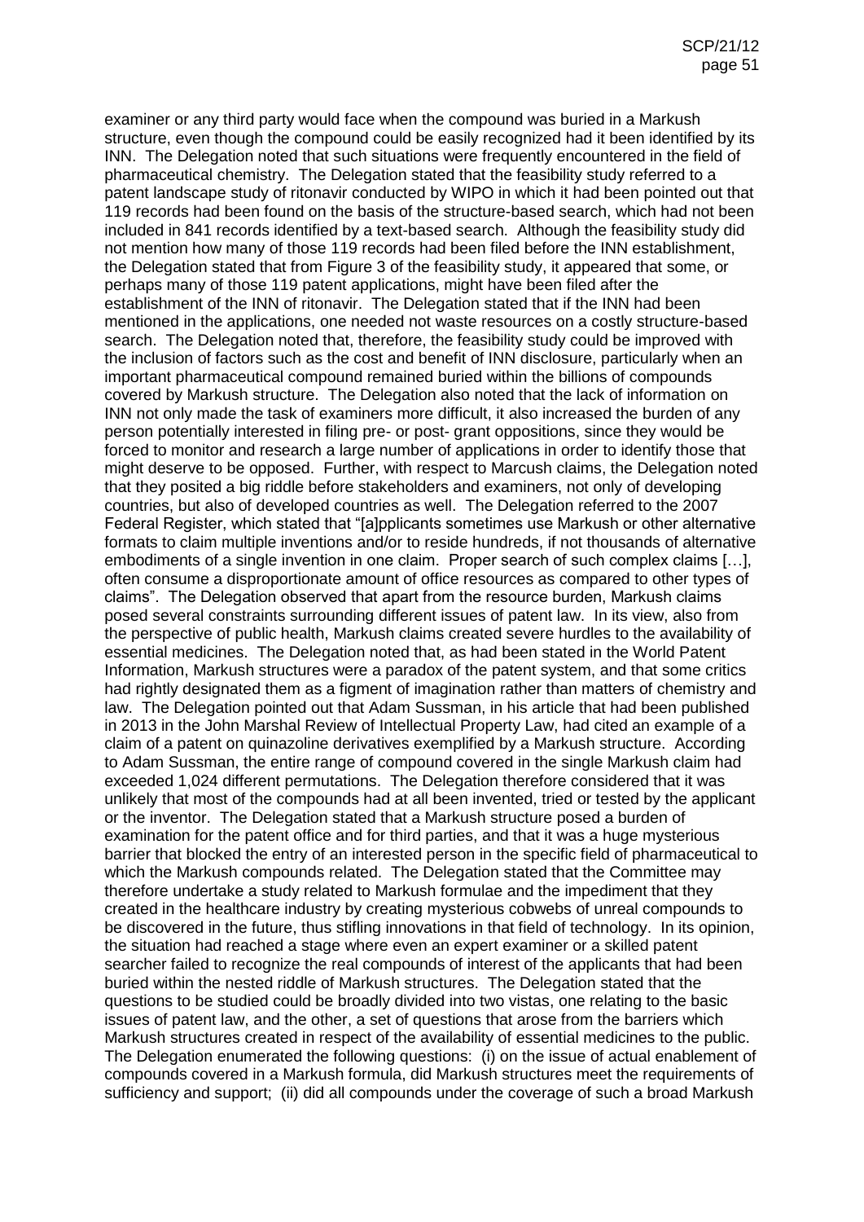examiner or any third party would face when the compound was buried in a Markush structure, even though the compound could be easily recognized had it been identified by its INN. The Delegation noted that such situations were frequently encountered in the field of pharmaceutical chemistry. The Delegation stated that the feasibility study referred to a patent landscape study of ritonavir conducted by WIPO in which it had been pointed out that 119 records had been found on the basis of the structure-based search, which had not been included in 841 records identified by a text-based search. Although the feasibility study did not mention how many of those 119 records had been filed before the INN establishment, the Delegation stated that from Figure 3 of the feasibility study, it appeared that some, or perhaps many of those 119 patent applications, might have been filed after the establishment of the INN of ritonavir. The Delegation stated that if the INN had been mentioned in the applications, one needed not waste resources on a costly structure-based search. The Delegation noted that, therefore, the feasibility study could be improved with the inclusion of factors such as the cost and benefit of INN disclosure, particularly when an important pharmaceutical compound remained buried within the billions of compounds covered by Markush structure. The Delegation also noted that the lack of information on INN not only made the task of examiners more difficult, it also increased the burden of any person potentially interested in filing pre- or post- grant oppositions, since they would be forced to monitor and research a large number of applications in order to identify those that might deserve to be opposed. Further, with respect to Marcush claims, the Delegation noted that they posited a big riddle before stakeholders and examiners, not only of developing countries, but also of developed countries as well. The Delegation referred to the 2007 Federal Register, which stated that "[a]pplicants sometimes use Markush or other alternative formats to claim multiple inventions and/or to reside hundreds, if not thousands of alternative embodiments of a single invention in one claim. Proper search of such complex claims […], often consume a disproportionate amount of office resources as compared to other types of claims". The Delegation observed that apart from the resource burden, Markush claims posed several constraints surrounding different issues of patent law. In its view, also from the perspective of public health, Markush claims created severe hurdles to the availability of essential medicines. The Delegation noted that, as had been stated in the World Patent Information, Markush structures were a paradox of the patent system, and that some critics had rightly designated them as a figment of imagination rather than matters of chemistry and law. The Delegation pointed out that Adam Sussman, in his article that had been published in 2013 in the John Marshal Review of Intellectual Property Law, had cited an example of a claim of a patent on quinazoline derivatives exemplified by a Markush structure. According to Adam Sussman, the entire range of compound covered in the single Markush claim had exceeded 1,024 different permutations. The Delegation therefore considered that it was unlikely that most of the compounds had at all been invented, tried or tested by the applicant or the inventor. The Delegation stated that a Markush structure posed a burden of examination for the patent office and for third parties, and that it was a huge mysterious barrier that blocked the entry of an interested person in the specific field of pharmaceutical to which the Markush compounds related. The Delegation stated that the Committee may therefore undertake a study related to Markush formulae and the impediment that they created in the healthcare industry by creating mysterious cobwebs of unreal compounds to be discovered in the future, thus stifling innovations in that field of technology. In its opinion, the situation had reached a stage where even an expert examiner or a skilled patent searcher failed to recognize the real compounds of interest of the applicants that had been buried within the nested riddle of Markush structures. The Delegation stated that the questions to be studied could be broadly divided into two vistas, one relating to the basic issues of patent law, and the other, a set of questions that arose from the barriers which Markush structures created in respect of the availability of essential medicines to the public. The Delegation enumerated the following questions: (i) on the issue of actual enablement of compounds covered in a Markush formula, did Markush structures meet the requirements of sufficiency and support; (ii) did all compounds under the coverage of such a broad Markush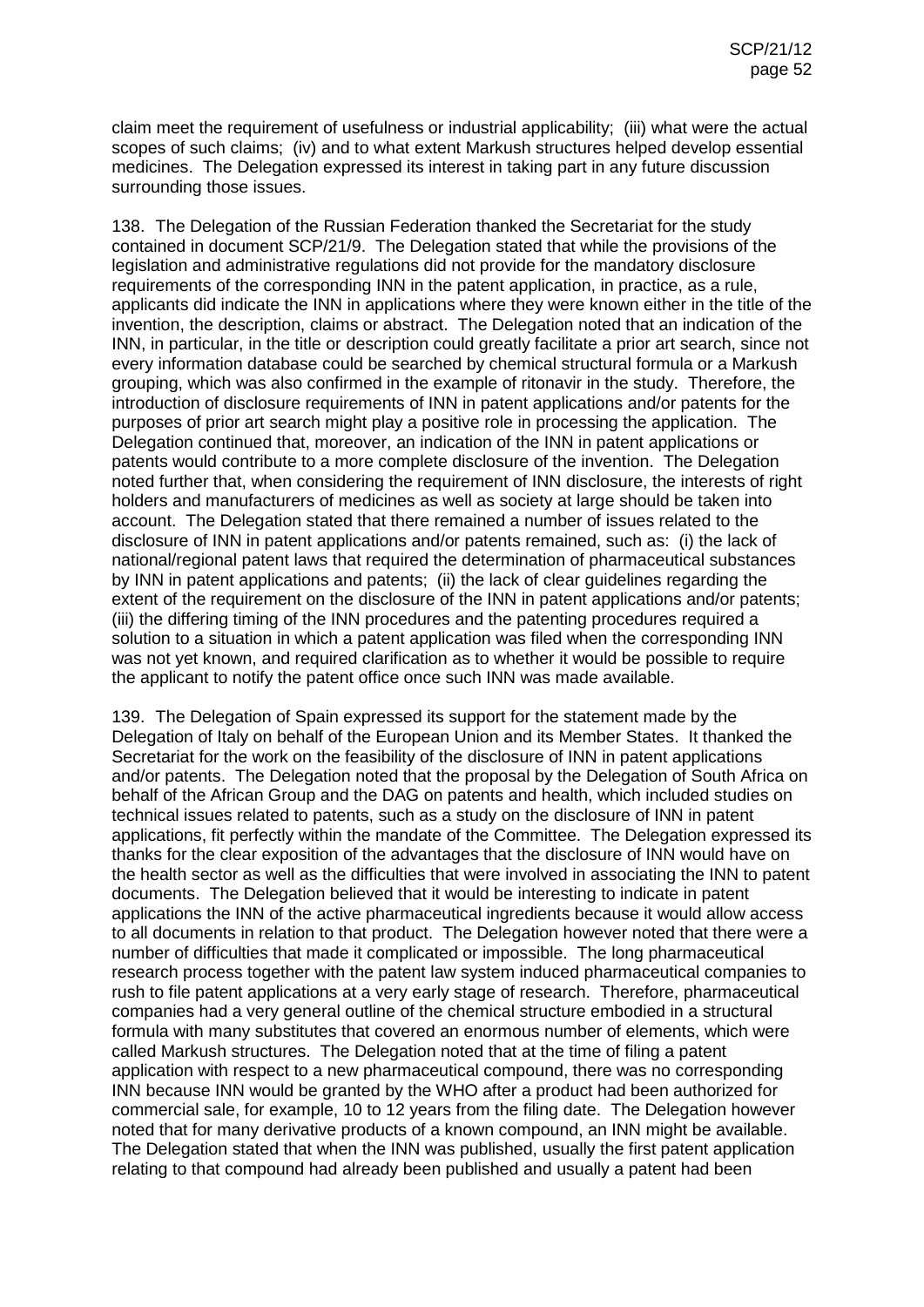claim meet the requirement of usefulness or industrial applicability; (iii) what were the actual scopes of such claims; (iv) and to what extent Markush structures helped develop essential medicines. The Delegation expressed its interest in taking part in any future discussion surrounding those issues.

138. The Delegation of the Russian Federation thanked the Secretariat for the study contained in document SCP/21/9. The Delegation stated that while the provisions of the legislation and administrative regulations did not provide for the mandatory disclosure requirements of the corresponding INN in the patent application, in practice, as a rule, applicants did indicate the INN in applications where they were known either in the title of the invention, the description, claims or abstract. The Delegation noted that an indication of the INN, in particular, in the title or description could greatly facilitate a prior art search, since not every information database could be searched by chemical structural formula or a Markush grouping, which was also confirmed in the example of ritonavir in the study. Therefore, the introduction of disclosure requirements of INN in patent applications and/or patents for the purposes of prior art search might play a positive role in processing the application. The Delegation continued that, moreover, an indication of the INN in patent applications or patents would contribute to a more complete disclosure of the invention. The Delegation noted further that, when considering the requirement of INN disclosure, the interests of right holders and manufacturers of medicines as well as society at large should be taken into account. The Delegation stated that there remained a number of issues related to the disclosure of INN in patent applications and/or patents remained, such as: (i) the lack of national/regional patent laws that required the determination of pharmaceutical substances by INN in patent applications and patents; (ii) the lack of clear guidelines regarding the extent of the requirement on the disclosure of the INN in patent applications and/or patents; (iii) the differing timing of the INN procedures and the patenting procedures required a solution to a situation in which a patent application was filed when the corresponding INN was not yet known, and required clarification as to whether it would be possible to require the applicant to notify the patent office once such INN was made available.

139. The Delegation of Spain expressed its support for the statement made by the Delegation of Italy on behalf of the European Union and its Member States. It thanked the Secretariat for the work on the feasibility of the disclosure of INN in patent applications and/or patents. The Delegation noted that the proposal by the Delegation of South Africa on behalf of the African Group and the DAG on patents and health, which included studies on technical issues related to patents, such as a study on the disclosure of INN in patent applications, fit perfectly within the mandate of the Committee. The Delegation expressed its thanks for the clear exposition of the advantages that the disclosure of INN would have on the health sector as well as the difficulties that were involved in associating the INN to patent documents. The Delegation believed that it would be interesting to indicate in patent applications the INN of the active pharmaceutical ingredients because it would allow access to all documents in relation to that product. The Delegation however noted that there were a number of difficulties that made it complicated or impossible. The long pharmaceutical research process together with the patent law system induced pharmaceutical companies to rush to file patent applications at a very early stage of research. Therefore, pharmaceutical companies had a very general outline of the chemical structure embodied in a structural formula with many substitutes that covered an enormous number of elements, which were called Markush structures. The Delegation noted that at the time of filing a patent application with respect to a new pharmaceutical compound, there was no corresponding INN because INN would be granted by the WHO after a product had been authorized for commercial sale, for example, 10 to 12 years from the filing date. The Delegation however noted that for many derivative products of a known compound, an INN might be available. The Delegation stated that when the INN was published, usually the first patent application relating to that compound had already been published and usually a patent had been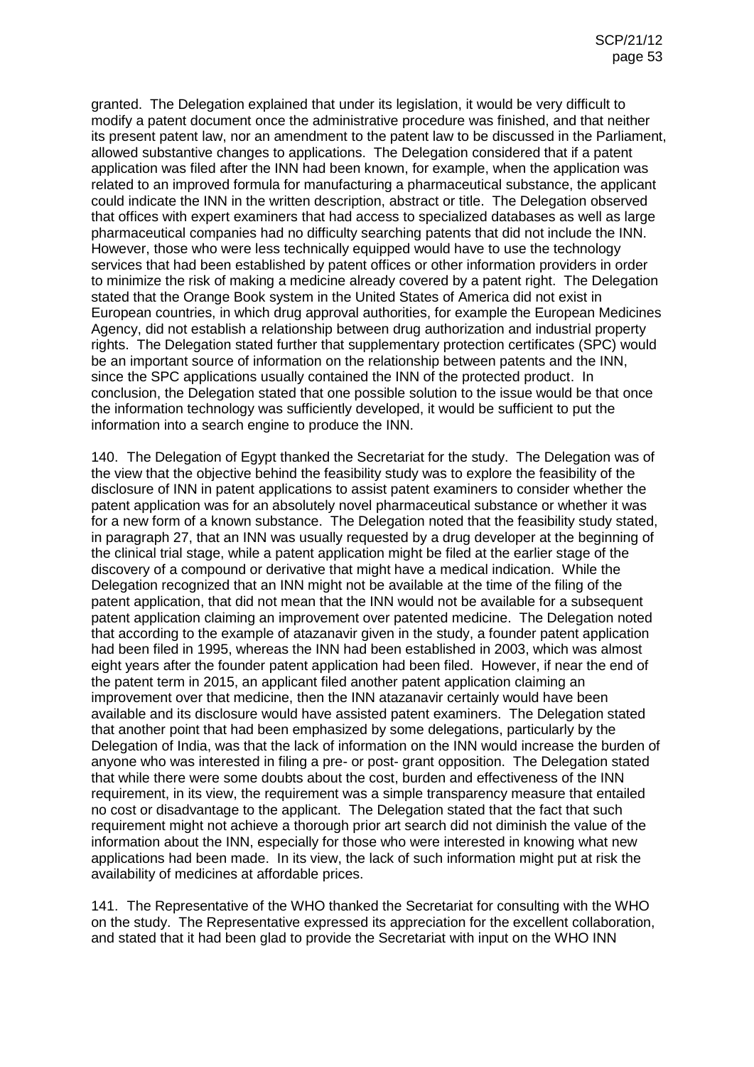granted. The Delegation explained that under its legislation, it would be very difficult to modify a patent document once the administrative procedure was finished, and that neither its present patent law, nor an amendment to the patent law to be discussed in the Parliament, allowed substantive changes to applications. The Delegation considered that if a patent application was filed after the INN had been known, for example, when the application was related to an improved formula for manufacturing a pharmaceutical substance, the applicant could indicate the INN in the written description, abstract or title. The Delegation observed that offices with expert examiners that had access to specialized databases as well as large pharmaceutical companies had no difficulty searching patents that did not include the INN. However, those who were less technically equipped would have to use the technology services that had been established by patent offices or other information providers in order to minimize the risk of making a medicine already covered by a patent right. The Delegation stated that the Orange Book system in the United States of America did not exist in European countries, in which drug approval authorities, for example the European Medicines Agency, did not establish a relationship between drug authorization and industrial property rights. The Delegation stated further that supplementary protection certificates (SPC) would be an important source of information on the relationship between patents and the INN, since the SPC applications usually contained the INN of the protected product. In conclusion, the Delegation stated that one possible solution to the issue would be that once the information technology was sufficiently developed, it would be sufficient to put the information into a search engine to produce the INN.

140. The Delegation of Egypt thanked the Secretariat for the study. The Delegation was of the view that the objective behind the feasibility study was to explore the feasibility of the disclosure of INN in patent applications to assist patent examiners to consider whether the patent application was for an absolutely novel pharmaceutical substance or whether it was for a new form of a known substance. The Delegation noted that the feasibility study stated, in paragraph 27, that an INN was usually requested by a drug developer at the beginning of the clinical trial stage, while a patent application might be filed at the earlier stage of the discovery of a compound or derivative that might have a medical indication. While the Delegation recognized that an INN might not be available at the time of the filing of the patent application, that did not mean that the INN would not be available for a subsequent patent application claiming an improvement over patented medicine. The Delegation noted that according to the example of atazanavir given in the study, a founder patent application had been filed in 1995, whereas the INN had been established in 2003, which was almost eight years after the founder patent application had been filed. However, if near the end of the patent term in 2015, an applicant filed another patent application claiming an improvement over that medicine, then the INN atazanavir certainly would have been available and its disclosure would have assisted patent examiners. The Delegation stated that another point that had been emphasized by some delegations, particularly by the Delegation of India, was that the lack of information on the INN would increase the burden of anyone who was interested in filing a pre- or post- grant opposition. The Delegation stated that while there were some doubts about the cost, burden and effectiveness of the INN requirement, in its view, the requirement was a simple transparency measure that entailed no cost or disadvantage to the applicant. The Delegation stated that the fact that such requirement might not achieve a thorough prior art search did not diminish the value of the information about the INN, especially for those who were interested in knowing what new applications had been made. In its view, the lack of such information might put at risk the availability of medicines at affordable prices.

141. The Representative of the WHO thanked the Secretariat for consulting with the WHO on the study. The Representative expressed its appreciation for the excellent collaboration, and stated that it had been glad to provide the Secretariat with input on the WHO INN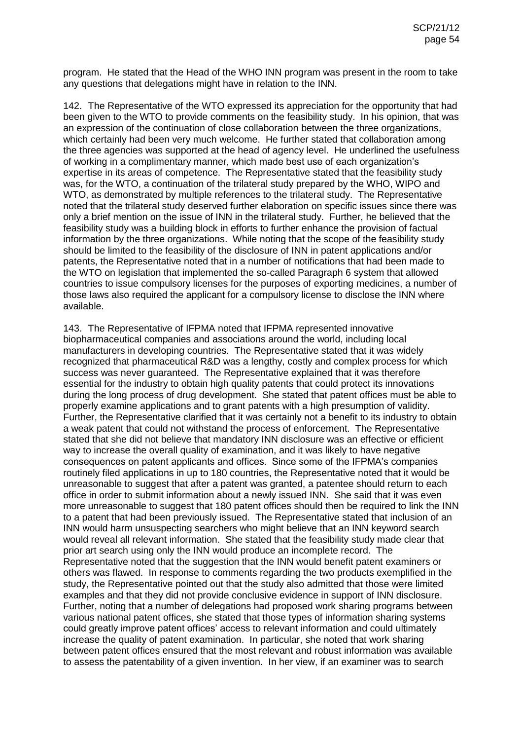program. He stated that the Head of the WHO INN program was present in the room to take any questions that delegations might have in relation to the INN.

142. The Representative of the WTO expressed its appreciation for the opportunity that had been given to the WTO to provide comments on the feasibility study. In his opinion, that was an expression of the continuation of close collaboration between the three organizations, which certainly had been very much welcome. He further stated that collaboration among the three agencies was supported at the head of agency level. He underlined the usefulness of working in a complimentary manner, which made best use of each organization's expertise in its areas of competence. The Representative stated that the feasibility study was, for the WTO, a continuation of the trilateral study prepared by the WHO, WIPO and WTO, as demonstrated by multiple references to the trilateral study. The Representative noted that the trilateral study deserved further elaboration on specific issues since there was only a brief mention on the issue of INN in the trilateral study. Further, he believed that the feasibility study was a building block in efforts to further enhance the provision of factual information by the three organizations. While noting that the scope of the feasibility study should be limited to the feasibility of the disclosure of INN in patent applications and/or patents, the Representative noted that in a number of notifications that had been made to the WTO on legislation that implemented the so-called Paragraph 6 system that allowed countries to issue compulsory licenses for the purposes of exporting medicines, a number of those laws also required the applicant for a compulsory license to disclose the INN where available.

143. The Representative of IFPMA noted that IFPMA represented innovative biopharmaceutical companies and associations around the world, including local manufacturers in developing countries. The Representative stated that it was widely recognized that pharmaceutical R&D was a lengthy, costly and complex process for which success was never guaranteed. The Representative explained that it was therefore essential for the industry to obtain high quality patents that could protect its innovations during the long process of drug development. She stated that patent offices must be able to properly examine applications and to grant patents with a high presumption of validity. Further, the Representative clarified that it was certainly not a benefit to its industry to obtain a weak patent that could not withstand the process of enforcement. The Representative stated that she did not believe that mandatory INN disclosure was an effective or efficient way to increase the overall quality of examination, and it was likely to have negative consequences on patent applicants and offices. Since some of the IFPMA's companies routinely filed applications in up to 180 countries, the Representative noted that it would be unreasonable to suggest that after a patent was granted, a patentee should return to each office in order to submit information about a newly issued INN. She said that it was even more unreasonable to suggest that 180 patent offices should then be required to link the INN to a patent that had been previously issued. The Representative stated that inclusion of an INN would harm unsuspecting searchers who might believe that an INN keyword search would reveal all relevant information. She stated that the feasibility study made clear that prior art search using only the INN would produce an incomplete record. The Representative noted that the suggestion that the INN would benefit patent examiners or others was flawed. In response to comments regarding the two products exemplified in the study, the Representative pointed out that the study also admitted that those were limited examples and that they did not provide conclusive evidence in support of INN disclosure. Further, noting that a number of delegations had proposed work sharing programs between various national patent offices, she stated that those types of information sharing systems could greatly improve patent offices' access to relevant information and could ultimately increase the quality of patent examination. In particular, she noted that work sharing between patent offices ensured that the most relevant and robust information was available to assess the patentability of a given invention. In her view, if an examiner was to search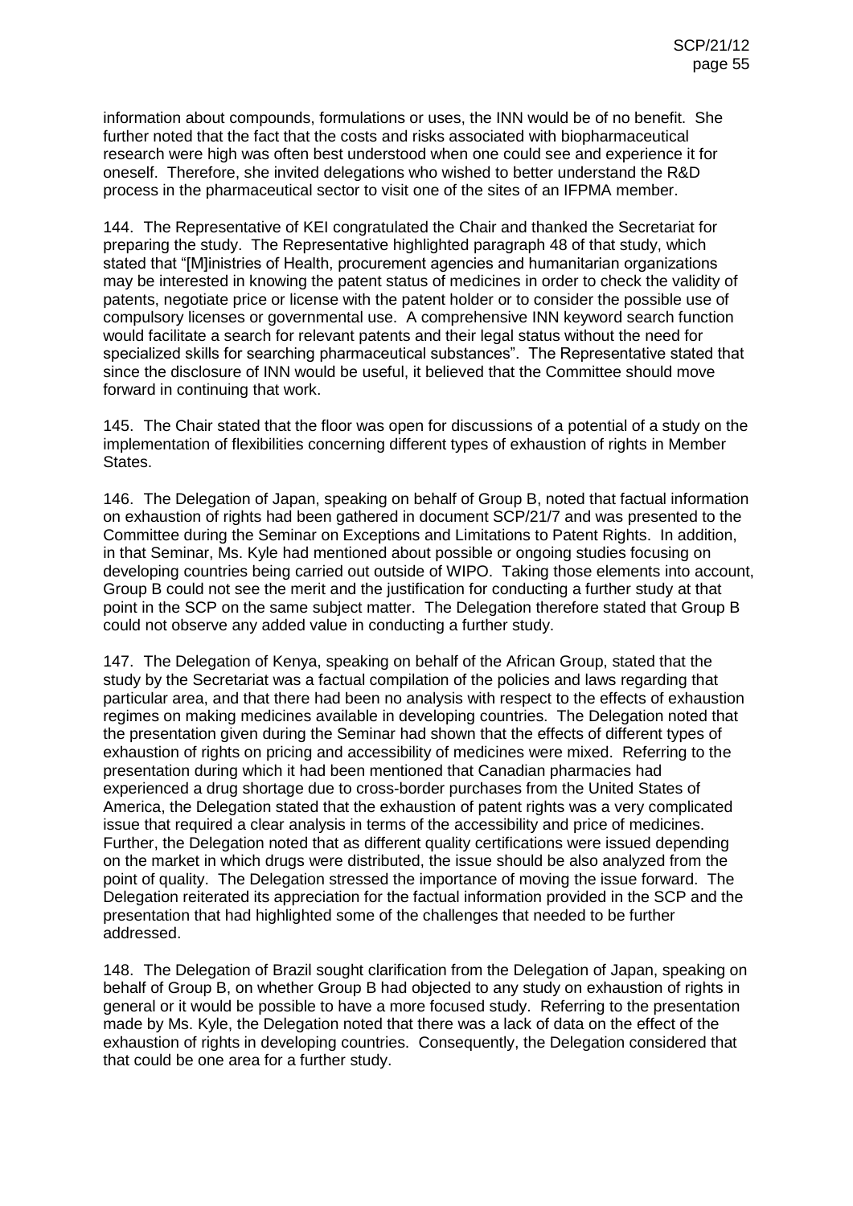information about compounds, formulations or uses, the INN would be of no benefit. She further noted that the fact that the costs and risks associated with biopharmaceutical research were high was often best understood when one could see and experience it for oneself. Therefore, she invited delegations who wished to better understand the R&D process in the pharmaceutical sector to visit one of the sites of an IFPMA member.

144. The Representative of KEI congratulated the Chair and thanked the Secretariat for preparing the study. The Representative highlighted paragraph 48 of that study, which stated that "[M]inistries of Health, procurement agencies and humanitarian organizations may be interested in knowing the patent status of medicines in order to check the validity of patents, negotiate price or license with the patent holder or to consider the possible use of compulsory licenses or governmental use. A comprehensive INN keyword search function would facilitate a search for relevant patents and their legal status without the need for specialized skills for searching pharmaceutical substances". The Representative stated that since the disclosure of INN would be useful, it believed that the Committee should move forward in continuing that work.

145. The Chair stated that the floor was open for discussions of a potential of a study on the implementation of flexibilities concerning different types of exhaustion of rights in Member States.

146. The Delegation of Japan, speaking on behalf of Group B, noted that factual information on exhaustion of rights had been gathered in document SCP/21/7 and was presented to the Committee during the Seminar on Exceptions and Limitations to Patent Rights. In addition, in that Seminar, Ms. Kyle had mentioned about possible or ongoing studies focusing on developing countries being carried out outside of WIPO. Taking those elements into account, Group B could not see the merit and the justification for conducting a further study at that point in the SCP on the same subject matter. The Delegation therefore stated that Group B could not observe any added value in conducting a further study.

147. The Delegation of Kenya, speaking on behalf of the African Group, stated that the study by the Secretariat was a factual compilation of the policies and laws regarding that particular area, and that there had been no analysis with respect to the effects of exhaustion regimes on making medicines available in developing countries. The Delegation noted that the presentation given during the Seminar had shown that the effects of different types of exhaustion of rights on pricing and accessibility of medicines were mixed. Referring to the presentation during which it had been mentioned that Canadian pharmacies had experienced a drug shortage due to cross-border purchases from the United States of America, the Delegation stated that the exhaustion of patent rights was a very complicated issue that required a clear analysis in terms of the accessibility and price of medicines. Further, the Delegation noted that as different quality certifications were issued depending on the market in which drugs were distributed, the issue should be also analyzed from the point of quality. The Delegation stressed the importance of moving the issue forward. The Delegation reiterated its appreciation for the factual information provided in the SCP and the presentation that had highlighted some of the challenges that needed to be further addressed.

148. The Delegation of Brazil sought clarification from the Delegation of Japan, speaking on behalf of Group B, on whether Group B had objected to any study on exhaustion of rights in general or it would be possible to have a more focused study. Referring to the presentation made by Ms. Kyle, the Delegation noted that there was a lack of data on the effect of the exhaustion of rights in developing countries. Consequently, the Delegation considered that that could be one area for a further study.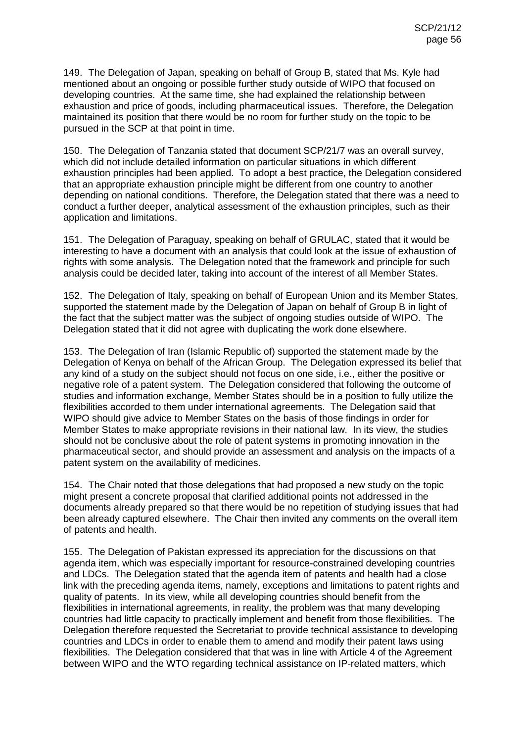149. The Delegation of Japan, speaking on behalf of Group B, stated that Ms. Kyle had mentioned about an ongoing or possible further study outside of WIPO that focused on developing countries. At the same time, she had explained the relationship between exhaustion and price of goods, including pharmaceutical issues. Therefore, the Delegation maintained its position that there would be no room for further study on the topic to be pursued in the SCP at that point in time.

150. The Delegation of Tanzania stated that document SCP/21/7 was an overall survey, which did not include detailed information on particular situations in which different exhaustion principles had been applied. To adopt a best practice, the Delegation considered that an appropriate exhaustion principle might be different from one country to another depending on national conditions. Therefore, the Delegation stated that there was a need to conduct a further deeper, analytical assessment of the exhaustion principles, such as their application and limitations.

151. The Delegation of Paraguay, speaking on behalf of GRULAC, stated that it would be interesting to have a document with an analysis that could look at the issue of exhaustion of rights with some analysis. The Delegation noted that the framework and principle for such analysis could be decided later, taking into account of the interest of all Member States.

152. The Delegation of Italy, speaking on behalf of European Union and its Member States, supported the statement made by the Delegation of Japan on behalf of Group B in light of the fact that the subject matter was the subject of ongoing studies outside of WIPO. The Delegation stated that it did not agree with duplicating the work done elsewhere.

153. The Delegation of Iran (Islamic Republic of) supported the statement made by the Delegation of Kenya on behalf of the African Group. The Delegation expressed its belief that any kind of a study on the subject should not focus on one side, i.e., either the positive or negative role of a patent system. The Delegation considered that following the outcome of studies and information exchange, Member States should be in a position to fully utilize the flexibilities accorded to them under international agreements. The Delegation said that WIPO should give advice to Member States on the basis of those findings in order for Member States to make appropriate revisions in their national law. In its view, the studies should not be conclusive about the role of patent systems in promoting innovation in the pharmaceutical sector, and should provide an assessment and analysis on the impacts of a patent system on the availability of medicines.

154. The Chair noted that those delegations that had proposed a new study on the topic might present a concrete proposal that clarified additional points not addressed in the documents already prepared so that there would be no repetition of studying issues that had been already captured elsewhere. The Chair then invited any comments on the overall item of patents and health.

155. The Delegation of Pakistan expressed its appreciation for the discussions on that agenda item, which was especially important for resource-constrained developing countries and LDCs. The Delegation stated that the agenda item of patents and health had a close link with the preceding agenda items, namely, exceptions and limitations to patent rights and quality of patents. In its view, while all developing countries should benefit from the flexibilities in international agreements, in reality, the problem was that many developing countries had little capacity to practically implement and benefit from those flexibilities. The Delegation therefore requested the Secretariat to provide technical assistance to developing countries and LDCs in order to enable them to amend and modify their patent laws using flexibilities. The Delegation considered that that was in line with Article 4 of the Agreement between WIPO and the WTO regarding technical assistance on IP-related matters, which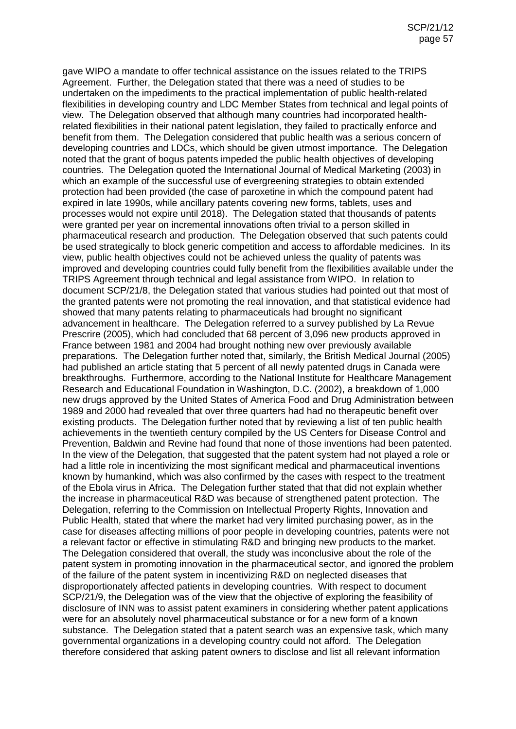gave WIPO a mandate to offer technical assistance on the issues related to the TRIPS Agreement. Further, the Delegation stated that there was a need of studies to be undertaken on the impediments to the practical implementation of public health-related flexibilities in developing country and LDC Member States from technical and legal points of view. The Delegation observed that although many countries had incorporated health-related flexibilities in their national patent legislation, they failed to practically enforce and benefit from them. The Delegation considered that public health was a serious concern of developing countries and LDCs, which should be given utmost importance. The Delegation noted that the grant of bogus patents impeded the public health objectives of developing countries. The Delegation quoted the International Journal of Medical Marketing (2003) in which an example of the successful use of evergreening strategies to obtain extended protection had been provided (the case of paroxetine in which the compound patent had expired in late 1990s, while ancillary patents covering new forms, tablets, uses and processes would not expire until 2018). The Delegation stated that thousands of patents were granted per year on incremental innovations often trivial to a person skilled in pharmaceutical research and production. The Delegation observed that such patents could be used strategically to block generic competition and access to affordable medicines. In its view, public health objectives could not be achieved unless the quality of patents was improved and developing countries could fully benefit from the flexibilities available under the TRIPS Agreement through technical and legal assistance from WIPO. In relation to document SCP/21/8, the Delegation stated that various studies had pointed out that most of the granted patents were not promoting the real innovation, and that statistical evidence had showed that many patents relating to pharmaceuticals had brought no significant advancement in healthcare. The Delegation referred to a survey published by La Revue Prescrire (2005), which had concluded that 68 percent of 3,096 new products approved in France between 1981 and 2004 had brought nothing new over previously available preparations. The Delegation further noted that, similarly, the British Medical Journal (2005) had published an article stating that 5 percent of all newly patented drugs in Canada were breakthroughs. Furthermore, according to the National Institute for Healthcare Management Research and Educational Foundation in Washington, D.C. (2002), a breakdown of 1,000 new drugs approved by the United States of America Food and Drug Administration between 1989 and 2000 had revealed that over three quarters had had no therapeutic benefit over existing products. The Delegation further noted that by reviewing a list of ten public health achievements in the twentieth century compiled by the US Centers for Disease Control and Prevention, Baldwin and Revine had found that none of those inventions had been patented. In the view of the Delegation, that suggested that the patent system had not played a role or had a little role in incentivizing the most significant medical and pharmaceutical inventions known by humankind, which was also confirmed by the cases with respect to the treatment of the Ebola virus in Africa. The Delegation further stated that that did not explain whether the increase in pharmaceutical R&D was because of strengthened patent protection. The Delegation, referring to the Commission on Intellectual Property Rights, Innovation and Public Health, stated that where the market had very limited purchasing power, as in the case for diseases affecting millions of poor people in developing countries, patents were not a relevant factor or effective in stimulating R&D and bringing new products to the market. The Delegation considered that overall, the study was inconclusive about the role of the patent system in promoting innovation in the pharmaceutical sector, and ignored the problem of the failure of the patent system in incentivizing R&D on neglected diseases that disproportionately affected patients in developing countries. With respect to document SCP/21/9, the Delegation was of the view that the objective of exploring the feasibility of disclosure of INN was to assist patent examiners in considering whether patent applications were for an absolutely novel pharmaceutical substance or for a new form of a known substance. The Delegation stated that a patent search was an expensive task, which many governmental organizations in a developing country could not afford. The Delegation therefore considered that asking patent owners to disclose and list all relevant information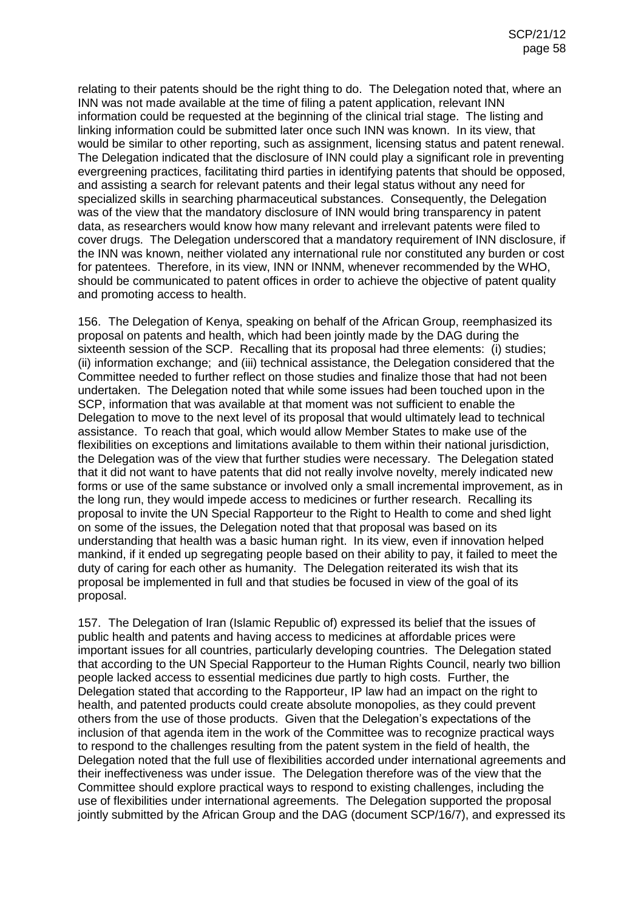relating to their patents should be the right thing to do. The Delegation noted that, where an INN was not made available at the time of filing a patent application, relevant INN information could be requested at the beginning of the clinical trial stage. The listing and linking information could be submitted later once such INN was known. In its view, that would be similar to other reporting, such as assignment, licensing status and patent renewal. The Delegation indicated that the disclosure of INN could play a significant role in preventing evergreening practices, facilitating third parties in identifying patents that should be opposed, and assisting a search for relevant patents and their legal status without any need for specialized skills in searching pharmaceutical substances. Consequently, the Delegation was of the view that the mandatory disclosure of INN would bring transparency in patent data, as researchers would know how many relevant and irrelevant patents were filed to cover drugs. The Delegation underscored that a mandatory requirement of INN disclosure, if the INN was known, neither violated any international rule nor constituted any burden or cost for patentees. Therefore, in its view, INN or INNM, whenever recommended by the WHO, should be communicated to patent offices in order to achieve the objective of patent quality and promoting access to health.

156. The Delegation of Kenya, speaking on behalf of the African Group, reemphasized its proposal on patents and health, which had been jointly made by the DAG during the sixteenth session of the SCP. Recalling that its proposal had three elements: (i) studies; (ii) information exchange; and (iii) technical assistance, the Delegation considered that the Committee needed to further reflect on those studies and finalize those that had not been undertaken. The Delegation noted that while some issues had been touched upon in the SCP, information that was available at that moment was not sufficient to enable the Delegation to move to the next level of its proposal that would ultimately lead to technical assistance. To reach that goal, which would allow Member States to make use of the flexibilities on exceptions and limitations available to them within their national jurisdiction, the Delegation was of the view that further studies were necessary. The Delegation stated that it did not want to have patents that did not really involve novelty, merely indicated new forms or use of the same substance or involved only a small incremental improvement, as in the long run, they would impede access to medicines or further research. Recalling its proposal to invite the UN Special Rapporteur to the Right to Health to come and shed light on some of the issues, the Delegation noted that that proposal was based on its understanding that health was a basic human right. In its view, even if innovation helped mankind, if it ended up segregating people based on their ability to pay, it failed to meet the duty of caring for each other as humanity. The Delegation reiterated its wish that its proposal be implemented in full and that studies be focused in view of the goal of its proposal.

157. The Delegation of Iran (Islamic Republic of) expressed its belief that the issues of public health and patents and having access to medicines at affordable prices were important issues for all countries, particularly developing countries. The Delegation stated that according to the UN Special Rapporteur to the Human Rights Council, nearly two billion people lacked access to essential medicines due partly to high costs. Further, the Delegation stated that according to the Rapporteur, IP law had an impact on the right to health, and patented products could create absolute monopolies, as they could prevent others from the use of those products. Given that the Delegation's expectations of the inclusion of that agenda item in the work of the Committee was to recognize practical ways to respond to the challenges resulting from the patent system in the field of health, the Delegation noted that the full use of flexibilities accorded under international agreements and their ineffectiveness was under issue. The Delegation therefore was of the view that the Committee should explore practical ways to respond to existing challenges, including the use of flexibilities under international agreements. The Delegation supported the proposal jointly submitted by the African Group and the DAG (document SCP/16/7), and expressed its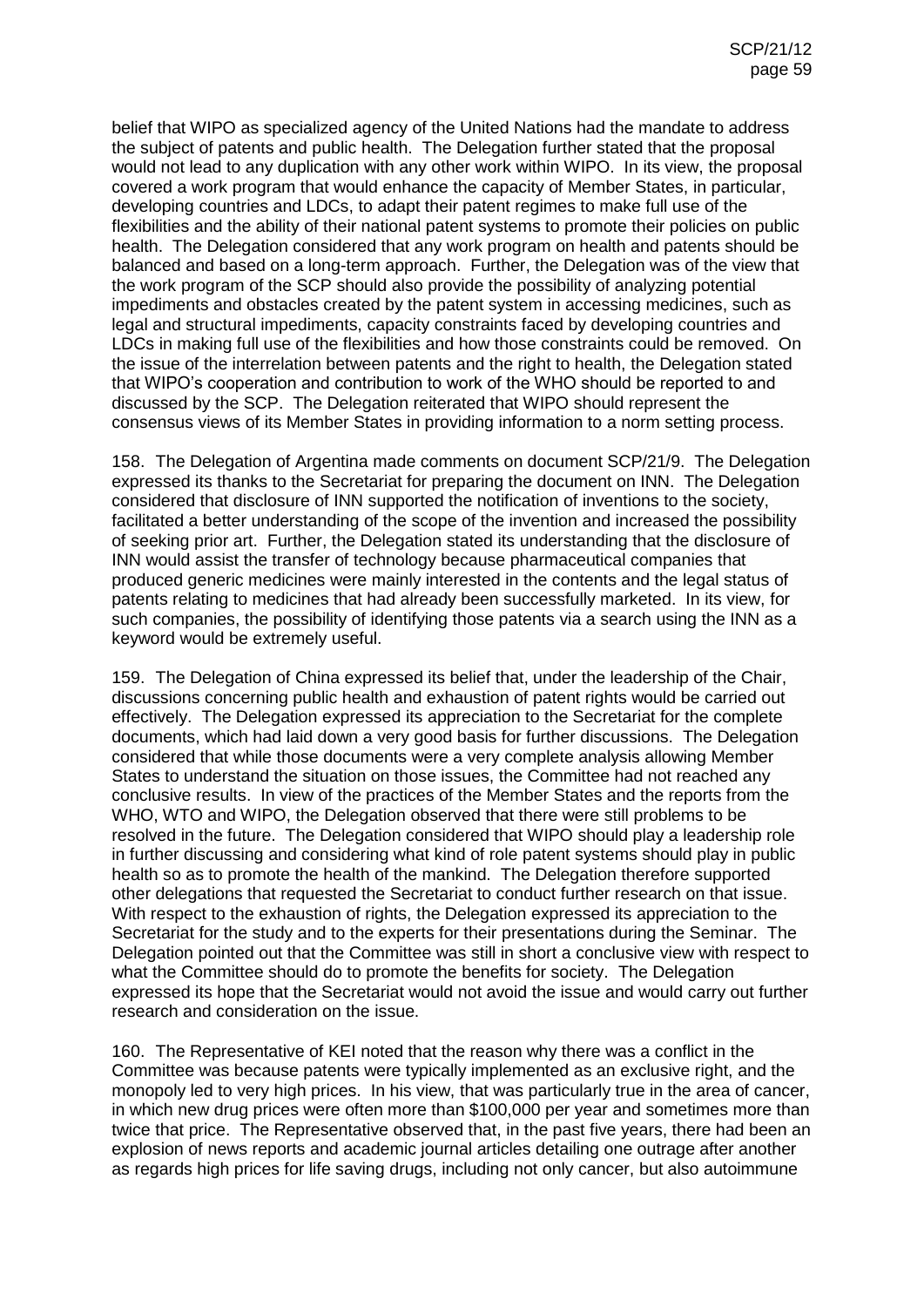belief that WIPO as specialized agency of the United Nations had the mandate to address the subject of patents and public health. The Delegation further stated that the proposal would not lead to any duplication with any other work within WIPO. In its view, the proposal covered a work program that would enhance the capacity of Member States, in particular, developing countries and LDCs, to adapt their patent regimes to make full use of the flexibilities and the ability of their national patent systems to promote their policies on public health. The Delegation considered that any work program on health and patents should be balanced and based on a long-term approach. Further, the Delegation was of the view that the work program of the SCP should also provide the possibility of analyzing potential impediments and obstacles created by the patent system in accessing medicines, such as legal and structural impediments, capacity constraints faced by developing countries and LDCs in making full use of the flexibilities and how those constraints could be removed. On the issue of the interrelation between patents and the right to health, the Delegation stated that WIPO's cooperation and contribution to work of the WHO should be reported to and discussed by the SCP. The Delegation reiterated that WIPO should represent the consensus views of its Member States in providing information to a norm setting process.

158. The Delegation of Argentina made comments on document SCP/21/9. The Delegation expressed its thanks to the Secretariat for preparing the document on INN. The Delegation considered that disclosure of INN supported the notification of inventions to the society, facilitated a better understanding of the scope of the invention and increased the possibility of seeking prior art. Further, the Delegation stated its understanding that the disclosure of INN would assist the transfer of technology because pharmaceutical companies that produced generic medicines were mainly interested in the contents and the legal status of patents relating to medicines that had already been successfully marketed. In its view, for such companies, the possibility of identifying those patents via a search using the INN as a keyword would be extremely useful.

159. The Delegation of China expressed its belief that, under the leadership of the Chair, discussions concerning public health and exhaustion of patent rights would be carried out effectively. The Delegation expressed its appreciation to the Secretariat for the complete documents, which had laid down a very good basis for further discussions. The Delegation considered that while those documents were a very complete analysis allowing Member States to understand the situation on those issues, the Committee had not reached any conclusive results. In view of the practices of the Member States and the reports from the WHO, WTO and WIPO, the Delegation observed that there were still problems to be resolved in the future. The Delegation considered that WIPO should play a leadership role in further discussing and considering what kind of role patent systems should play in public health so as to promote the health of the mankind. The Delegation therefore supported other delegations that requested the Secretariat to conduct further research on that issue. With respect to the exhaustion of rights, the Delegation expressed its appreciation to the Secretariat for the study and to the experts for their presentations during the Seminar. The Delegation pointed out that the Committee was still in short a conclusive view with respect to what the Committee should do to promote the benefits for society. The Delegation expressed its hope that the Secretariat would not avoid the issue and would carry out further research and consideration on the issue.

160. The Representative of KEI noted that the reason why there was a conflict in the Committee was because patents were typically implemented as an exclusive right, and the monopoly led to very high prices. In his view, that was particularly true in the area of cancer, in which new drug prices were often more than $100,000 per year and sometimes more than twice that price. The Representative observed that, in the past five years, there had been an explosion of news reports and academic journal articles detailing one outrage after another as regards high prices for life saving drugs, including not only cancer, but also autoimmune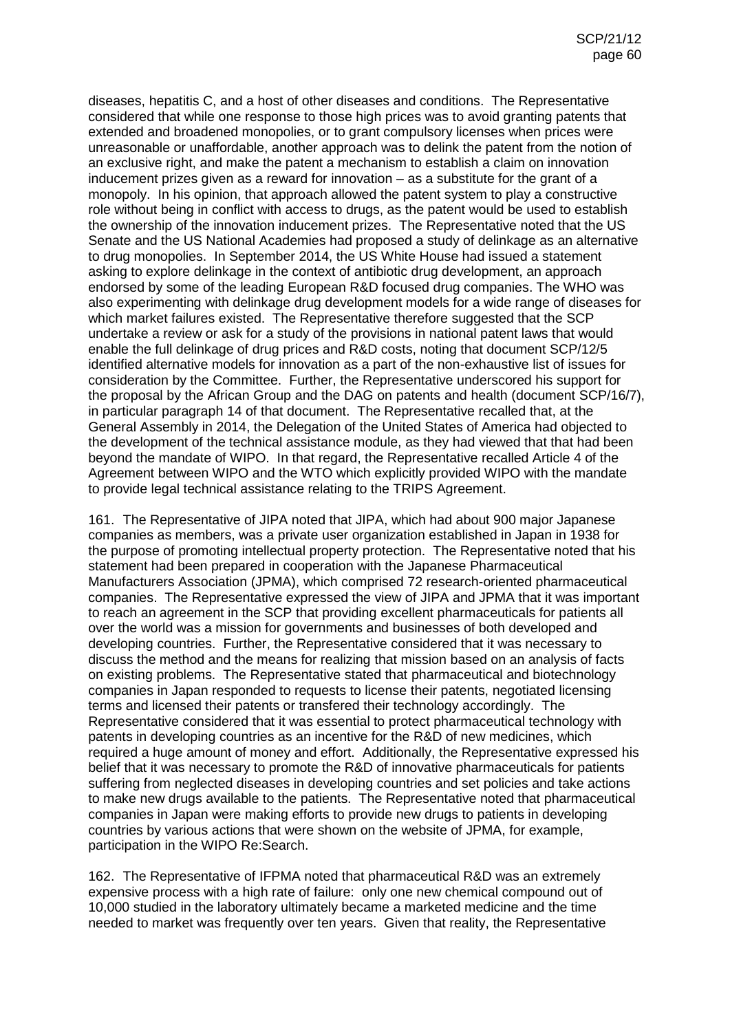diseases, hepatitis C, and a host of other diseases and conditions. The Representative considered that while one response to those high prices was to avoid granting patents that extended and broadened monopolies, or to grant compulsory licenses when prices were unreasonable or unaffordable, another approach was to delink the patent from the notion of an exclusive right, and make the patent a mechanism to establish a claim on innovation inducement prizes given as a reward for innovation – as a substitute for the grant of a monopoly. In his opinion, that approach allowed the patent system to play a constructive role without being in conflict with access to drugs, as the patent would be used to establish the ownership of the innovation inducement prizes. The Representative noted that the US Senate and the US National Academies had proposed a study of delinkage as an alternative to drug monopolies. In September 2014, the US White House had issued a statement asking to explore delinkage in the context of antibiotic drug development, an approach endorsed by some of the leading European R&D focused drug companies. The WHO was also experimenting with delinkage drug development models for a wide range of diseases for which market failures existed. The Representative therefore suggested that the SCP undertake a review or ask for a study of the provisions in national patent laws that would enable the full delinkage of drug prices and R&D costs, noting that document SCP/12/5 identified alternative models for innovation as a part of the non-exhaustive list of issues for consideration by the Committee. Further, the Representative underscored his support for the proposal by the African Group and the DAG on patents and health (document SCP/16/7), in particular paragraph 14 of that document. The Representative recalled that, at the General Assembly in 2014, the Delegation of the United States of America had objected to the development of the technical assistance module, as they had viewed that that had been beyond the mandate of WIPO. In that regard, the Representative recalled Article 4 of the Agreement between WIPO and the WTO which explicitly provided WIPO with the mandate to provide legal technical assistance relating to the TRIPS Agreement.

161. The Representative of JIPA noted that JIPA, which had about 900 major Japanese companies as members, was a private user organization established in Japan in 1938 for the purpose of promoting intellectual property protection. The Representative noted that his statement had been prepared in cooperation with the Japanese Pharmaceutical Manufacturers Association (JPMA), which comprised 72 research-oriented pharmaceutical companies. The Representative expressed the view of JIPA and JPMA that it was important to reach an agreement in the SCP that providing excellent pharmaceuticals for patients all over the world was a mission for governments and businesses of both developed and developing countries. Further, the Representative considered that it was necessary to discuss the method and the means for realizing that mission based on an analysis of facts on existing problems. The Representative stated that pharmaceutical and biotechnology companies in Japan responded to requests to license their patents, negotiated licensing terms and licensed their patents or transfered their technology accordingly. The Representative considered that it was essential to protect pharmaceutical technology with patents in developing countries as an incentive for the R&D of new medicines, which required a huge amount of money and effort. Additionally, the Representative expressed his belief that it was necessary to promote the R&D of innovative pharmaceuticals for patients suffering from neglected diseases in developing countries and set policies and take actions to make new drugs available to the patients. The Representative noted that pharmaceutical companies in Japan were making efforts to provide new drugs to patients in developing countries by various actions that were shown on the website of JPMA, for example, participation in the WIPO Re:Search.

162. The Representative of IFPMA noted that pharmaceutical R&D was an extremely expensive process with a high rate of failure: only one new chemical compound out of 10,000 studied in the laboratory ultimately became a marketed medicine and the time needed to market was frequently over ten years. Given that reality, the Representative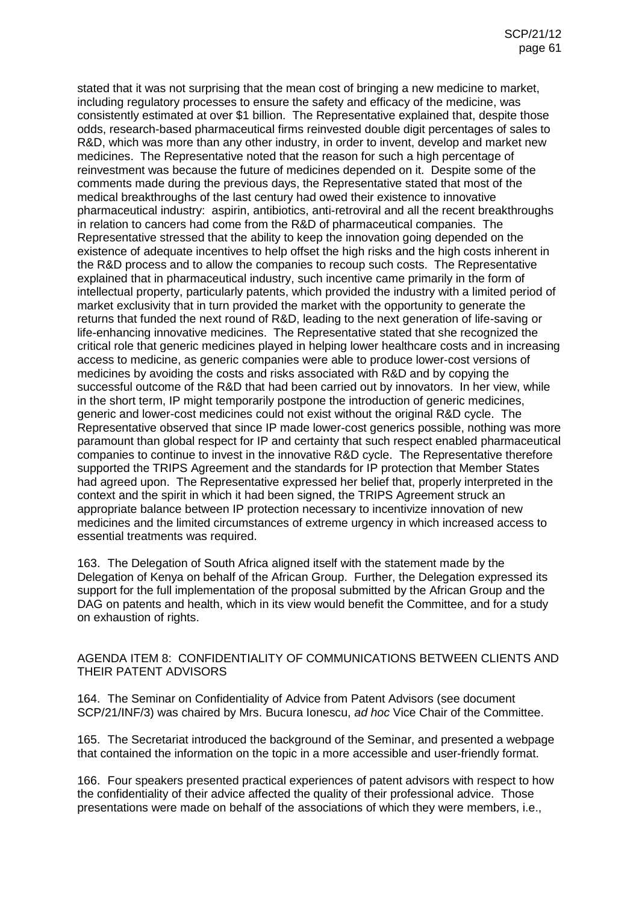stated that it was not surprising that the mean cost of bringing a new medicine to market, including regulatory processes to ensure the safety and efficacy of the medicine, was consistently estimated at over $1 billion. The Representative explained that, despite those odds, research-based pharmaceutical firms reinvested double digit percentages of sales to R&D, which was more than any other industry, in order to invent, develop and market new medicines. The Representative noted that the reason for such a high percentage of reinvestment was because the future of medicines depended on it. Despite some of the comments made during the previous days, the Representative stated that most of the medical breakthroughs of the last century had owed their existence to innovative pharmaceutical industry: aspirin, antibiotics, anti-retroviral and all the recent breakthroughs in relation to cancers had come from the R&D of pharmaceutical companies. The Representative stressed that the ability to keep the innovation going depended on the existence of adequate incentives to help offset the high risks and the high costs inherent in the R&D process and to allow the companies to recoup such costs. The Representative explained that in pharmaceutical industry, such incentive came primarily in the form of intellectual property, particularly patents, which provided the industry with a limited period of market exclusivity that in turn provided the market with the opportunity to generate the returns that funded the next round of R&D, leading to the next generation of life-saving or life-enhancing innovative medicines. The Representative stated that she recognized the critical role that generic medicines played in helping lower healthcare costs and in increasing access to medicine, as generic companies were able to produce lower-cost versions of medicines by avoiding the costs and risks associated with R&D and by copying the successful outcome of the R&D that had been carried out by innovators. In her view, while in the short term, IP might temporarily postpone the introduction of generic medicines, generic and lower-cost medicines could not exist without the original R&D cycle. The Representative observed that since IP made lower-cost generics possible, nothing was more paramount than global respect for IP and certainty that such respect enabled pharmaceutical companies to continue to invest in the innovative R&D cycle. The Representative therefore supported the TRIPS Agreement and the standards for IP protection that Member States had agreed upon. The Representative expressed her belief that, properly interpreted in the context and the spirit in which it had been signed, the TRIPS Agreement struck an appropriate balance between IP protection necessary to incentivize innovation of new medicines and the limited circumstances of extreme urgency in which increased access to essential treatments was required.

163. The Delegation of South Africa aligned itself with the statement made by the Delegation of Kenya on behalf of the African Group. Further, the Delegation expressed its support for the full implementation of the proposal submitted by the African Group and the DAG on patents and health, which in its view would benefit the Committee, and for a study on exhaustion of rights.

## AGENDA ITEM 8: CONFIDENTIALITY OF COMMUNICATIONS BETWEEN CLIENTS AND THEIR PATENT ADVISORS

164. The Seminar on Confidentiality of Advice from Patent Advisors (see document SCP/21/INF/3) was chaired by Mrs. Bucura Ionescu, *ad hoc* Vice Chair of the Committee.

165. The Secretariat introduced the background of the Seminar, and presented a webpage that contained the information on the topic in a more accessible and user-friendly format.

166. Four speakers presented practical experiences of patent advisors with respect to how the confidentiality of their advice affected the quality of their professional advice. Those presentations were made on behalf of the associations of which they were members, i.e.,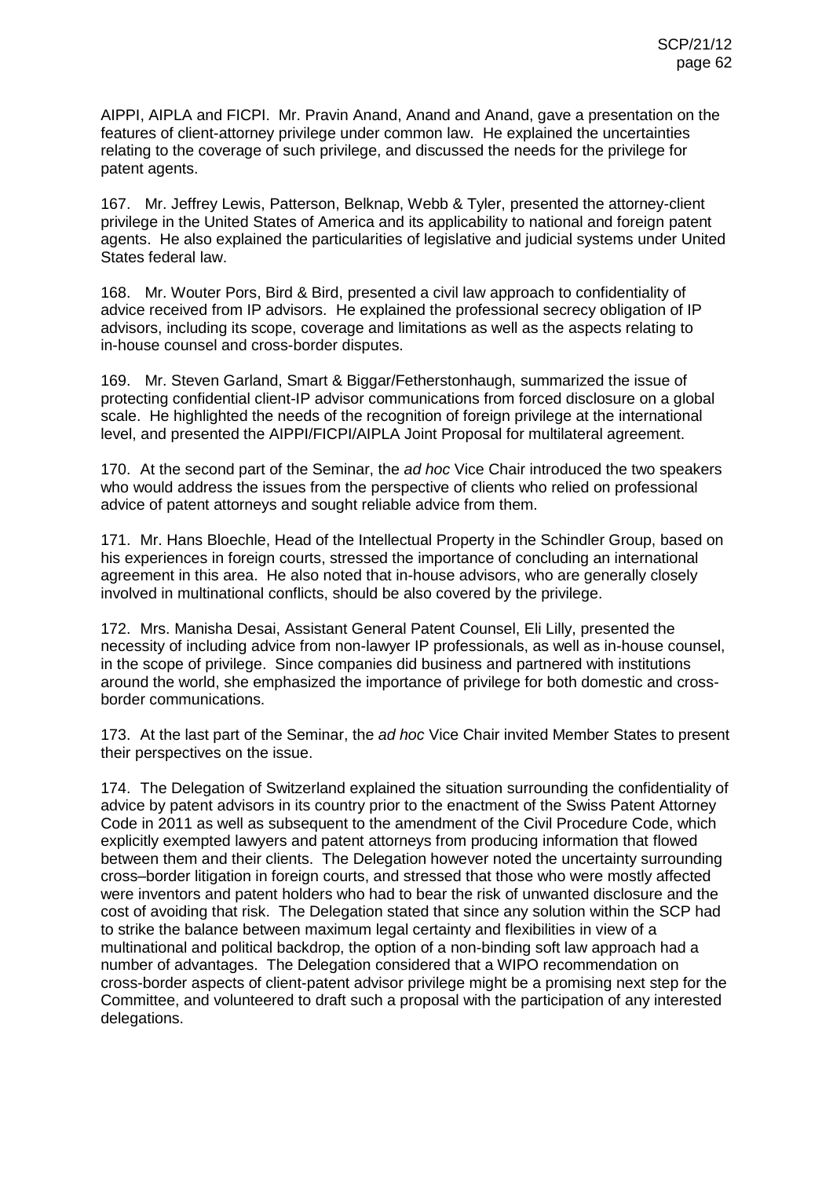AIPPI, AIPLA and FICPI. Mr. Pravin Anand, Anand and Anand, gave a presentation on the features of client-attorney privilege under common law. He explained the uncertainties relating to the coverage of such privilege, and discussed the needs for the privilege for patent agents.

167. Mr. Jeffrey Lewis, Patterson, Belknap, Webb & Tyler, presented the attorney-client privilege in the United States of America and its applicability to national and foreign patent agents. He also explained the particularities of legislative and judicial systems under United States federal law.

168. Mr. Wouter Pors, Bird & Bird, presented a civil law approach to confidentiality of advice received from IP advisors. He explained the professional secrecy obligation of IP advisors, including its scope, coverage and limitations as well as the aspects relating to in-house counsel and cross-border disputes.

169. Mr. Steven Garland, Smart & Biggar/Fetherstonhaugh, summarized the issue of protecting confidential client-IP advisor communications from forced disclosure on a global scale. He highlighted the needs of the recognition of foreign privilege at the international level, and presented the AIPPI/FICPI/AIPLA Joint Proposal for multilateral agreement.

170. At the second part of the Seminar, the *ad hoc* Vice Chair introduced the two speakers who would address the issues from the perspective of clients who relied on professional advice of patent attorneys and sought reliable advice from them.

171. Mr. Hans Bloechle, Head of the Intellectual Property in the Schindler Group, based on his experiences in foreign courts, stressed the importance of concluding an international agreement in this area. He also noted that in-house advisors, who are generally closely involved in multinational conflicts, should be also covered by the privilege.

172. Mrs. Manisha Desai, Assistant General Patent Counsel, Eli Lilly, presented the necessity of including advice from non-lawyer IP professionals, as well as in-house counsel, in the scope of privilege. Since companies did business and partnered with institutions around the world, she emphasized the importance of privilege for both domestic and cross-border communications.

173. At the last part of the Seminar, the *ad hoc* Vice Chair invited Member States to present their perspectives on the issue.

174. The Delegation of Switzerland explained the situation surrounding the confidentiality of advice by patent advisors in its country prior to the enactment of the Swiss Patent Attorney Code in 2011 as well as subsequent to the amendment of the Civil Procedure Code, which explicitly exempted lawyers and patent attorneys from producing information that flowed between them and their clients. The Delegation however noted the uncertainty surrounding cross–border litigation in foreign courts, and stressed that those who were mostly affected were inventors and patent holders who had to bear the risk of unwanted disclosure and the cost of avoiding that risk. The Delegation stated that since any solution within the SCP had to strike the balance between maximum legal certainty and flexibilities in view of a multinational and political backdrop, the option of a non-binding soft law approach had a number of advantages. The Delegation considered that a WIPO recommendation on cross-border aspects of client-patent advisor privilege might be a promising next step for the Committee, and volunteered to draft such a proposal with the participation of any interested delegations.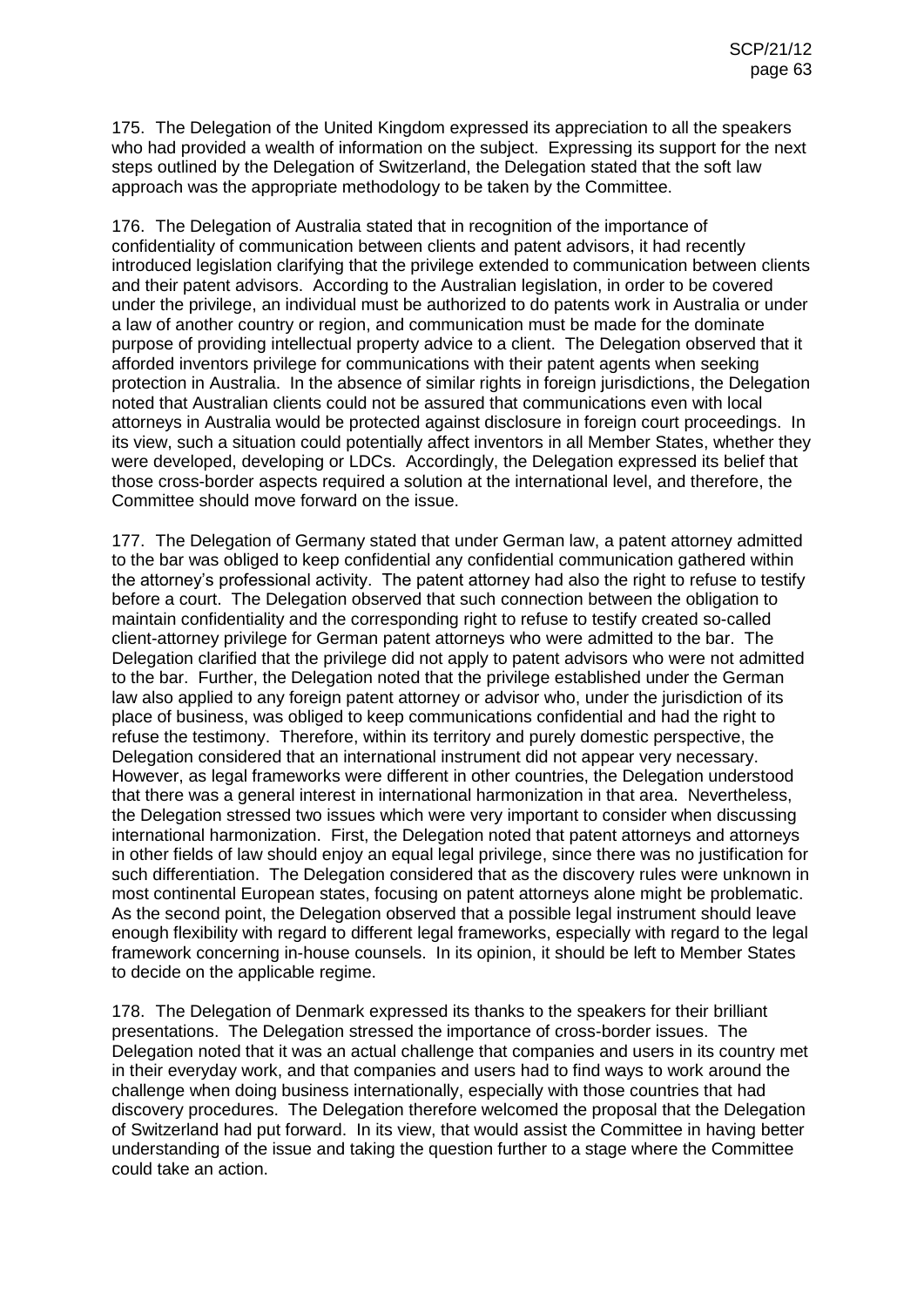175. The Delegation of the United Kingdom expressed its appreciation to all the speakers who had provided a wealth of information on the subject. Expressing its support for the next steps outlined by the Delegation of Switzerland, the Delegation stated that the soft law approach was the appropriate methodology to be taken by the Committee.

176. The Delegation of Australia stated that in recognition of the importance of confidentiality of communication between clients and patent advisors, it had recently introduced legislation clarifying that the privilege extended to communication between clients and their patent advisors. According to the Australian legislation, in order to be covered under the privilege, an individual must be authorized to do patents work in Australia or under a law of another country or region, and communication must be made for the dominate purpose of providing intellectual property advice to a client. The Delegation observed that it afforded inventors privilege for communications with their patent agents when seeking protection in Australia. In the absence of similar rights in foreign jurisdictions, the Delegation noted that Australian clients could not be assured that communications even with local attorneys in Australia would be protected against disclosure in foreign court proceedings. In its view, such a situation could potentially affect inventors in all Member States, whether they were developed, developing or LDCs. Accordingly, the Delegation expressed its belief that those cross-border aspects required a solution at the international level, and therefore, the Committee should move forward on the issue.

177. The Delegation of Germany stated that under German law, a patent attorney admitted to the bar was obliged to keep confidential any confidential communication gathered within the attorney's professional activity. The patent attorney had also the right to refuse to testify before a court. The Delegation observed that such connection between the obligation to maintain confidentiality and the corresponding right to refuse to testify created so-called client-attorney privilege for German patent attorneys who were admitted to the bar. The Delegation clarified that the privilege did not apply to patent advisors who were not admitted to the bar. Further, the Delegation noted that the privilege established under the German law also applied to any foreign patent attorney or advisor who, under the jurisdiction of its place of business, was obliged to keep communications confidential and had the right to refuse the testimony. Therefore, within its territory and purely domestic perspective, the Delegation considered that an international instrument did not appear very necessary. However, as legal frameworks were different in other countries, the Delegation understood that there was a general interest in international harmonization in that area. Nevertheless, the Delegation stressed two issues which were very important to consider when discussing international harmonization. First, the Delegation noted that patent attorneys and attorneys in other fields of law should enjoy an equal legal privilege, since there was no justification for such differentiation. The Delegation considered that as the discovery rules were unknown in most continental European states, focusing on patent attorneys alone might be problematic. As the second point, the Delegation observed that a possible legal instrument should leave enough flexibility with regard to different legal frameworks, especially with regard to the legal framework concerning in-house counsels. In its opinion, it should be left to Member States to decide on the applicable regime.

178. The Delegation of Denmark expressed its thanks to the speakers for their brilliant presentations. The Delegation stressed the importance of cross-border issues. The Delegation noted that it was an actual challenge that companies and users in its country met in their everyday work, and that companies and users had to find ways to work around the challenge when doing business internationally, especially with those countries that had discovery procedures. The Delegation therefore welcomed the proposal that the Delegation of Switzerland had put forward. In its view, that would assist the Committee in having better understanding of the issue and taking the question further to a stage where the Committee could take an action.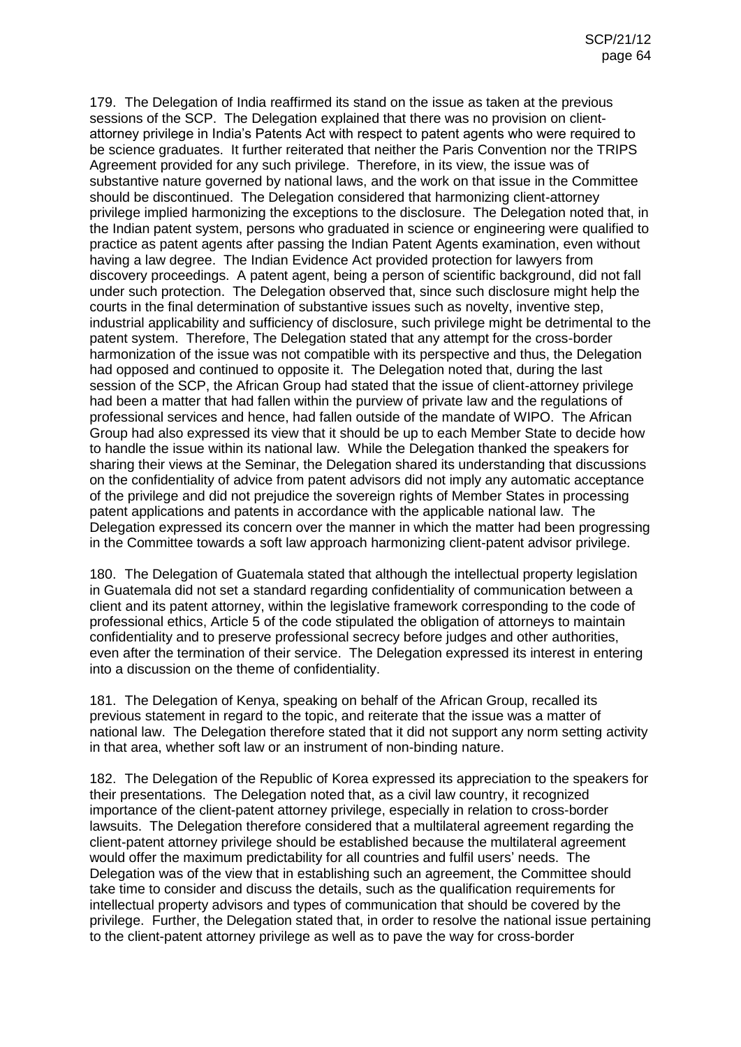179. The Delegation of India reaffirmed its stand on the issue as taken at the previous sessions of the SCP. The Delegation explained that there was no provision on client-attorney privilege in India's Patents Act with respect to patent agents who were required to be science graduates. It further reiterated that neither the Paris Convention nor the TRIPS Agreement provided for any such privilege. Therefore, in its view, the issue was of substantive nature governed by national laws, and the work on that issue in the Committee should be discontinued. The Delegation considered that harmonizing client-attorney privilege implied harmonizing the exceptions to the disclosure. The Delegation noted that, in the Indian patent system, persons who graduated in science or engineering were qualified to practice as patent agents after passing the Indian Patent Agents examination, even without having a law degree. The Indian Evidence Act provided protection for lawyers from discovery proceedings. A patent agent, being a person of scientific background, did not fall under such protection. The Delegation observed that, since such disclosure might help the courts in the final determination of substantive issues such as novelty, inventive step, industrial applicability and sufficiency of disclosure, such privilege might be detrimental to the patent system. Therefore, The Delegation stated that any attempt for the cross-border harmonization of the issue was not compatible with its perspective and thus, the Delegation had opposed and continued to opposite it. The Delegation noted that, during the last session of the SCP, the African Group had stated that the issue of client-attorney privilege had been a matter that had fallen within the purview of private law and the regulations of professional services and hence, had fallen outside of the mandate of WIPO. The African Group had also expressed its view that it should be up to each Member State to decide how to handle the issue within its national law. While the Delegation thanked the speakers for sharing their views at the Seminar, the Delegation shared its understanding that discussions on the confidentiality of advice from patent advisors did not imply any automatic acceptance of the privilege and did not prejudice the sovereign rights of Member States in processing patent applications and patents in accordance with the applicable national law. The Delegation expressed its concern over the manner in which the matter had been progressing in the Committee towards a soft law approach harmonizing client-patent advisor privilege.

180. The Delegation of Guatemala stated that although the intellectual property legislation in Guatemala did not set a standard regarding confidentiality of communication between a client and its patent attorney, within the legislative framework corresponding to the code of professional ethics, Article 5 of the code stipulated the obligation of attorneys to maintain confidentiality and to preserve professional secrecy before judges and other authorities, even after the termination of their service. The Delegation expressed its interest in entering into a discussion on the theme of confidentiality.

181. The Delegation of Kenya, speaking on behalf of the African Group, recalled its previous statement in regard to the topic, and reiterate that the issue was a matter of national law. The Delegation therefore stated that it did not support any norm setting activity in that area, whether soft law or an instrument of non-binding nature.

182. The Delegation of the Republic of Korea expressed its appreciation to the speakers for their presentations. The Delegation noted that, as a civil law country, it recognized importance of the client-patent attorney privilege, especially in relation to cross-border lawsuits. The Delegation therefore considered that a multilateral agreement regarding the client-patent attorney privilege should be established because the multilateral agreement would offer the maximum predictability for all countries and fulfil users' needs. The Delegation was of the view that in establishing such an agreement, the Committee should take time to consider and discuss the details, such as the qualification requirements for intellectual property advisors and types of communication that should be covered by the privilege. Further, the Delegation stated that, in order to resolve the national issue pertaining to the client-patent attorney privilege as well as to pave the way for cross-border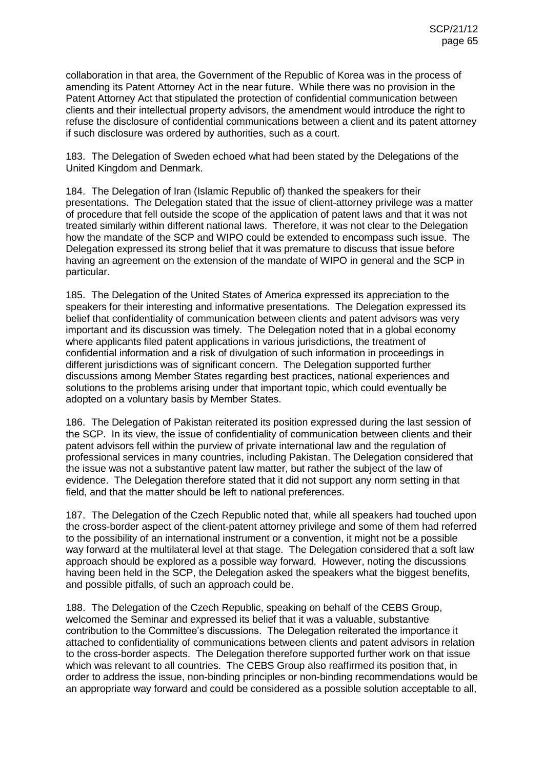collaboration in that area, the Government of the Republic of Korea was in the process of amending its Patent Attorney Act in the near future. While there was no provision in the Patent Attorney Act that stipulated the protection of confidential communication between clients and their intellectual property advisors, the amendment would introduce the right to refuse the disclosure of confidential communications between a client and its patent attorney if such disclosure was ordered by authorities, such as a court.

183. The Delegation of Sweden echoed what had been stated by the Delegations of the United Kingdom and Denmark.

184. The Delegation of Iran (Islamic Republic of) thanked the speakers for their presentations. The Delegation stated that the issue of client-attorney privilege was a matter of procedure that fell outside the scope of the application of patent laws and that it was not treated similarly within different national laws. Therefore, it was not clear to the Delegation how the mandate of the SCP and WIPO could be extended to encompass such issue. The Delegation expressed its strong belief that it was premature to discuss that issue before having an agreement on the extension of the mandate of WIPO in general and the SCP in particular.

185. The Delegation of the United States of America expressed its appreciation to the speakers for their interesting and informative presentations. The Delegation expressed its belief that confidentiality of communication between clients and patent advisors was very important and its discussion was timely. The Delegation noted that in a global economy where applicants filed patent applications in various jurisdictions, the treatment of confidential information and a risk of divulgation of such information in proceedings in different jurisdictions was of significant concern. The Delegation supported further discussions among Member States regarding best practices, national experiences and solutions to the problems arising under that important topic, which could eventually be adopted on a voluntary basis by Member States.

186. The Delegation of Pakistan reiterated its position expressed during the last session of the SCP. In its view, the issue of confidentiality of communication between clients and their patent advisors fell within the purview of private international law and the regulation of professional services in many countries, including Pakistan. The Delegation considered that the issue was not a substantive patent law matter, but rather the subject of the law of evidence. The Delegation therefore stated that it did not support any norm setting in that field, and that the matter should be left to national preferences.

187. The Delegation of the Czech Republic noted that, while all speakers had touched upon the cross-border aspect of the client-patent attorney privilege and some of them had referred to the possibility of an international instrument or a convention, it might not be a possible way forward at the multilateral level at that stage. The Delegation considered that a soft law approach should be explored as a possible way forward. However, noting the discussions having been held in the SCP, the Delegation asked the speakers what the biggest benefits, and possible pitfalls, of such an approach could be.

188. The Delegation of the Czech Republic, speaking on behalf of the CEBS Group, welcomed the Seminar and expressed its belief that it was a valuable, substantive contribution to the Committee's discussions. The Delegation reiterated the importance it attached to confidentiality of communications between clients and patent advisors in relation to the cross-border aspects. The Delegation therefore supported further work on that issue which was relevant to all countries. The CEBS Group also reaffirmed its position that, in order to address the issue, non-binding principles or non-binding recommendations would be an appropriate way forward and could be considered as a possible solution acceptable to all,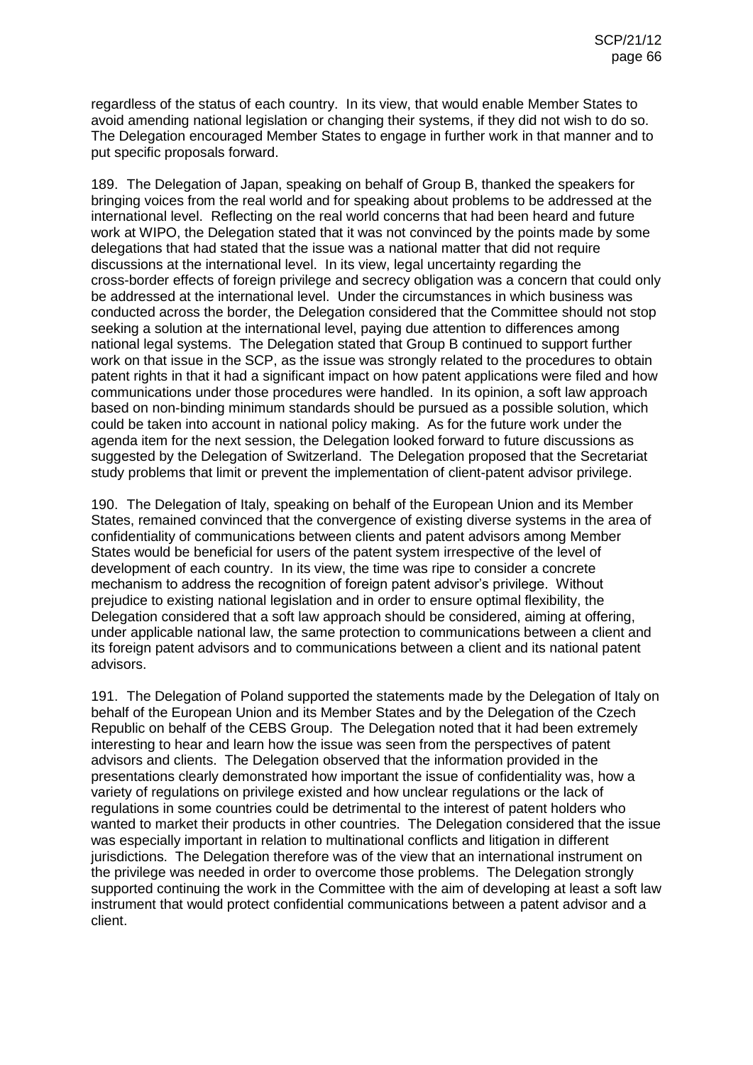regardless of the status of each country. In its view, that would enable Member States to avoid amending national legislation or changing their systems, if they did not wish to do so. The Delegation encouraged Member States to engage in further work in that manner and to put specific proposals forward.

189. The Delegation of Japan, speaking on behalf of Group B, thanked the speakers for bringing voices from the real world and for speaking about problems to be addressed at the international level. Reflecting on the real world concerns that had been heard and future work at WIPO, the Delegation stated that it was not convinced by the points made by some delegations that had stated that the issue was a national matter that did not require discussions at the international level. In its view, legal uncertainty regarding the cross-border effects of foreign privilege and secrecy obligation was a concern that could only be addressed at the international level. Under the circumstances in which business was conducted across the border, the Delegation considered that the Committee should not stop seeking a solution at the international level, paying due attention to differences among national legal systems. The Delegation stated that Group B continued to support further work on that issue in the SCP, as the issue was strongly related to the procedures to obtain patent rights in that it had a significant impact on how patent applications were filed and how communications under those procedures were handled. In its opinion, a soft law approach based on non-binding minimum standards should be pursued as a possible solution, which could be taken into account in national policy making. As for the future work under the agenda item for the next session, the Delegation looked forward to future discussions as suggested by the Delegation of Switzerland. The Delegation proposed that the Secretariat study problems that limit or prevent the implementation of client-patent advisor privilege.

190. The Delegation of Italy, speaking on behalf of the European Union and its Member States, remained convinced that the convergence of existing diverse systems in the area of confidentiality of communications between clients and patent advisors among Member States would be beneficial for users of the patent system irrespective of the level of development of each country. In its view, the time was ripe to consider a concrete mechanism to address the recognition of foreign patent advisor's privilege. Without prejudice to existing national legislation and in order to ensure optimal flexibility, the Delegation considered that a soft law approach should be considered, aiming at offering, under applicable national law, the same protection to communications between a client and its foreign patent advisors and to communications between a client and its national patent advisors.

191. The Delegation of Poland supported the statements made by the Delegation of Italy on behalf of the European Union and its Member States and by the Delegation of the Czech Republic on behalf of the CEBS Group. The Delegation noted that it had been extremely interesting to hear and learn how the issue was seen from the perspectives of patent advisors and clients. The Delegation observed that the information provided in the presentations clearly demonstrated how important the issue of confidentiality was, how a variety of regulations on privilege existed and how unclear regulations or the lack of regulations in some countries could be detrimental to the interest of patent holders who wanted to market their products in other countries. The Delegation considered that the issue was especially important in relation to multinational conflicts and litigation in different jurisdictions. The Delegation therefore was of the view that an international instrument on the privilege was needed in order to overcome those problems. The Delegation strongly supported continuing the work in the Committee with the aim of developing at least a soft law instrument that would protect confidential communications between a patent advisor and a client.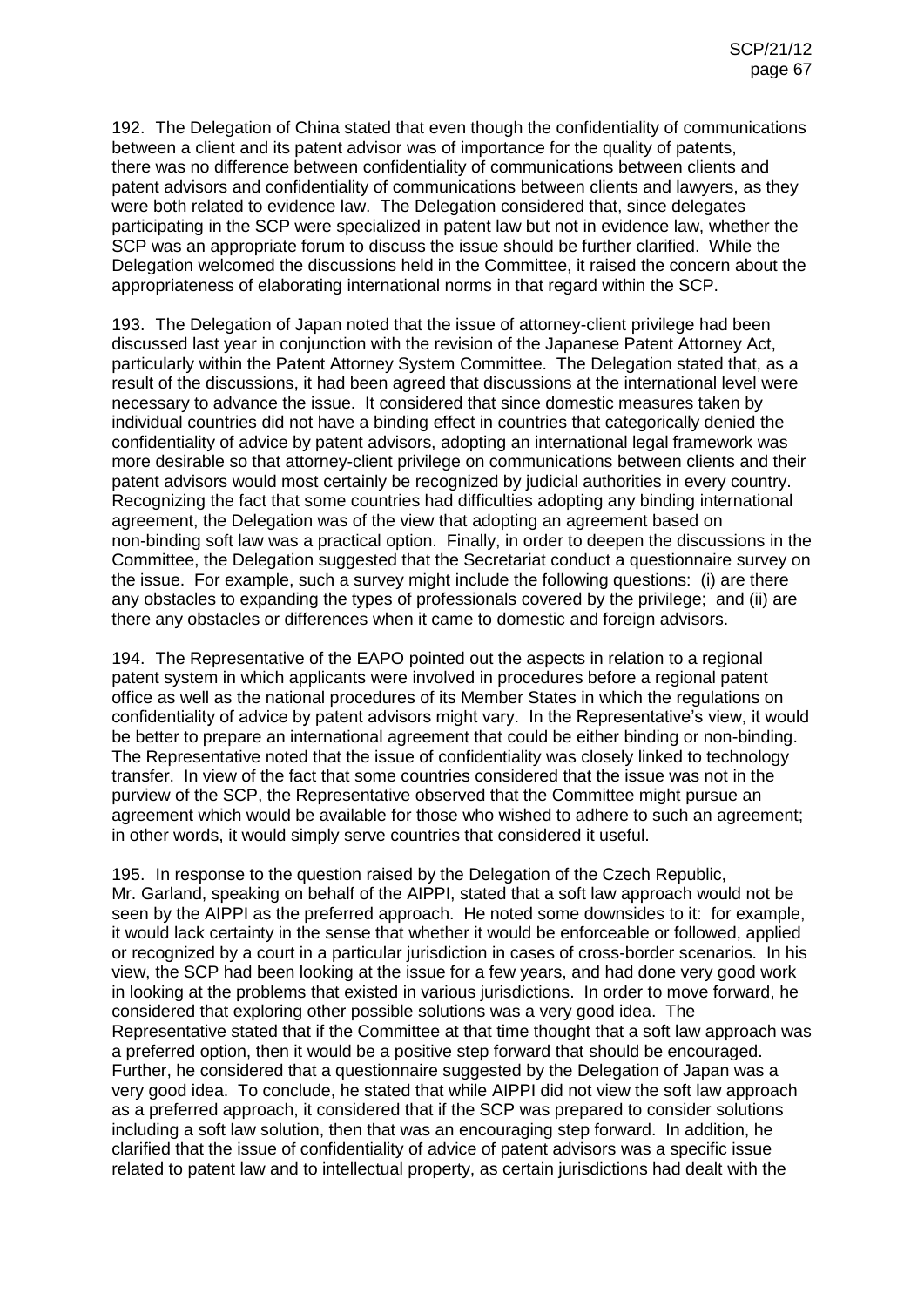192. The Delegation of China stated that even though the confidentiality of communications between a client and its patent advisor was of importance for the quality of patents, there was no difference between confidentiality of communications between clients and patent advisors and confidentiality of communications between clients and lawyers, as they were both related to evidence law. The Delegation considered that, since delegates participating in the SCP were specialized in patent law but not in evidence law, whether the SCP was an appropriate forum to discuss the issue should be further clarified. While the Delegation welcomed the discussions held in the Committee, it raised the concern about the appropriateness of elaborating international norms in that regard within the SCP.

193. The Delegation of Japan noted that the issue of attorney-client privilege had been discussed last year in conjunction with the revision of the Japanese Patent Attorney Act, particularly within the Patent Attorney System Committee. The Delegation stated that, as a result of the discussions, it had been agreed that discussions at the international level were necessary to advance the issue. It considered that since domestic measures taken by individual countries did not have a binding effect in countries that categorically denied the confidentiality of advice by patent advisors, adopting an international legal framework was more desirable so that attorney-client privilege on communications between clients and their patent advisors would most certainly be recognized by judicial authorities in every country. Recognizing the fact that some countries had difficulties adopting any binding international agreement, the Delegation was of the view that adopting an agreement based on non-binding soft law was a practical option. Finally, in order to deepen the discussions in the Committee, the Delegation suggested that the Secretariat conduct a questionnaire survey on the issue. For example, such a survey might include the following questions: (i) are there any obstacles to expanding the types of professionals covered by the privilege; and (ii) are there any obstacles or differences when it came to domestic and foreign advisors.

194. The Representative of the EAPO pointed out the aspects in relation to a regional patent system in which applicants were involved in procedures before a regional patent office as well as the national procedures of its Member States in which the regulations on confidentiality of advice by patent advisors might vary. In the Representative's view, it would be better to prepare an international agreement that could be either binding or non-binding. The Representative noted that the issue of confidentiality was closely linked to technology transfer. In view of the fact that some countries considered that the issue was not in the purview of the SCP, the Representative observed that the Committee might pursue an agreement which would be available for those who wished to adhere to such an agreement; in other words, it would simply serve countries that considered it useful.

195. In response to the question raised by the Delegation of the Czech Republic, Mr. Garland, speaking on behalf of the AIPPI, stated that a soft law approach would not be seen by the AIPPI as the preferred approach. He noted some downsides to it: for example, it would lack certainty in the sense that whether it would be enforceable or followed, applied or recognized by a court in a particular jurisdiction in cases of cross-border scenarios. In his view, the SCP had been looking at the issue for a few years, and had done very good work in looking at the problems that existed in various jurisdictions. In order to move forward, he considered that exploring other possible solutions was a very good idea. The Representative stated that if the Committee at that time thought that a soft law approach was a preferred option, then it would be a positive step forward that should be encouraged. Further, he considered that a questionnaire suggested by the Delegation of Japan was a very good idea. To conclude, he stated that while AIPPI did not view the soft law approach as a preferred approach, it considered that if the SCP was prepared to consider solutions including a soft law solution, then that was an encouraging step forward. In addition, he clarified that the issue of confidentiality of advice of patent advisors was a specific issue related to patent law and to intellectual property, as certain jurisdictions had dealt with the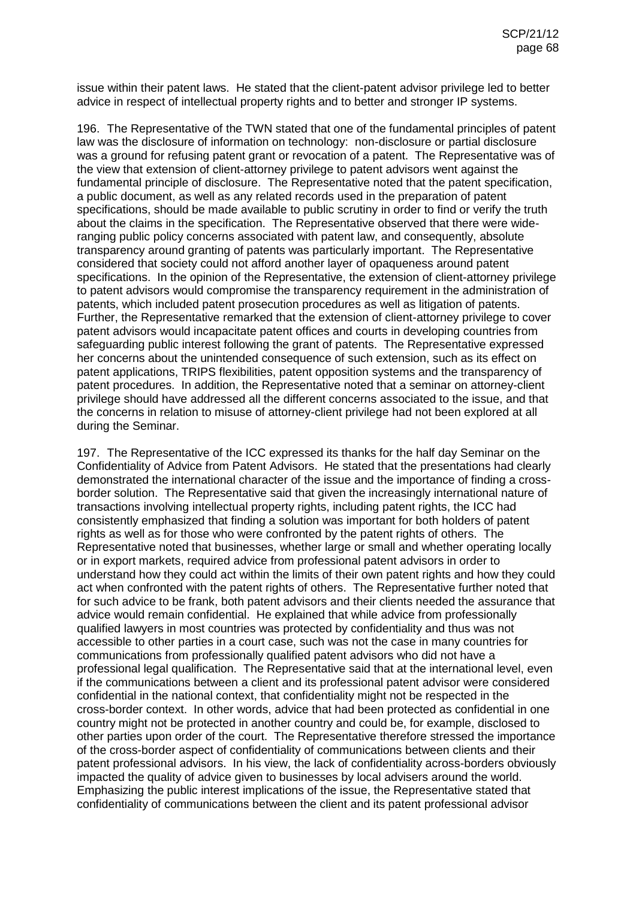issue within their patent laws. He stated that the client-patent advisor privilege led to better advice in respect of intellectual property rights and to better and stronger IP systems.

196. The Representative of the TWN stated that one of the fundamental principles of patent law was the disclosure of information on technology: non-disclosure or partial disclosure was a ground for refusing patent grant or revocation of a patent. The Representative was of the view that extension of client-attorney privilege to patent advisors went against the fundamental principle of disclosure. The Representative noted that the patent specification, a public document, as well as any related records used in the preparation of patent specifications, should be made available to public scrutiny in order to find or verify the truth about the claims in the specification. The Representative observed that there were wide-ranging public policy concerns associated with patent law, and consequently, absolute transparency around granting of patents was particularly important. The Representative considered that society could not afford another layer of opaqueness around patent specifications. In the opinion of the Representative, the extension of client-attorney privilege to patent advisors would compromise the transparency requirement in the administration of patents, which included patent prosecution procedures as well as litigation of patents. Further, the Representative remarked that the extension of client-attorney privilege to cover patent advisors would incapacitate patent offices and courts in developing countries from safeguarding public interest following the grant of patents. The Representative expressed her concerns about the unintended consequence of such extension, such as its effect on patent applications, TRIPS flexibilities, patent opposition systems and the transparency of patent procedures. In addition, the Representative noted that a seminar on attorney-client privilege should have addressed all the different concerns associated to the issue, and that the concerns in relation to misuse of attorney-client privilege had not been explored at all during the Seminar.

197. The Representative of the ICC expressed its thanks for the half day Seminar on the Confidentiality of Advice from Patent Advisors. He stated that the presentations had clearly demonstrated the international character of the issue and the importance of finding a cross-border solution. The Representative said that given the increasingly international nature of transactions involving intellectual property rights, including patent rights, the ICC had consistently emphasized that finding a solution was important for both holders of patent rights as well as for those who were confronted by the patent rights of others. The Representative noted that businesses, whether large or small and whether operating locally or in export markets, required advice from professional patent advisors in order to understand how they could act within the limits of their own patent rights and how they could act when confronted with the patent rights of others. The Representative further noted that for such advice to be frank, both patent advisors and their clients needed the assurance that advice would remain confidential. He explained that while advice from professionally qualified lawyers in most countries was protected by confidentiality and thus was not accessible to other parties in a court case, such was not the case in many countries for communications from professionally qualified patent advisors who did not have a professional legal qualification. The Representative said that at the international level, even if the communications between a client and its professional patent advisor were considered confidential in the national context, that confidentiality might not be respected in the cross-border context. In other words, advice that had been protected as confidential in one country might not be protected in another country and could be, for example, disclosed to other parties upon order of the court. The Representative therefore stressed the importance of the cross-border aspect of confidentiality of communications between clients and their patent professional advisors. In his view, the lack of confidentiality across-borders obviously impacted the quality of advice given to businesses by local advisers around the world. Emphasizing the public interest implications of the issue, the Representative stated that confidentiality of communications between the client and its patent professional advisor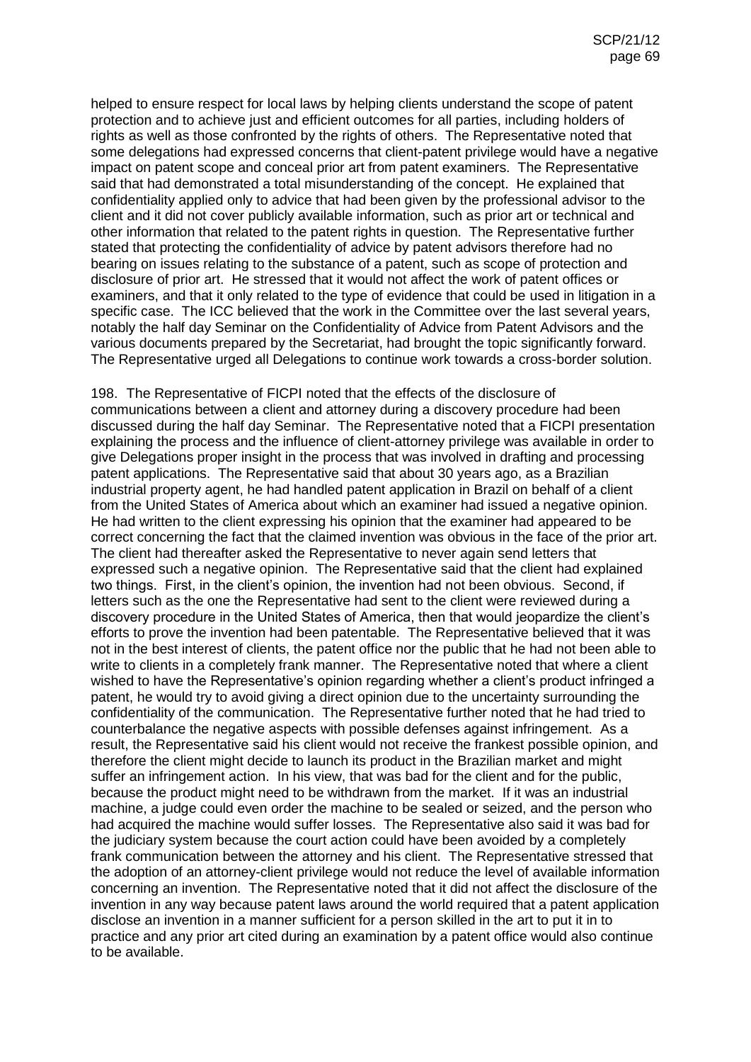helped to ensure respect for local laws by helping clients understand the scope of patent protection and to achieve just and efficient outcomes for all parties, including holders of rights as well as those confronted by the rights of others. The Representative noted that some delegations had expressed concerns that client-patent privilege would have a negative impact on patent scope and conceal prior art from patent examiners. The Representative said that that had demonstrated a total misunderstanding of the concept. He explained that confidentiality applied only to advice that had been given by the professional advisor to the client and it did not cover publicly available information, such as prior art or technical and other information that related to the patent rights in question. The Representative further stated that protecting the confidentiality of advice by patent advisors therefore had no bearing on issues relating to the substance of a patent, such as scope of protection and disclosure of prior art. He stressed that it would not affect the work of patent offices or examiners, and that it only related to the type of evidence that could be used in litigation in a specific case. The ICC believed that the work in the Committee over the last several years, notably the half day Seminar on the Confidentiality of Advice from Patent Advisors and the various documents prepared by the Secretariat, had brought the topic significantly forward. The Representative urged all Delegations to continue work towards a cross-border solution.

198. The Representative of FICPI noted that the effects of the disclosure of communications between a client and attorney during a discovery procedure had been discussed during the half day Seminar. The Representative noted that a FICPI presentation explaining the process and the influence of client-attorney privilege was available in order to give Delegations proper insight in the process that was involved in drafting and processing patent applications. The Representative said that about 30 years ago, as a Brazilian industrial property agent, he had handled patent application in Brazil on behalf of a client from the United States of America about which an examiner had issued a negative opinion. He had written to the client expressing his opinion that the examiner had appeared to be correct concerning the fact that the claimed invention was obvious in the face of the prior art. The client had thereafter asked the Representative to never again send letters that expressed such a negative opinion. The Representative said that the client had explained two things. First, in the client's opinion, the invention had not been obvious. Second, if letters such as the one the Representative had sent to the client were reviewed during a discovery procedure in the United States of America, then that would jeopardize the client's efforts to prove the invention had been patentable. The Representative believed that it was not in the best interest of clients, the patent office nor the public that he had not been able to write to clients in a completely frank manner. The Representative noted that where a client wished to have the Representative's opinion regarding whether a client's product infringed a patent, he would try to avoid giving a direct opinion due to the uncertainty surrounding the confidentiality of the communication. The Representative further noted that he had tried to counterbalance the negative aspects with possible defenses against infringement. As a result, the Representative said his client would not receive the frankest possible opinion, and therefore the client might decide to launch its product in the Brazilian market and might suffer an infringement action. In his view, that was bad for the client and for the public, because the product might need to be withdrawn from the market. If it was an industrial machine, a judge could even order the machine to be sealed or seized, and the person who had acquired the machine would suffer losses. The Representative also said it was bad for the judiciary system because the court action could have been avoided by a completely frank communication between the attorney and his client. The Representative stressed that the adoption of an attorney-client privilege would not reduce the level of available information concerning an invention. The Representative noted that it did not affect the disclosure of the invention in any way because patent laws around the world required that a patent application disclose an invention in a manner sufficient for a person skilled in the art to put it in to practice and any prior art cited during an examination by a patent office would also continue to be available.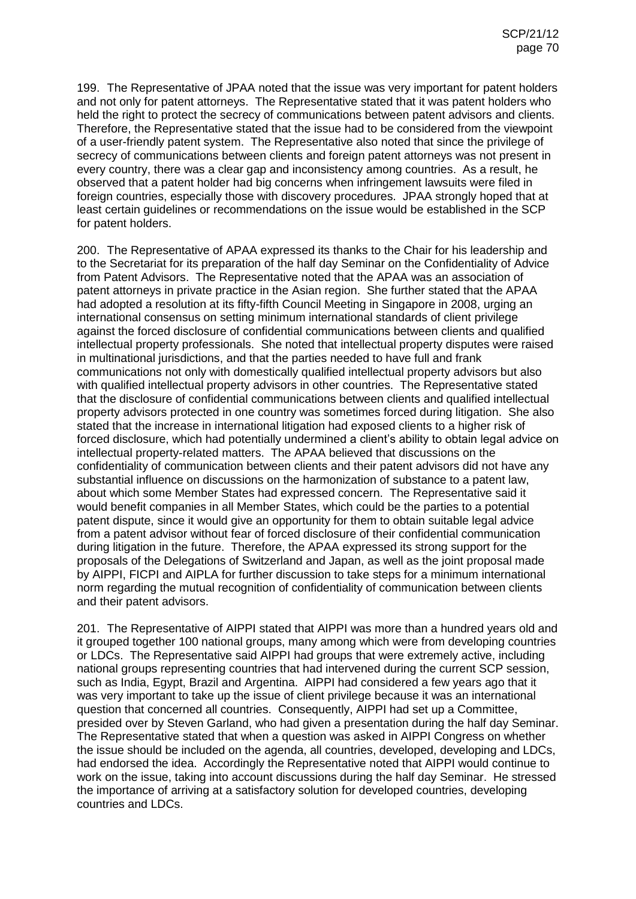199. The Representative of JPAA noted that the issue was very important for patent holders and not only for patent attorneys. The Representative stated that it was patent holders who held the right to protect the secrecy of communications between patent advisors and clients. Therefore, the Representative stated that the issue had to be considered from the viewpoint of a user-friendly patent system. The Representative also noted that since the privilege of secrecy of communications between clients and foreign patent attorneys was not present in every country, there was a clear gap and inconsistency among countries. As a result, he observed that a patent holder had big concerns when infringement lawsuits were filed in foreign countries, especially those with discovery procedures. JPAA strongly hoped that at least certain guidelines or recommendations on the issue would be established in the SCP for patent holders.

200. The Representative of APAA expressed its thanks to the Chair for his leadership and to the Secretariat for its preparation of the half day Seminar on the Confidentiality of Advice from Patent Advisors. The Representative noted that the APAA was an association of patent attorneys in private practice in the Asian region. She further stated that the APAA had adopted a resolution at its fifty-fifth Council Meeting in Singapore in 2008, urging an international consensus on setting minimum international standards of client privilege against the forced disclosure of confidential communications between clients and qualified intellectual property professionals. She noted that intellectual property disputes were raised in multinational jurisdictions, and that the parties needed to have full and frank communications not only with domestically qualified intellectual property advisors but also with qualified intellectual property advisors in other countries. The Representative stated that the disclosure of confidential communications between clients and qualified intellectual property advisors protected in one country was sometimes forced during litigation. She also stated that the increase in international litigation had exposed clients to a higher risk of forced disclosure, which had potentially undermined a client's ability to obtain legal advice on intellectual property-related matters. The APAA believed that discussions on the confidentiality of communication between clients and their patent advisors did not have any substantial influence on discussions on the harmonization of substance to a patent law, about which some Member States had expressed concern. The Representative said it would benefit companies in all Member States, which could be the parties to a potential patent dispute, since it would give an opportunity for them to obtain suitable legal advice from a patent advisor without fear of forced disclosure of their confidential communication during litigation in the future. Therefore, the APAA expressed its strong support for the proposals of the Delegations of Switzerland and Japan, as well as the joint proposal made by AIPPI, FICPI and AIPLA for further discussion to take steps for a minimum international norm regarding the mutual recognition of confidentiality of communication between clients and their patent advisors.

201. The Representative of AIPPI stated that AIPPI was more than a hundred years old and it grouped together 100 national groups, many among which were from developing countries or LDCs. The Representative said AIPPI had groups that were extremely active, including national groups representing countries that had intervened during the current SCP session, such as India, Egypt, Brazil and Argentina. AIPPI had considered a few years ago that it was very important to take up the issue of client privilege because it was an international question that concerned all countries. Consequently, AIPPI had set up a Committee, presided over by Steven Garland, who had given a presentation during the half day Seminar. The Representative stated that when a question was asked in AIPPI Congress on whether the issue should be included on the agenda, all countries, developed, developing and LDCs, had endorsed the idea. Accordingly the Representative noted that AIPPI would continue to work on the issue, taking into account discussions during the half day Seminar. He stressed the importance of arriving at a satisfactory solution for developed countries, developing countries and LDCs.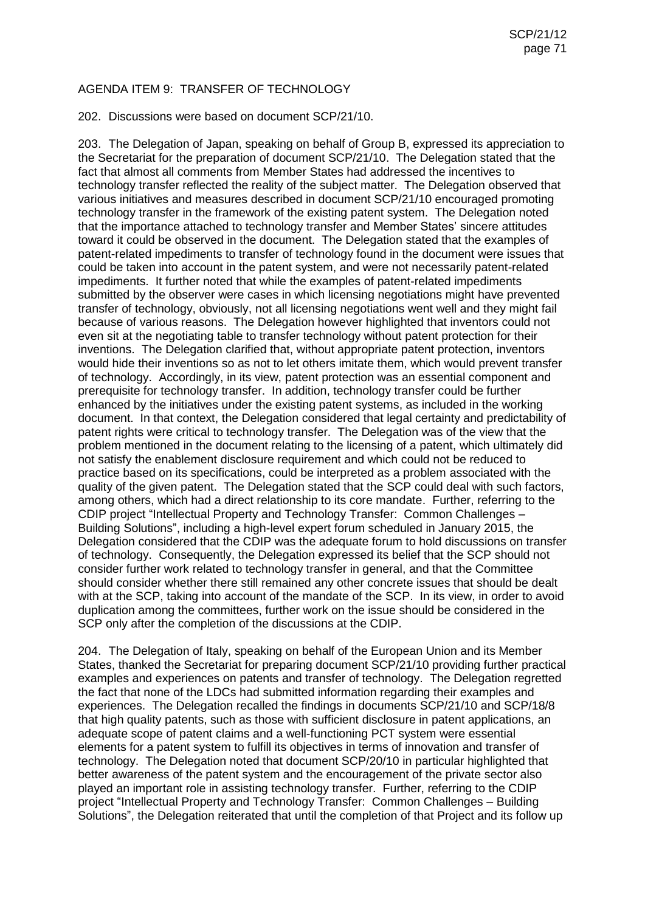AGENDA ITEM 9: TRANSFER OF TECHNOLOGY

202. Discussions were based on document SCP/21/10.

203. The Delegation of Japan, speaking on behalf of Group B, expressed its appreciation to the Secretariat for the preparation of document SCP/21/10. The Delegation stated that the fact that almost all comments from Member States had addressed the incentives to technology transfer reflected the reality of the subject matter. The Delegation observed that various initiatives and measures described in document SCP/21/10 encouraged promoting technology transfer in the framework of the existing patent system. The Delegation noted that the importance attached to technology transfer and Member States' sincere attitudes toward it could be observed in the document. The Delegation stated that the examples of patent-related impediments to transfer of technology found in the document were issues that could be taken into account in the patent system, and were not necessarily patent-related impediments. It further noted that while the examples of patent-related impediments submitted by the observer were cases in which licensing negotiations might have prevented transfer of technology, obviously, not all licensing negotiations went well and they might fail because of various reasons. The Delegation however highlighted that inventors could not even sit at the negotiating table to transfer technology without patent protection for their inventions. The Delegation clarified that, without appropriate patent protection, inventors would hide their inventions so as not to let others imitate them, which would prevent transfer of technology. Accordingly, in its view, patent protection was an essential component and prerequisite for technology transfer. In addition, technology transfer could be further enhanced by the initiatives under the existing patent systems, as included in the working document. In that context, the Delegation considered that legal certainty and predictability of patent rights were critical to technology transfer. The Delegation was of the view that the problem mentioned in the document relating to the licensing of a patent, which ultimately did not satisfy the enablement disclosure requirement and which could not be reduced to practice based on its specifications, could be interpreted as a problem associated with the quality of the given patent. The Delegation stated that the SCP could deal with such factors, among others, which had a direct relationship to its core mandate. Further, referring to the CDIP project "Intellectual Property and Technology Transfer: Common Challenges – Building Solutions", including a high-level expert forum scheduled in January 2015, the Delegation considered that the CDIP was the adequate forum to hold discussions on transfer of technology. Consequently, the Delegation expressed its belief that the SCP should not consider further work related to technology transfer in general, and that the Committee should consider whether there still remained any other concrete issues that should be dealt with at the SCP, taking into account of the mandate of the SCP. In its view, in order to avoid duplication among the committees, further work on the issue should be considered in the SCP only after the completion of the discussions at the CDIP.

204. The Delegation of Italy, speaking on behalf of the European Union and its Member States, thanked the Secretariat for preparing document SCP/21/10 providing further practical examples and experiences on patents and transfer of technology. The Delegation regretted the fact that none of the LDCs had submitted information regarding their examples and experiences. The Delegation recalled the findings in documents SCP/21/10 and SCP/18/8 that high quality patents, such as those with sufficient disclosure in patent applications, an adequate scope of patent claims and a well-functioning PCT system were essential elements for a patent system to fulfill its objectives in terms of innovation and transfer of technology. The Delegation noted that document SCP/20/10 in particular highlighted that better awareness of the patent system and the encouragement of the private sector also played an important role in assisting technology transfer. Further, referring to the CDIP project "Intellectual Property and Technology Transfer: Common Challenges – Building Solutions", the Delegation reiterated that until the completion of that Project and its follow up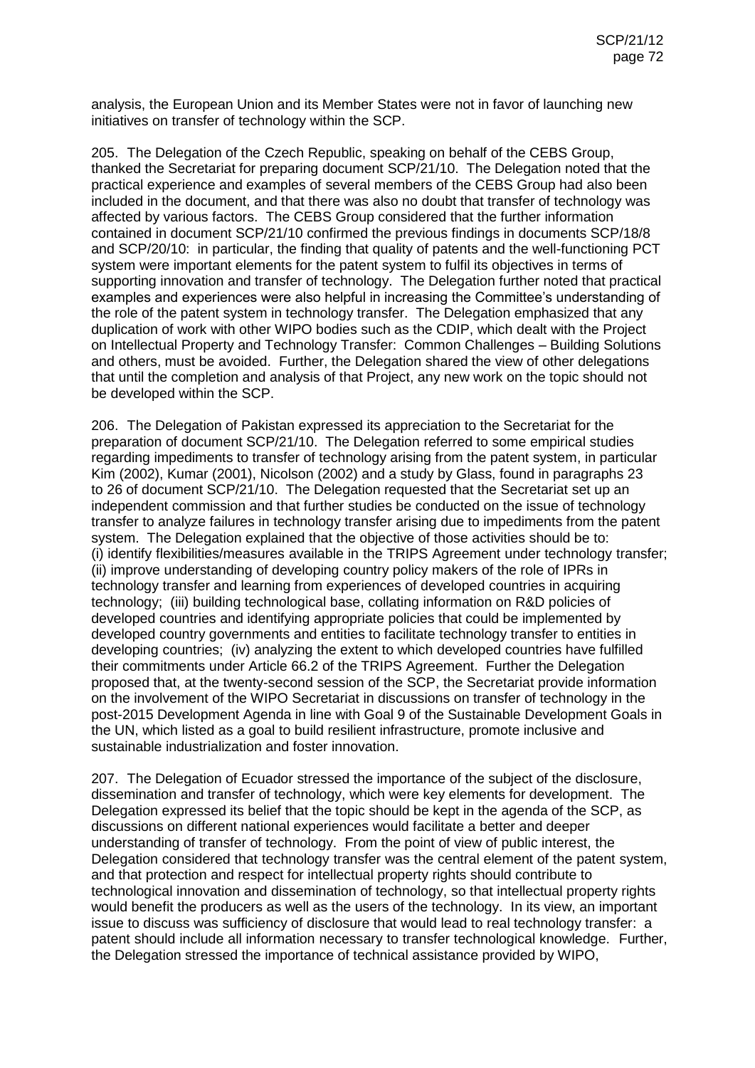analysis, the European Union and its Member States were not in favor of launching new initiatives on transfer of technology within the SCP.

205. The Delegation of the Czech Republic, speaking on behalf of the CEBS Group, thanked the Secretariat for preparing document SCP/21/10. The Delegation noted that the practical experience and examples of several members of the CEBS Group had also been included in the document, and that there was also no doubt that transfer of technology was affected by various factors. The CEBS Group considered that the further information contained in document SCP/21/10 confirmed the previous findings in documents SCP/18/8 and SCP/20/10: in particular, the finding that quality of patents and the well-functioning PCT system were important elements for the patent system to fulfil its objectives in terms of supporting innovation and transfer of technology. The Delegation further noted that practical examples and experiences were also helpful in increasing the Committee's understanding of the role of the patent system in technology transfer. The Delegation emphasized that any duplication of work with other WIPO bodies such as the CDIP, which dealt with the Project on Intellectual Property and Technology Transfer: Common Challenges – Building Solutions and others, must be avoided. Further, the Delegation shared the view of other delegations that until the completion and analysis of that Project, any new work on the topic should not be developed within the SCP.

206. The Delegation of Pakistan expressed its appreciation to the Secretariat for the preparation of document SCP/21/10. The Delegation referred to some empirical studies regarding impediments to transfer of technology arising from the patent system, in particular Kim (2002), Kumar (2001), Nicolson (2002) and a study by Glass, found in paragraphs 23 to 26 of document SCP/21/10. The Delegation requested that the Secretariat set up an independent commission and that further studies be conducted on the issue of technology transfer to analyze failures in technology transfer arising due to impediments from the patent system. The Delegation explained that the objective of those activities should be to: (i) identify flexibilities/measures available in the TRIPS Agreement under technology transfer; (ii) improve understanding of developing country policy makers of the role of IPRs in technology transfer and learning from experiences of developed countries in acquiring technology; (iii) building technological base, collating information on R&D policies of developed countries and identifying appropriate policies that could be implemented by developed country governments and entities to facilitate technology transfer to entities in developing countries; (iv) analyzing the extent to which developed countries have fulfilled their commitments under Article 66.2 of the TRIPS Agreement. Further the Delegation proposed that, at the twenty-second session of the SCP, the Secretariat provide information on the involvement of the WIPO Secretariat in discussions on transfer of technology in the post-2015 Development Agenda in line with Goal 9 of the Sustainable Development Goals in the UN, which listed as a goal to build resilient infrastructure, promote inclusive and sustainable industrialization and foster innovation.

207. The Delegation of Ecuador stressed the importance of the subject of the disclosure, dissemination and transfer of technology, which were key elements for development. The Delegation expressed its belief that the topic should be kept in the agenda of the SCP, as discussions on different national experiences would facilitate a better and deeper understanding of transfer of technology. From the point of view of public interest, the Delegation considered that technology transfer was the central element of the patent system, and that protection and respect for intellectual property rights should contribute to technological innovation and dissemination of technology, so that intellectual property rights would benefit the producers as well as the users of the technology. In its view, an important issue to discuss was sufficiency of disclosure that would lead to real technology transfer: a patent should include all information necessary to transfer technological knowledge. Further, the Delegation stressed the importance of technical assistance provided by WIPO,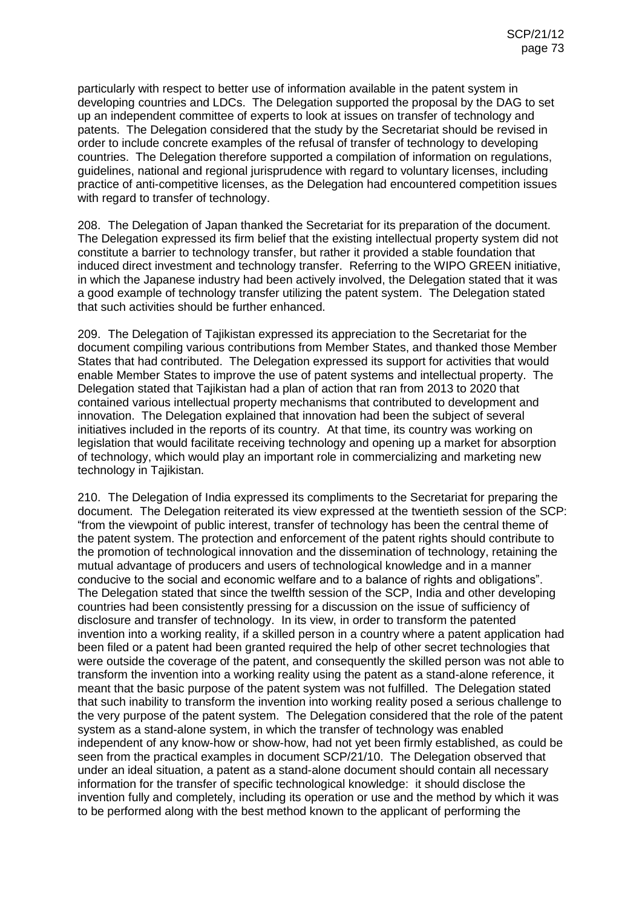particularly with respect to better use of information available in the patent system in developing countries and LDCs. The Delegation supported the proposal by the DAG to set up an independent committee of experts to look at issues on transfer of technology and patents. The Delegation considered that the study by the Secretariat should be revised in order to include concrete examples of the refusal of transfer of technology to developing countries. The Delegation therefore supported a compilation of information on regulations, guidelines, national and regional jurisprudence with regard to voluntary licenses, including practice of anti-competitive licenses, as the Delegation had encountered competition issues with regard to transfer of technology.

208. The Delegation of Japan thanked the Secretariat for its preparation of the document. The Delegation expressed its firm belief that the existing intellectual property system did not constitute a barrier to technology transfer, but rather it provided a stable foundation that induced direct investment and technology transfer. Referring to the WIPO GREEN initiative, in which the Japanese industry had been actively involved, the Delegation stated that it was a good example of technology transfer utilizing the patent system. The Delegation stated that such activities should be further enhanced.

209. The Delegation of Tajikistan expressed its appreciation to the Secretariat for the document compiling various contributions from Member States, and thanked those Member States that had contributed. The Delegation expressed its support for activities that would enable Member States to improve the use of patent systems and intellectual property. The Delegation stated that Tajikistan had a plan of action that ran from 2013 to 2020 that contained various intellectual property mechanisms that contributed to development and innovation. The Delegation explained that innovation had been the subject of several initiatives included in the reports of its country. At that time, its country was working on legislation that would facilitate receiving technology and opening up a market for absorption of technology, which would play an important role in commercializing and marketing new technology in Tajikistan.

210. The Delegation of India expressed its compliments to the Secretariat for preparing the document. The Delegation reiterated its view expressed at the twentieth session of the SCP: "from the viewpoint of public interest, transfer of technology has been the central theme of the patent system. The protection and enforcement of the patent rights should contribute to the promotion of technological innovation and the dissemination of technology, retaining the mutual advantage of producers and users of technological knowledge and in a manner conducive to the social and economic welfare and to a balance of rights and obligations". The Delegation stated that since the twelfth session of the SCP, India and other developing countries had been consistently pressing for a discussion on the issue of sufficiency of disclosure and transfer of technology. In its view, in order to transform the patented invention into a working reality, if a skilled person in a country where a patent application had been filed or a patent had been granted required the help of other secret technologies that were outside the coverage of the patent, and consequently the skilled person was not able to transform the invention into a working reality using the patent as a stand-alone reference, it meant that the basic purpose of the patent system was not fulfilled. The Delegation stated that such inability to transform the invention into working reality posed a serious challenge to the very purpose of the patent system. The Delegation considered that the role of the patent system as a stand-alone system, in which the transfer of technology was enabled independent of any know-how or show-how, had not yet been firmly established, as could be seen from the practical examples in document SCP/21/10. The Delegation observed that under an ideal situation, a patent as a stand-alone document should contain all necessary information for the transfer of specific technological knowledge: it should disclose the invention fully and completely, including its operation or use and the method by which it was to be performed along with the best method known to the applicant of performing the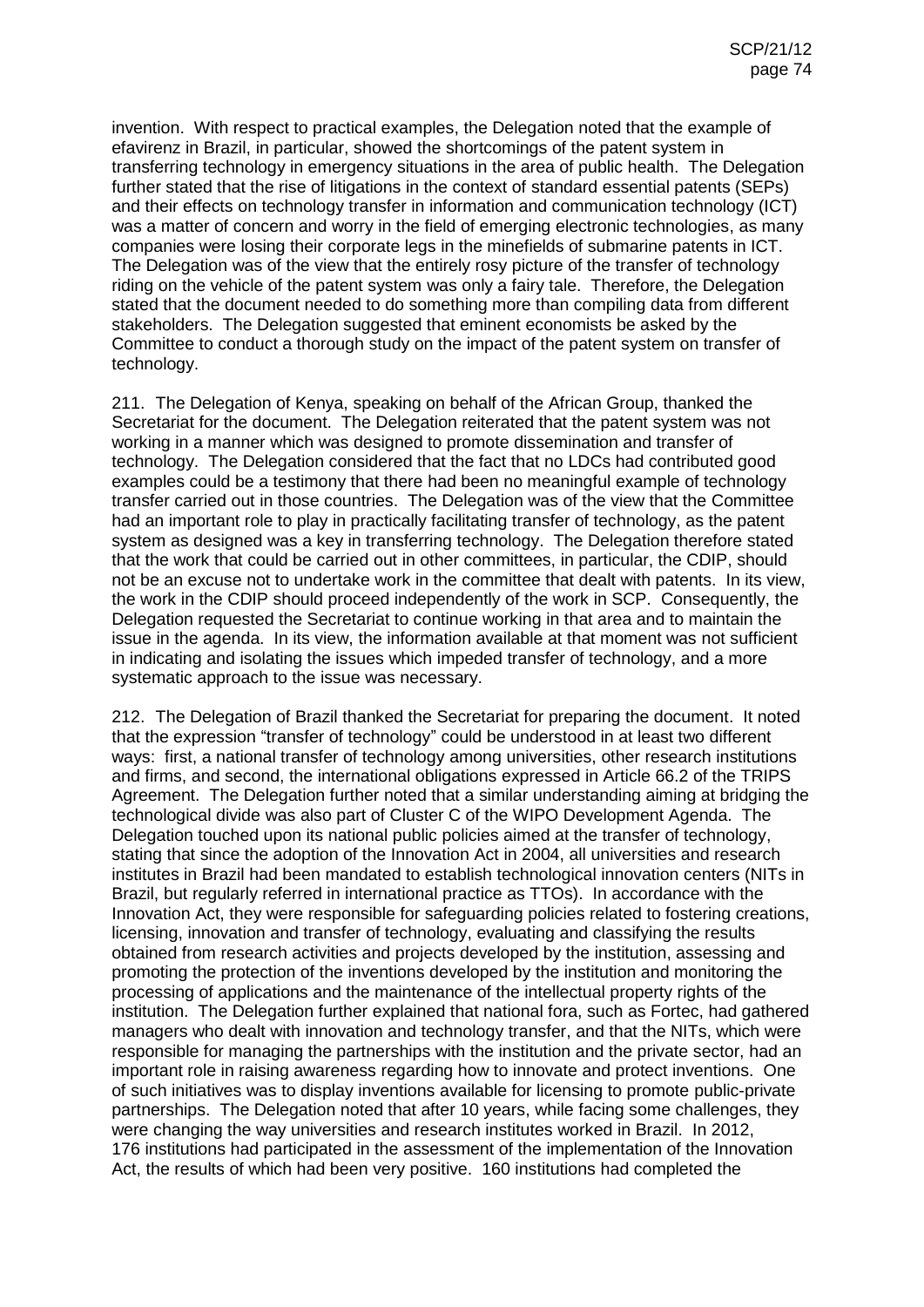invention. With respect to practical examples, the Delegation noted that the example of efavirenz in Brazil, in particular, showed the shortcomings of the patent system in transferring technology in emergency situations in the area of public health. The Delegation further stated that the rise of litigations in the context of standard essential patents (SEPs) and their effects on technology transfer in information and communication technology (ICT) was a matter of concern and worry in the field of emerging electronic technologies, as many companies were losing their corporate legs in the minefields of submarine patents in ICT. The Delegation was of the view that the entirely rosy picture of the transfer of technology riding on the vehicle of the patent system was only a fairy tale. Therefore, the Delegation stated that the document needed to do something more than compiling data from different stakeholders. The Delegation suggested that eminent economists be asked by the Committee to conduct a thorough study on the impact of the patent system on transfer of technology.

211. The Delegation of Kenya, speaking on behalf of the African Group, thanked the Secretariat for the document. The Delegation reiterated that the patent system was not working in a manner which was designed to promote dissemination and transfer of technology. The Delegation considered that the fact that no LDCs had contributed good examples could be a testimony that there had been no meaningful example of technology transfer carried out in those countries. The Delegation was of the view that the Committee had an important role to play in practically facilitating transfer of technology, as the patent system as designed was a key in transferring technology. The Delegation therefore stated that the work that could be carried out in other committees, in particular, the CDIP, should not be an excuse not to undertake work in the committee that dealt with patents. In its view, the work in the CDIP should proceed independently of the work in SCP. Consequently, the Delegation requested the Secretariat to continue working in that area and to maintain the issue in the agenda. In its view, the information available at that moment was not sufficient in indicating and isolating the issues which impeded transfer of technology, and a more systematic approach to the issue was necessary.

212. The Delegation of Brazil thanked the Secretariat for preparing the document. It noted that the expression "transfer of technology" could be understood in at least two different ways: first, a national transfer of technology among universities, other research institutions and firms, and second, the international obligations expressed in Article 66.2 of the TRIPS Agreement. The Delegation further noted that a similar understanding aiming at bridging the technological divide was also part of Cluster C of the WIPO Development Agenda. The Delegation touched upon its national public policies aimed at the transfer of technology, stating that since the adoption of the Innovation Act in 2004, all universities and research institutes in Brazil had been mandated to establish technological innovation centers (NITs in Brazil, but regularly referred in international practice as TTOs). In accordance with the Innovation Act, they were responsible for safeguarding policies related to fostering creations, licensing, innovation and transfer of technology, evaluating and classifying the results obtained from research activities and projects developed by the institution, assessing and promoting the protection of the inventions developed by the institution and monitoring the processing of applications and the maintenance of the intellectual property rights of the institution. The Delegation further explained that national fora, such as Fortec, had gathered managers who dealt with innovation and technology transfer, and that the NITs, which were responsible for managing the partnerships with the institution and the private sector, had an important role in raising awareness regarding how to innovate and protect inventions. One of such initiatives was to display inventions available for licensing to promote public-private partnerships. The Delegation noted that after 10 years, while facing some challenges, they were changing the way universities and research institutes worked in Brazil. In 2012, 176 institutions had participated in the assessment of the implementation of the Innovation Act, the results of which had been very positive. 160 institutions had completed the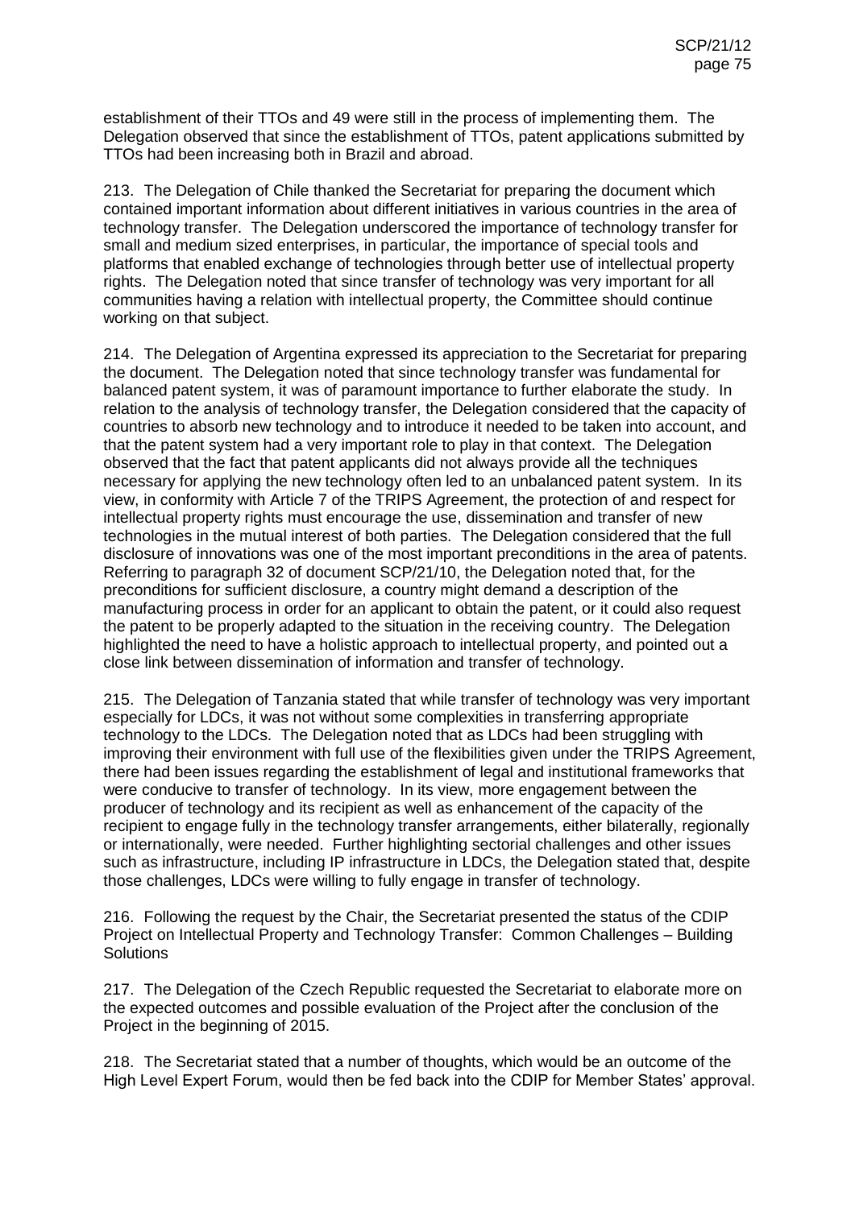establishment of their TTOs and 49 were still in the process of implementing them. The Delegation observed that since the establishment of TTOs, patent applications submitted by TTOs had been increasing both in Brazil and abroad.

213. The Delegation of Chile thanked the Secretariat for preparing the document which contained important information about different initiatives in various countries in the area of technology transfer. The Delegation underscored the importance of technology transfer for small and medium sized enterprises, in particular, the importance of special tools and platforms that enabled exchange of technologies through better use of intellectual property rights. The Delegation noted that since transfer of technology was very important for all communities having a relation with intellectual property, the Committee should continue working on that subject.

214. The Delegation of Argentina expressed its appreciation to the Secretariat for preparing the document. The Delegation noted that since technology transfer was fundamental for balanced patent system, it was of paramount importance to further elaborate the study. In relation to the analysis of technology transfer, the Delegation considered that the capacity of countries to absorb new technology and to introduce it needed to be taken into account, and that the patent system had a very important role to play in that context. The Delegation observed that the fact that patent applicants did not always provide all the techniques necessary for applying the new technology often led to an unbalanced patent system. In its view, in conformity with Article 7 of the TRIPS Agreement, the protection of and respect for intellectual property rights must encourage the use, dissemination and transfer of new technologies in the mutual interest of both parties. The Delegation considered that the full disclosure of innovations was one of the most important preconditions in the area of patents. Referring to paragraph 32 of document SCP/21/10, the Delegation noted that, for the preconditions for sufficient disclosure, a country might demand a description of the manufacturing process in order for an applicant to obtain the patent, or it could also request the patent to be properly adapted to the situation in the receiving country. The Delegation highlighted the need to have a holistic approach to intellectual property, and pointed out a close link between dissemination of information and transfer of technology.

215. The Delegation of Tanzania stated that while transfer of technology was very important especially for LDCs, it was not without some complexities in transferring appropriate technology to the LDCs. The Delegation noted that as LDCs had been struggling with improving their environment with full use of the flexibilities given under the TRIPS Agreement, there had been issues regarding the establishment of legal and institutional frameworks that were conducive to transfer of technology. In its view, more engagement between the producer of technology and its recipient as well as enhancement of the capacity of the recipient to engage fully in the technology transfer arrangements, either bilaterally, regionally or internationally, were needed. Further highlighting sectorial challenges and other issues such as infrastructure, including IP infrastructure in LDCs, the Delegation stated that, despite those challenges, LDCs were willing to fully engage in transfer of technology.

216. Following the request by the Chair, the Secretariat presented the status of the CDIP Project on Intellectual Property and Technology Transfer: Common Challenges – Building Solutions

217. The Delegation of the Czech Republic requested the Secretariat to elaborate more on the expected outcomes and possible evaluation of the Project after the conclusion of the Project in the beginning of 2015.

218. The Secretariat stated that a number of thoughts, which would be an outcome of the High Level Expert Forum, would then be fed back into the CDIP for Member States' approval.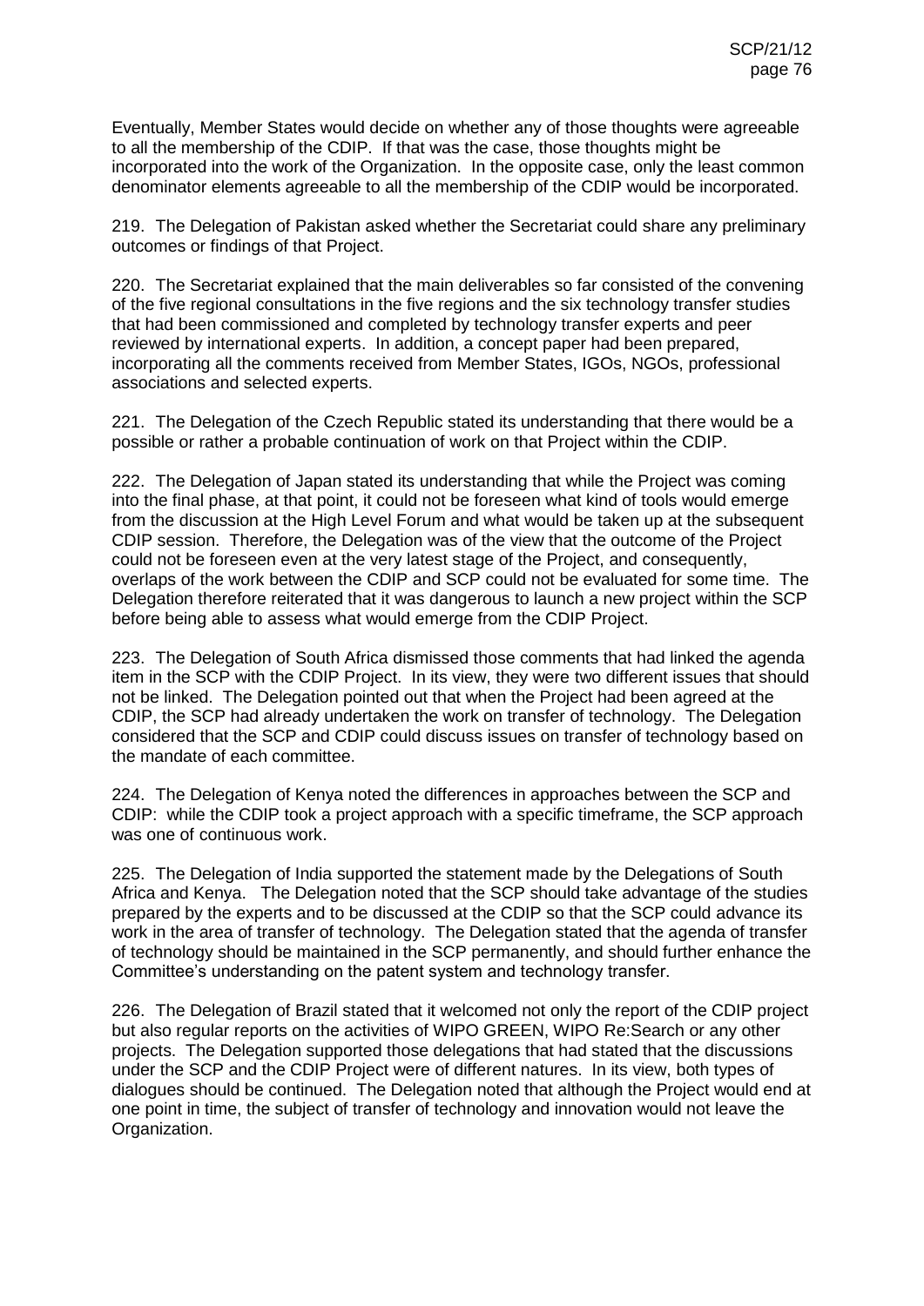Eventually, Member States would decide on whether any of those thoughts were agreeable to all the membership of the CDIP. If that was the case, those thoughts might be incorporated into the work of the Organization. In the opposite case, only the least common denominator elements agreeable to all the membership of the CDIP would be incorporated.

219. The Delegation of Pakistan asked whether the Secretariat could share any preliminary outcomes or findings of that Project.

220. The Secretariat explained that the main deliverables so far consisted of the convening of the five regional consultations in the five regions and the six technology transfer studies that had been commissioned and completed by technology transfer experts and peer reviewed by international experts. In addition, a concept paper had been prepared, incorporating all the comments received from Member States, IGOs, NGOs, professional associations and selected experts.

221. The Delegation of the Czech Republic stated its understanding that there would be a possible or rather a probable continuation of work on that Project within the CDIP.

222. The Delegation of Japan stated its understanding that while the Project was coming into the final phase, at that point, it could not be foreseen what kind of tools would emerge from the discussion at the High Level Forum and what would be taken up at the subsequent CDIP session. Therefore, the Delegation was of the view that the outcome of the Project could not be foreseen even at the very latest stage of the Project, and consequently, overlaps of the work between the CDIP and SCP could not be evaluated for some time. The Delegation therefore reiterated that it was dangerous to launch a new project within the SCP before being able to assess what would emerge from the CDIP Project.

223. The Delegation of South Africa dismissed those comments that had linked the agenda item in the SCP with the CDIP Project. In its view, they were two different issues that should not be linked. The Delegation pointed out that when the Project had been agreed at the CDIP, the SCP had already undertaken the work on transfer of technology. The Delegation considered that the SCP and CDIP could discuss issues on transfer of technology based on the mandate of each committee.

224. The Delegation of Kenya noted the differences in approaches between the SCP and CDIP: while the CDIP took a project approach with a specific timeframe, the SCP approach was one of continuous work.

225. The Delegation of India supported the statement made by the Delegations of South Africa and Kenya. The Delegation noted that the SCP should take advantage of the studies prepared by the experts and to be discussed at the CDIP so that the SCP could advance its work in the area of transfer of technology. The Delegation stated that the agenda of transfer of technology should be maintained in the SCP permanently, and should further enhance the Committee's understanding on the patent system and technology transfer.

226. The Delegation of Brazil stated that it welcomed not only the report of the CDIP project but also regular reports on the activities of WIPO GREEN, WIPO Re:Search or any other projects. The Delegation supported those delegations that had stated that the discussions under the SCP and the CDIP Project were of different natures. In its view, both types of dialogues should be continued. The Delegation noted that although the Project would end at one point in time, the subject of transfer of technology and innovation would not leave the Organization.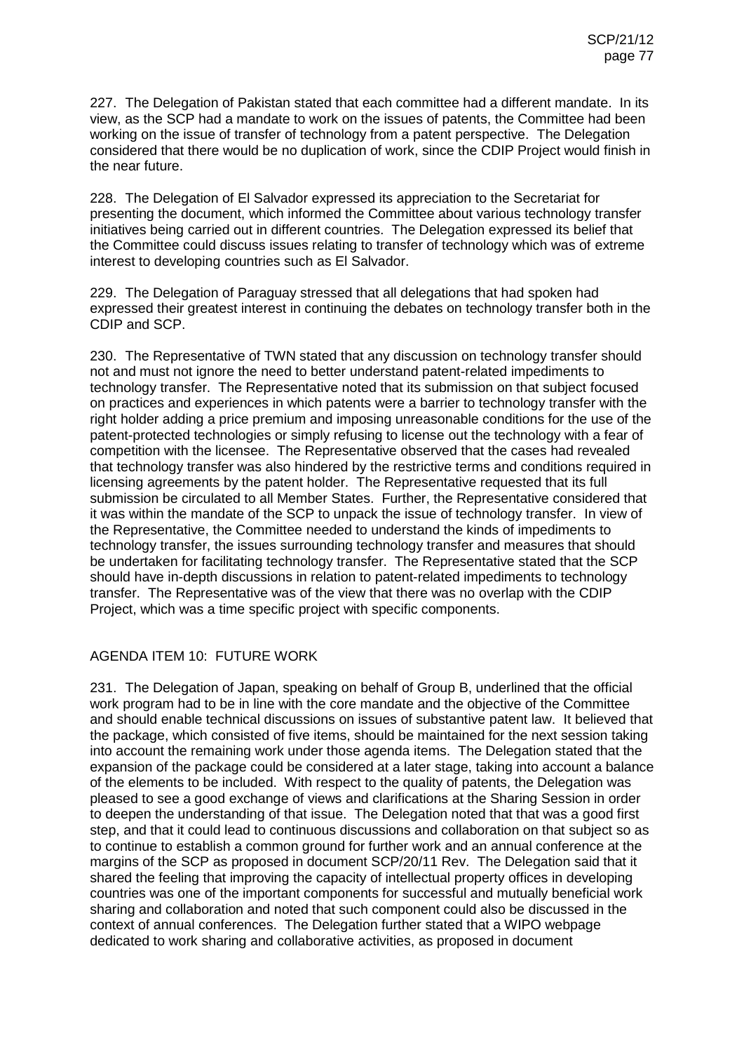227. The Delegation of Pakistan stated that each committee had a different mandate. In its view, as the SCP had a mandate to work on the issues of patents, the Committee had been working on the issue of transfer of technology from a patent perspective. The Delegation considered that there would be no duplication of work, since the CDIP Project would finish in the near future.

228. The Delegation of El Salvador expressed its appreciation to the Secretariat for presenting the document, which informed the Committee about various technology transfer initiatives being carried out in different countries. The Delegation expressed its belief that the Committee could discuss issues relating to transfer of technology which was of extreme interest to developing countries such as El Salvador.

229. The Delegation of Paraguay stressed that all delegations that had spoken had expressed their greatest interest in continuing the debates on technology transfer both in the CDIP and SCP.

230. The Representative of TWN stated that any discussion on technology transfer should not and must not ignore the need to better understand patent-related impediments to technology transfer. The Representative noted that its submission on that subject focused on practices and experiences in which patents were a barrier to technology transfer with the right holder adding a price premium and imposing unreasonable conditions for the use of the patent-protected technologies or simply refusing to license out the technology with a fear of competition with the licensee. The Representative observed that the cases had revealed that technology transfer was also hindered by the restrictive terms and conditions required in licensing agreements by the patent holder. The Representative requested that its full submission be circulated to all Member States. Further, the Representative considered that it was within the mandate of the SCP to unpack the issue of technology transfer. In view of the Representative, the Committee needed to understand the kinds of impediments to technology transfer, the issues surrounding technology transfer and measures that should be undertaken for facilitating technology transfer. The Representative stated that the SCP should have in-depth discussions in relation to patent-related impediments to technology transfer. The Representative was of the view that there was no overlap with the CDIP Project, which was a time specific project with specific components.

## AGENDA ITEM 10: FUTURE WORK

231. The Delegation of Japan, speaking on behalf of Group B, underlined that the official work program had to be in line with the core mandate and the objective of the Committee and should enable technical discussions on issues of substantive patent law. It believed that the package, which consisted of five items, should be maintained for the next session taking into account the remaining work under those agenda items. The Delegation stated that the expansion of the package could be considered at a later stage, taking into account a balance of the elements to be included. With respect to the quality of patents, the Delegation was pleased to see a good exchange of views and clarifications at the Sharing Session in order to deepen the understanding of that issue. The Delegation noted that that was a good first step, and that it could lead to continuous discussions and collaboration on that subject so as to continue to establish a common ground for further work and an annual conference at the margins of the SCP as proposed in document SCP/20/11 Rev. The Delegation said that it shared the feeling that improving the capacity of intellectual property offices in developing countries was one of the important components for successful and mutually beneficial work sharing and collaboration and noted that such component could also be discussed in the context of annual conferences. The Delegation further stated that a WIPO webpage dedicated to work sharing and collaborative activities, as proposed in document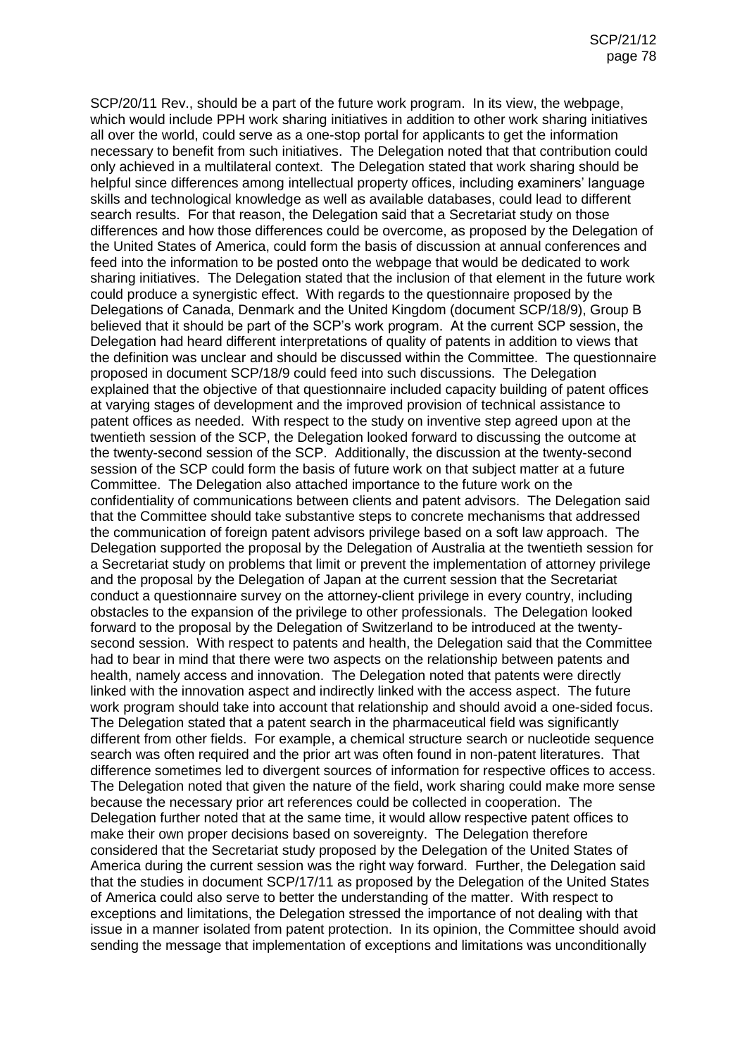SCP/20/11 Rev., should be a part of the future work program. In its view, the webpage, which would include PPH work sharing initiatives in addition to other work sharing initiatives all over the world, could serve as a one-stop portal for applicants to get the information necessary to benefit from such initiatives. The Delegation noted that that contribution could only achieved in a multilateral context. The Delegation stated that work sharing should be helpful since differences among intellectual property offices, including examiners' language skills and technological knowledge as well as available databases, could lead to different search results. For that reason, the Delegation said that a Secretariat study on those differences and how those differences could be overcome, as proposed by the Delegation of the United States of America, could form the basis of discussion at annual conferences and feed into the information to be posted onto the webpage that would be dedicated to work sharing initiatives. The Delegation stated that the inclusion of that element in the future work could produce a synergistic effect. With regards to the questionnaire proposed by the Delegations of Canada, Denmark and the United Kingdom (document SCP/18/9), Group B believed that it should be part of the SCP's work program. At the current SCP session, the Delegation had heard different interpretations of quality of patents in addition to views that the definition was unclear and should be discussed within the Committee. The questionnaire proposed in document SCP/18/9 could feed into such discussions. The Delegation explained that the objective of that questionnaire included capacity building of patent offices at varying stages of development and the improved provision of technical assistance to patent offices as needed. With respect to the study on inventive step agreed upon at the twentieth session of the SCP, the Delegation looked forward to discussing the outcome at the twenty-second session of the SCP. Additionally, the discussion at the twenty-second session of the SCP could form the basis of future work on that subject matter at a future Committee. The Delegation also attached importance to the future work on the confidentiality of communications between clients and patent advisors. The Delegation said that the Committee should take substantive steps to concrete mechanisms that addressed the communication of foreign patent advisors privilege based on a soft law approach. The Delegation supported the proposal by the Delegation of Australia at the twentieth session for a Secretariat study on problems that limit or prevent the implementation of attorney privilege and the proposal by the Delegation of Japan at the current session that the Secretariat conduct a questionnaire survey on the attorney-client privilege in every country, including obstacles to the expansion of the privilege to other professionals. The Delegation looked forward to the proposal by the Delegation of Switzerland to be introduced at the twenty-second session. With respect to patents and health, the Delegation said that the Committee had to bear in mind that there were two aspects on the relationship between patents and health, namely access and innovation. The Delegation noted that patents were directly linked with the innovation aspect and indirectly linked with the access aspect. The future work program should take into account that relationship and should avoid a one-sided focus. The Delegation stated that a patent search in the pharmaceutical field was significantly different from other fields. For example, a chemical structure search or nucleotide sequence search was often required and the prior art was often found in non-patent literatures. That difference sometimes led to divergent sources of information for respective offices to access. The Delegation noted that given the nature of the field, work sharing could make more sense because the necessary prior art references could be collected in cooperation. The Delegation further noted that at the same time, it would allow respective patent offices to make their own proper decisions based on sovereignty. The Delegation therefore considered that the Secretariat study proposed by the Delegation of the United States of America during the current session was the right way forward. Further, the Delegation said that the studies in document SCP/17/11 as proposed by the Delegation of the United States of America could also serve to better the understanding of the matter. With respect to exceptions and limitations, the Delegation stressed the importance of not dealing with that issue in a manner isolated from patent protection. In its opinion, the Committee should avoid sending the message that implementation of exceptions and limitations was unconditionally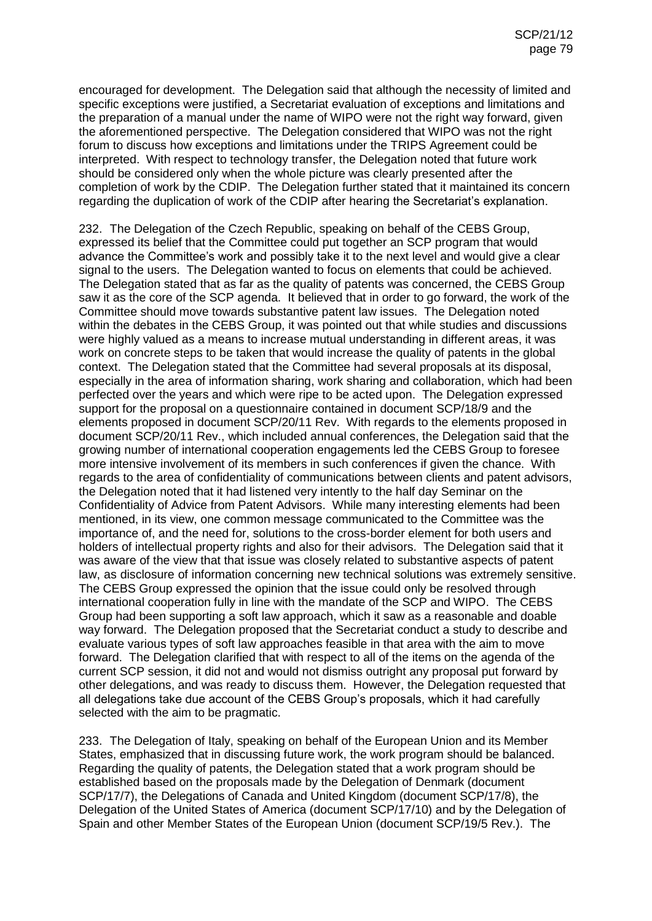encouraged for development. The Delegation said that although the necessity of limited and specific exceptions were justified, a Secretariat evaluation of exceptions and limitations and the preparation of a manual under the name of WIPO were not the right way forward, given the aforementioned perspective. The Delegation considered that WIPO was not the right forum to discuss how exceptions and limitations under the TRIPS Agreement could be interpreted. With respect to technology transfer, the Delegation noted that future work should be considered only when the whole picture was clearly presented after the completion of work by the CDIP. The Delegation further stated that it maintained its concern regarding the duplication of work of the CDIP after hearing the Secretariat's explanation.

232. The Delegation of the Czech Republic, speaking on behalf of the CEBS Group, expressed its belief that the Committee could put together an SCP program that would advance the Committee's work and possibly take it to the next level and would give a clear signal to the users. The Delegation wanted to focus on elements that could be achieved. The Delegation stated that as far as the quality of patents was concerned, the CEBS Group saw it as the core of the SCP agenda. It believed that in order to go forward, the work of the Committee should move towards substantive patent law issues. The Delegation noted within the debates in the CEBS Group, it was pointed out that while studies and discussions were highly valued as a means to increase mutual understanding in different areas, it was work on concrete steps to be taken that would increase the quality of patents in the global context. The Delegation stated that the Committee had several proposals at its disposal, especially in the area of information sharing, work sharing and collaboration, which had been perfected over the years and which were ripe to be acted upon. The Delegation expressed support for the proposal on a questionnaire contained in document SCP/18/9 and the elements proposed in document SCP/20/11 Rev. With regards to the elements proposed in document SCP/20/11 Rev., which included annual conferences, the Delegation said that the growing number of international cooperation engagements led the CEBS Group to foresee more intensive involvement of its members in such conferences if given the chance. With regards to the area of confidentiality of communications between clients and patent advisors, the Delegation noted that it had listened very intently to the half day Seminar on the Confidentiality of Advice from Patent Advisors. While many interesting elements had been mentioned, in its view, one common message communicated to the Committee was the importance of, and the need for, solutions to the cross-border element for both users and holders of intellectual property rights and also for their advisors. The Delegation said that it was aware of the view that that issue was closely related to substantive aspects of patent law, as disclosure of information concerning new technical solutions was extremely sensitive. The CEBS Group expressed the opinion that the issue could only be resolved through international cooperation fully in line with the mandate of the SCP and WIPO. The CEBS Group had been supporting a soft law approach, which it saw as a reasonable and doable way forward. The Delegation proposed that the Secretariat conduct a study to describe and evaluate various types of soft law approaches feasible in that area with the aim to move forward. The Delegation clarified that with respect to all of the items on the agenda of the current SCP session, it did not and would not dismiss outright any proposal put forward by other delegations, and was ready to discuss them. However, the Delegation requested that all delegations take due account of the CEBS Group's proposals, which it had carefully selected with the aim to be pragmatic.

233. The Delegation of Italy, speaking on behalf of the European Union and its Member States, emphasized that in discussing future work, the work program should be balanced. Regarding the quality of patents, the Delegation stated that a work program should be established based on the proposals made by the Delegation of Denmark (document SCP/17/7), the Delegations of Canada and United Kingdom (document SCP/17/8), the Delegation of the United States of America (document SCP/17/10) and by the Delegation of Spain and other Member States of the European Union (document SCP/19/5 Rev.). The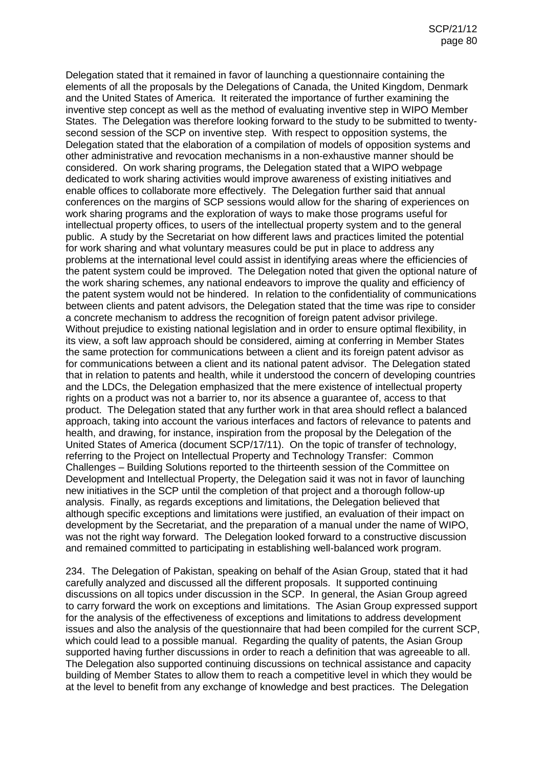Delegation stated that it remained in favor of launching a questionnaire containing the elements of all the proposals by the Delegations of Canada, the United Kingdom, Denmark and the United States of America. It reiterated the importance of further examining the inventive step concept as well as the method of evaluating inventive step in WIPO Member States. The Delegation was therefore looking forward to the study to be submitted to twenty-second session of the SCP on inventive step. With respect to opposition systems, the Delegation stated that the elaboration of a compilation of models of opposition systems and other administrative and revocation mechanisms in a non-exhaustive manner should be considered. On work sharing programs, the Delegation stated that a WIPO webpage dedicated to work sharing activities would improve awareness of existing initiatives and enable offices to collaborate more effectively. The Delegation further said that annual conferences on the margins of SCP sessions would allow for the sharing of experiences on work sharing programs and the exploration of ways to make those programs useful for intellectual property offices, to users of the intellectual property system and to the general public. A study by the Secretariat on how different laws and practices limited the potential for work sharing and what voluntary measures could be put in place to address any problems at the international level could assist in identifying areas where the efficiencies of the patent system could be improved. The Delegation noted that given the optional nature of the work sharing schemes, any national endeavors to improve the quality and efficiency of the patent system would not be hindered. In relation to the confidentiality of communications between clients and patent advisors, the Delegation stated that the time was ripe to consider a concrete mechanism to address the recognition of foreign patent advisor privilege. Without prejudice to existing national legislation and in order to ensure optimal flexibility, in its view, a soft law approach should be considered, aiming at conferring in Member States the same protection for communications between a client and its foreign patent advisor as for communications between a client and its national patent advisor. The Delegation stated that in relation to patents and health, while it understood the concern of developing countries and the LDCs, the Delegation emphasized that the mere existence of intellectual property rights on a product was not a barrier to, nor its absence a guarantee of, access to that product. The Delegation stated that any further work in that area should reflect a balanced approach, taking into account the various interfaces and factors of relevance to patents and health, and drawing, for instance, inspiration from the proposal by the Delegation of the United States of America (document SCP/17/11). On the topic of transfer of technology, referring to the Project on Intellectual Property and Technology Transfer: Common Challenges – Building Solutions reported to the thirteenth session of the Committee on Development and Intellectual Property, the Delegation said it was not in favor of launching new initiatives in the SCP until the completion of that project and a thorough follow-up analysis. Finally, as regards exceptions and limitations, the Delegation believed that although specific exceptions and limitations were justified, an evaluation of their impact on development by the Secretariat, and the preparation of a manual under the name of WIPO, was not the right way forward. The Delegation looked forward to a constructive discussion and remained committed to participating in establishing well-balanced work program.

234. The Delegation of Pakistan, speaking on behalf of the Asian Group, stated that it had carefully analyzed and discussed all the different proposals. It supported continuing discussions on all topics under discussion in the SCP. In general, the Asian Group agreed to carry forward the work on exceptions and limitations. The Asian Group expressed support for the analysis of the effectiveness of exceptions and limitations to address development issues and also the analysis of the questionnaire that had been compiled for the current SCP, which could lead to a possible manual. Regarding the quality of patents, the Asian Group supported having further discussions in order to reach a definition that was agreeable to all. The Delegation also supported continuing discussions on technical assistance and capacity building of Member States to allow them to reach a competitive level in which they would be at the level to benefit from any exchange of knowledge and best practices. The Delegation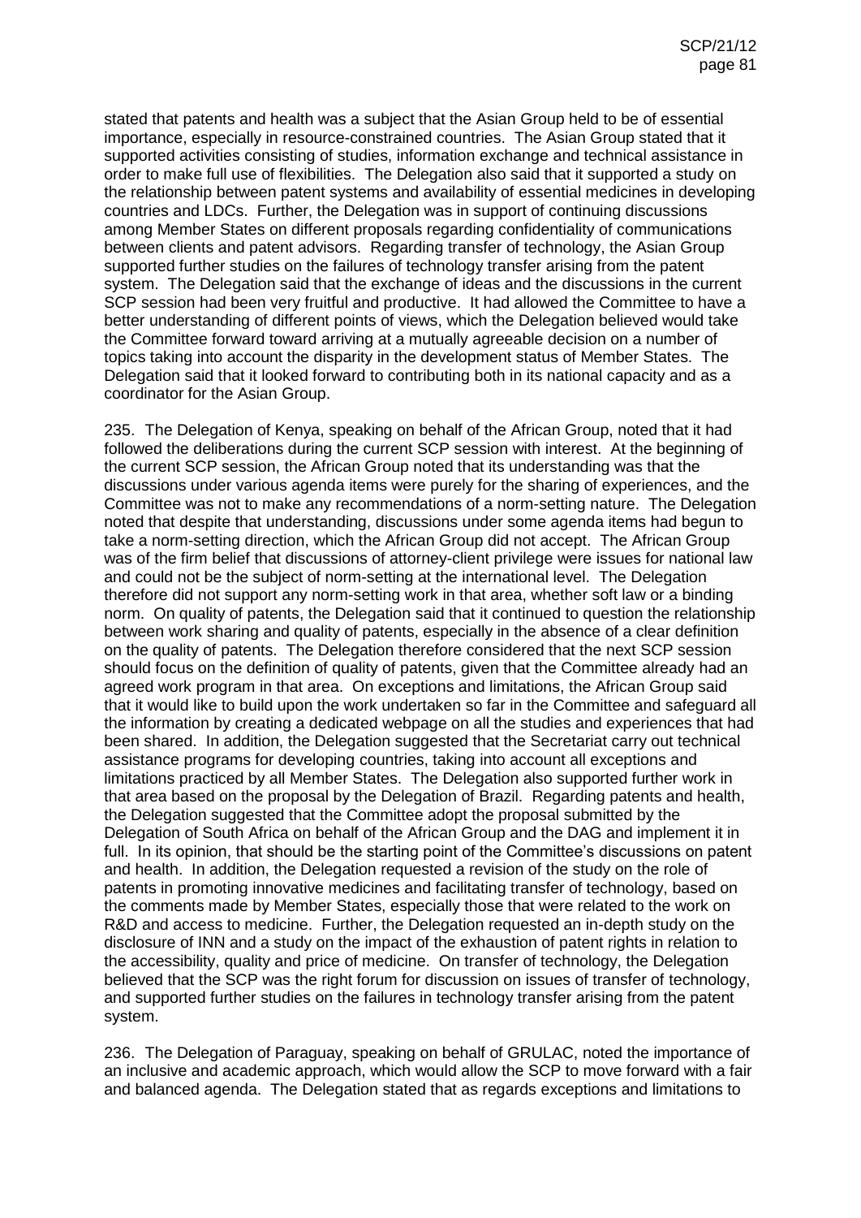stated that patents and health was a subject that the Asian Group held to be of essential importance, especially in resource-constrained countries. The Asian Group stated that it supported activities consisting of studies, information exchange and technical assistance in order to make full use of flexibilities. The Delegation also said that it supported a study on the relationship between patent systems and availability of essential medicines in developing countries and LDCs. Further, the Delegation was in support of continuing discussions among Member States on different proposals regarding confidentiality of communications between clients and patent advisors. Regarding transfer of technology, the Asian Group supported further studies on the failures of technology transfer arising from the patent system. The Delegation said that the exchange of ideas and the discussions in the current SCP session had been very fruitful and productive. It had allowed the Committee to have a better understanding of different points of views, which the Delegation believed would take the Committee forward toward arriving at a mutually agreeable decision on a number of topics taking into account the disparity in the development status of Member States. The Delegation said that it looked forward to contributing both in its national capacity and as a coordinator for the Asian Group.

235. The Delegation of Kenya, speaking on behalf of the African Group, noted that it had followed the deliberations during the current SCP session with interest. At the beginning of the current SCP session, the African Group noted that its understanding was that the discussions under various agenda items were purely for the sharing of experiences, and the Committee was not to make any recommendations of a norm-setting nature. The Delegation noted that despite that understanding, discussions under some agenda items had begun to take a norm-setting direction, which the African Group did not accept. The African Group was of the firm belief that discussions of attorney-client privilege were issues for national law and could not be the subject of norm-setting at the international level. The Delegation therefore did not support any norm-setting work in that area, whether soft law or a binding norm. On quality of patents, the Delegation said that it continued to question the relationship between work sharing and quality of patents, especially in the absence of a clear definition on the quality of patents. The Delegation therefore considered that the next SCP session should focus on the definition of quality of patents, given that the Committee already had an agreed work program in that area. On exceptions and limitations, the African Group said that it would like to build upon the work undertaken so far in the Committee and safeguard all the information by creating a dedicated webpage on all the studies and experiences that had been shared. In addition, the Delegation suggested that the Secretariat carry out technical assistance programs for developing countries, taking into account all exceptions and limitations practiced by all Member States. The Delegation also supported further work in that area based on the proposal by the Delegation of Brazil. Regarding patents and health, the Delegation suggested that the Committee adopt the proposal submitted by the Delegation of South Africa on behalf of the African Group and the DAG and implement it in full. In its opinion, that should be the starting point of the Committee's discussions on patent and health. In addition, the Delegation requested a revision of the study on the role of patents in promoting innovative medicines and facilitating transfer of technology, based on the comments made by Member States, especially those that were related to the work on R&D and access to medicine. Further, the Delegation requested an in-depth study on the disclosure of INN and a study on the impact of the exhaustion of patent rights in relation to the accessibility, quality and price of medicine. On transfer of technology, the Delegation believed that the SCP was the right forum for discussion on issues of transfer of technology, and supported further studies on the failures in technology transfer arising from the patent system.

236. The Delegation of Paraguay, speaking on behalf of GRULAC, noted the importance of an inclusive and academic approach, which would allow the SCP to move forward with a fair and balanced agenda. The Delegation stated that as regards exceptions and limitations to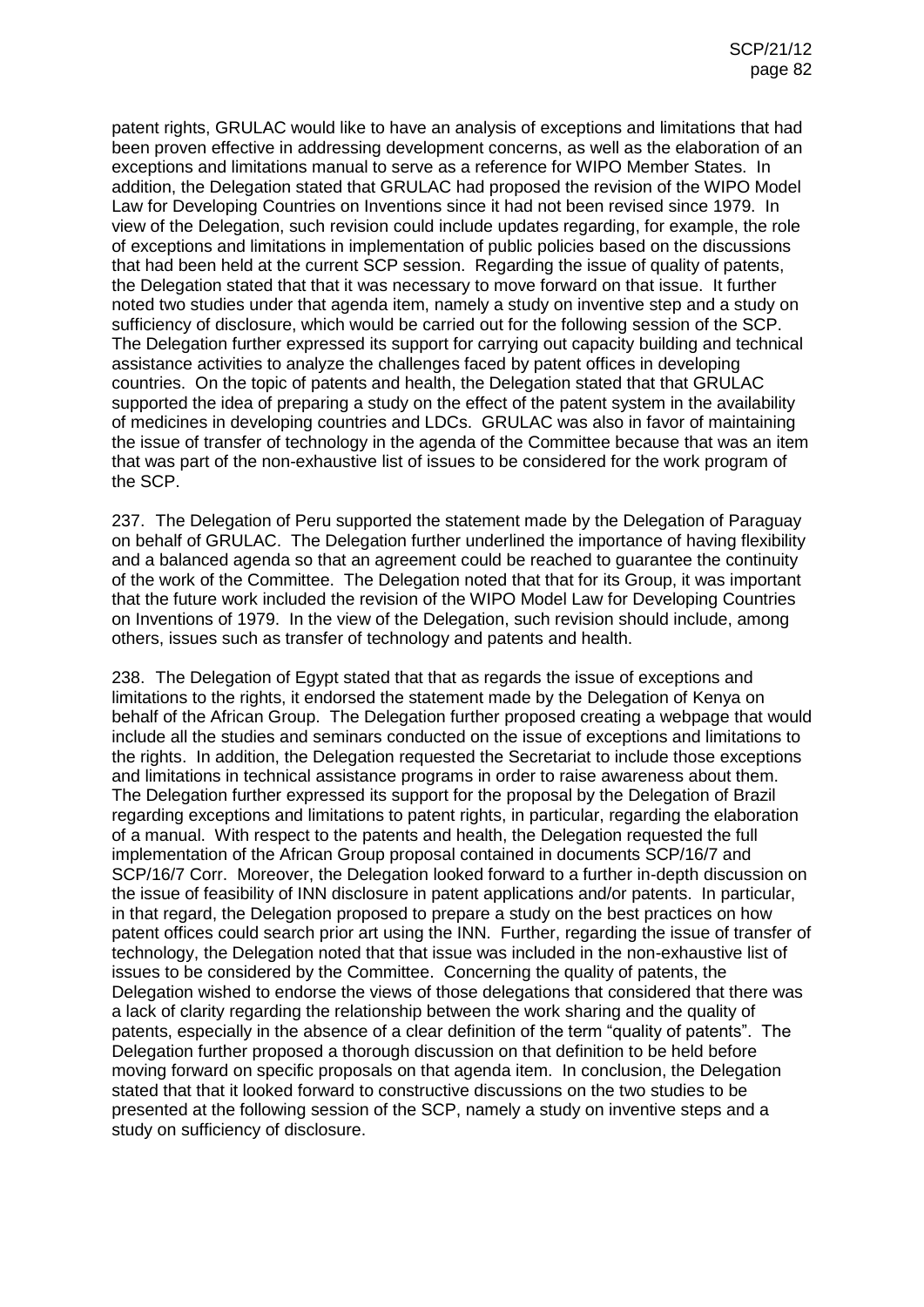patent rights, GRULAC would like to have an analysis of exceptions and limitations that had been proven effective in addressing development concerns, as well as the elaboration of an exceptions and limitations manual to serve as a reference for WIPO Member States. In addition, the Delegation stated that GRULAC had proposed the revision of the WIPO Model Law for Developing Countries on Inventions since it had not been revised since 1979. In view of the Delegation, such revision could include updates regarding, for example, the role of exceptions and limitations in implementation of public policies based on the discussions that had been held at the current SCP session. Regarding the issue of quality of patents, the Delegation stated that that it was necessary to move forward on that issue. It further noted two studies under that agenda item, namely a study on inventive step and a study on sufficiency of disclosure, which would be carried out for the following session of the SCP. The Delegation further expressed its support for carrying out capacity building and technical assistance activities to analyze the challenges faced by patent offices in developing countries. On the topic of patents and health, the Delegation stated that that GRULAC supported the idea of preparing a study on the effect of the patent system in the availability of medicines in developing countries and LDCs. GRULAC was also in favor of maintaining the issue of transfer of technology in the agenda of the Committee because that was an item that was part of the non-exhaustive list of issues to be considered for the work program of the SCP.

237. The Delegation of Peru supported the statement made by the Delegation of Paraguay on behalf of GRULAC. The Delegation further underlined the importance of having flexibility and a balanced agenda so that an agreement could be reached to guarantee the continuity of the work of the Committee. The Delegation noted that that for its Group, it was important that the future work included the revision of the WIPO Model Law for Developing Countries on Inventions of 1979. In the view of the Delegation, such revision should include, among others, issues such as transfer of technology and patents and health.

238. The Delegation of Egypt stated that that as regards the issue of exceptions and limitations to the rights, it endorsed the statement made by the Delegation of Kenya on behalf of the African Group. The Delegation further proposed creating a webpage that would include all the studies and seminars conducted on the issue of exceptions and limitations to the rights. In addition, the Delegation requested the Secretariat to include those exceptions and limitations in technical assistance programs in order to raise awareness about them. The Delegation further expressed its support for the proposal by the Delegation of Brazil regarding exceptions and limitations to patent rights, in particular, regarding the elaboration of a manual. With respect to the patents and health, the Delegation requested the full implementation of the African Group proposal contained in documents SCP/16/7 and SCP/16/7 Corr. Moreover, the Delegation looked forward to a further in-depth discussion on the issue of feasibility of INN disclosure in patent applications and/or patents. In particular, in that regard, the Delegation proposed to prepare a study on the best practices on how patent offices could search prior art using the INN. Further, regarding the issue of transfer of technology, the Delegation noted that that issue was included in the non-exhaustive list of issues to be considered by the Committee. Concerning the quality of patents, the Delegation wished to endorse the views of those delegations that considered that there was a lack of clarity regarding the relationship between the work sharing and the quality of patents, especially in the absence of a clear definition of the term "quality of patents". The Delegation further proposed a thorough discussion on that definition to be held before moving forward on specific proposals on that agenda item. In conclusion, the Delegation stated that that it looked forward to constructive discussions on the two studies to be presented at the following session of the SCP, namely a study on inventive steps and a study on sufficiency of disclosure.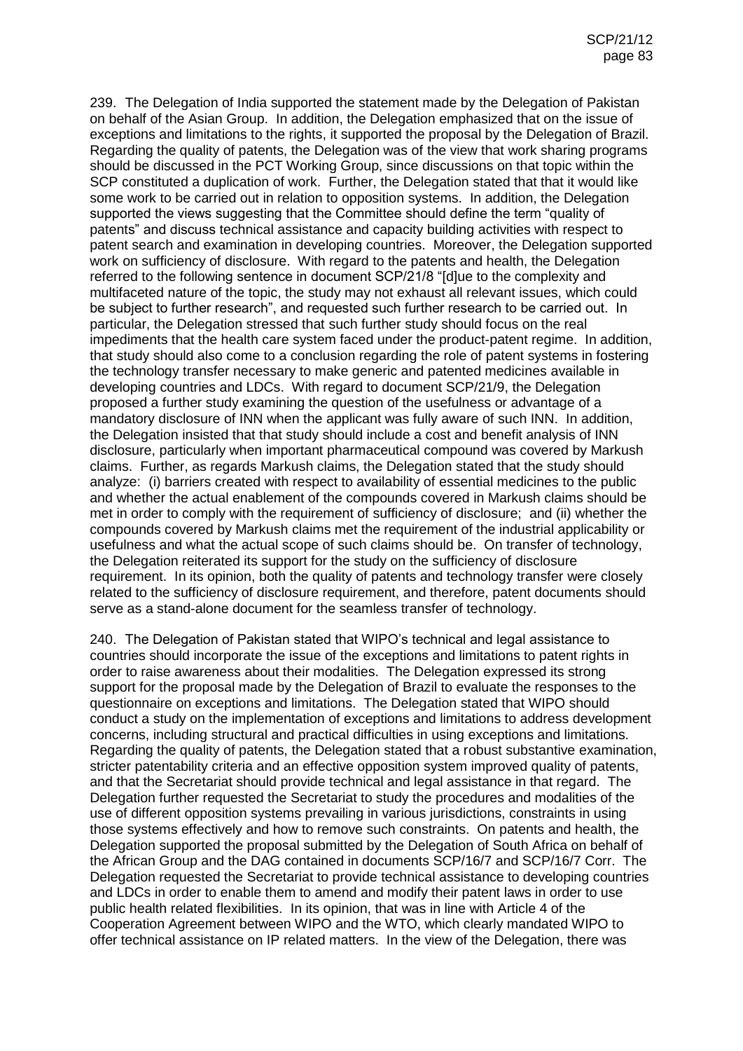239. The Delegation of India supported the statement made by the Delegation of Pakistan on behalf of the Asian Group. In addition, the Delegation emphasized that on the issue of exceptions and limitations to the rights, it supported the proposal by the Delegation of Brazil. Regarding the quality of patents, the Delegation was of the view that work sharing programs should be discussed in the PCT Working Group, since discussions on that topic within the SCP constituted a duplication of work. Further, the Delegation stated that that it would like some work to be carried out in relation to opposition systems. In addition, the Delegation supported the views suggesting that the Committee should define the term "quality of patents" and discuss technical assistance and capacity building activities with respect to patent search and examination in developing countries. Moreover, the Delegation supported work on sufficiency of disclosure. With regard to the patents and health, the Delegation referred to the following sentence in document SCP/21/8 "[d]ue to the complexity and multifaceted nature of the topic, the study may not exhaust all relevant issues, which could be subject to further research", and requested such further research to be carried out. In particular, the Delegation stressed that such further study should focus on the real impediments that the health care system faced under the product-patent regime. In addition, that study should also come to a conclusion regarding the role of patent systems in fostering the technology transfer necessary to make generic and patented medicines available in developing countries and LDCs. With regard to document SCP/21/9, the Delegation proposed a further study examining the question of the usefulness or advantage of a mandatory disclosure of INN when the applicant was fully aware of such INN. In addition, the Delegation insisted that that study should include a cost and benefit analysis of INN disclosure, particularly when important pharmaceutical compound was covered by Markush claims. Further, as regards Markush claims, the Delegation stated that the study should analyze: (i) barriers created with respect to availability of essential medicines to the public and whether the actual enablement of the compounds covered in Markush claims should be met in order to comply with the requirement of sufficiency of disclosure; and (ii) whether the compounds covered by Markush claims met the requirement of the industrial applicability or usefulness and what the actual scope of such claims should be. On transfer of technology, the Delegation reiterated its support for the study on the sufficiency of disclosure requirement. In its opinion, both the quality of patents and technology transfer were closely related to the sufficiency of disclosure requirement, and therefore, patent documents should serve as a stand-alone document for the seamless transfer of technology.

240. The Delegation of Pakistan stated that WIPO's technical and legal assistance to countries should incorporate the issue of the exceptions and limitations to patent rights in order to raise awareness about their modalities. The Delegation expressed its strong support for the proposal made by the Delegation of Brazil to evaluate the responses to the questionnaire on exceptions and limitations. The Delegation stated that WIPO should conduct a study on the implementation of exceptions and limitations to address development concerns, including structural and practical difficulties in using exceptions and limitations. Regarding the quality of patents, the Delegation stated that a robust substantive examination, stricter patentability criteria and an effective opposition system improved quality of patents, and that the Secretariat should provide technical and legal assistance in that regard. The Delegation further requested the Secretariat to study the procedures and modalities of the use of different opposition systems prevailing in various jurisdictions, constraints in using those systems effectively and how to remove such constraints. On patents and health, the Delegation supported the proposal submitted by the Delegation of South Africa on behalf of the African Group and the DAG contained in documents SCP/16/7 and SCP/16/7 Corr. The Delegation requested the Secretariat to provide technical assistance to developing countries and LDCs in order to enable them to amend and modify their patent laws in order to use public health related flexibilities. In its opinion, that was in line with Article 4 of the Cooperation Agreement between WIPO and the WTO, which clearly mandated WIPO to offer technical assistance on IP related matters. In the view of the Delegation, there was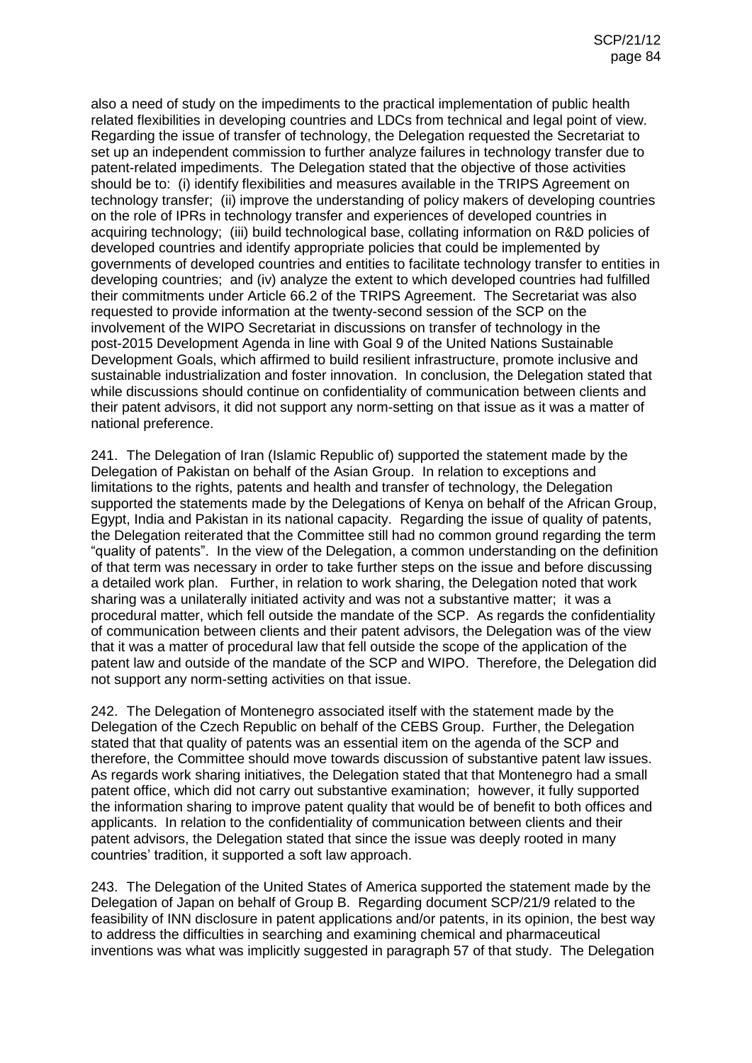also a need of study on the impediments to the practical implementation of public health related flexibilities in developing countries and LDCs from technical and legal point of view. Regarding the issue of transfer of technology, the Delegation requested the Secretariat to set up an independent commission to further analyze failures in technology transfer due to patent-related impediments. The Delegation stated that the objective of those activities should be to: (i) identify flexibilities and measures available in the TRIPS Agreement on technology transfer; (ii) improve the understanding of policy makers of developing countries on the role of IPRs in technology transfer and experiences of developed countries in acquiring technology; (iii) build technological base, collating information on R&D policies of developed countries and identify appropriate policies that could be implemented by governments of developed countries and entities to facilitate technology transfer to entities in developing countries; and (iv) analyze the extent to which developed countries had fulfilled their commitments under Article 66.2 of the TRIPS Agreement. The Secretariat was also requested to provide information at the twenty-second session of the SCP on the involvement of the WIPO Secretariat in discussions on transfer of technology in the post-2015 Development Agenda in line with Goal 9 of the United Nations Sustainable Development Goals, which affirmed to build resilient infrastructure, promote inclusive and sustainable industrialization and foster innovation. In conclusion, the Delegation stated that while discussions should continue on confidentiality of communication between clients and their patent advisors, it did not support any norm-setting on that issue as it was a matter of national preference.

241. The Delegation of Iran (Islamic Republic of) supported the statement made by the Delegation of Pakistan on behalf of the Asian Group. In relation to exceptions and limitations to the rights, patents and health and transfer of technology, the Delegation supported the statements made by the Delegations of Kenya on behalf of the African Group, Egypt, India and Pakistan in its national capacity. Regarding the issue of quality of patents, the Delegation reiterated that the Committee still had no common ground regarding the term "quality of patents". In the view of the Delegation, a common understanding on the definition of that term was necessary in order to take further steps on the issue and before discussing a detailed work plan. Further, in relation to work sharing, the Delegation noted that work sharing was a unilaterally initiated activity and was not a substantive matter; it was a procedural matter, which fell outside the mandate of the SCP. As regards the confidentiality of communication between clients and their patent advisors, the Delegation was of the view that it was a matter of procedural law that fell outside the scope of the application of the patent law and outside of the mandate of the SCP and WIPO. Therefore, the Delegation did not support any norm-setting activities on that issue.

242. The Delegation of Montenegro associated itself with the statement made by the Delegation of the Czech Republic on behalf of the CEBS Group. Further, the Delegation stated that that quality of patents was an essential item on the agenda of the SCP and therefore, the Committee should move towards discussion of substantive patent law issues. As regards work sharing initiatives, the Delegation stated that that Montenegro had a small patent office, which did not carry out substantive examination; however, it fully supported the information sharing to improve patent quality that would be of benefit to both offices and applicants. In relation to the confidentiality of communication between clients and their patent advisors, the Delegation stated that since the issue was deeply rooted in many countries' tradition, it supported a soft law approach.

243. The Delegation of the United States of America supported the statement made by the Delegation of Japan on behalf of Group B. Regarding document SCP/21/9 related to the feasibility of INN disclosure in patent applications and/or patents, in its opinion, the best way to address the difficulties in searching and examining chemical and pharmaceutical inventions was what was implicitly suggested in paragraph 57 of that study. The Delegation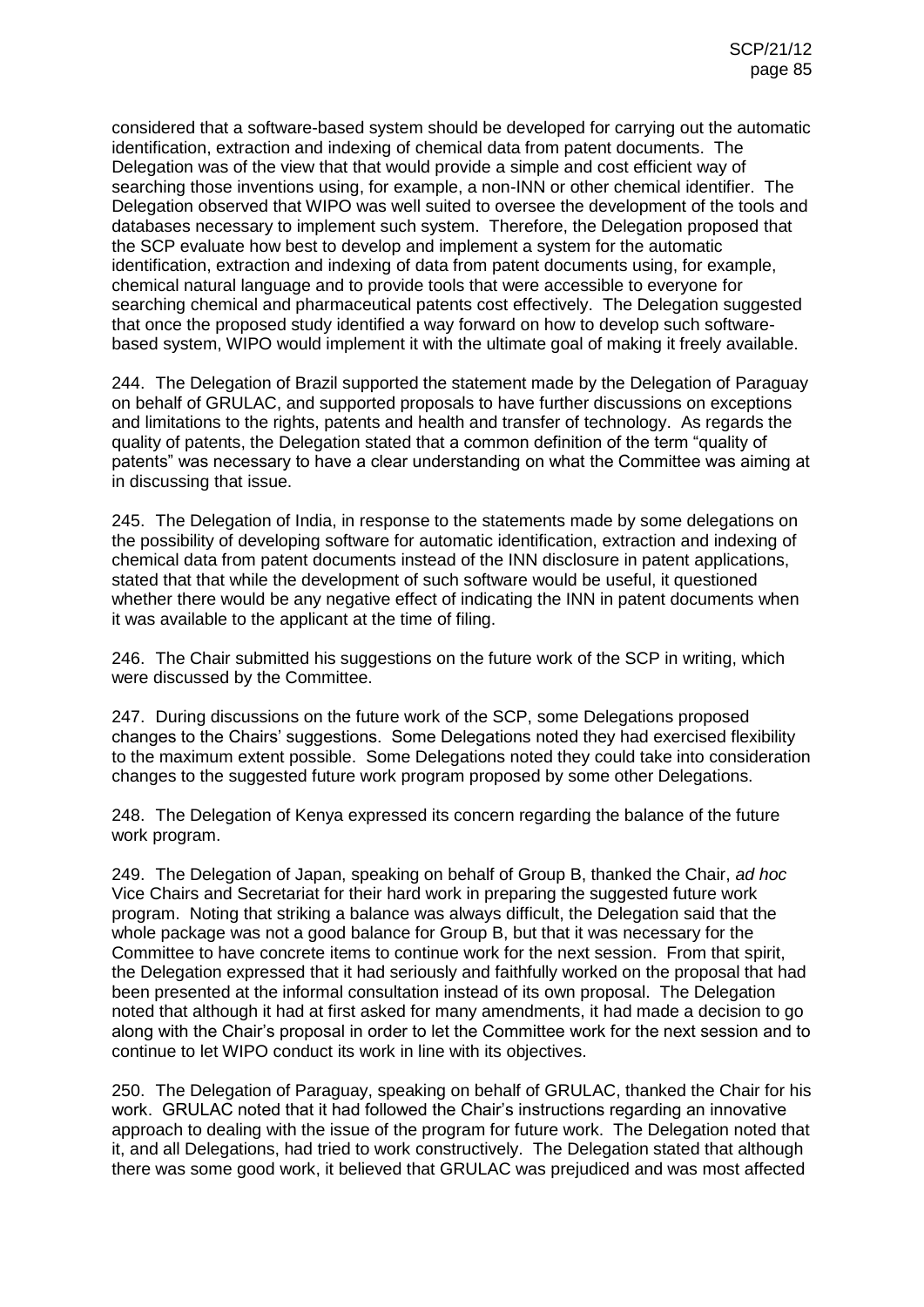considered that a software-based system should be developed for carrying out the automatic identification, extraction and indexing of chemical data from patent documents. The Delegation was of the view that that would provide a simple and cost efficient way of searching those inventions using, for example, a non-INN or other chemical identifier. The Delegation observed that WIPO was well suited to oversee the development of the tools and databases necessary to implement such system. Therefore, the Delegation proposed that the SCP evaluate how best to develop and implement a system for the automatic identification, extraction and indexing of data from patent documents using, for example, chemical natural language and to provide tools that were accessible to everyone for searching chemical and pharmaceutical patents cost effectively. The Delegation suggested that once the proposed study identified a way forward on how to develop such software-based system, WIPO would implement it with the ultimate goal of making it freely available.

244. The Delegation of Brazil supported the statement made by the Delegation of Paraguay on behalf of GRULAC, and supported proposals to have further discussions on exceptions and limitations to the rights, patents and health and transfer of technology. As regards the quality of patents, the Delegation stated that a common definition of the term "quality of patents" was necessary to have a clear understanding on what the Committee was aiming at in discussing that issue.

245. The Delegation of India, in response to the statements made by some delegations on the possibility of developing software for automatic identification, extraction and indexing of chemical data from patent documents instead of the INN disclosure in patent applications, stated that that while the development of such software would be useful, it questioned whether there would be any negative effect of indicating the INN in patent documents when it was available to the applicant at the time of filing.

246. The Chair submitted his suggestions on the future work of the SCP in writing, which were discussed by the Committee.

247. During discussions on the future work of the SCP, some Delegations proposed changes to the Chairs' suggestions. Some Delegations noted they had exercised flexibility to the maximum extent possible. Some Delegations noted they could take into consideration changes to the suggested future work program proposed by some other Delegations.

248. The Delegation of Kenya expressed its concern regarding the balance of the future work program.

249. The Delegation of Japan, speaking on behalf of Group B, thanked the Chair, *ad hoc* Vice Chairs and Secretariat for their hard work in preparing the suggested future work program. Noting that striking a balance was always difficult, the Delegation said that the whole package was not a good balance for Group B, but that it was necessary for the Committee to have concrete items to continue work for the next session. From that spirit, the Delegation expressed that it had seriously and faithfully worked on the proposal that had been presented at the informal consultation instead of its own proposal. The Delegation noted that although it had at first asked for many amendments, it had made a decision to go along with the Chair's proposal in order to let the Committee work for the next session and to continue to let WIPO conduct its work in line with its objectives.

250. The Delegation of Paraguay, speaking on behalf of GRULAC, thanked the Chair for his work. GRULAC noted that it had followed the Chair's instructions regarding an innovative approach to dealing with the issue of the program for future work. The Delegation noted that it, and all Delegations, had tried to work constructively. The Delegation stated that although there was some good work, it believed that GRULAC was prejudiced and was most affected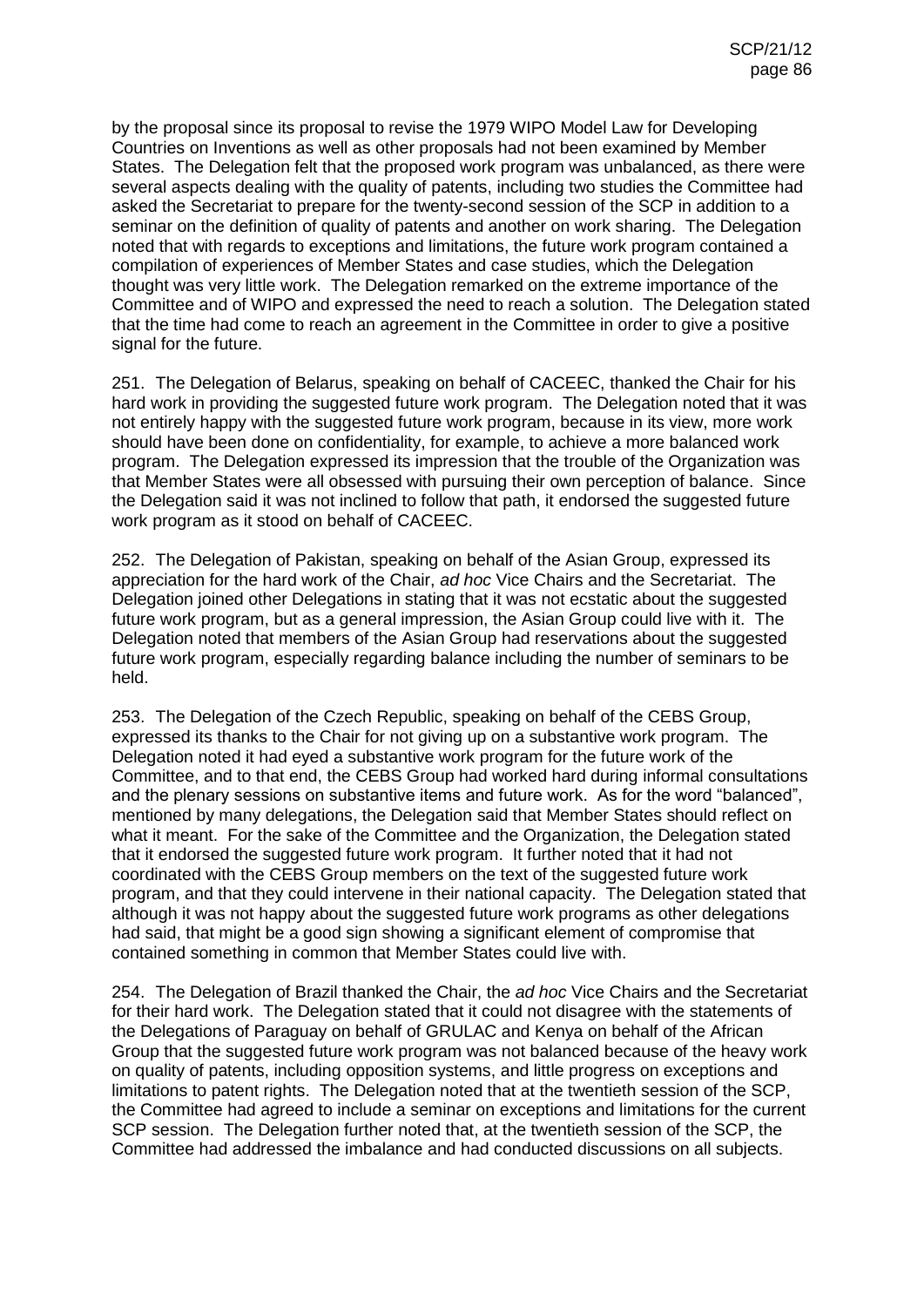by the proposal since its proposal to revise the 1979 WIPO Model Law for Developing Countries on Inventions as well as other proposals had not been examined by Member States. The Delegation felt that the proposed work program was unbalanced, as there were several aspects dealing with the quality of patents, including two studies the Committee had asked the Secretariat to prepare for the twenty-second session of the SCP in addition to a seminar on the definition of quality of patents and another on work sharing. The Delegation noted that with regards to exceptions and limitations, the future work program contained a compilation of experiences of Member States and case studies, which the Delegation thought was very little work. The Delegation remarked on the extreme importance of the Committee and of WIPO and expressed the need to reach a solution. The Delegation stated that the time had come to reach an agreement in the Committee in order to give a positive signal for the future.

251. The Delegation of Belarus, speaking on behalf of CACEEC, thanked the Chair for his hard work in providing the suggested future work program. The Delegation noted that it was not entirely happy with the suggested future work program, because in its view, more work should have been done on confidentiality, for example, to achieve a more balanced work program. The Delegation expressed its impression that the trouble of the Organization was that Member States were all obsessed with pursuing their own perception of balance. Since the Delegation said it was not inclined to follow that path, it endorsed the suggested future work program as it stood on behalf of CACEEC.

252. The Delegation of Pakistan, speaking on behalf of the Asian Group, expressed its appreciation for the hard work of the Chair, *ad hoc* Vice Chairs and the Secretariat. The Delegation joined other Delegations in stating that it was not ecstatic about the suggested future work program, but as a general impression, the Asian Group could live with it. The Delegation noted that members of the Asian Group had reservations about the suggested future work program, especially regarding balance including the number of seminars to be held.

253. The Delegation of the Czech Republic, speaking on behalf of the CEBS Group, expressed its thanks to the Chair for not giving up on a substantive work program. The Delegation noted it had eyed a substantive work program for the future work of the Committee, and to that end, the CEBS Group had worked hard during informal consultations and the plenary sessions on substantive items and future work. As for the word "balanced", mentioned by many delegations, the Delegation said that Member States should reflect on what it meant. For the sake of the Committee and the Organization, the Delegation stated that it endorsed the suggested future work program. It further noted that it had not coordinated with the CEBS Group members on the text of the suggested future work program, and that they could intervene in their national capacity. The Delegation stated that although it was not happy about the suggested future work programs as other delegations had said, that might be a good sign showing a significant element of compromise that contained something in common that Member States could live with.

254. The Delegation of Brazil thanked the Chair, the *ad hoc* Vice Chairs and the Secretariat for their hard work. The Delegation stated that it could not disagree with the statements of the Delegations of Paraguay on behalf of GRULAC and Kenya on behalf of the African Group that the suggested future work program was not balanced because of the heavy work on quality of patents, including opposition systems, and little progress on exceptions and limitations to patent rights. The Delegation noted that at the twentieth session of the SCP, the Committee had agreed to include a seminar on exceptions and limitations for the current SCP session. The Delegation further noted that, at the twentieth session of the SCP, the Committee had addressed the imbalance and had conducted discussions on all subjects.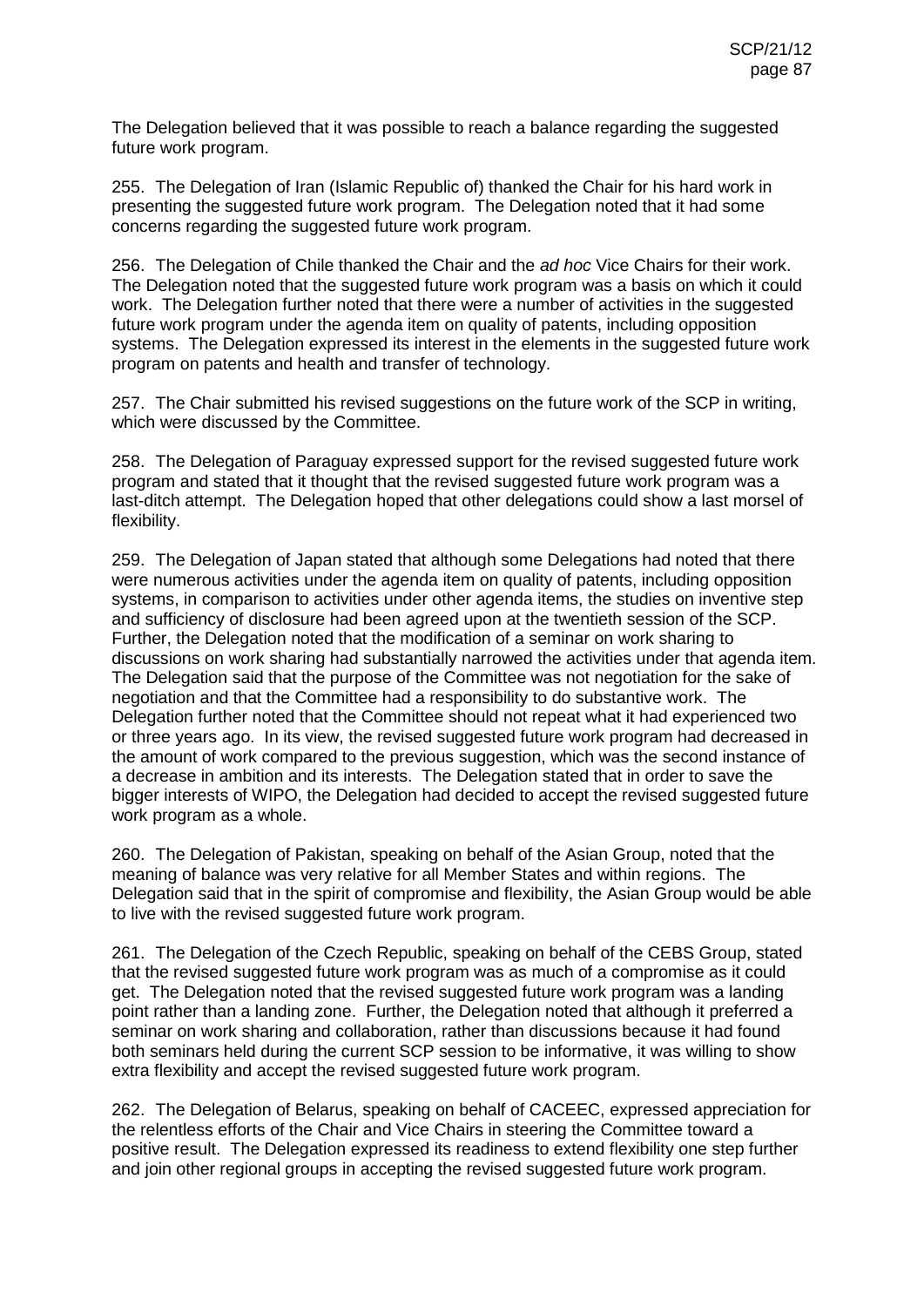The Delegation believed that it was possible to reach a balance regarding the suggested future work program.

255. The Delegation of Iran (Islamic Republic of) thanked the Chair for his hard work in presenting the suggested future work program. The Delegation noted that it had some concerns regarding the suggested future work program.

256. The Delegation of Chile thanked the Chair and the *ad hoc* Vice Chairs for their work. The Delegation noted that the suggested future work program was a basis on which it could work. The Delegation further noted that there were a number of activities in the suggested future work program under the agenda item on quality of patents, including opposition systems. The Delegation expressed its interest in the elements in the suggested future work program on patents and health and transfer of technology.

257. The Chair submitted his revised suggestions on the future work of the SCP in writing, which were discussed by the Committee.

258. The Delegation of Paraguay expressed support for the revised suggested future work program and stated that it thought that the revised suggested future work program was a last-ditch attempt. The Delegation hoped that other delegations could show a last morsel of flexibility.

259. The Delegation of Japan stated that although some Delegations had noted that there were numerous activities under the agenda item on quality of patents, including opposition systems, in comparison to activities under other agenda items, the studies on inventive step and sufficiency of disclosure had been agreed upon at the twentieth session of the SCP. Further, the Delegation noted that the modification of a seminar on work sharing to discussions on work sharing had substantially narrowed the activities under that agenda item. The Delegation said that the purpose of the Committee was not negotiation for the sake of negotiation and that the Committee had a responsibility to do substantive work. The Delegation further noted that the Committee should not repeat what it had experienced two or three years ago. In its view, the revised suggested future work program had decreased in the amount of work compared to the previous suggestion, which was the second instance of a decrease in ambition and its interests. The Delegation stated that in order to save the bigger interests of WIPO, the Delegation had decided to accept the revised suggested future work program as a whole.

260. The Delegation of Pakistan, speaking on behalf of the Asian Group, noted that the meaning of balance was very relative for all Member States and within regions. The Delegation said that in the spirit of compromise and flexibility, the Asian Group would be able to live with the revised suggested future work program.

261. The Delegation of the Czech Republic, speaking on behalf of the CEBS Group, stated that the revised suggested future work program was as much of a compromise as it could get. The Delegation noted that the revised suggested future work program was a landing point rather than a landing zone. Further, the Delegation noted that although it preferred a seminar on work sharing and collaboration, rather than discussions because it had found both seminars held during the current SCP session to be informative, it was willing to show extra flexibility and accept the revised suggested future work program.

262. The Delegation of Belarus, speaking on behalf of CACEEC, expressed appreciation for the relentless efforts of the Chair and Vice Chairs in steering the Committee toward a positive result. The Delegation expressed its readiness to extend flexibility one step further and join other regional groups in accepting the revised suggested future work program.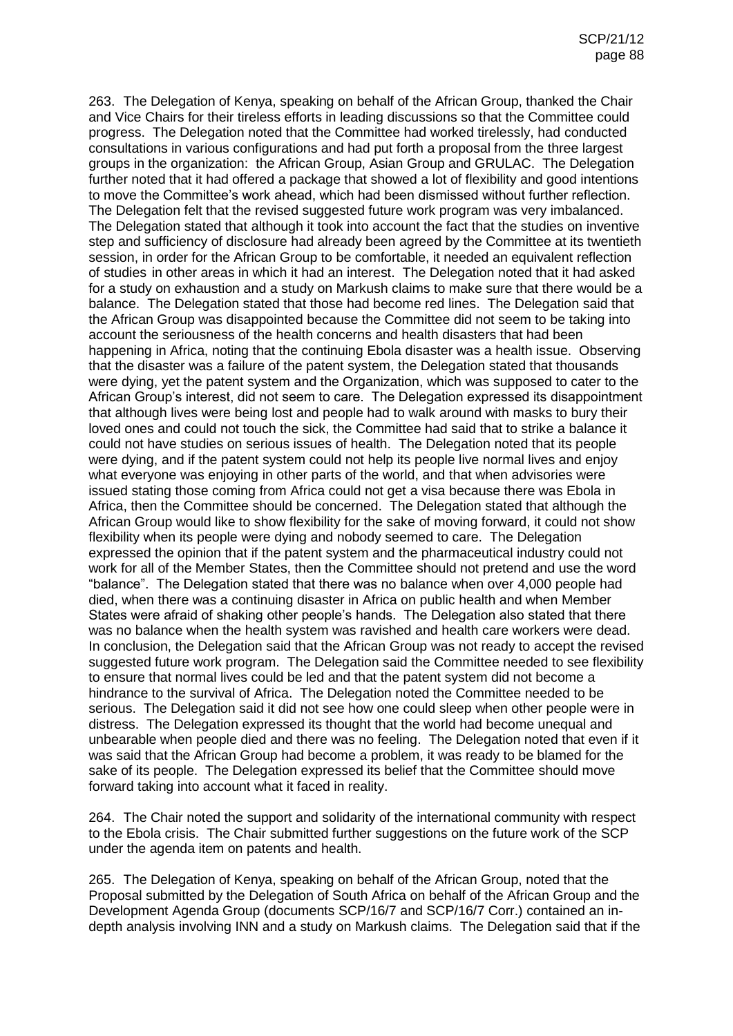263. The Delegation of Kenya, speaking on behalf of the African Group, thanked the Chair and Vice Chairs for their tireless efforts in leading discussions so that the Committee could progress. The Delegation noted that the Committee had worked tirelessly, had conducted consultations in various configurations and had put forth a proposal from the three largest groups in the organization: the African Group, Asian Group and GRULAC. The Delegation further noted that it had offered a package that showed a lot of flexibility and good intentions to move the Committee's work ahead, which had been dismissed without further reflection. The Delegation felt that the revised suggested future work program was very imbalanced. The Delegation stated that although it took into account the fact that the studies on inventive step and sufficiency of disclosure had already been agreed by the Committee at its twentieth session, in order for the African Group to be comfortable, it needed an equivalent reflection of studies in other areas in which it had an interest. The Delegation noted that it had asked for a study on exhaustion and a study on Markush claims to make sure that there would be a balance. The Delegation stated that those had become red lines. The Delegation said that the African Group was disappointed because the Committee did not seem to be taking into account the seriousness of the health concerns and health disasters that had been happening in Africa, noting that the continuing Ebola disaster was a health issue. Observing that the disaster was a failure of the patent system, the Delegation stated that thousands were dying, yet the patent system and the Organization, which was supposed to cater to the African Group's interest, did not seem to care. The Delegation expressed its disappointment that although lives were being lost and people had to walk around with masks to bury their loved ones and could not touch the sick, the Committee had said that to strike a balance it could not have studies on serious issues of health. The Delegation noted that its people were dying, and if the patent system could not help its people live normal lives and enjoy what everyone was enjoying in other parts of the world, and that when advisories were issued stating those coming from Africa could not get a visa because there was Ebola in Africa, then the Committee should be concerned. The Delegation stated that although the African Group would like to show flexibility for the sake of moving forward, it could not show flexibility when its people were dying and nobody seemed to care. The Delegation expressed the opinion that if the patent system and the pharmaceutical industry could not work for all of the Member States, then the Committee should not pretend and use the word "balance". The Delegation stated that there was no balance when over 4,000 people had died, when there was a continuing disaster in Africa on public health and when Member States were afraid of shaking other people's hands. The Delegation also stated that there was no balance when the health system was ravished and health care workers were dead. In conclusion, the Delegation said that the African Group was not ready to accept the revised suggested future work program. The Delegation said the Committee needed to see flexibility to ensure that normal lives could be led and that the patent system did not become a hindrance to the survival of Africa. The Delegation noted the Committee needed to be serious. The Delegation said it did not see how one could sleep when other people were in distress. The Delegation expressed its thought that the world had become unequal and unbearable when people died and there was no feeling. The Delegation noted that even if it was said that the African Group had become a problem, it was ready to be blamed for the sake of its people. The Delegation expressed its belief that the Committee should move forward taking into account what it faced in reality.

264. The Chair noted the support and solidarity of the international community with respect to the Ebola crisis. The Chair submitted further suggestions on the future work of the SCP under the agenda item on patents and health.

265. The Delegation of Kenya, speaking on behalf of the African Group, noted that the Proposal submitted by the Delegation of South Africa on behalf of the African Group and the Development Agenda Group (documents SCP/16/7 and SCP/16/7 Corr.) contained an in-depth analysis involving INN and a study on Markush claims. The Delegation said that if the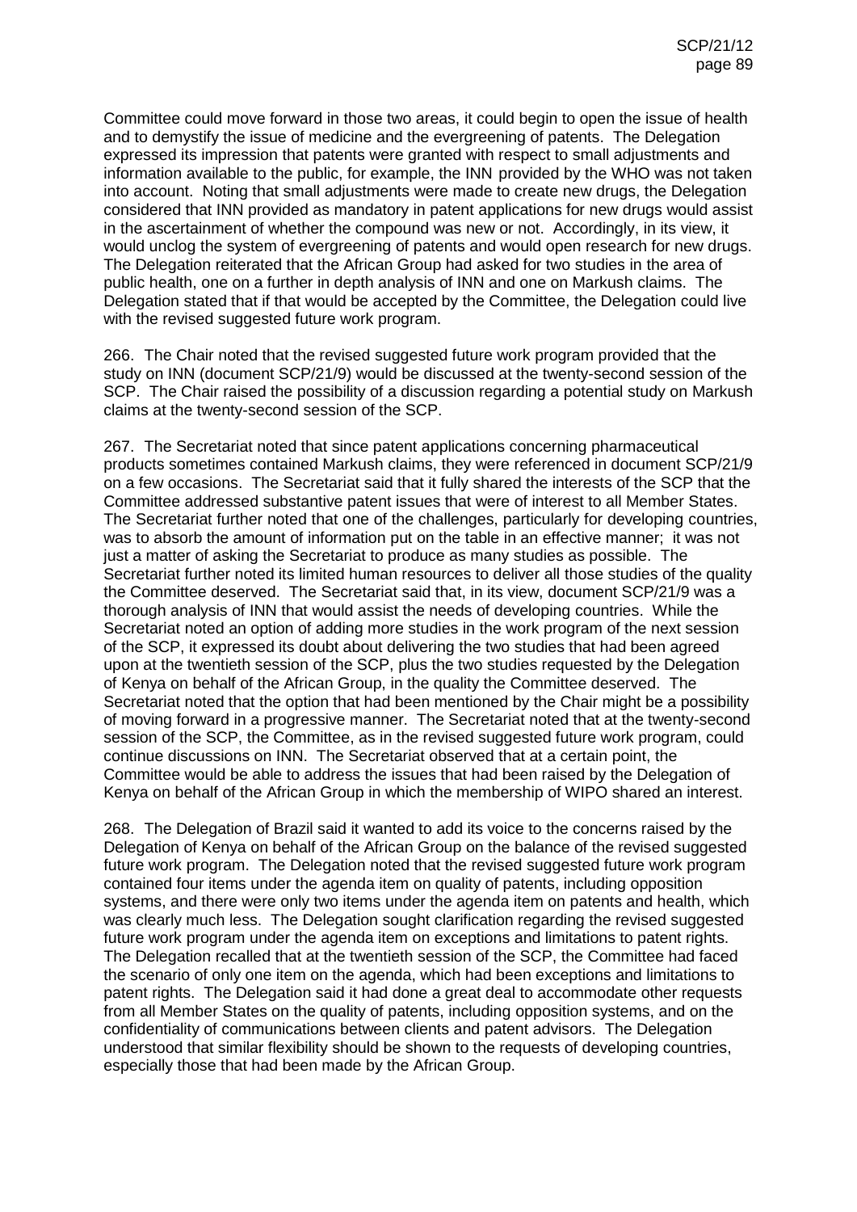Committee could move forward in those two areas, it could begin to open the issue of health and to demystify the issue of medicine and the evergreening of patents. The Delegation expressed its impression that patents were granted with respect to small adjustments and information available to the public, for example, the INN provided by the WHO was not taken into account. Noting that small adjustments were made to create new drugs, the Delegation considered that INN provided as mandatory in patent applications for new drugs would assist in the ascertainment of whether the compound was new or not. Accordingly, in its view, it would unclog the system of evergreening of patents and would open research for new drugs. The Delegation reiterated that the African Group had asked for two studies in the area of public health, one on a further in depth analysis of INN and one on Markush claims. The Delegation stated that if that would be accepted by the Committee, the Delegation could live with the revised suggested future work program.

266. The Chair noted that the revised suggested future work program provided that the study on INN (document SCP/21/9) would be discussed at the twenty-second session of the SCP. The Chair raised the possibility of a discussion regarding a potential study on Markush claims at the twenty-second session of the SCP.

267. The Secretariat noted that since patent applications concerning pharmaceutical products sometimes contained Markush claims, they were referenced in document SCP/21/9 on a few occasions. The Secretariat said that it fully shared the interests of the SCP that the Committee addressed substantive patent issues that were of interest to all Member States. The Secretariat further noted that one of the challenges, particularly for developing countries, was to absorb the amount of information put on the table in an effective manner; it was not just a matter of asking the Secretariat to produce as many studies as possible. The Secretariat further noted its limited human resources to deliver all those studies of the quality the Committee deserved. The Secretariat said that, in its view, document SCP/21/9 was a thorough analysis of INN that would assist the needs of developing countries. While the Secretariat noted an option of adding more studies in the work program of the next session of the SCP, it expressed its doubt about delivering the two studies that had been agreed upon at the twentieth session of the SCP, plus the two studies requested by the Delegation of Kenya on behalf of the African Group, in the quality the Committee deserved. The Secretariat noted that the option that had been mentioned by the Chair might be a possibility of moving forward in a progressive manner. The Secretariat noted that at the twenty-second session of the SCP, the Committee, as in the revised suggested future work program, could continue discussions on INN. The Secretariat observed that at a certain point, the Committee would be able to address the issues that had been raised by the Delegation of Kenya on behalf of the African Group in which the membership of WIPO shared an interest.

268. The Delegation of Brazil said it wanted to add its voice to the concerns raised by the Delegation of Kenya on behalf of the African Group on the balance of the revised suggested future work program. The Delegation noted that the revised suggested future work program contained four items under the agenda item on quality of patents, including opposition systems, and there were only two items under the agenda item on patents and health, which was clearly much less. The Delegation sought clarification regarding the revised suggested future work program under the agenda item on exceptions and limitations to patent rights. The Delegation recalled that at the twentieth session of the SCP, the Committee had faced the scenario of only one item on the agenda, which had been exceptions and limitations to patent rights. The Delegation said it had done a great deal to accommodate other requests from all Member States on the quality of patents, including opposition systems, and on the confidentiality of communications between clients and patent advisors. The Delegation understood that similar flexibility should be shown to the requests of developing countries, especially those that had been made by the African Group.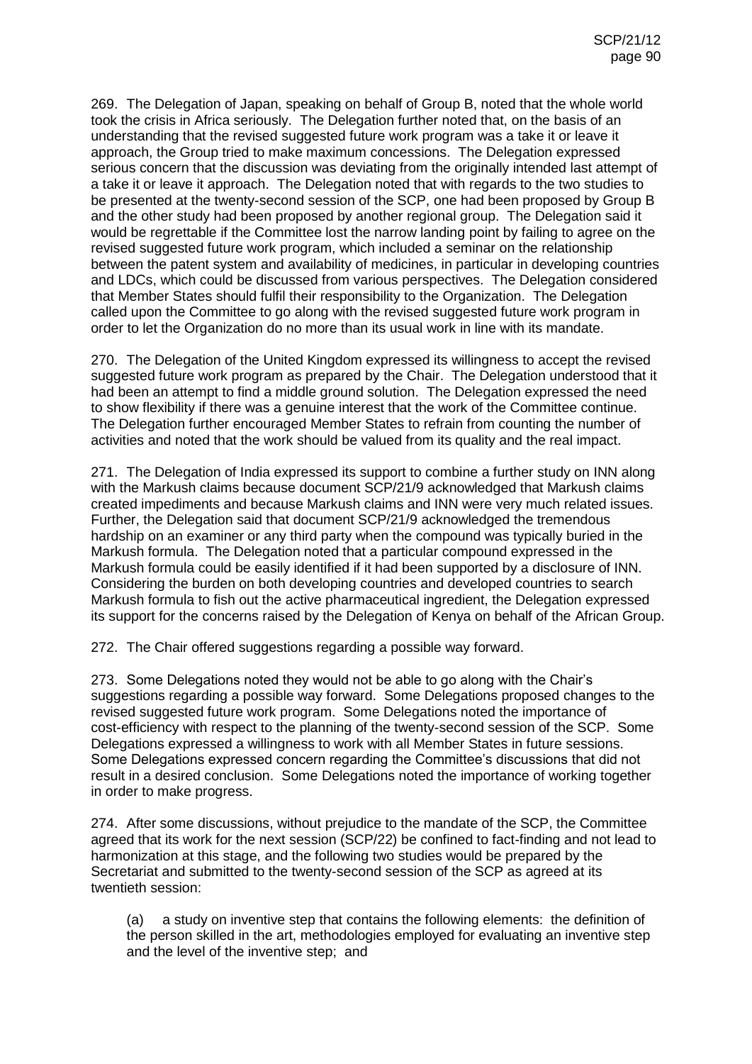269. The Delegation of Japan, speaking on behalf of Group B, noted that the whole world took the crisis in Africa seriously. The Delegation further noted that, on the basis of an understanding that the revised suggested future work program was a take it or leave it approach, the Group tried to make maximum concessions. The Delegation expressed serious concern that the discussion was deviating from the originally intended last attempt of a take it or leave it approach. The Delegation noted that with regards to the two studies to be presented at the twenty-second session of the SCP, one had been proposed by Group B and the other study had been proposed by another regional group. The Delegation said it would be regrettable if the Committee lost the narrow landing point by failing to agree on the revised suggested future work program, which included a seminar on the relationship between the patent system and availability of medicines, in particular in developing countries and LDCs, which could be discussed from various perspectives. The Delegation considered that Member States should fulfil their responsibility to the Organization. The Delegation called upon the Committee to go along with the revised suggested future work program in order to let the Organization do no more than its usual work in line with its mandate.

270. The Delegation of the United Kingdom expressed its willingness to accept the revised suggested future work program as prepared by the Chair. The Delegation understood that it had been an attempt to find a middle ground solution. The Delegation expressed the need to show flexibility if there was a genuine interest that the work of the Committee continue. The Delegation further encouraged Member States to refrain from counting the number of activities and noted that the work should be valued from its quality and the real impact.

271. The Delegation of India expressed its support to combine a further study on INN along with the Markush claims because document SCP/21/9 acknowledged that Markush claims created impediments and because Markush claims and INN were very much related issues. Further, the Delegation said that document SCP/21/9 acknowledged the tremendous hardship on an examiner or any third party when the compound was typically buried in the Markush formula. The Delegation noted that a particular compound expressed in the Markush formula could be easily identified if it had been supported by a disclosure of INN. Considering the burden on both developing countries and developed countries to search Markush formula to fish out the active pharmaceutical ingredient, the Delegation expressed its support for the concerns raised by the Delegation of Kenya on behalf of the African Group.

272. The Chair offered suggestions regarding a possible way forward.

273. Some Delegations noted they would not be able to go along with the Chair's suggestions regarding a possible way forward. Some Delegations proposed changes to the revised suggested future work program. Some Delegations noted the importance of cost-efficiency with respect to the planning of the twenty-second session of the SCP. Some Delegations expressed a willingness to work with all Member States in future sessions. Some Delegations expressed concern regarding the Committee's discussions that did not result in a desired conclusion. Some Delegations noted the importance of working together in order to make progress.

274. After some discussions, without prejudice to the mandate of the SCP, the Committee agreed that its work for the next session (SCP/22) be confined to fact-finding and not lead to harmonization at this stage, and the following two studies would be prepared by the Secretariat and submitted to the twenty-second session of the SCP as agreed at its twentieth session:

(a) a study on inventive step that contains the following elements: the definition of the person skilled in the art, methodologies employed for evaluating an inventive step and the level of the inventive step; and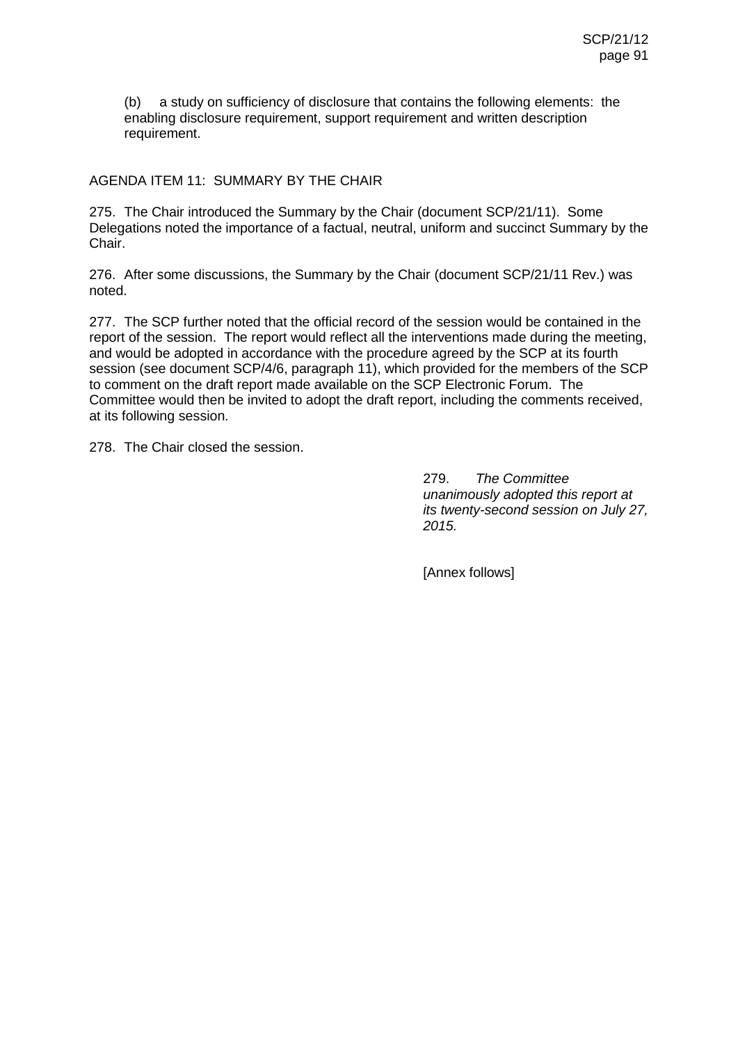(b) a study on sufficiency of disclosure that contains the following elements: the enabling disclosure requirement, support requirement and written description requirement.

## AGENDA ITEM 11: SUMMARY BY THE CHAIR

275. The Chair introduced the Summary by the Chair (document SCP/21/11). Some Delegations noted the importance of a factual, neutral, uniform and succinct Summary by the Chair.

276. After some discussions, the Summary by the Chair (document SCP/21/11 Rev.) was noted.

277. The SCP further noted that the official record of the session would be contained in the report of the session. The report would reflect all the interventions made during the meeting, and would be adopted in accordance with the procedure agreed by the SCP at its fourth session (see document SCP/4/6, paragraph 11), which provided for the members of the SCP to comment on the draft report made available on the SCP Electronic Forum. The Committee would then be invited to adopt the draft report, including the comments received, at its following session.

278. The Chair closed the session.

279. *The Committee unanimously adopted this report at its twenty-second session on July 27, 2015.*

[Annex follows]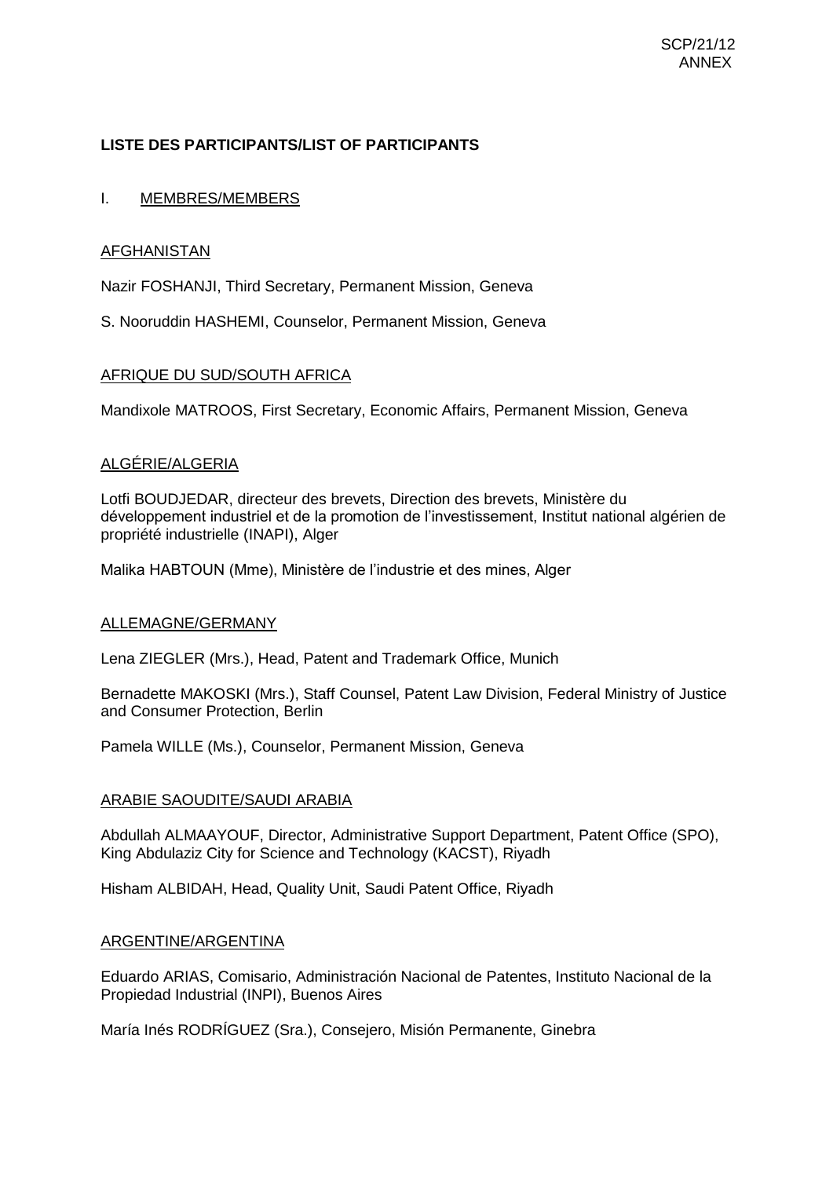## LISTE DES PARTICIPANTS/LIST OF PARTICIPANTS

### I. MEMBRES/MEMBERS

AFGHANISTAN

Nazir FOSHANJI, Third Secretary, Permanent Mission, Geneva

S. Nooruddin HASHEMI, Counselor, Permanent Mission, Geneva

AFRIQUE DU SUD/SOUTH AFRICA

Mandixole MATROOS, First Secretary, Economic Affairs, Permanent Mission, Geneva

ALGÉRIE/ALGERIA

Lotfi BOUDJEDAR, directeur des brevets, Direction des brevets, Ministère du développement industriel et de la promotion de l'investissement, Institut national algérien de propriété industrielle (INAPI), Alger

Malika HABTOUN (Mme), Ministère de l'industrie et des mines, Alger

ALLEMAGNE/GERMANY

Lena ZIEGLER (Mrs.), Head, Patent and Trademark Office, Munich

Bernadette MAKOSKI (Mrs.), Staff Counsel, Patent Law Division, Federal Ministry of Justice and Consumer Protection, Berlin

Pamela WILLE (Ms.), Counselor, Permanent Mission, Geneva

ARABIE SAOUDITE/SAUDI ARABIA

Abdullah ALMAAYOUF, Director, Administrative Support Department, Patent Office (SPO), King Abdulaziz City for Science and Technology (KACST), Riyadh

Hisham ALBIDAH, Head, Quality Unit, Saudi Patent Office, Riyadh

ARGENTINE/ARGENTINA

Eduardo ARIAS, Comisario, Administración Nacional de Patentes, Instituto Nacional de la Propiedad Industrial (INPI), Buenos Aires

María Inés RODRÍGUEZ (Sra.), Consejero, Misión Permanente, Ginebra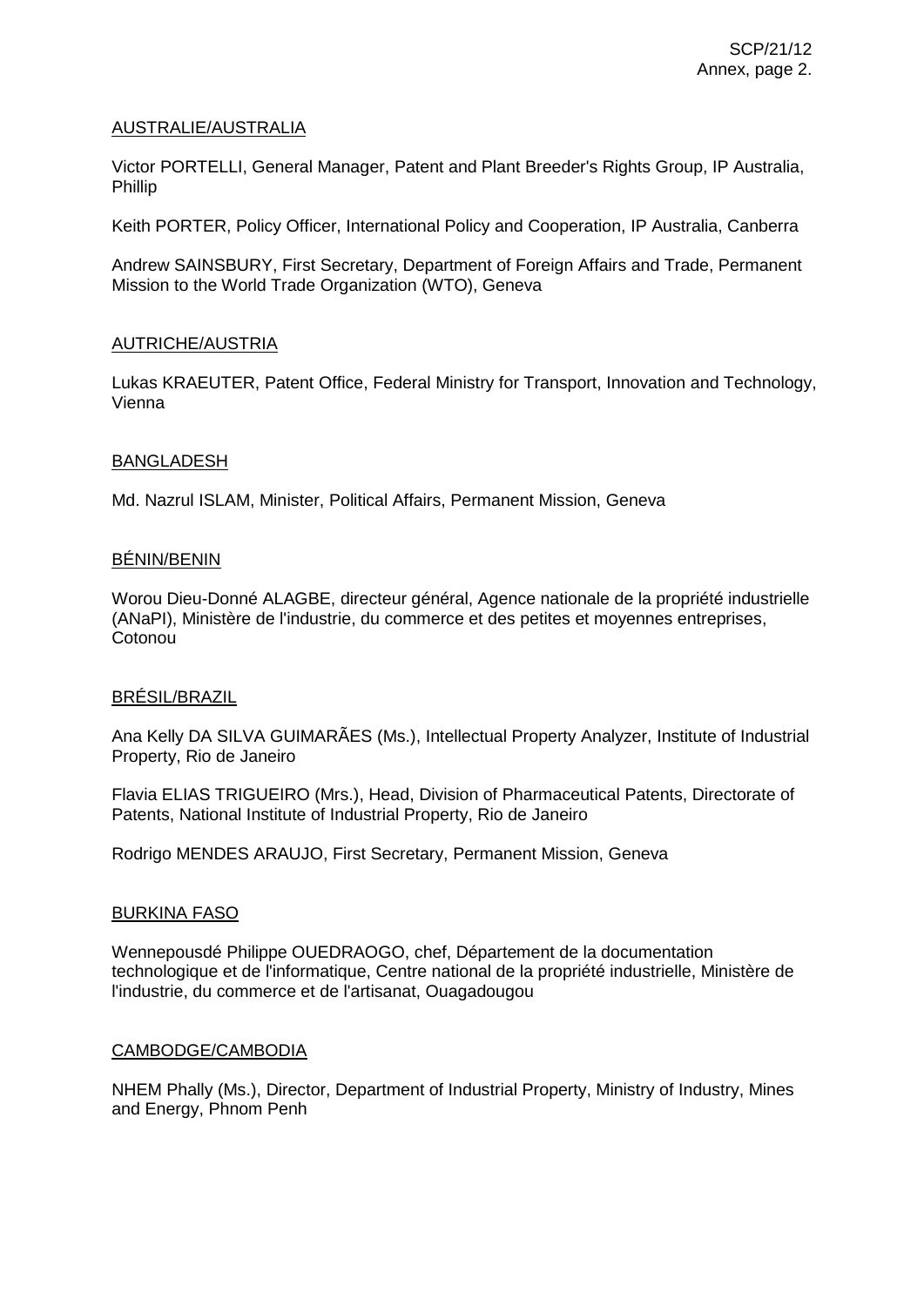AUSTRALIE/AUSTRALIA

Victor PORTELLI, General Manager, Patent and Plant Breeder's Rights Group, IP Australia, Phillip

Keith PORTER, Policy Officer, International Policy and Cooperation, IP Australia, Canberra

Andrew SAINSBURY, First Secretary, Department of Foreign Affairs and Trade, Permanent Mission to the World Trade Organization (WTO), Geneva

AUTRICHE/AUSTRIA

Lukas KRAEUTER, Patent Office, Federal Ministry for Transport, Innovation and Technology, Vienna

BANGLADESH

Md. Nazrul ISLAM, Minister, Political Affairs, Permanent Mission, Geneva

BÉNIN/BENIN

Worou Dieu-Donné ALAGBE, directeur général, Agence nationale de la propriété industrielle (ANaPI), Ministère de l'industrie, du commerce et des petites et moyennes entreprises, Cotonou

BRÉSIL/BRAZIL

Ana Kelly DA SILVA GUIMARÃES (Ms.), Intellectual Property Analyzer, Institute of Industrial Property, Rio de Janeiro

Flavia ELIAS TRIGUEIRO (Mrs.), Head, Division of Pharmaceutical Patents, Directorate of Patents, National Institute of Industrial Property, Rio de Janeiro

Rodrigo MENDES ARAUJO, First Secretary, Permanent Mission, Geneva

BURKINA FASO

Wennepousdé Philippe OUEDRAOGO, chef, Département de la documentation technologique et de l'informatique, Centre national de la propriété industrielle, Ministère de l'industrie, du commerce et de l'artisanat, Ouagadougou

CAMBODGE/CAMBODIA

NHEM Phally (Ms.), Director, Department of Industrial Property, Ministry of Industry, Mines and Energy, Phnom Penh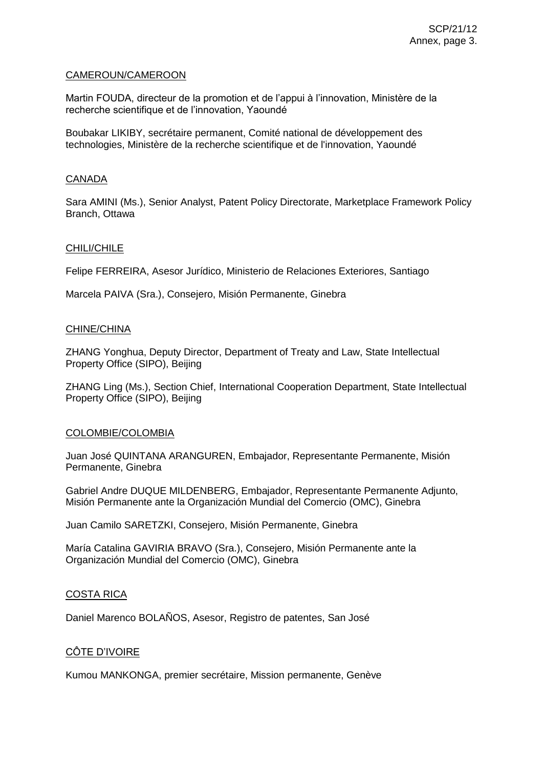CAMEROUN/CAMEROON

Martin FOUDA, directeur de la promotion et de l'appui à l'innovation, Ministère de la recherche scientifique et de l'innovation, Yaoundé

Boubakar LIKIBY, secrétaire permanent, Comité national de développement des technologies, Ministère de la recherche scientifique et de l'innovation, Yaoundé

CANADA

Sara AMINI (Ms.), Senior Analyst, Patent Policy Directorate, Marketplace Framework Policy Branch, Ottawa

CHILI/CHILE

Felipe FERREIRA, Asesor Jurídico, Ministerio de Relaciones Exteriores, Santiago

Marcela PAIVA (Sra.), Consejero, Misión Permanente, Ginebra

CHINE/CHINA

ZHANG Yonghua, Deputy Director, Department of Treaty and Law, State Intellectual Property Office (SIPO), Beijing

ZHANG Ling (Ms.), Section Chief, International Cooperation Department, State Intellectual Property Office (SIPO), Beijing

COLOMBIE/COLOMBIA

Juan José QUINTANA ARANGUREN, Embajador, Representante Permanente, Misión Permanente, Ginebra

Gabriel Andre DUQUE MILDENBERG, Embajador, Representante Permanente Adjunto, Misión Permanente ante la Organización Mundial del Comercio (OMC), Ginebra

Juan Camilo SARETZKI, Consejero, Misión Permanente, Ginebra

María Catalina GAVIRIA BRAVO (Sra.), Consejero, Misión Permanente ante la Organización Mundial del Comercio (OMC), Ginebra

COSTA RICA

Daniel Marenco BOLAÑOS, Asesor, Registro de patentes, San José

CÔTE D'IVOIRE

Kumou MANKONGA, premier secrétaire, Mission permanente, Genève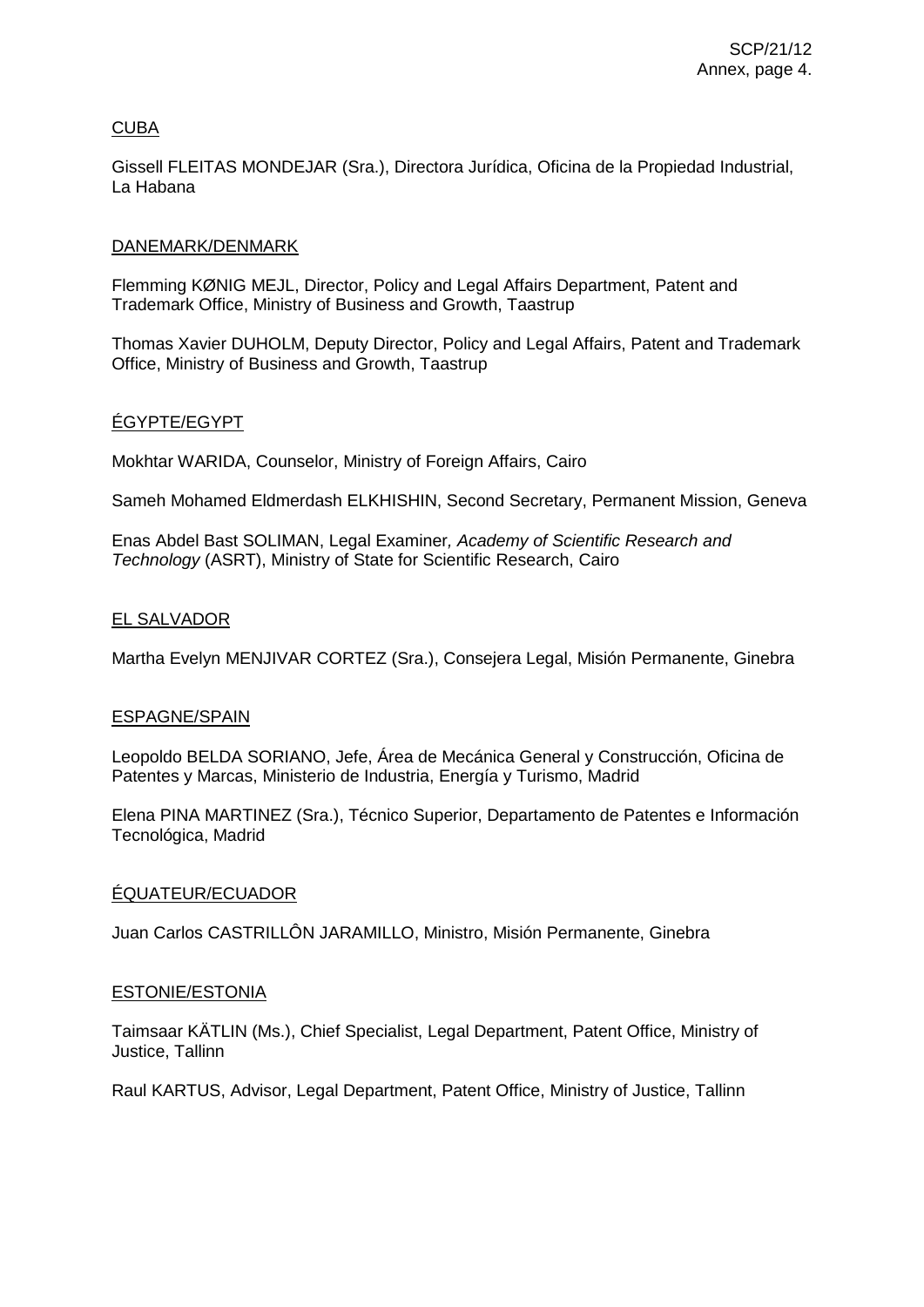<u>CUBA</u>

Gissell FLEITAS MONDEJAR (Sra.), Directora Jurídica, Oficina de la Propiedad Industrial, La Habana

<u>DANEMARK/DENMARK</u>

Flemming KØNIG MEJL, Director, Policy and Legal Affairs Department, Patent and Trademark Office, Ministry of Business and Growth, Taastrup

Thomas Xavier DUHOLM, Deputy Director, Policy and Legal Affairs, Patent and Trademark Office, Ministry of Business and Growth, Taastrup

<u>ÉGYPTE/EGYPT</u>

Mokhtar WARIDA, Counselor, Ministry of Foreign Affairs, Cairo

Sameh Mohamed Eldmerdash ELKHISHIN, Second Secretary, Permanent Mission, Geneva

Enas Abdel Bast SOLIMAN, Legal Examiner, *Academy of Scientific Research and Technology* (ASRT), Ministry of State for Scientific Research, Cairo

<u>EL SALVADOR</u>

Martha Evelyn MENJIVAR CORTEZ (Sra.), Consejera Legal, Misión Permanente, Ginebra

<u>ESPAGNE/SPAIN</u>

Leopoldo BELDA SORIANO, Jefe, Área de Mecánica General y Construcción, Oficina de Patentes y Marcas, Ministerio de Industria, Energía y Turismo, Madrid

Elena PINA MARTINEZ (Sra.), Técnico Superior, Departamento de Patentes e Información Tecnológica, Madrid

<u>ÉQUATEUR/ECUADOR</u>

Juan Carlos CASTRILLÔN JARAMILLO, Ministro, Misión Permanente, Ginebra

<u>ESTONIE/ESTONIA</u>

Taimsaar KÄTLIN (Ms.), Chief Specialist, Legal Department, Patent Office, Ministry of Justice, Tallinn

Raul KARTUS, Advisor, Legal Department, Patent Office, Ministry of Justice, Tallinn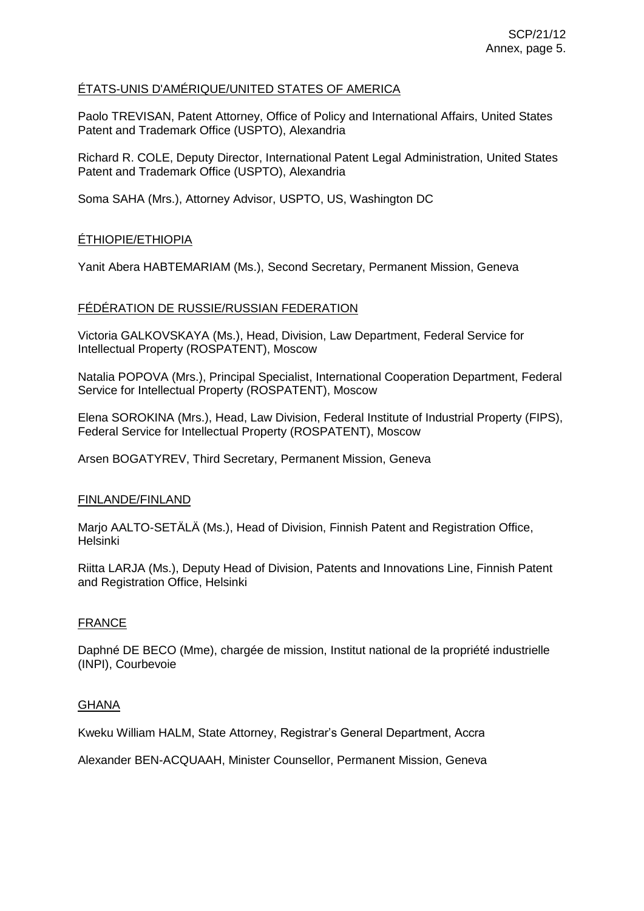ÉTATS-UNIS D'AMÉRIQUE/UNITED STATES OF AMERICA

Paolo TREVISAN, Patent Attorney, Office of Policy and International Affairs, United States Patent and Trademark Office (USPTO), Alexandria

Richard R. COLE, Deputy Director, International Patent Legal Administration, United States Patent and Trademark Office (USPTO), Alexandria

Soma SAHA (Mrs.), Attorney Advisor, USPTO, US, Washington DC

ÉTHIOPIE/ETHIOPIA

Yanit Abera HABTEMARIAM (Ms.), Second Secretary, Permanent Mission, Geneva

FÉDÉRATION DE RUSSIE/RUSSIAN FEDERATION

Victoria GALKOVSKAYA (Ms.), Head, Division, Law Department, Federal Service for Intellectual Property (ROSPATENT), Moscow

Natalia POPOVA (Mrs.), Principal Specialist, International Cooperation Department, Federal Service for Intellectual Property (ROSPATENT), Moscow

Elena SOROKINA (Mrs.), Head, Law Division, Federal Institute of Industrial Property (FIPS), Federal Service for Intellectual Property (ROSPATENT), Moscow

Arsen BOGATYREV, Third Secretary, Permanent Mission, Geneva

FINLANDE/FINLAND

Marjo AALTO-SETÄLÄ (Ms.), Head of Division, Finnish Patent and Registration Office, Helsinki

Riitta LARJA (Ms.), Deputy Head of Division, Patents and Innovations Line, Finnish Patent and Registration Office, Helsinki

FRANCE

Daphné DE BECO (Mme), chargée de mission, Institut national de la propriété industrielle (INPI), Courbevoie

GHANA

Kweku William HALM, State Attorney, Registrar's General Department, Accra

Alexander BEN-ACQUAAH, Minister Counsellor, Permanent Mission, Geneva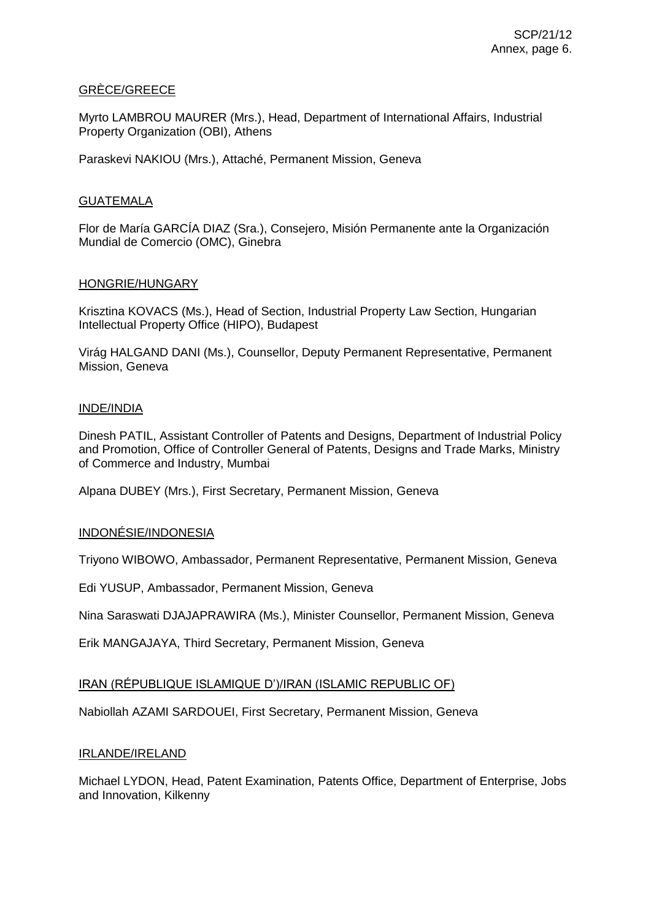GRÈCE/GREECE

Myrto LAMBROU MAURER (Mrs.), Head, Department of International Affairs, Industrial Property Organization (OBI), Athens

Paraskevi NAKIOU (Mrs.), Attaché, Permanent Mission, Geneva

GUATEMALA

Flor de María GARCÍA DIAZ (Sra.), Consejero, Misión Permanente ante la Organización Mundial de Comercio (OMC), Ginebra

HONGRIE/HUNGARY

Krisztina KOVACS (Ms.), Head of Section, Industrial Property Law Section, Hungarian Intellectual Property Office (HIPO), Budapest

Virág HALGAND DANI (Ms.), Counsellor, Deputy Permanent Representative, Permanent Mission, Geneva

INDE/INDIA

Dinesh PATIL, Assistant Controller of Patents and Designs, Department of Industrial Policy and Promotion, Office of Controller General of Patents, Designs and Trade Marks, Ministry of Commerce and Industry, Mumbai

Alpana DUBEY (Mrs.), First Secretary, Permanent Mission, Geneva

INDONÉSIE/INDONESIA

Triyono WIBOWO, Ambassador, Permanent Representative, Permanent Mission, Geneva

Edi YUSUP, Ambassador, Permanent Mission, Geneva

Nina Saraswati DJAJAPRAWIRA (Ms.), Minister Counsellor, Permanent Mission, Geneva

Erik MANGAJAYA, Third Secretary, Permanent Mission, Geneva

IRAN (RÉPUBLIQUE ISLAMIQUE D')/IRAN (ISLAMIC REPUBLIC OF)

Nabiollah AZAMI SARDOUEI, First Secretary, Permanent Mission, Geneva

IRLANDE/IRELAND

Michael LYDON, Head, Patent Examination, Patents Office, Department of Enterprise, Jobs and Innovation, Kilkenny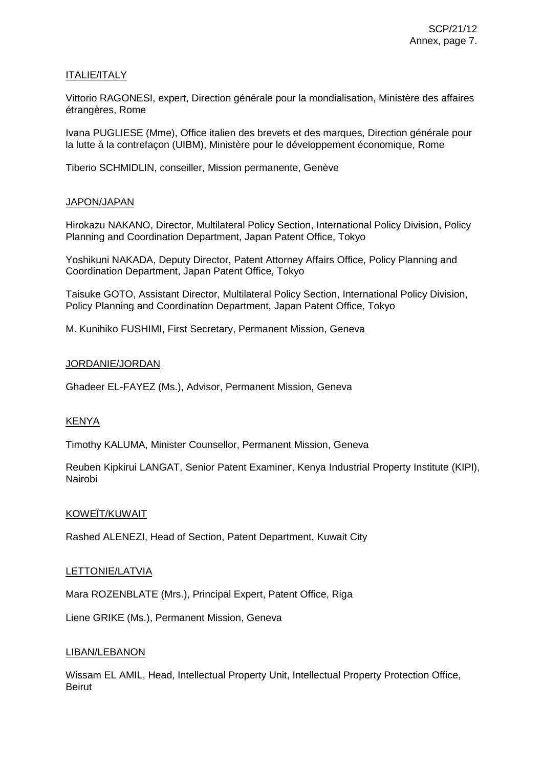ITALIE/ITALY

Vittorio RAGONESI, expert, Direction générale pour la mondialisation, Ministère des affaires étrangères, Rome

Ivana PUGLIESE (Mme), Office italien des brevets et des marques, Direction générale pour la lutte à la contrefaçon (UIBM), Ministère pour le développement économique, Rome

Tiberio SCHMIDLIN, conseiller, Mission permanente, Genève

JAPON/JAPAN

Hirokazu NAKANO, Director, Multilateral Policy Section, International Policy Division, Policy Planning and Coordination Department, Japan Patent Office, Tokyo

Yoshikuni NAKADA, Deputy Director, Patent Attorney Affairs Office, Policy Planning and Coordination Department, Japan Patent Office, Tokyo

Taisuke GOTO, Assistant Director, Multilateral Policy Section, International Policy Division, Policy Planning and Coordination Department, Japan Patent Office, Tokyo

M. Kunihiko FUSHIMI, First Secretary, Permanent Mission, Geneva

JORDANIE/JORDAN

Ghadeer EL-FAYEZ (Ms.), Advisor, Permanent Mission, Geneva

KENYA

Timothy KALUMA, Minister Counsellor, Permanent Mission, Geneva

Reuben Kipkirui LANGAT, Senior Patent Examiner, Kenya Industrial Property Institute (KIPI), Nairobi

KOWEÏT/KUWAIT

Rashed ALENEZI, Head of Section, Patent Department, Kuwait City

LETTONIE/LATVIA

Mara ROZENBLATE (Mrs.), Principal Expert, Patent Office, Riga

Liene GRIKE (Ms.), Permanent Mission, Geneva

LIBAN/LEBANON

Wissam EL AMIL, Head, Intellectual Property Unit, Intellectual Property Protection Office, Beirut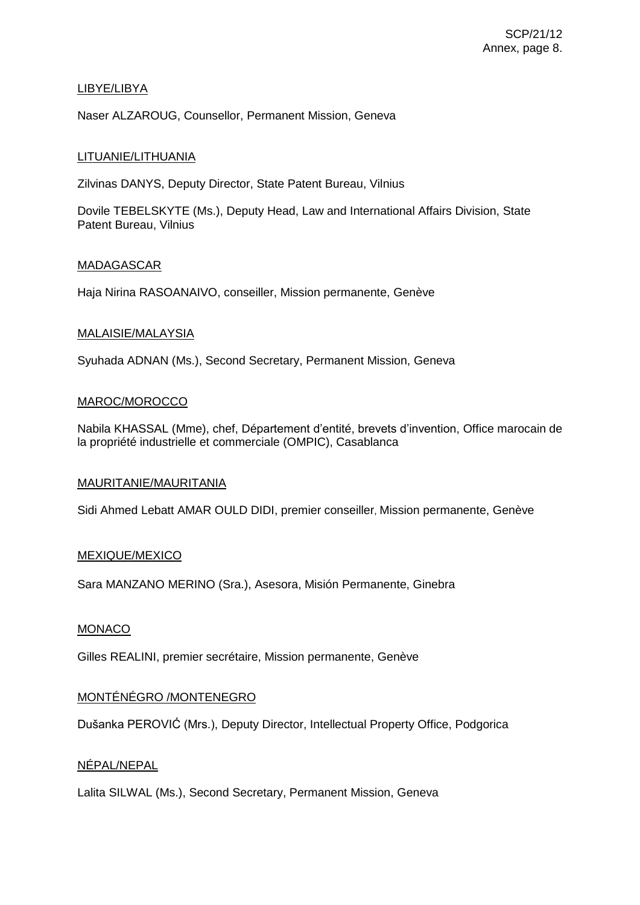LIBYE/LIBYA

Naser ALZAROUG, Counsellor, Permanent Mission, Geneva

LITUANIE/LITHUANIA

Zilvinas DANYS, Deputy Director, State Patent Bureau, Vilnius

Dovile TEBELSKYTE (Ms.), Deputy Head, Law and International Affairs Division, State Patent Bureau, Vilnius

MADAGASCAR

Haja Nirina RASOANAIVO, conseiller, Mission permanente, Genève

MALAISIE/MALAYSIA

Syuhada ADNAN (Ms.), Second Secretary, Permanent Mission, Geneva

MAROC/MOROCCO

Nabila KHASSAL (Mme), chef, Département d'entité, brevets d'invention, Office marocain de la propriété industrielle et commerciale (OMPIC), Casablanca

MAURITANIE/MAURITANIA

Sidi Ahmed Lebatt AMAR OULD DIDI, premier conseiller, Mission permanente, Genève

MEXIQUE/MEXICO

Sara MANZANO MERINO (Sra.), Asesora, Misión Permanente, Ginebra

MONACO

Gilles REALINI, premier secrétaire, Mission permanente, Genève

MONTÉNÉGRO /MONTENEGRO

Dušanka PEROVIĆ (Mrs.), Deputy Director, Intellectual Property Office, Podgorica

NÉPAL/NEPAL

Lalita SILWAL (Ms.), Second Secretary, Permanent Mission, Geneva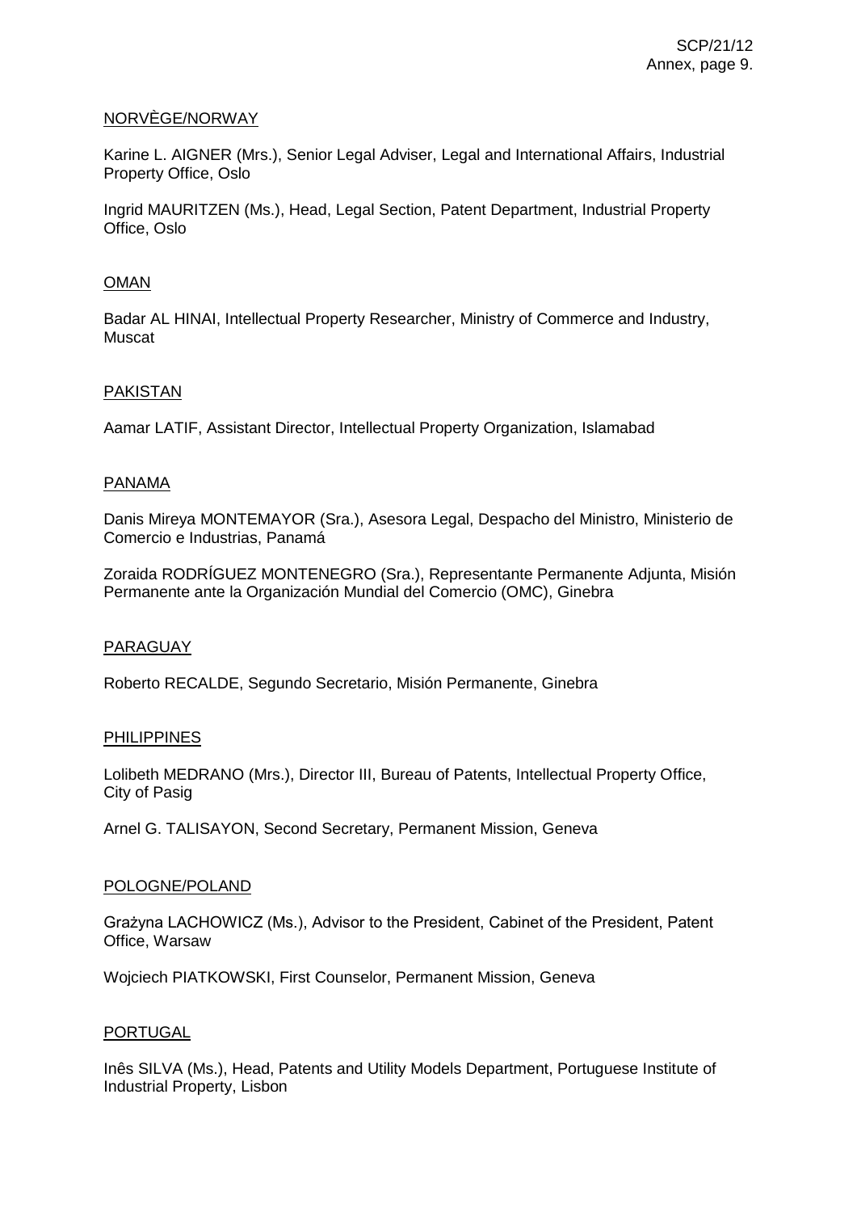NORVÈGE/NORWAY

Karine L. AIGNER (Mrs.), Senior Legal Adviser, Legal and International Affairs, Industrial Property Office, Oslo

Ingrid MAURITZEN (Ms.), Head, Legal Section, Patent Department, Industrial Property Office, Oslo

OMAN

Badar AL HINAI, Intellectual Property Researcher, Ministry of Commerce and Industry, Muscat

PAKISTAN

Aamar LATIF, Assistant Director, Intellectual Property Organization, Islamabad

PANAMA

Danis Mireya MONTEMAYOR (Sra.), Asesora Legal, Despacho del Ministro, Ministerio de Comercio e Industrias, Panamá

Zoraida RODRÍGUEZ MONTENEGRO (Sra.), Representante Permanente Adjunta, Misión Permanente ante la Organización Mundial del Comercio (OMC), Ginebra

PARAGUAY

Roberto RECALDE, Segundo Secretario, Misión Permanente, Ginebra

PHILIPPINES

Lolibeth MEDRANO (Mrs.), Director III, Bureau of Patents, Intellectual Property Office, City of Pasig

Arnel G. TALISAYON, Second Secretary, Permanent Mission, Geneva

POLOGNE/POLAND

Grażyna LACHOWICZ (Ms.), Advisor to the President, Cabinet of the President, Patent Office, Warsaw

Wojciech PIATKOWSKI, First Counselor, Permanent Mission, Geneva

PORTUGAL

Inês SILVA (Ms.), Head, Patents and Utility Models Department, Portuguese Institute of Industrial Property, Lisbon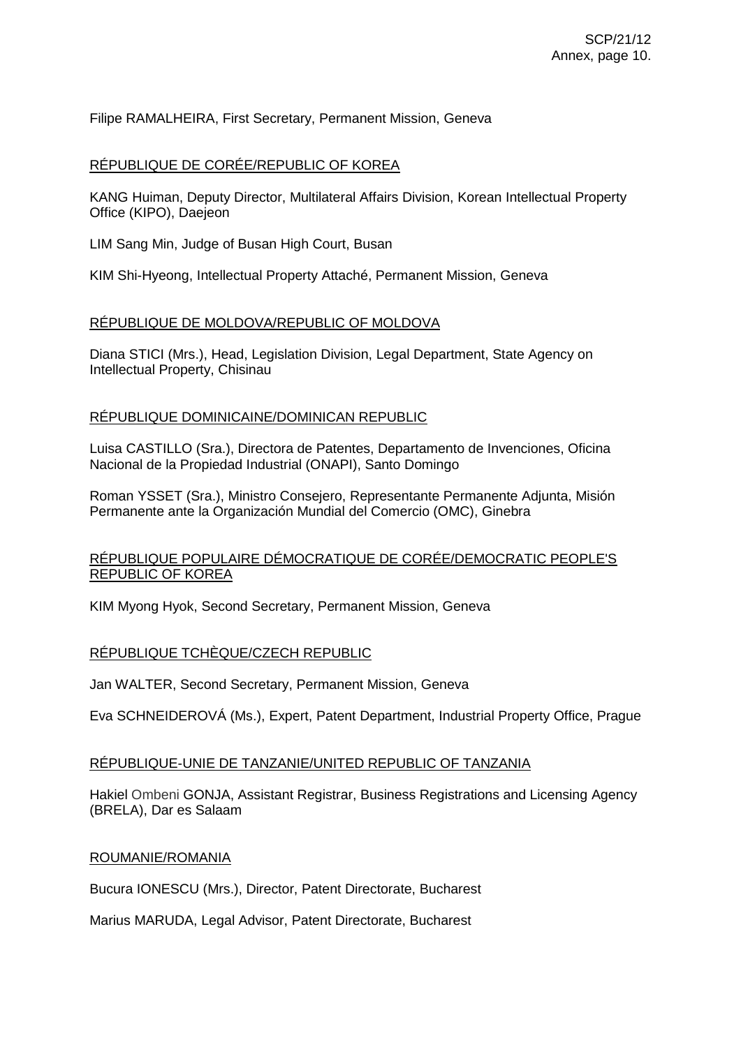Filipe RAMALHEIRA, First Secretary, Permanent Mission, Geneva

RÉPUBLIQUE DE CORÉE/REPUBLIC OF KOREA

KANG Huiman, Deputy Director, Multilateral Affairs Division, Korean Intellectual Property Office (KIPO), Daejeon

LIM Sang Min, Judge of Busan High Court, Busan

KIM Shi-Hyeong, Intellectual Property Attaché, Permanent Mission, Geneva

RÉPUBLIQUE DE MOLDOVA/REPUBLIC OF MOLDOVA

Diana STICI (Mrs.), Head, Legislation Division, Legal Department, State Agency on Intellectual Property, Chisinau

RÉPUBLIQUE DOMINICAINE/DOMINICAN REPUBLIC

Luisa CASTILLO (Sra.), Directora de Patentes, Departamento de Invenciones, Oficina Nacional de la Propiedad Industrial (ONAPI), Santo Domingo

Roman YSSET (Sra.), Ministro Consejero, Representante Permanente Adjunta, Misión Permanente ante la Organización Mundial del Comercio (OMC), Ginebra

RÉPUBLIQUE POPULAIRE DÉMOCRATIQUE DE CORÉE/DEMOCRATIC PEOPLE'S REPUBLIC OF KOREA

KIM Myong Hyok, Second Secretary, Permanent Mission, Geneva

RÉPUBLIQUE TCHÈQUE/CZECH REPUBLIC

Jan WALTER, Second Secretary, Permanent Mission, Geneva

Eva SCHNEIDEROVÁ (Ms.), Expert, Patent Department, Industrial Property Office, Prague

RÉPUBLIQUE-UNIE DE TANZANIE/UNITED REPUBLIC OF TANZANIA

Hakiel Ombeni GONJA, Assistant Registrar, Business Registrations and Licensing Agency (BRELA), Dar es Salaam

ROUMANIE/ROMANIA

Bucura IONESCU (Mrs.), Director, Patent Directorate, Bucharest

Marius MARUDA, Legal Advisor, Patent Directorate, Bucharest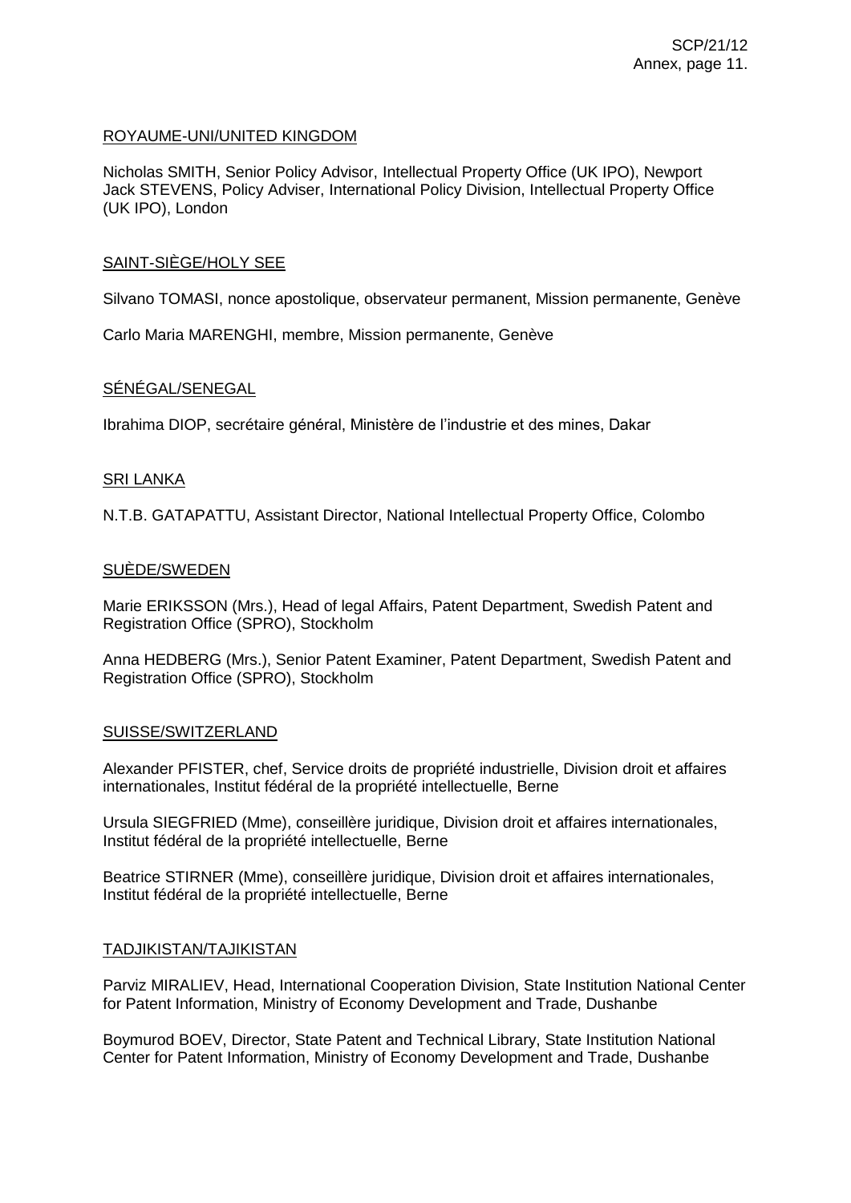<u>ROYAUME-UNI/UNITED KINGDOM</u>

Nicholas SMITH, Senior Policy Advisor, Intellectual Property Office (UK IPO), Newport
Jack STEVENS, Policy Adviser, International Policy Division, Intellectual Property Office (UK IPO), London

<u>SAINT-SIÈGE/HOLY SEE</u>

Silvano TOMASI, nonce apostolique, observateur permanent, Mission permanente, Genève

Carlo Maria MARENGHI, membre, Mission permanente, Genève

<u>SÉNÉGAL/SENEGAL</u>

Ibrahima DIOP, secrétaire général, Ministère de l'industrie et des mines, Dakar

<u>SRI LANKA</u>

N.T.B. GATAPATTU, Assistant Director, National Intellectual Property Office, Colombo

<u>SUÈDE/SWEDEN</u>

Marie ERIKSSON (Mrs.), Head of legal Affairs, Patent Department, Swedish Patent and Registration Office (SPRO), Stockholm

Anna HEDBERG (Mrs.), Senior Patent Examiner, Patent Department, Swedish Patent and Registration Office (SPRO), Stockholm

<u>SUISSE/SWITZERLAND</u>

Alexander PFISTER, chef, Service droits de propriété industrielle, Division droit et affaires internationales, Institut fédéral de la propriété intellectuelle, Berne

Ursula SIEGFRIED (Mme), conseillère juridique, Division droit et affaires internationales, Institut fédéral de la propriété intellectuelle, Berne

Beatrice STIRNER (Mme), conseillère juridique, Division droit et affaires internationales, Institut fédéral de la propriété intellectuelle, Berne

<u>TADJIKISTAN/TAJIKISTAN</u>

Parviz MIRALIEV, Head, International Cooperation Division, State Institution National Center for Patent Information, Ministry of Economy Development and Trade, Dushanbe

Boymurod BOEV, Director, State Patent and Technical Library, State Institution National Center for Patent Information, Ministry of Economy Development and Trade, Dushanbe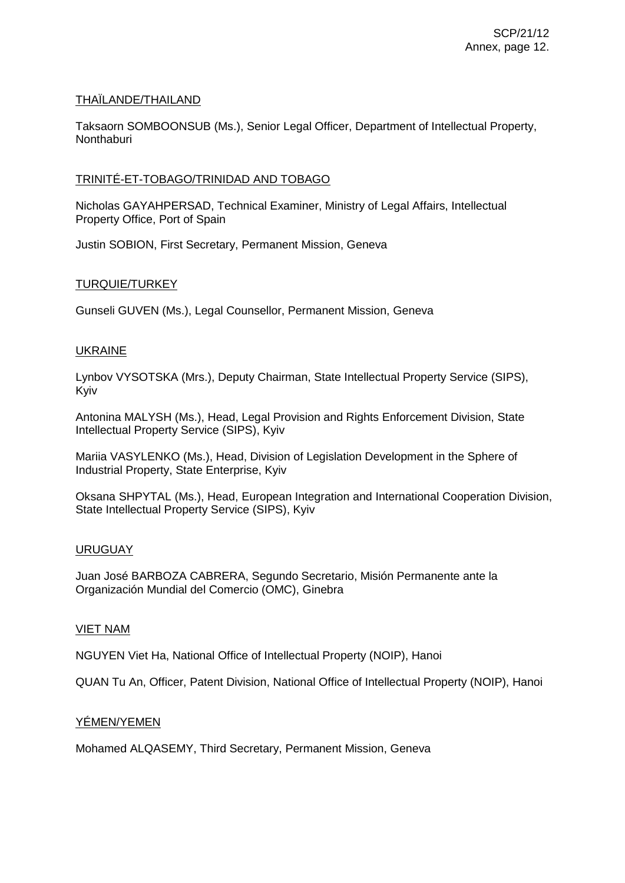THAÏLANDE/THAILAND

Taksaorn SOMBOONSUB (Ms.), Senior Legal Officer, Department of Intellectual Property, Nonthaburi

TRINITÉ-ET-TOBAGO/TRINIDAD AND TOBAGO

Nicholas GAYAHPERSAD, Technical Examiner, Ministry of Legal Affairs, Intellectual Property Office, Port of Spain

Justin SOBION, First Secretary, Permanent Mission, Geneva

TURQUIE/TURKEY

Gunseli GUVEN (Ms.), Legal Counsellor, Permanent Mission, Geneva

UKRAINE

Lynbov VYSOTSKA (Mrs.), Deputy Chairman, State Intellectual Property Service (SIPS), Kyiv

Antonina MALYSH (Ms.), Head, Legal Provision and Rights Enforcement Division, State Intellectual Property Service (SIPS), Kyiv

Mariia VASYLENKO (Ms.), Head, Division of Legislation Development in the Sphere of Industrial Property, State Enterprise, Kyiv

Oksana SHPYTAL (Ms.), Head, European Integration and International Cooperation Division, State Intellectual Property Service (SIPS), Kyiv

URUGUAY

Juan José BARBOZA CABRERA, Segundo Secretario, Misión Permanente ante la Organización Mundial del Comercio (OMC), Ginebra

VIET NAM

NGUYEN Viet Ha, National Office of Intellectual Property (NOIP), Hanoi

QUAN Tu An, Officer, Patent Division, National Office of Intellectual Property (NOIP), Hanoi

YÉMEN/YEMEN

Mohamed ALQASEMY, Third Secretary, Permanent Mission, Geneva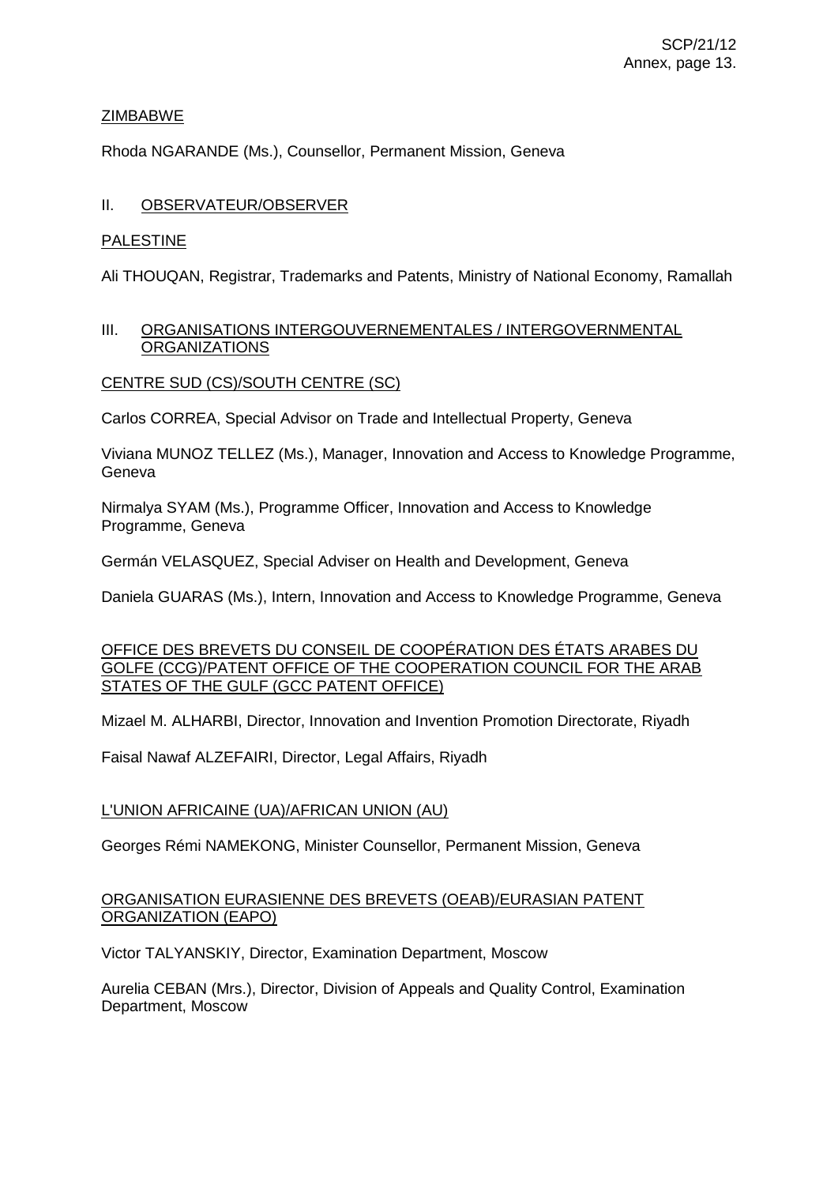ZIMBABWE

Rhoda NGARANDE (Ms.), Counsellor, Permanent Mission, Geneva

II. OBSERVATEUR/OBSERVER

PALESTINE

Ali THOUQAN, Registrar, Trademarks and Patents, Ministry of National Economy, Ramallah

III. ORGANISATIONS INTERGOUVERNEMENTALES / INTERGOVERNMENTAL ORGANIZATIONS

CENTRE SUD (CS)/SOUTH CENTRE (SC)

Carlos CORREA, Special Advisor on Trade and Intellectual Property, Geneva

Viviana MUNOZ TELLEZ (Ms.), Manager, Innovation and Access to Knowledge Programme, Geneva

Nirmalya SYAM (Ms.), Programme Officer, Innovation and Access to Knowledge Programme, Geneva

Germán VELASQUEZ, Special Adviser on Health and Development, Geneva

Daniela GUARAS (Ms.), Intern, Innovation and Access to Knowledge Programme, Geneva

OFFICE DES BREVETS DU CONSEIL DE COOPÉRATION DES ÉTATS ARABES DU GOLFE (CCG)/PATENT OFFICE OF THE COOPERATION COUNCIL FOR THE ARAB STATES OF THE GULF (GCC PATENT OFFICE)

Mizael M. ALHARBI, Director, Innovation and Invention Promotion Directorate, Riyadh

Faisal Nawaf ALZEFAIRI, Director, Legal Affairs, Riyadh

L'UNION AFRICAINE (UA)/AFRICAN UNION (AU)

Georges Rémi NAMEKONG, Minister Counsellor, Permanent Mission, Geneva

ORGANISATION EURASIENNE DES BREVETS (OEAB)/EURASIAN PATENT ORGANIZATION (EAPO)

Victor TALYANSKIY, Director, Examination Department, Moscow

Aurelia CEBAN (Mrs.), Director, Division of Appeals and Quality Control, Examination Department, Moscow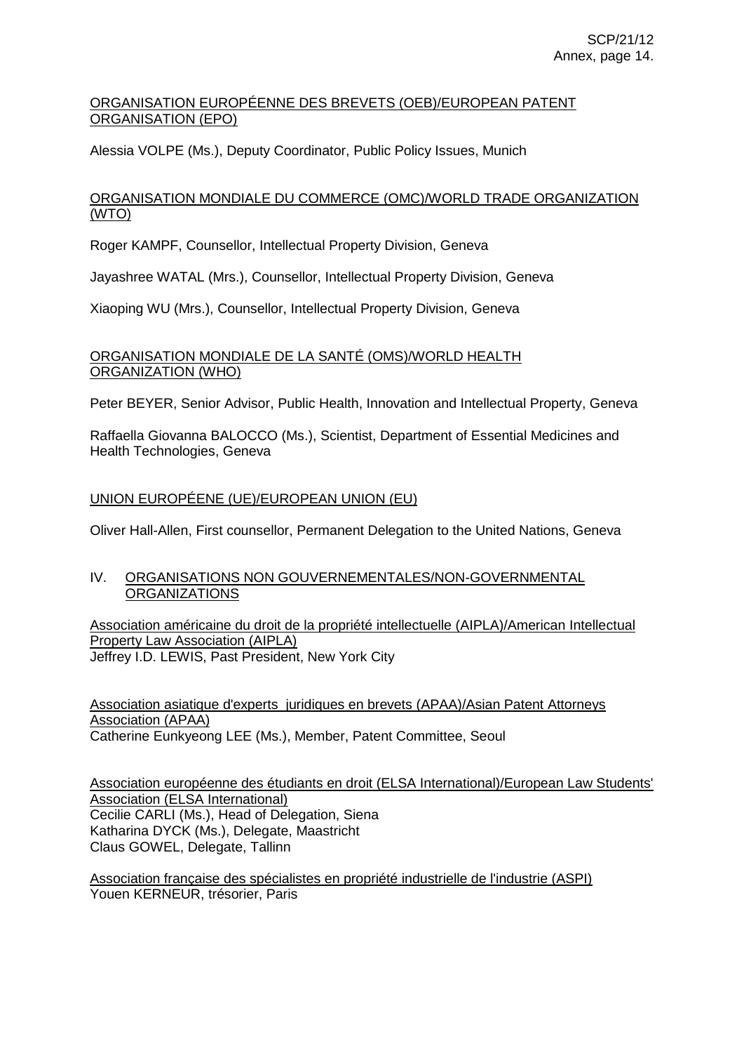<u>ORGANISATION EUROPÉENNE DES BREVETS (OEB)/EUROPEAN PATENT ORGANISATION (EPO)</u>

Alessia VOLPE (Ms.), Deputy Coordinator, Public Policy Issues, Munich

<u>ORGANISATION MONDIALE DU COMMERCE (OMC)/WORLD TRADE ORGANIZATION (WTO)</u>

Roger KAMPF, Counsellor, Intellectual Property Division, Geneva

Jayashree WATAL (Mrs.), Counsellor, Intellectual Property Division, Geneva

Xiaoping WU (Mrs.), Counsellor, Intellectual Property Division, Geneva

<u>ORGANISATION MONDIALE DE LA SANTÉ (OMS)/WORLD HEALTH ORGANIZATION (WHO)</u>

Peter BEYER, Senior Advisor, Public Health, Innovation and Intellectual Property, Geneva

Raffaella Giovanna BALOCCO (Ms.), Scientist, Department of Essential Medicines and Health Technologies, Geneva

<u>UNION EUROPÉENE (UE)/EUROPEAN UNION (EU)</u>

Oliver Hall-Allen, First counsellor, Permanent Delegation to the United Nations, Geneva

## IV. <u>ORGANISATIONS NON GOUVERNEMENTALES/NON-GOVERNMENTAL ORGANIZATIONS</u>

<u>Association américaine du droit de la propriété intellectuelle (AIPLA)/American Intellectual Property Law Association (AIPLA)</u>
Jeffrey I.D. LEWIS, Past President, New York City

<u>Association asiatique d'experts juridiques en brevets (APAA)/Asian Patent Attorneys Association (APAA)</u>
Catherine Eunkyeong LEE (Ms.), Member, Patent Committee, Seoul

<u>Association européenne des étudiants en droit (ELSA International)/European Law Students' Association (ELSA International)</u>
Cecilie CARLI (Ms.), Head of Delegation, Siena
Katharina DYCK (Ms.), Delegate, Maastricht
Claus GOWEL, Delegate, Tallinn

<u>Association française des spécialistes en propriété industrielle de l'industrie (ASPI)</u>
Youen KERNEUR, trésorier, Paris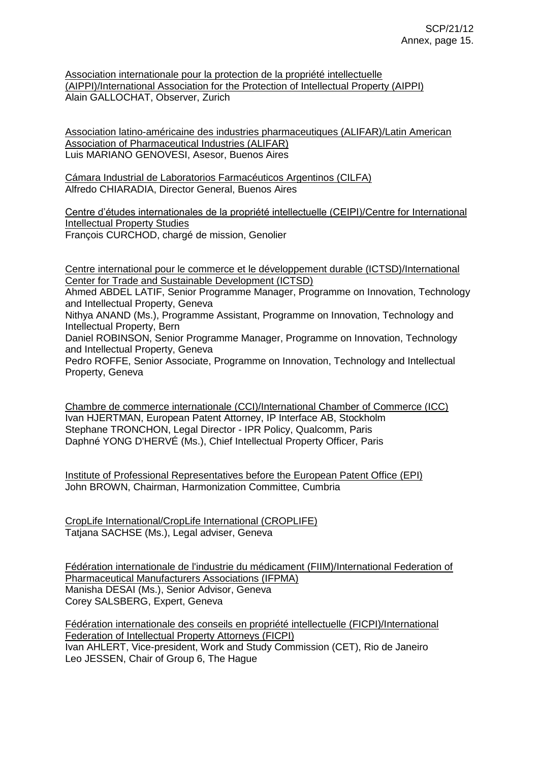<u>Association internationale pour la protection de la propriété intellectuelle (AIPPI)/International Association for the Protection of Intellectual Property (AIPPI)</u>
Alain GALLOCHAT, Observer, Zurich

<u>Association latino-américaine des industries pharmaceutiques (ALIFAR)/Latin American Association of Pharmaceutical Industries (ALIFAR)</u>
Luis MARIANO GENOVESI, Asesor, Buenos Aires

<u>Cámara Industrial de Laboratorios Farmacéuticos Argentinos (CILFA)</u>
Alfredo CHIARADIA, Director General, Buenos Aires

<u>Centre d'études internationales de la propriété intellectuelle (CEIPI)/Centre for International Intellectual Property Studies</u>
François CURCHOD, chargé de mission, Genolier

<u>Centre international pour le commerce et le développement durable (ICTSD)/International Center for Trade and Sustainable Development (ICTSD)</u>
Ahmed ABDEL LATIF, Senior Programme Manager, Programme on Innovation, Technology and Intellectual Property, Geneva
Nithya ANAND (Ms.), Programme Assistant, Programme on Innovation, Technology and Intellectual Property, Bern
Daniel ROBINSON, Senior Programme Manager, Programme on Innovation, Technology and Intellectual Property, Geneva
Pedro ROFFE, Senior Associate, Programme on Innovation, Technology and Intellectual Property, Geneva

<u>Chambre de commerce internationale (CCI)/International Chamber of Commerce (ICC)</u>
Ivan HJERTMAN, European Patent Attorney, IP Interface AB, Stockholm
Stephane TRONCHON, Legal Director - IPR Policy, Qualcomm, Paris
Daphné YONG D'HERVÉ (Ms.), Chief Intellectual Property Officer, Paris

<u>Institute of Professional Representatives before the European Patent Office (EPI)</u>
John BROWN, Chairman, Harmonization Committee, Cumbria

<u>CropLife International/CropLife International (CROPLIFE)</u>
Tatjana SACHSE (Ms.), Legal adviser, Geneva

<u>Fédération internationale de l'industrie du médicament (FIIM)/International Federation of Pharmaceutical Manufacturers Associations (IFPMA)</u>
Manisha DESAI (Ms.), Senior Advisor, Geneva
Corey SALSBERG, Expert, Geneva

<u>Fédération internationale des conseils en propriété intellectuelle (FICPI)/International Federation of Intellectual Property Attorneys (FICPI)</u>
Ivan AHLERT, Vice-president, Work and Study Commission (CET), Rio de Janeiro
Leo JESSEN, Chair of Group 6, The Hague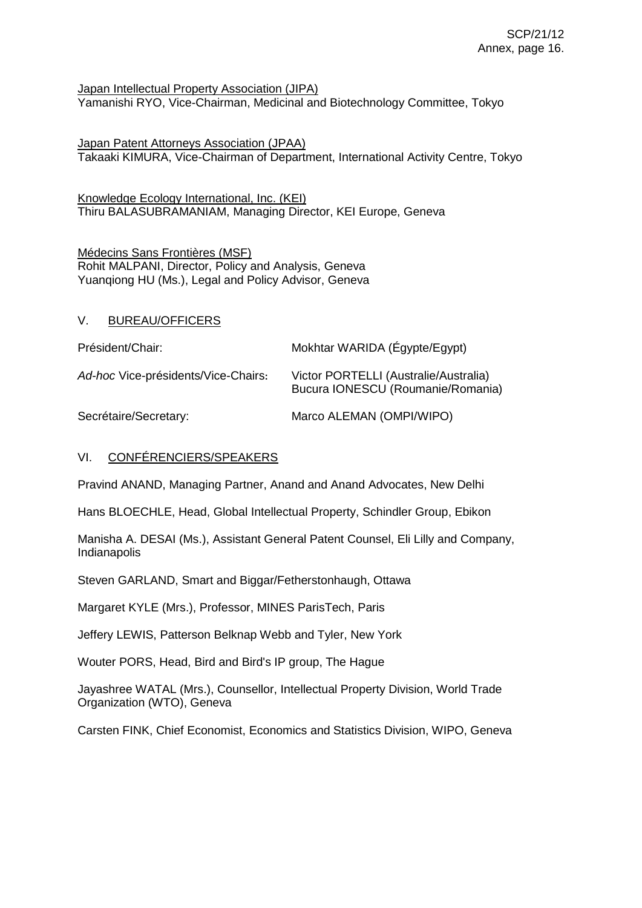<u>Japan Intellectual Property Association (JIPA)</u>
Yamanishi RYO, Vice-Chairman, Medicinal and Biotechnology Committee, Tokyo

<u>Japan Patent Attorneys Association (JPAA)</u>
Takaaki KIMURA, Vice-Chairman of Department, International Activity Centre, Tokyo

<u>Knowledge Ecology International, Inc. (KEI)</u>
Thiru BALASUBRAMANIAM, Managing Director, KEI Europe, Geneva

<u>Médecins Sans Frontières (MSF)</u>
Rohit MALPANI, Director, Policy and Analysis, Geneva
Yuanqiong HU (Ms.), Legal and Policy Advisor, Geneva

## V. <u>BUREAU/OFFICERS</u>

| | |
|---|---|
| Président/Chair: | Mokhtar WARIDA (Égypte/Egypt) |
| *Ad-hoc* Vice-présidents/Vice-Chairs: | Victor PORTELLI (Australie/Australia)<br>Bucura IONESCU (Roumanie/Romania) |
| Secrétaire/Secretary: | Marco ALEMAN (OMPI/WIPO) |

## VI. <u>CONFÉRENCIERS/SPEAKERS</u>

Pravind ANAND, Managing Partner, Anand and Anand Advocates, New Delhi

Hans BLOECHLE, Head, Global Intellectual Property, Schindler Group, Ebikon

Manisha A. DESAI (Ms.), Assistant General Patent Counsel, Eli Lilly and Company, Indianapolis

Steven GARLAND, Smart and Biggar/Fetherstonhaugh, Ottawa

Margaret KYLE (Mrs.), Professor, MINES ParisTech, Paris

Jeffery LEWIS, Patterson Belknap Webb and Tyler, New York

Wouter PORS, Head, Bird and Bird's IP group, The Hague

Jayashree WATAL (Mrs.), Counsellor, Intellectual Property Division, World Trade Organization (WTO), Geneva

Carsten FINK, Chief Economist, Economics and Statistics Division, WIPO, Geneva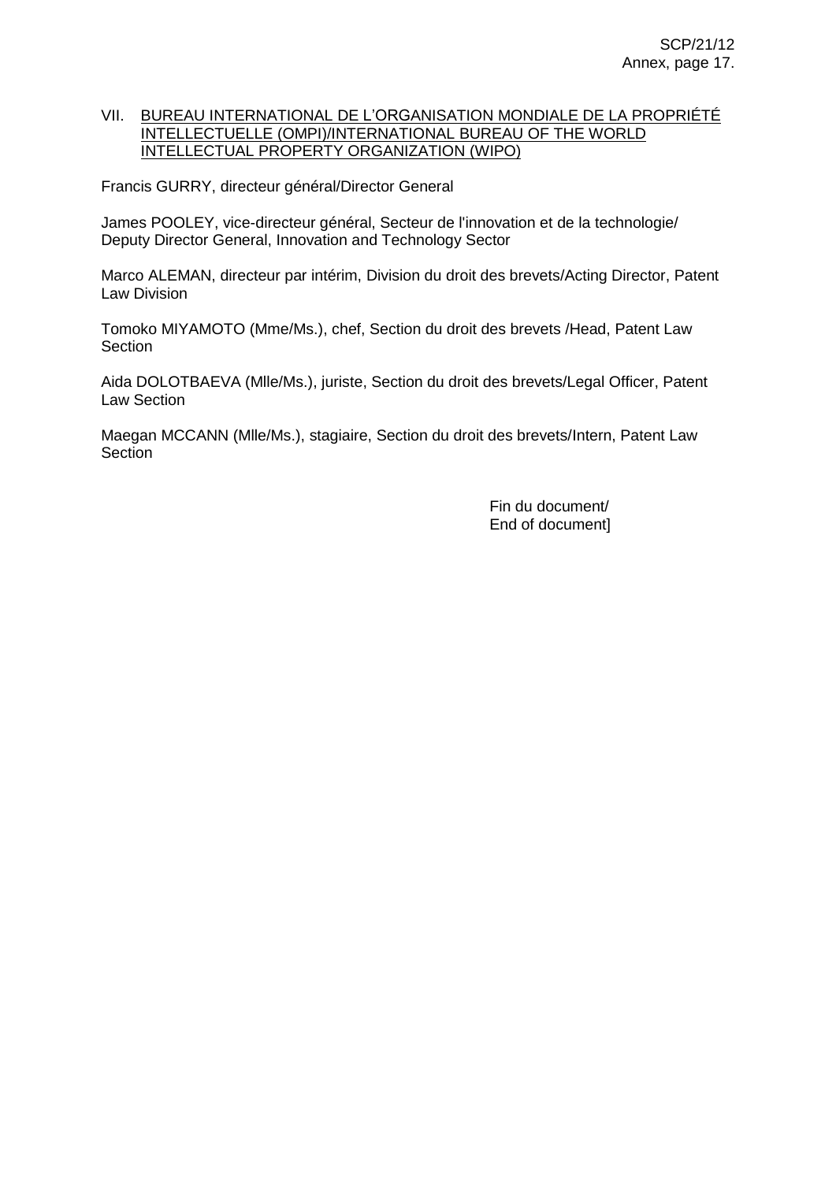## VII. BUREAU INTERNATIONAL DE L'ORGANISATION MONDIALE DE LA PROPRIÉTÉ INTELLECTUELLE (OMPI)/INTERNATIONAL BUREAU OF THE WORLD INTELLECTUAL PROPERTY ORGANIZATION (WIPO)

Francis GURRY, directeur général/Director General

James POOLEY, vice-directeur général, Secteur de l'innovation et de la technologie/ Deputy Director General, Innovation and Technology Sector

Marco ALEMAN, directeur par intérim, Division du droit des brevets/Acting Director, Patent Law Division

Tomoko MIYAMOTO (Mme/Ms.), chef, Section du droit des brevets /Head, Patent Law Section

Aida DOLOTBAEVA (Mlle/Ms.), juriste, Section du droit des brevets/Legal Officer, Patent Law Section

Maegan MCCANN (Mlle/Ms.), stagiaire, Section du droit des brevets/Intern, Patent Law Section

Fin du document/
End of document]